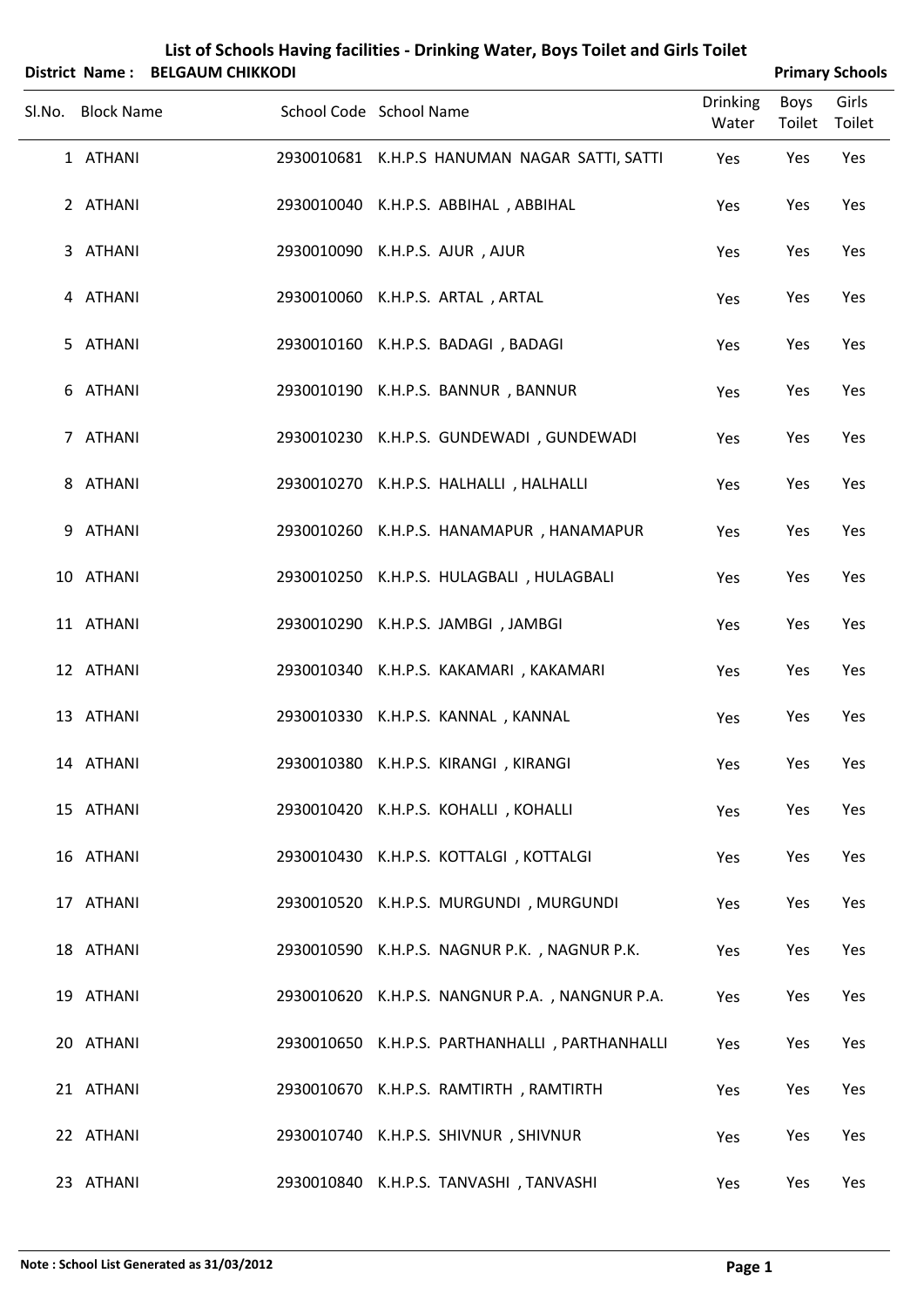# List of Schools Having facilities - Drinking Water, Boys Toilet and Girls Toilet

**District Name : BELGAUM CHIKKODI** **Primary Schools**

| Sl.No. | Block Name | School Code | School Name | Drinking Water | Boys Toilet | Girls Toilet |
|---|---|---|---|---|---|---|
| 1 | ATHANI | 2930010681 | K.H.P.S HANUMAN NAGAR SATTI, SATTI | Yes | Yes | Yes |
| 2 | ATHANI | 2930010040 | K.H.P.S. ABBIHAL , ABBIHAL | Yes | Yes | Yes |
| 3 | ATHANI | 2930010090 | K.H.P.S. AJUR , AJUR | Yes | Yes | Yes |
| 4 | ATHANI | 2930010060 | K.H.P.S. ARTAL , ARTAL | Yes | Yes | Yes |
| 5 | ATHANI | 2930010160 | K.H.P.S. BADAGI , BADAGI | Yes | Yes | Yes |
| 6 | ATHANI | 2930010190 | K.H.P.S. BANNUR , BANNUR | Yes | Yes | Yes |
| 7 | ATHANI | 2930010230 | K.H.P.S. GUNDEWADI , GUNDEWADI | Yes | Yes | Yes |
| 8 | ATHANI | 2930010270 | K.H.P.S. HALHALLI , HALHALLI | Yes | Yes | Yes |
| 9 | ATHANI | 2930010260 | K.H.P.S. HANAMAPUR , HANAMAPUR | Yes | Yes | Yes |
| 10 | ATHANI | 2930010250 | K.H.P.S. HULAGBALI , HULAGBALI | Yes | Yes | Yes |
| 11 | ATHANI | 2930010290 | K.H.P.S. JAMBGI , JAMBGI | Yes | Yes | Yes |
| 12 | ATHANI | 2930010340 | K.H.P.S. KAKAMARI , KAKAMARI | Yes | Yes | Yes |
| 13 | ATHANI | 2930010330 | K.H.P.S. KANNAL , KANNAL | Yes | Yes | Yes |
| 14 | ATHANI | 2930010380 | K.H.P.S. KIRANGI , KIRANGI | Yes | Yes | Yes |
| 15 | ATHANI | 2930010420 | K.H.P.S. KOHALLI , KOHALLI | Yes | Yes | Yes |
| 16 | ATHANI | 2930010430 | K.H.P.S. KOTTALGI , KOTTALGI | Yes | Yes | Yes |
| 17 | ATHANI | 2930010520 | K.H.P.S. MURGUNDI , MURGUNDI | Yes | Yes | Yes |
| 18 | ATHANI | 2930010590 | K.H.P.S. NAGNUR P.K. , NAGNUR P.K. | Yes | Yes | Yes |
| 19 | ATHANI | 2930010620 | K.H.P.S. NANGNUR P.A. , NANGNUR P.A. | Yes | Yes | Yes |
| 20 | ATHANI | 2930010650 | K.H.P.S. PARTHANHALLI , PARTHANHALLI | Yes | Yes | Yes |
| 21 | ATHANI | 2930010670 | K.H.P.S. RAMTIRTH , RAMTIRTH | Yes | Yes | Yes |
| 22 | ATHANI | 2930010740 | K.H.P.S. SHIVNUR , SHIVNUR | Yes | Yes | Yes |
| 23 | ATHANI | 2930010840 | K.H.P.S. TANVASHI , TANVASHI | Yes | Yes | Yes |

**Note : School List Generated as 31/03/2012**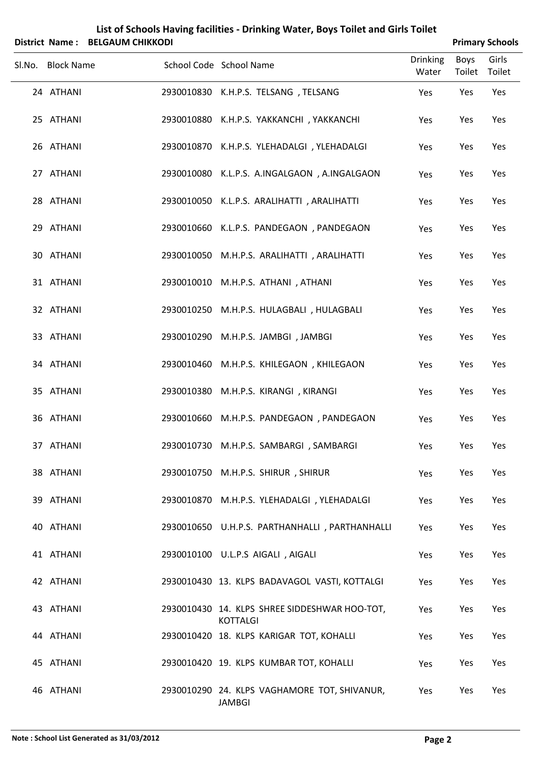# List of Schools Having facilities - Drinking Water, Boys Toilet and Girls Toilet

**District Name : BELGAUM CHIKKODI** **Primary Schools**

| Sl.No. | Block Name | School Code | School Name | Drinking Water | Boys Toilet | Girls Toilet |
|---|---|---|---|---|---|---|
| 24 | ATHANI | 2930010830 | K.H.P.S. TELSANG , TELSANG | Yes | Yes | Yes |
| 25 | ATHANI | 2930010880 | K.H.P.S. YAKKANCHI , YAKKANCHI | Yes | Yes | Yes |
| 26 | ATHANI | 2930010870 | K.H.P.S. YLEHADALGI , YLEHADALGI | Yes | Yes | Yes |
| 27 | ATHANI | 2930010080 | K.L.P.S. A.INGALGAON , A.INGALGAON | Yes | Yes | Yes |
| 28 | ATHANI | 2930010050 | K.L.P.S. ARALIHATTI , ARALIHATTI | Yes | Yes | Yes |
| 29 | ATHANI | 2930010660 | K.L.P.S. PANDEGAON , PANDEGAON | Yes | Yes | Yes |
| 30 | ATHANI | 2930010050 | M.H.P.S. ARALIHATTI , ARALIHATTI | Yes | Yes | Yes |
| 31 | ATHANI | 2930010010 | M.H.P.S. ATHANI , ATHANI | Yes | Yes | Yes |
| 32 | ATHANI | 2930010250 | M.H.P.S. HULAGBALI , HULAGBALI | Yes | Yes | Yes |
| 33 | ATHANI | 2930010290 | M.H.P.S. JAMBGI , JAMBGI | Yes | Yes | Yes |
| 34 | ATHANI | 2930010460 | M.H.P.S. KHILEGAON , KHILEGAON | Yes | Yes | Yes |
| 35 | ATHANI | 2930010380 | M.H.P.S. KIRANGI , KIRANGI | Yes | Yes | Yes |
| 36 | ATHANI | 2930010660 | M.H.P.S. PANDEGAON , PANDEGAON | Yes | Yes | Yes |
| 37 | ATHANI | 2930010730 | M.H.P.S. SAMBARGI , SAMBARGI | Yes | Yes | Yes |
| 38 | ATHANI | 2930010750 | M.H.P.S. SHIRUR , SHIRUR | Yes | Yes | Yes |
| 39 | ATHANI | 2930010870 | M.H.P.S. YLEHADALGI , YLEHADALGI | Yes | Yes | Yes |
| 40 | ATHANI | 2930010650 | U.H.P.S. PARTHANHALLI , PARTHANHALLI | Yes | Yes | Yes |
| 41 | ATHANI | 2930010100 | U.L.P.S AIGALI , AIGALI | Yes | Yes | Yes |
| 42 | ATHANI | 2930010430 | 13. KLPS BADAVAGOL VASTI, KOTTALGI | Yes | Yes | Yes |
| 43 | ATHANI | 2930010430 | 14. KLPS SHREE SIDDESHWAR HOO-TOT, KOTTALGI | Yes | Yes | Yes |
| 44 | ATHANI | 2930010420 | 18. KLPS KARIGAR TOT, KOHALLI | Yes | Yes | Yes |
| 45 | ATHANI | 2930010420 | 19. KLPS KUMBAR TOT, KOHALLI | Yes | Yes | Yes |
| 46 | ATHANI | 2930010290 | 24. KLPS VAGHAMORE TOT, SHIVANUR, JAMBGI | Yes | Yes | Yes |

**Note : School List Generated as 31/03/2012**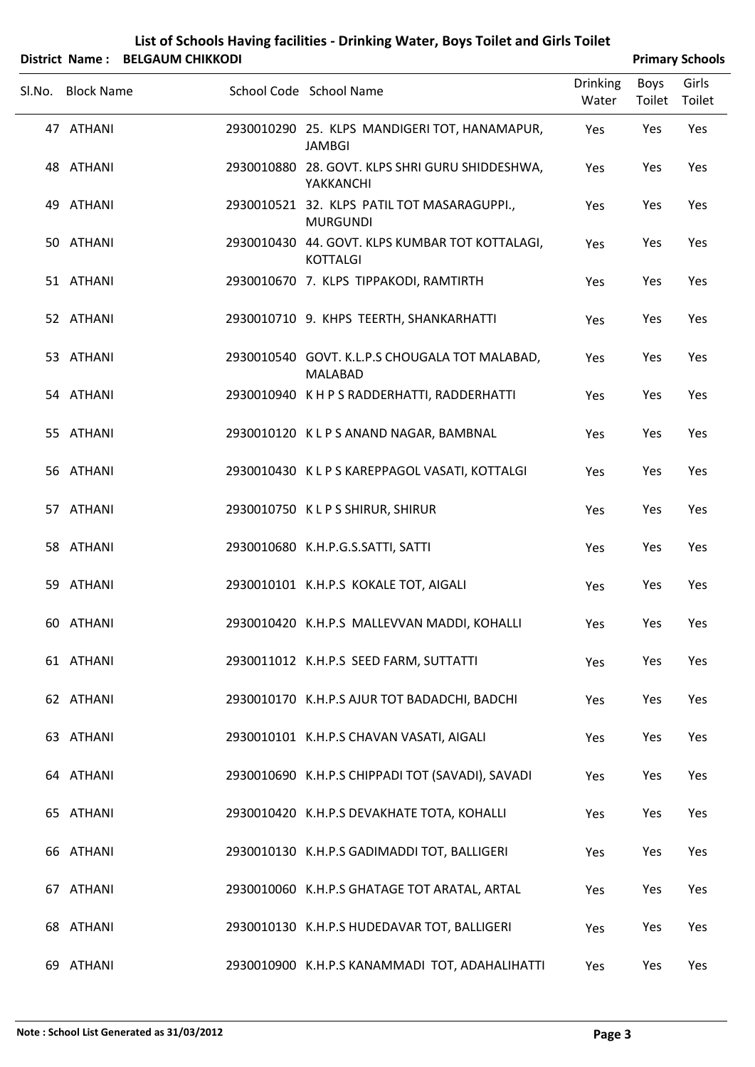## List of Schools Having facilities - Drinking Water, Boys Toilet and Girls Toilet

**District Name : BELGAUM CHIKKODI** **Primary Schools**

| Sl.No. | Block Name | School Code | School Name | Drinking Water | Boys Toilet | Girls Toilet |
|---|---|---|---|---|---|---|
| 47 | ATHANI | 2930010290 | 25. KLPS MANDIGERI TOT, HANAMAPUR, JAMBGI | Yes | Yes | Yes |
| 48 | ATHANI | 2930010880 | 28. GOVT. KLPS SHRI GURU SHIDDESHWA, YAKKANCHI | Yes | Yes | Yes |
| 49 | ATHANI | 2930010521 | 32. KLPS PATIL TOT MASARAGUPPI., MURGUNDI | Yes | Yes | Yes |
| 50 | ATHANI | 2930010430 | 44. GOVT. KLPS KUMBAR TOT KOTTALAGI, KOTTALGI | Yes | Yes | Yes |
| 51 | ATHANI | 2930010670 | 7. KLPS TIPPAKODI, RAMTIRTH | Yes | Yes | Yes |
| 52 | ATHANI | 2930010710 | 9. KHPS TEERTH, SHANKARHATTI | Yes | Yes | Yes |
| 53 | ATHANI | 2930010540 | GOVT. K.L.P.S CHOUGALA TOT MALABAD, MALABAD | Yes | Yes | Yes |
| 54 | ATHANI | 2930010940 | K H P S RADDERHATTI, RADDERHATTI | Yes | Yes | Yes |
| 55 | ATHANI | 2930010120 | K L P S ANAND NAGAR, BAMBNAL | Yes | Yes | Yes |
| 56 | ATHANI | 2930010430 | K L P S KAREPPAGOL VASATI, KOTTALGI | Yes | Yes | Yes |
| 57 | ATHANI | 2930010750 | K L P S SHIRUR, SHIRUR | Yes | Yes | Yes |
| 58 | ATHANI | 2930010680 | K.H.P.G.S.SATTI, SATTI | Yes | Yes | Yes |
| 59 | ATHANI | 2930010101 | K.H.P.S KOKALE TOT, AIGALI | Yes | Yes | Yes |
| 60 | ATHANI | 2930010420 | K.H.P.S MALLEVVAN MADDI, KOHALLI | Yes | Yes | Yes |
| 61 | ATHANI | 2930011012 | K.H.P.S SEED FARM, SUTTATTI | Yes | Yes | Yes |
| 62 | ATHANI | 2930010170 | K.H.P.S AJUR TOT BADADCHI, BADCHI | Yes | Yes | Yes |
| 63 | ATHANI | 2930010101 | K.H.P.S CHAVAN VASATI, AIGALI | Yes | Yes | Yes |
| 64 | ATHANI | 2930010690 | K.H.P.S CHIPPADI TOT (SAVADI), SAVADI | Yes | Yes | Yes |
| 65 | ATHANI | 2930010420 | K.H.P.S DEVAKHATE TOTA, KOHALLI | Yes | Yes | Yes |
| 66 | ATHANI | 2930010130 | K.H.P.S GADIMADDI TOT, BALLIGERI | Yes | Yes | Yes |
| 67 | ATHANI | 2930010060 | K.H.P.S GHATAGE TOT ARATAL, ARTAL | Yes | Yes | Yes |
| 68 | ATHANI | 2930010130 | K.H.P.S HUDEDAVAR TOT, BALLIGERI | Yes | Yes | Yes |
| 69 | ATHANI | 2930010900 | K.H.P.S KANAMMADI TOT, ADAHALIHATTI | Yes | Yes | Yes |

**Note : School List Generated as 31/03/2012**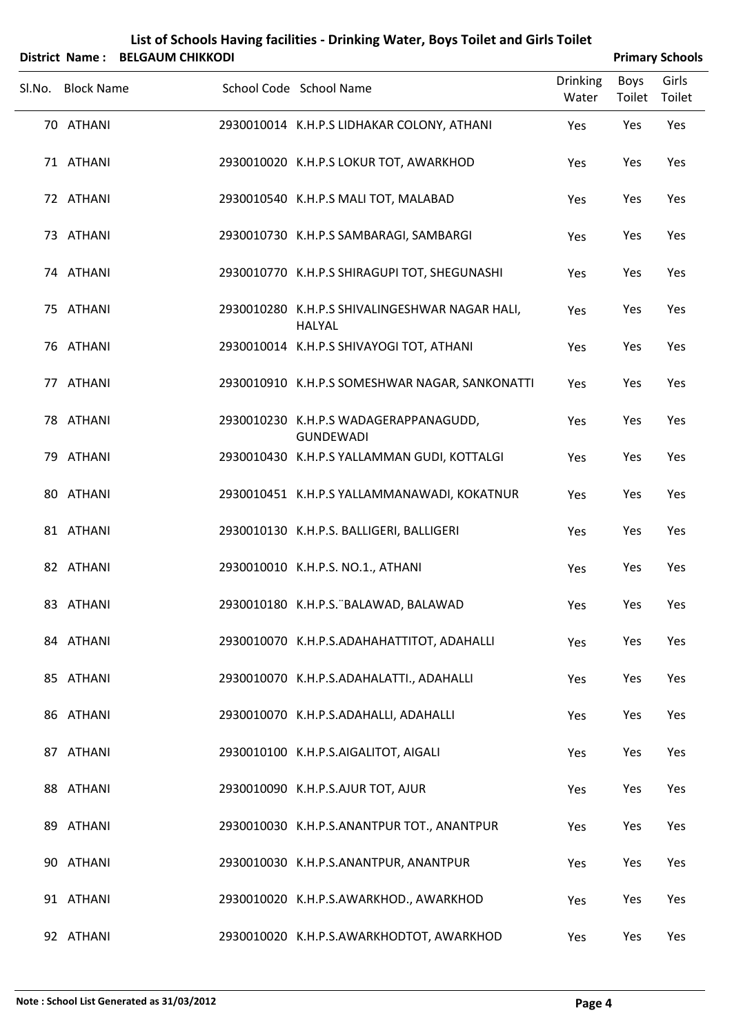# List of Schools Having facilities - Drinking Water, Boys Toilet and Girls Toilet

**District Name : BELGAUM CHIKKODI** **Primary Schools**

| Sl.No. | Block Name | School Code | School Name | Drinking Water | Boys Toilet | Girls Toilet |
|---|---|---|---|---|---|---|
| 70 | ATHANI | 2930010014 | K.H.P.S LIDHAKAR COLONY, ATHANI | Yes | Yes | Yes |
| 71 | ATHANI | 2930010020 | K.H.P.S LOKUR TOT, AWARKHOD | Yes | Yes | Yes |
| 72 | ATHANI | 2930010540 | K.H.P.S MALI TOT, MALABAD | Yes | Yes | Yes |
| 73 | ATHANI | 2930010730 | K.H.P.S SAMBARAGI, SAMBARGI | Yes | Yes | Yes |
| 74 | ATHANI | 2930010770 | K.H.P.S SHIRAGUPI TOT, SHEGUNASHI | Yes | Yes | Yes |
| 75 | ATHANI | 2930010280 | K.H.P.S SHIVALINGESHWAR NAGAR HALI, HALYAL | Yes | Yes | Yes |
| 76 | ATHANI | 2930010014 | K.H.P.S SHIVAYOGI TOT, ATHANI | Yes | Yes | Yes |
| 77 | ATHANI | 2930010910 | K.H.P.S SOMESHWAR NAGAR, SANKONATTI | Yes | Yes | Yes |
| 78 | ATHANI | 2930010230 | K.H.P.S WADAGERAPPANAGUDD, GUNDEWADI | Yes | Yes | Yes |
| 79 | ATHANI | 2930010430 | K.H.P.S YALLAMMAN GUDI, KOTTALGI | Yes | Yes | Yes |
| 80 | ATHANI | 2930010451 | K.H.P.S YALLAMMANAWADI, KOKATNUR | Yes | Yes | Yes |
| 81 | ATHANI | 2930010130 | K.H.P.S. BALLIGERI, BALLIGERI | Yes | Yes | Yes |
| 82 | ATHANI | 2930010010 | K.H.P.S. NO.1., ATHANI | Yes | Yes | Yes |
| 83 | ATHANI | 2930010180 | K.H.P.S.¨BALAWAD, BALAWAD | Yes | Yes | Yes |
| 84 | ATHANI | 2930010070 | K.H.P.S.ADAHAHATTITOT, ADAHALLI | Yes | Yes | Yes |
| 85 | ATHANI | 2930010070 | K.H.P.S.ADAHALATTI., ADAHALLI | Yes | Yes | Yes |
| 86 | ATHANI | 2930010070 | K.H.P.S.ADAHALLI, ADAHALLI | Yes | Yes | Yes |
| 87 | ATHANI | 2930010100 | K.H.P.S.AIGALITOT, AIGALI | Yes | Yes | Yes |
| 88 | ATHANI | 2930010090 | K.H.P.S.AJUR TOT, AJUR | Yes | Yes | Yes |
| 89 | ATHANI | 2930010030 | K.H.P.S.ANANTPUR TOT., ANANTPUR | Yes | Yes | Yes |
| 90 | ATHANI | 2930010030 | K.H.P.S.ANANTPUR, ANANTPUR | Yes | Yes | Yes |
| 91 | ATHANI | 2930010020 | K.H.P.S.AWARKHOD., AWARKHOD | Yes | Yes | Yes |
| 92 | ATHANI | 2930010020 | K.H.P.S.AWARKHODTOT, AWARKHOD | Yes | Yes | Yes |

**Note : School List Generated as 31/03/2012**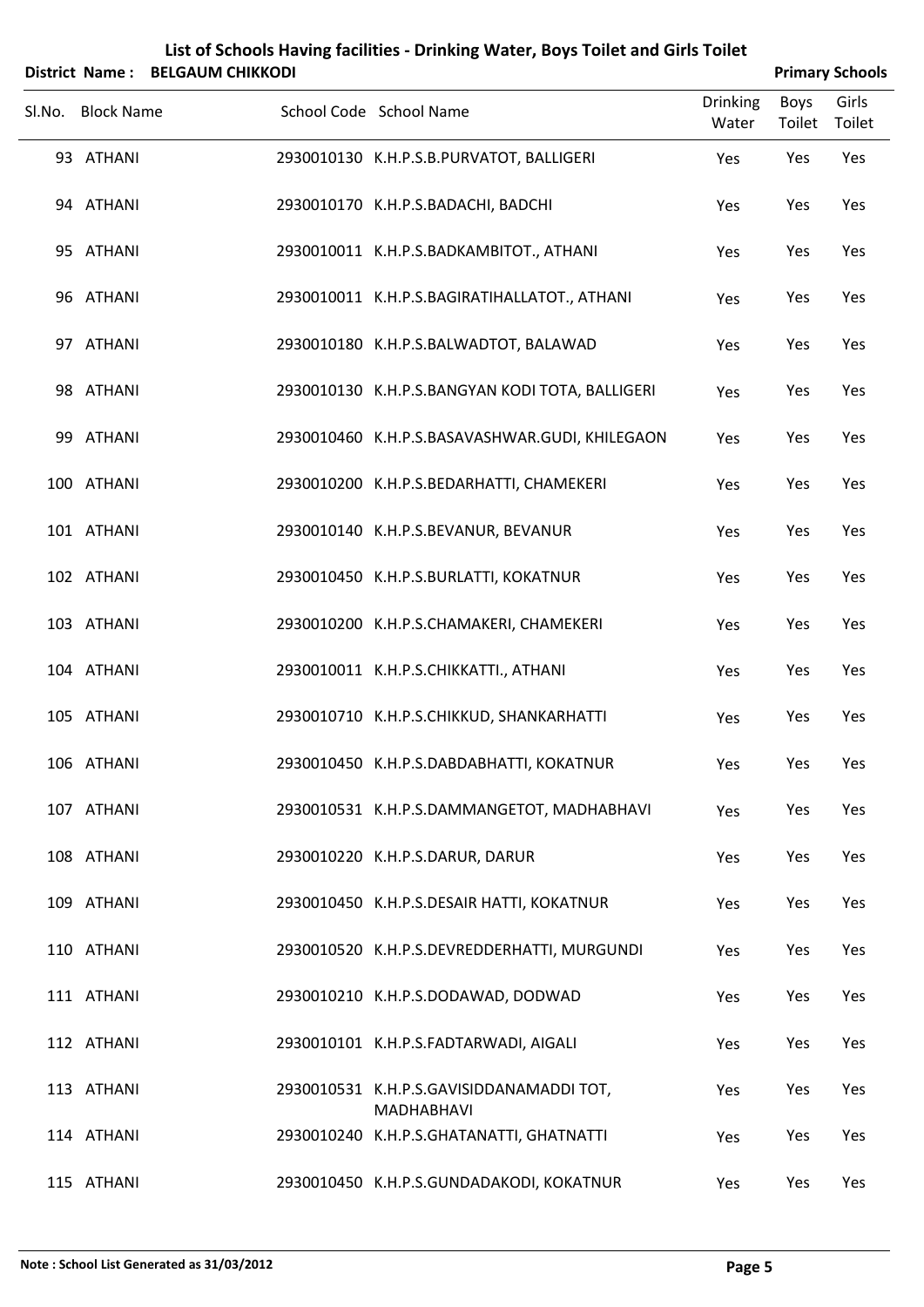## List of Schools Having facilities - Drinking Water, Boys Toilet and Girls Toilet

**District Name : BELGAUM CHIKKODI** **Primary Schools**

| Sl.No. | Block Name | School Code | School Name | Drinking Water | Boys Toilet | Girls Toilet |
|---|---|---|---|---|---|---|
| 93 | ATHANI | 2930010130 | K.H.P.S.B.PURVATOT, BALLIGERI | Yes | Yes | Yes |
| 94 | ATHANI | 2930010170 | K.H.P.S.BADACHI, BADCHI | Yes | Yes | Yes |
| 95 | ATHANI | 2930010011 | K.H.P.S.BADKAMBITOT., ATHANI | Yes | Yes | Yes |
| 96 | ATHANI | 2930010011 | K.H.P.S.BAGIRATIHALLATOT., ATHANI | Yes | Yes | Yes |
| 97 | ATHANI | 2930010180 | K.H.P.S.BALWADTOT, BALAWAD | Yes | Yes | Yes |
| 98 | ATHANI | 2930010130 | K.H.P.S.BANGYAN KODI TOTA, BALLIGERI | Yes | Yes | Yes |
| 99 | ATHANI | 2930010460 | K.H.P.S.BASAVASHWAR.GUDI, KHILEGAON | Yes | Yes | Yes |
| 100 | ATHANI | 2930010200 | K.H.P.S.BEDARHATTI, CHAMEKERI | Yes | Yes | Yes |
| 101 | ATHANI | 2930010140 | K.H.P.S.BEVANUR, BEVANUR | Yes | Yes | Yes |
| 102 | ATHANI | 2930010450 | K.H.P.S.BURLATTI, KOKATNUR | Yes | Yes | Yes |
| 103 | ATHANI | 2930010200 | K.H.P.S.CHAMAKERI, CHAMEKERI | Yes | Yes | Yes |
| 104 | ATHANI | 2930010011 | K.H.P.S.CHIKKATTI., ATHANI | Yes | Yes | Yes |
| 105 | ATHANI | 2930010710 | K.H.P.S.CHIKKUD, SHANKARHATTI | Yes | Yes | Yes |
| 106 | ATHANI | 2930010450 | K.H.P.S.DABDABHATTI, KOKATNUR | Yes | Yes | Yes |
| 107 | ATHANI | 2930010531 | K.H.P.S.DAMMANGETOT, MADHABHAVI | Yes | Yes | Yes |
| 108 | ATHANI | 2930010220 | K.H.P.S.DARUR, DARUR | Yes | Yes | Yes |
| 109 | ATHANI | 2930010450 | K.H.P.S.DESAIR HATTI, KOKATNUR | Yes | Yes | Yes |
| 110 | ATHANI | 2930010520 | K.H.P.S.DEVREDDERHATTI, MURGUNDI | Yes | Yes | Yes |
| 111 | ATHANI | 2930010210 | K.H.P.S.DODAWAD, DODWAD | Yes | Yes | Yes |
| 112 | ATHANI | 2930010101 | K.H.P.S.FADTARWADI, AIGALI | Yes | Yes | Yes |
| 113 | ATHANI | 2930010531 | K.H.P.S.GAVISIDDANAMADDI TOT, MADHABHAVI | Yes | Yes | Yes |
| 114 | ATHANI | 2930010240 | K.H.P.S.GHATANATTI, GHATNATTI | Yes | Yes | Yes |
| 115 | ATHANI | 2930010450 | K.H.P.S.GUNDADAKODI, KOKATNUR | Yes | Yes | Yes |

**Note : School List Generated as 31/03/2012**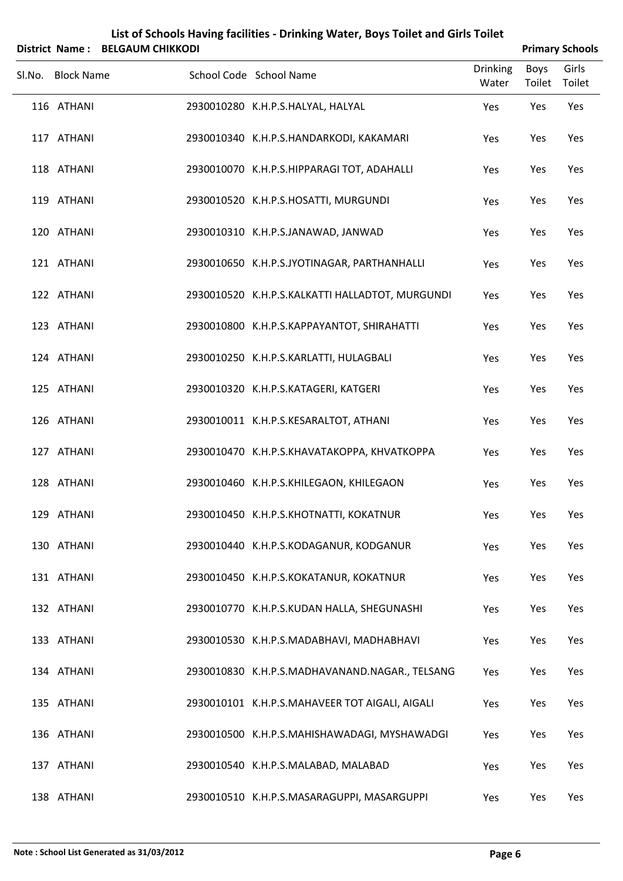# List of Schools Having facilities - Drinking Water, Boys Toilet and Girls Toilet

**District Name : BELGAUM CHIKKODI** **Primary Schools**

| Sl.No. | Block Name | School Code | School Name | Drinking Water | Boys Toilet | Girls Toilet |
|---|---|---|---|---|---|---|
| 116 | ATHANI | 2930010280 | K.H.P.S.HALYAL, HALYAL | Yes | Yes | Yes |
| 117 | ATHANI | 2930010340 | K.H.P.S.HANDARKODI, KAKAMARI | Yes | Yes | Yes |
| 118 | ATHANI | 2930010070 | K.H.P.S.HIPPARAGI TOT, ADAHALLI | Yes | Yes | Yes |
| 119 | ATHANI | 2930010520 | K.H.P.S.HOSATTI, MURGUNDI | Yes | Yes | Yes |
| 120 | ATHANI | 2930010310 | K.H.P.S.JANAWAD, JANWAD | Yes | Yes | Yes |
| 121 | ATHANI | 2930010650 | K.H.P.S.JYOTINAGAR, PARTHANHALLI | Yes | Yes | Yes |
| 122 | ATHANI | 2930010520 | K.H.P.S.KALKATTI HALLADTOT, MURGUNDI | Yes | Yes | Yes |
| 123 | ATHANI | 2930010800 | K.H.P.S.KAPPAYANTOT, SHIRAHATTI | Yes | Yes | Yes |
| 124 | ATHANI | 2930010250 | K.H.P.S.KARLATTI, HULAGBALI | Yes | Yes | Yes |
| 125 | ATHANI | 2930010320 | K.H.P.S.KATAGERI, KATGERI | Yes | Yes | Yes |
| 126 | ATHANI | 2930010011 | K.H.P.S.KESARALTOT, ATHANI | Yes | Yes | Yes |
| 127 | ATHANI | 2930010470 | K.H.P.S.KHAVATAKOPPA, KHVATKOPPA | Yes | Yes | Yes |
| 128 | ATHANI | 2930010460 | K.H.P.S.KHILEGAON, KHILEGAON | Yes | Yes | Yes |
| 129 | ATHANI | 2930010450 | K.H.P.S.KHOTNATTI, KOKATNUR | Yes | Yes | Yes |
| 130 | ATHANI | 2930010440 | K.H.P.S.KODAGANUR, KODGANUR | Yes | Yes | Yes |
| 131 | ATHANI | 2930010450 | K.H.P.S.KOKATANUR, KOKATNUR | Yes | Yes | Yes |
| 132 | ATHANI | 2930010770 | K.H.P.S.KUDAN HALLA, SHEGUNASHI | Yes | Yes | Yes |
| 133 | ATHANI | 2930010530 | K.H.P.S.MADABHAVI, MADHABHAVI | Yes | Yes | Yes |
| 134 | ATHANI | 2930010830 | K.H.P.S.MADHAVANAND.NAGAR., TELSANG | Yes | Yes | Yes |
| 135 | ATHANI | 2930010101 | K.H.P.S.MAHAVEER TOT AIGALI, AIGALI | Yes | Yes | Yes |
| 136 | ATHANI | 2930010500 | K.H.P.S.MAHISHAWADAGI, MYSHAWADGI | Yes | Yes | Yes |
| 137 | ATHANI | 2930010540 | K.H.P.S.MALABAD, MALABAD | Yes | Yes | Yes |
| 138 | ATHANI | 2930010510 | K.H.P.S.MASARAGUPPI, MASARGUPPI | Yes | Yes | Yes |

**Note : School List Generated as 31/03/2012**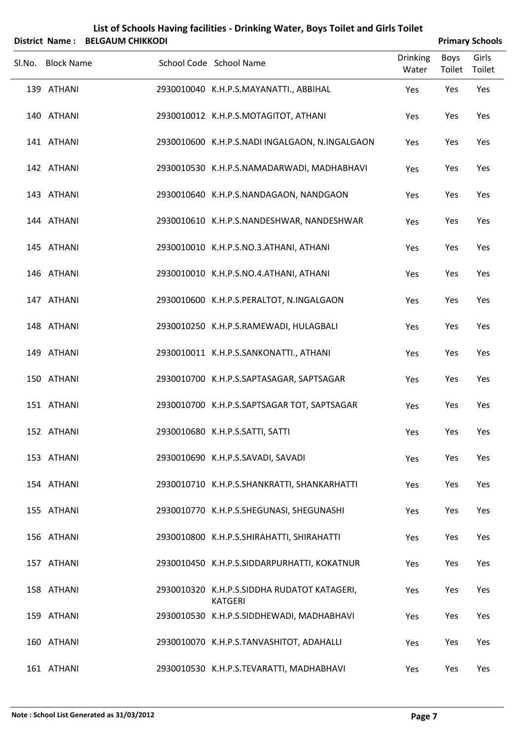# List of Schools Having facilities - Drinking Water, Boys Toilet and Girls Toilet

**District Name : BELGAUM CHIKKODI** **Primary Schools**

| Sl.No. | Block Name | School Code | School Name | Drinking Water | Boys Toilet | Girls Toilet |
|---|---|---|---|---|---|---|
| 139 | ATHANI | 2930010040 | K.H.P.S.MAYANATTI., ABBIHAL | Yes | Yes | Yes |
| 140 | ATHANI | 2930010012 | K.H.P.S.MOTAGITOT, ATHANI | Yes | Yes | Yes |
| 141 | ATHANI | 2930010600 | K.H.P.S.NADI INGALGAON, N.INGALGAON | Yes | Yes | Yes |
| 142 | ATHANI | 2930010530 | K.H.P.S.NAMADARWADI, MADHABHAVI | Yes | Yes | Yes |
| 143 | ATHANI | 2930010640 | K.H.P.S.NANDAGAON, NANDGAON | Yes | Yes | Yes |
| 144 | ATHANI | 2930010610 | K.H.P.S.NANDESHWAR, NANDESHWAR | Yes | Yes | Yes |
| 145 | ATHANI | 2930010010 | K.H.P.S.NO.3.ATHANI, ATHANI | Yes | Yes | Yes |
| 146 | ATHANI | 2930010010 | K.H.P.S.NO.4.ATHANI, ATHANI | Yes | Yes | Yes |
| 147 | ATHANI | 2930010600 | K.H.P.S.PERALTOT, N.INGALGAON | Yes | Yes | Yes |
| 148 | ATHANI | 2930010250 | K.H.P.S.RAMEWADI, HULAGBALI | Yes | Yes | Yes |
| 149 | ATHANI | 2930010011 | K.H.P.S.SANKONATTI., ATHANI | Yes | Yes | Yes |
| 150 | ATHANI | 2930010700 | K.H.P.S.SAPTASAGAR, SAPTSAGAR | Yes | Yes | Yes |
| 151 | ATHANI | 2930010700 | K.H.P.S.SAPTSAGAR TOT, SAPTSAGAR | Yes | Yes | Yes |
| 152 | ATHANI | 2930010680 | K.H.P.S.SATTI, SATTI | Yes | Yes | Yes |
| 153 | ATHANI | 2930010690 | K.H.P.S.SAVADI, SAVADI | Yes | Yes | Yes |
| 154 | ATHANI | 2930010710 | K.H.P.S.SHANKRATTI, SHANKARHATTI | Yes | Yes | Yes |
| 155 | ATHANI | 2930010770 | K.H.P.S.SHEGUNASI, SHEGUNASHI | Yes | Yes | Yes |
| 156 | ATHANI | 2930010800 | K.H.P.S.SHIRAHATTI, SHIRAHATTI | Yes | Yes | Yes |
| 157 | ATHANI | 2930010450 | K.H.P.S.SIDDARPURHATTI, KOKATNUR | Yes | Yes | Yes |
| 158 | ATHANI | 2930010320 | K.H.P.S.SIDDHA RUDATOT KATAGERI, KATGERI | Yes | Yes | Yes |
| 159 | ATHANI | 2930010530 | K.H.P.S.SIDDHEWADI, MADHABHAVI | Yes | Yes | Yes |
| 160 | ATHANI | 2930010070 | K.H.P.S.TANVASHITOT, ADAHALLI | Yes | Yes | Yes |
| 161 | ATHANI | 2930010530 | K.H.P.S.TEVARATTI, MADHABHAVI | Yes | Yes | Yes |

**Note : School List Generated as 31/03/2012**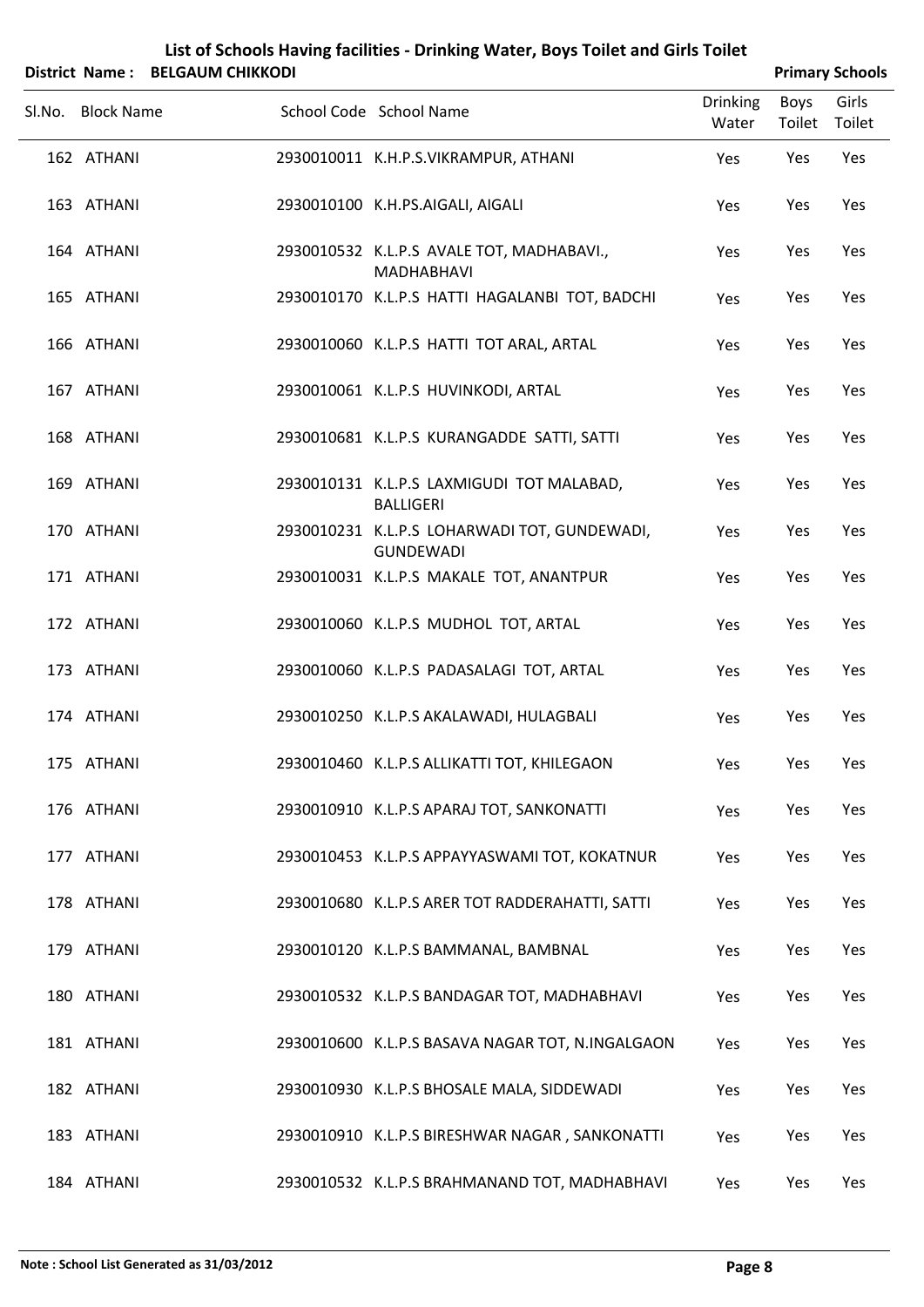# List of Schools Having facilities - Drinking Water, Boys Toilet and Girls Toilet

**District Name : BELGAUM CHIKKODI** **Primary Schools**

| Sl.No. | Block Name | School Code | School Name | Drinking Water | Boys Toilet | Girls Toilet |
|---|---|---|---|---|---|---|
| 162 | ATHANI | 2930010011 | K.H.P.S.VIKRAMPUR, ATHANI | Yes | Yes | Yes |
| 163 | ATHANI | 2930010100 | K.H.PS.AIGALI, AIGALI | Yes | Yes | Yes |
| 164 | ATHANI | 2930010532 | K.L.P.S AVALE TOT, MADHABAVI., MADHABHAVI | Yes | Yes | Yes |
| 165 | ATHANI | 2930010170 | K.L.P.S HATTI HAGALANBI TOT, BADCHI | Yes | Yes | Yes |
| 166 | ATHANI | 2930010060 | K.L.P.S HATTI TOT ARAL, ARTAL | Yes | Yes | Yes |
| 167 | ATHANI | 2930010061 | K.L.P.S HUVINKODI, ARTAL | Yes | Yes | Yes |
| 168 | ATHANI | 2930010681 | K.L.P.S KURANGADDE SATTI, SATTI | Yes | Yes | Yes |
| 169 | ATHANI | 2930010131 | K.L.P.S LAXMIGUDI TOT MALABAD, BALLIGERI | Yes | Yes | Yes |
| 170 | ATHANI | 2930010231 | K.L.P.S LOHARWADI TOT, GUNDEWADI, GUNDEWADI | Yes | Yes | Yes |
| 171 | ATHANI | 2930010031 | K.L.P.S MAKALE TOT, ANANTPUR | Yes | Yes | Yes |
| 172 | ATHANI | 2930010060 | K.L.P.S MUDHOL TOT, ARTAL | Yes | Yes | Yes |
| 173 | ATHANI | 2930010060 | K.L.P.S PADASALAGI TOT, ARTAL | Yes | Yes | Yes |
| 174 | ATHANI | 2930010250 | K.L.P.S AKALAWADI, HULAGBALI | Yes | Yes | Yes |
| 175 | ATHANI | 2930010460 | K.L.P.S ALLIKATTI TOT, KHILEGAON | Yes | Yes | Yes |
| 176 | ATHANI | 2930010910 | K.L.P.S APARAJ TOT, SANKONATTI | Yes | Yes | Yes |
| 177 | ATHANI | 2930010453 | K.L.P.S APPAYYASWAMI TOT, KOKATNUR | Yes | Yes | Yes |
| 178 | ATHANI | 2930010680 | K.L.P.S ARER TOT RADDERAHATTI, SATTI | Yes | Yes | Yes |
| 179 | ATHANI | 2930010120 | K.L.P.S BAMMANAL, BAMBNAL | Yes | Yes | Yes |
| 180 | ATHANI | 2930010532 | K.L.P.S BANDAGAR TOT, MADHABHAVI | Yes | Yes | Yes |
| 181 | ATHANI | 2930010600 | K.L.P.S BASAVA NAGAR TOT, N.INGALGAON | Yes | Yes | Yes |
| 182 | ATHANI | 2930010930 | K.L.P.S BHOSALE MALA, SIDDEWADI | Yes | Yes | Yes |
| 183 | ATHANI | 2930010910 | K.L.P.S BIRESHWAR NAGAR , SANKONATTI | Yes | Yes | Yes |
| 184 | ATHANI | 2930010532 | K.L.P.S BRAHMANAND TOT, MADHABHAVI | Yes | Yes | Yes |

**Note : School List Generated as 31/03/2012**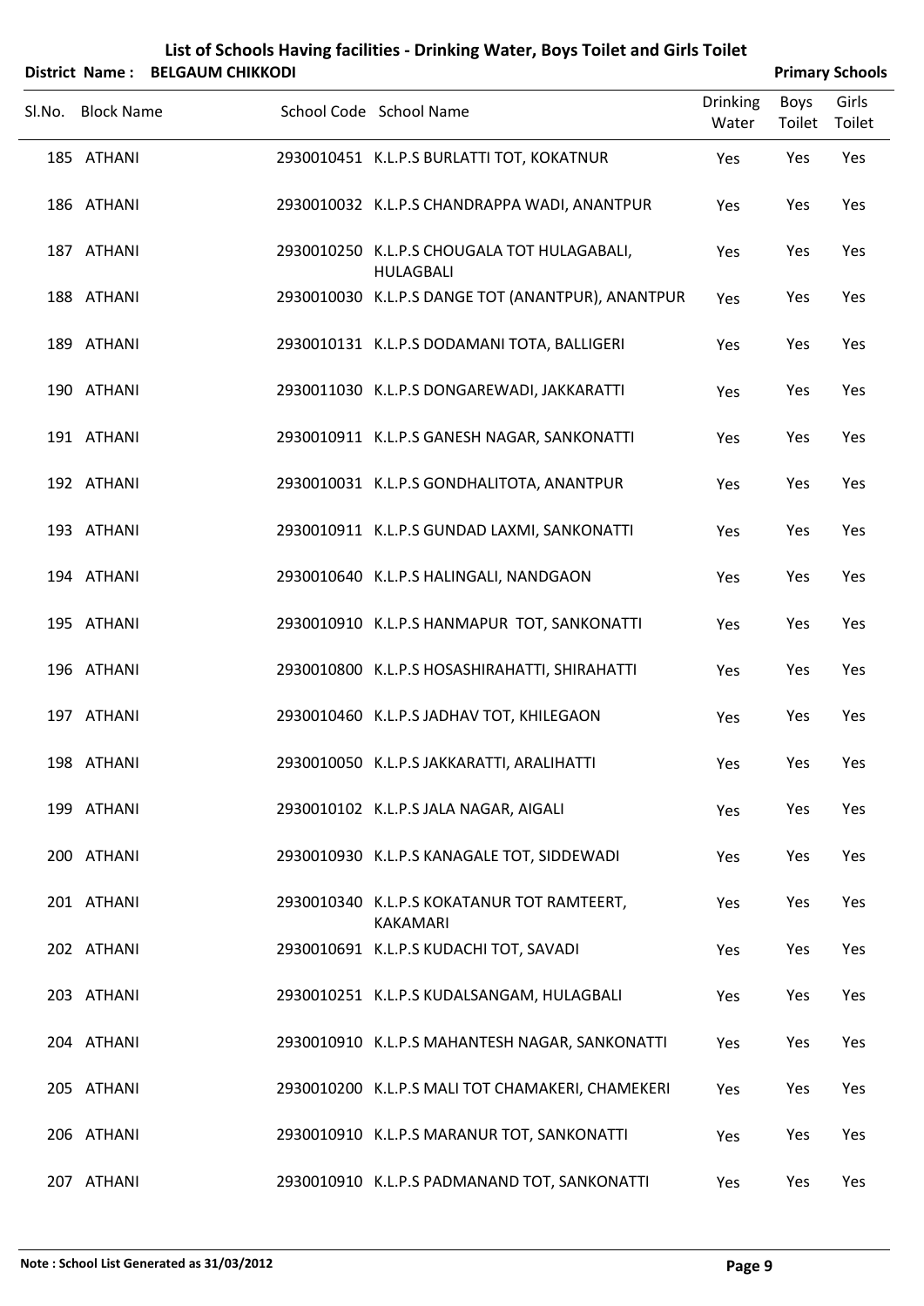# List of Schools Having facilities - Drinking Water, Boys Toilet and Girls Toilet

**District Name : BELGAUM CHIKKODI** **Primary Schools**

| Sl.No. | Block Name | School Code | School Name | Drinking Water | Boys Toilet | Girls Toilet |
|---|---|---|---|---|---|---|
| 185 | ATHANI | 2930010451 | K.L.P.S BURLATTI TOT, KOKATNUR | Yes | Yes | Yes |
| 186 | ATHANI | 2930010032 | K.L.P.S CHANDRAPPA WADI, ANANTPUR | Yes | Yes | Yes |
| 187 | ATHANI | 2930010250 | K.L.P.S CHOUGALA TOT HULAGABALI, HULAGBALI | Yes | Yes | Yes |
| 188 | ATHANI | 2930010030 | K.L.P.S DANGE TOT (ANANTPUR), ANANTPUR | Yes | Yes | Yes |
| 189 | ATHANI | 2930010131 | K.L.P.S DODAMANI TOTA, BALLIGERI | Yes | Yes | Yes |
| 190 | ATHANI | 2930011030 | K.L.P.S DONGAREWADI, JAKKARATTI | Yes | Yes | Yes |
| 191 | ATHANI | 2930010911 | K.L.P.S GANESH NAGAR, SANKONATTI | Yes | Yes | Yes |
| 192 | ATHANI | 2930010031 | K.L.P.S GONDHALITOTA, ANANTPUR | Yes | Yes | Yes |
| 193 | ATHANI | 2930010911 | K.L.P.S GUNDAD LAXMI, SANKONATTI | Yes | Yes | Yes |
| 194 | ATHANI | 2930010640 | K.L.P.S HALINGALI, NANDGAON | Yes | Yes | Yes |
| 195 | ATHANI | 2930010910 | K.L.P.S HANMAPUR TOT, SANKONATTI | Yes | Yes | Yes |
| 196 | ATHANI | 2930010800 | K.L.P.S HOSASHIRAHATTI, SHIRAHATTI | Yes | Yes | Yes |
| 197 | ATHANI | 2930010460 | K.L.P.S JADHAV TOT, KHILEGAON | Yes | Yes | Yes |
| 198 | ATHANI | 2930010050 | K.L.P.S JAKKARATTI, ARALIHATTI | Yes | Yes | Yes |
| 199 | ATHANI | 2930010102 | K.L.P.S JALA NAGAR, AIGALI | Yes | Yes | Yes |
| 200 | ATHANI | 2930010930 | K.L.P.S KANAGALE TOT, SIDDEWADI | Yes | Yes | Yes |
| 201 | ATHANI | 2930010340 | K.L.P.S KOKATANUR TOT RAMTEERT, KAKAMARI | Yes | Yes | Yes |
| 202 | ATHANI | 2930010691 | K.L.P.S KUDACHI TOT, SAVADI | Yes | Yes | Yes |
| 203 | ATHANI | 2930010251 | K.L.P.S KUDALSANGAM, HULAGBALI | Yes | Yes | Yes |
| 204 | ATHANI | 2930010910 | K.L.P.S MAHANTESH NAGAR, SANKONATTI | Yes | Yes | Yes |
| 205 | ATHANI | 2930010200 | K.L.P.S MALI TOT CHAMAKERI, CHAMEKERI | Yes | Yes | Yes |
| 206 | ATHANI | 2930010910 | K.L.P.S MARANUR TOT, SANKONATTI | Yes | Yes | Yes |
| 207 | ATHANI | 2930010910 | K.L.P.S PADMANAND TOT, SANKONATTI | Yes | Yes | Yes |

**Note : School List Generated as 31/03/2012**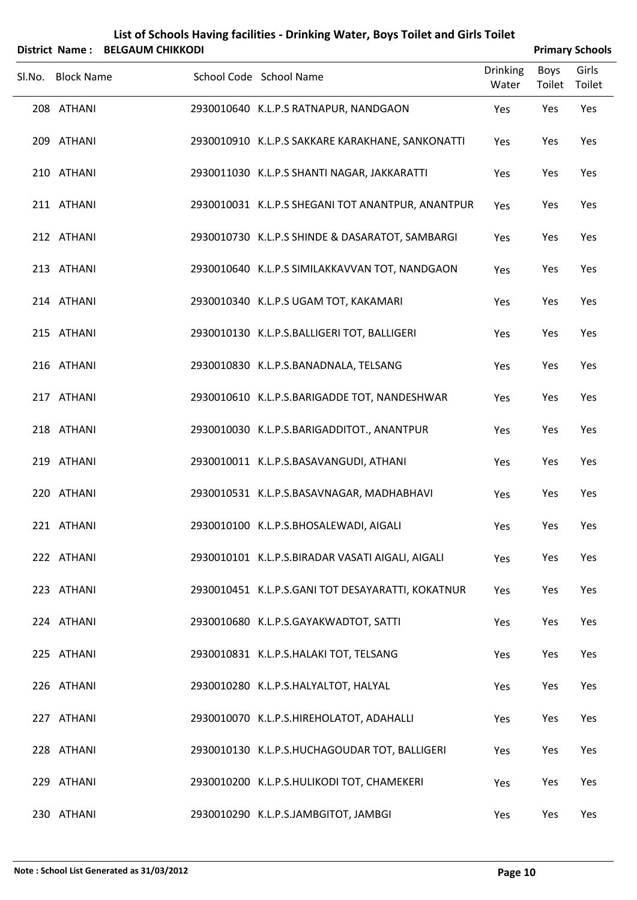# List of Schools Having facilities - Drinking Water, Boys Toilet and Girls Toilet

**District Name : BELGAUM CHIKKODI** | **Primary Schools**

| Sl.No. | Block Name | School Code | School Name | Drinking Water | Boys Toilet | Girls Toilet |
|---|---|---|---|---|---|---|
| 208 | ATHANI | 2930010640 | K.L.P.S RATNAPUR, NANDGAON | Yes | Yes | Yes |
| 209 | ATHANI | 2930010910 | K.L.P.S SAKKARE KARAKHANE, SANKONATTI | Yes | Yes | Yes |
| 210 | ATHANI | 2930011030 | K.L.P.S SHANTI NAGAR, JAKKARATTI | Yes | Yes | Yes |
| 211 | ATHANI | 2930010031 | K.L.P.S SHEGANI TOT ANANTPUR, ANANTPUR | Yes | Yes | Yes |
| 212 | ATHANI | 2930010730 | K.L.P.S SHINDE & DASARATOT, SAMBARGI | Yes | Yes | Yes |
| 213 | ATHANI | 2930010640 | K.L.P.S SIMILAKKAVVAN TOT, NANDGAON | Yes | Yes | Yes |
| 214 | ATHANI | 2930010340 | K.L.P.S UGAM TOT, KAKAMARI | Yes | Yes | Yes |
| 215 | ATHANI | 2930010130 | K.L.P.S.BALLIGERI TOT, BALLIGERI | Yes | Yes | Yes |
| 216 | ATHANI | 2930010830 | K.L.P.S.BANADNALA, TELSANG | Yes | Yes | Yes |
| 217 | ATHANI | 2930010610 | K.L.P.S.BARIGADDE TOT, NANDESHWAR | Yes | Yes | Yes |
| 218 | ATHANI | 2930010030 | K.L.P.S.BARIGADDITOT., ANANTPUR | Yes | Yes | Yes |
| 219 | ATHANI | 2930010011 | K.L.P.S.BASAVANGUDI, ATHANI | Yes | Yes | Yes |
| 220 | ATHANI | 2930010531 | K.L.P.S.BASAVNAGAR, MADHABHAVI | Yes | Yes | Yes |
| 221 | ATHANI | 2930010100 | K.L.P.S.BHOSALEWADI, AIGALI | Yes | Yes | Yes |
| 222 | ATHANI | 2930010101 | K.L.P.S.BIRADAR VASATI AIGALI, AIGALI | Yes | Yes | Yes |
| 223 | ATHANI | 2930010451 | K.L.P.S.GANI TOT DESAYARATTI, KOKATNUR | Yes | Yes | Yes |
| 224 | ATHANI | 2930010680 | K.L.P.S.GAYAKWADTOT, SATTI | Yes | Yes | Yes |
| 225 | ATHANI | 2930010831 | K.L.P.S.HALAKI TOT, TELSANG | Yes | Yes | Yes |
| 226 | ATHANI | 2930010280 | K.L.P.S.HALYALTOT, HALYAL | Yes | Yes | Yes |
| 227 | ATHANI | 2930010070 | K.L.P.S.HIREHOLATOT, ADAHALLI | Yes | Yes | Yes |
| 228 | ATHANI | 2930010130 | K.L.P.S.HUCHAGOUDAR TOT, BALLIGERI | Yes | Yes | Yes |
| 229 | ATHANI | 2930010200 | K.L.P.S.HULIKODI TOT, CHAMEKERI | Yes | Yes | Yes |
| 230 | ATHANI | 2930010290 | K.L.P.S.JAMBGITOT, JAMBGI | Yes | Yes | Yes |

**Note : School List Generated as 31/03/2012**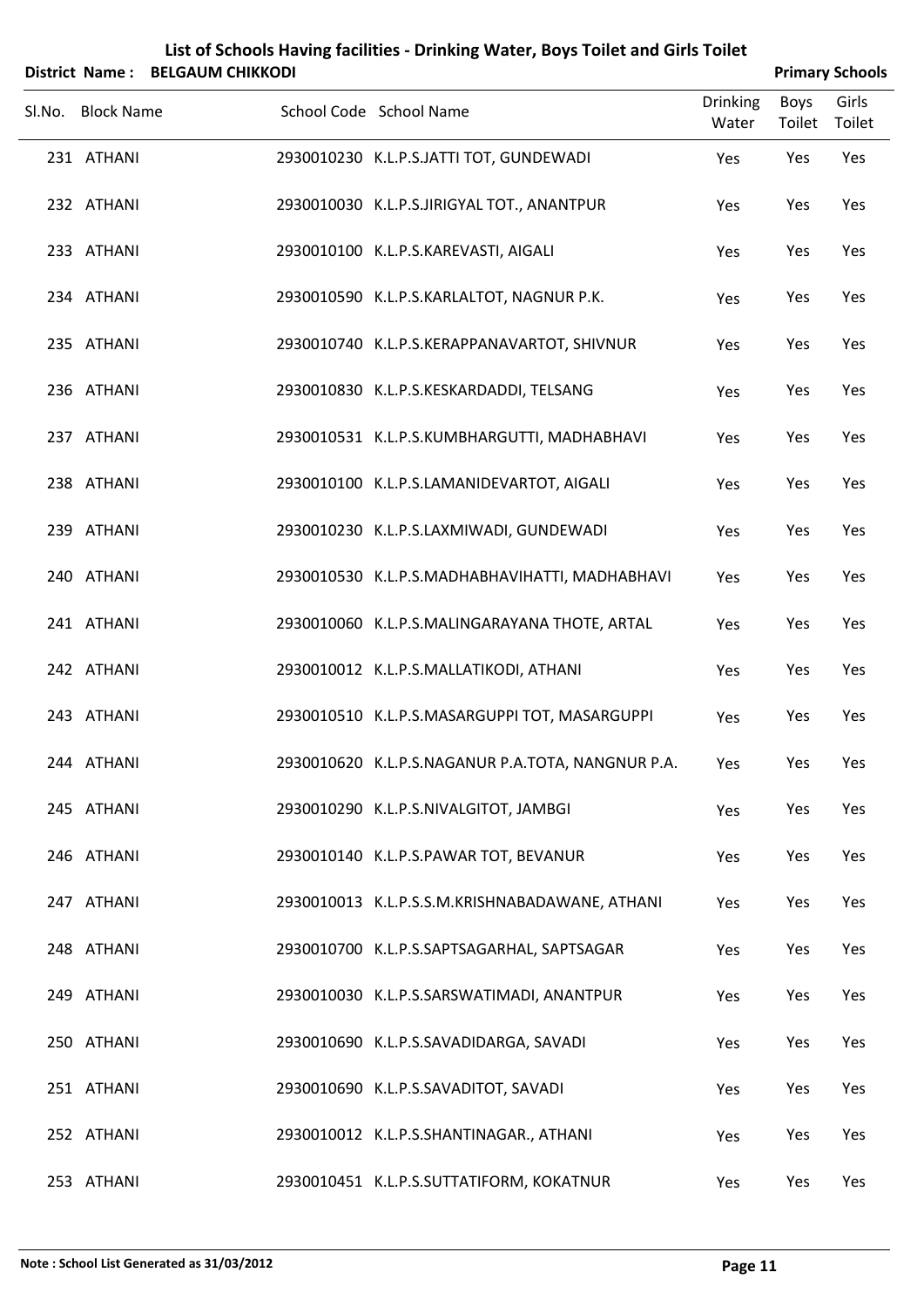# List of Schools Having facilities - Drinking Water, Boys Toilet and Girls Toilet

**District Name : BELGAUM CHIKKODI** **Primary Schools**

| Sl.No. | Block Name | School Code | School Name | Drinking Water | Boys Toilet | Girls Toilet |
|---|---|---|---|---|---|---|
| 231 | ATHANI | 2930010230 | K.L.P.S.JATTI TOT, GUNDEWADI | Yes | Yes | Yes |
| 232 | ATHANI | 2930010030 | K.L.P.S.JIRIGYAL TOT., ANANTPUR | Yes | Yes | Yes |
| 233 | ATHANI | 2930010100 | K.L.P.S.KAREVASTI, AIGALI | Yes | Yes | Yes |
| 234 | ATHANI | 2930010590 | K.L.P.S.KARLALTOT, NAGNUR P.K. | Yes | Yes | Yes |
| 235 | ATHANI | 2930010740 | K.L.P.S.KERAPPANAVARTOT, SHIVNUR | Yes | Yes | Yes |
| 236 | ATHANI | 2930010830 | K.L.P.S.KESKARDADDI, TELSANG | Yes | Yes | Yes |
| 237 | ATHANI | 2930010531 | K.L.P.S.KUMBHARGUTTI, MADHABHAVI | Yes | Yes | Yes |
| 238 | ATHANI | 2930010100 | K.L.P.S.LAMANIDEVARTOT, AIGALI | Yes | Yes | Yes |
| 239 | ATHANI | 2930010230 | K.L.P.S.LAXMIWADI, GUNDEWADI | Yes | Yes | Yes |
| 240 | ATHANI | 2930010530 | K.L.P.S.MADHABHAVIHATTI, MADHABHAVI | Yes | Yes | Yes |
| 241 | ATHANI | 2930010060 | K.L.P.S.MALINGARAYANA THOTE, ARTAL | Yes | Yes | Yes |
| 242 | ATHANI | 2930010012 | K.L.P.S.MALLATIKODI, ATHANI | Yes | Yes | Yes |
| 243 | ATHANI | 2930010510 | K.L.P.S.MASARGUPPI TOT, MASARGUPPI | Yes | Yes | Yes |
| 244 | ATHANI | 2930010620 | K.L.P.S.NAGANUR P.A.TOTA, NANGNUR P.A. | Yes | Yes | Yes |
| 245 | ATHANI | 2930010290 | K.L.P.S.NIVALGITOT, JAMBGI | Yes | Yes | Yes |
| 246 | ATHANI | 2930010140 | K.L.P.S.PAWAR TOT, BEVANUR | Yes | Yes | Yes |
| 247 | ATHANI | 2930010013 | K.L.P.S.S.M.KRISHNABADAWANE, ATHANI | Yes | Yes | Yes |
| 248 | ATHANI | 2930010700 | K.L.P.S.SAPTSAGARHAL, SAPTSAGAR | Yes | Yes | Yes |
| 249 | ATHANI | 2930010030 | K.L.P.S.SARSWATIMADI, ANANTPUR | Yes | Yes | Yes |
| 250 | ATHANI | 2930010690 | K.L.P.S.SAVADIDARGA, SAVADI | Yes | Yes | Yes |
| 251 | ATHANI | 2930010690 | K.L.P.S.SAVADITOT, SAVADI | Yes | Yes | Yes |
| 252 | ATHANI | 2930010012 | K.L.P.S.SHANTINAGAR., ATHANI | Yes | Yes | Yes |
| 253 | ATHANI | 2930010451 | K.L.P.S.SUTTATIFORM, KOKATNUR | Yes | Yes | Yes |

**Note : School List Generated as 31/03/2012**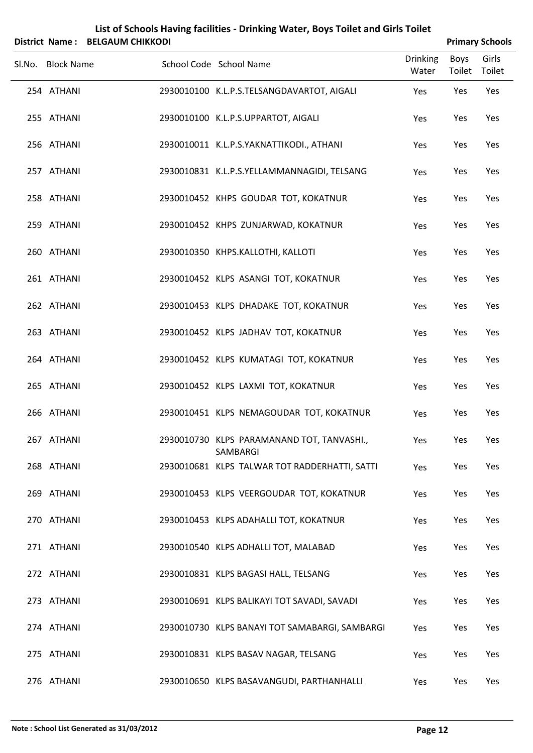# List of Schools Having facilities - Drinking Water, Boys Toilet and Girls Toilet

**District Name : BELGAUM CHIKKODI** **Primary Schools**

| Sl.No. | Block Name | School Code | School Name | Drinking Water | Boys Toilet | Girls Toilet |
|---|---|---|---|---|---|---|
| 254 | ATHANI | 2930010100 | K.L.P.S.TELSANGDAVARTOT, AIGALI | Yes | Yes | Yes |
| 255 | ATHANI | 2930010100 | K.L.P.S.UPPARTOT, AIGALI | Yes | Yes | Yes |
| 256 | ATHANI | 2930010011 | K.L.P.S.YAKNATTIKODI., ATHANI | Yes | Yes | Yes |
| 257 | ATHANI | 2930010831 | K.L.P.S.YELLAMMANNAGIDI, TELSANG | Yes | Yes | Yes |
| 258 | ATHANI | 2930010452 | KHPS GOUDAR TOT, KOKATNUR | Yes | Yes | Yes |
| 259 | ATHANI | 2930010452 | KHPS ZUNJARWAD, KOKATNUR | Yes | Yes | Yes |
| 260 | ATHANI | 2930010350 | KHPS.KALLOTHI, KALLOTI | Yes | Yes | Yes |
| 261 | ATHANI | 2930010452 | KLPS ASANGI TOT, KOKATNUR | Yes | Yes | Yes |
| 262 | ATHANI | 2930010453 | KLPS DHADAKE TOT, KOKATNUR | Yes | Yes | Yes |
| 263 | ATHANI | 2930010452 | KLPS JADHAV TOT, KOKATNUR | Yes | Yes | Yes |
| 264 | ATHANI | 2930010452 | KLPS KUMATAGI TOT, KOKATNUR | Yes | Yes | Yes |
| 265 | ATHANI | 2930010452 | KLPS LAXMI TOT, KOKATNUR | Yes | Yes | Yes |
| 266 | ATHANI | 2930010451 | KLPS NEMAGOUDAR TOT, KOKATNUR | Yes | Yes | Yes |
| 267 | ATHANI | 2930010730 | KLPS PARAMANAND TOT, TANVASHI., SAMBARGI | Yes | Yes | Yes |
| 268 | ATHANI | 2930010681 | KLPS TALWAR TOT RADDERHATTI, SATTI | Yes | Yes | Yes |
| 269 | ATHANI | 2930010453 | KLPS VEERGOUDAR TOT, KOKATNUR | Yes | Yes | Yes |
| 270 | ATHANI | 2930010453 | KLPS ADAHALLI TOT, KOKATNUR | Yes | Yes | Yes |
| 271 | ATHANI | 2930010540 | KLPS ADHALLI TOT, MALABAD | Yes | Yes | Yes |
| 272 | ATHANI | 2930010831 | KLPS BAGASI HALL, TELSANG | Yes | Yes | Yes |
| 273 | ATHANI | 2930010691 | KLPS BALIKAYI TOT SAVADI, SAVADI | Yes | Yes | Yes |
| 274 | ATHANI | 2930010730 | KLPS BANAYI TOT SAMABARGI, SAMBARGI | Yes | Yes | Yes |
| 275 | ATHANI | 2930010831 | KLPS BASAV NAGAR, TELSANG | Yes | Yes | Yes |
| 276 | ATHANI | 2930010650 | KLPS BASAVANGUDI, PARTHANHALLI | Yes | Yes | Yes |

**Note : School List Generated as 31/03/2012**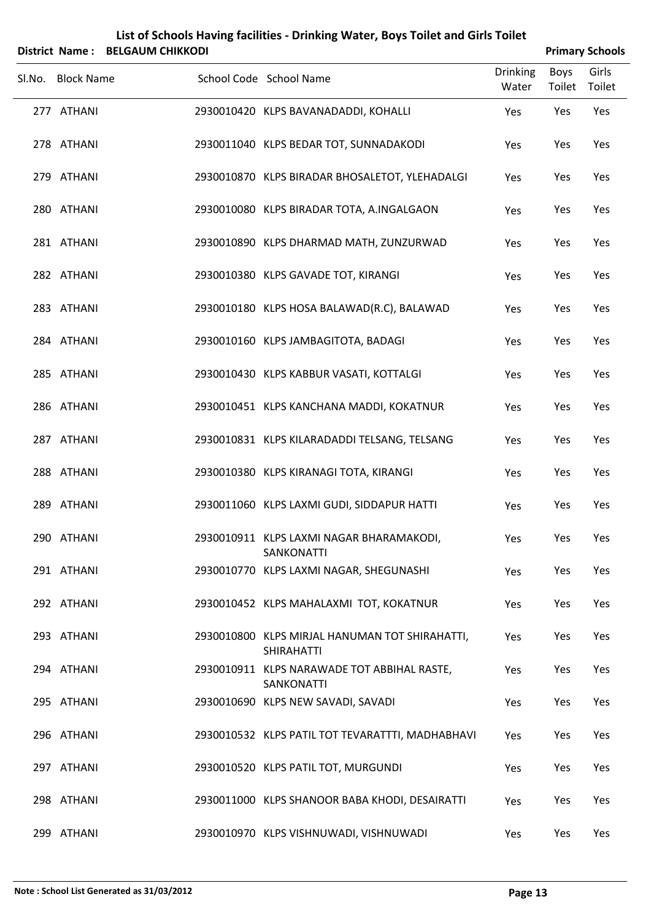# List of Schools Having facilities - Drinking Water, Boys Toilet and Girls Toilet

**District Name : BELGAUM CHIKKODI** **Primary Schools**

| Sl.No. | Block Name | School Code | School Name | Drinking Water | Boys Toilet | Girls Toilet |
|---|---|---|---|---|---|---|
| 277 | ATHANI | 2930010420 | KLPS BAVANADADDI, KOHALLI | Yes | Yes | Yes |
| 278 | ATHANI | 2930011040 | KLPS BEDAR TOT, SUNNADAKODI | Yes | Yes | Yes |
| 279 | ATHANI | 2930010870 | KLPS BIRADAR BHOSALETOT, YLEHADALGI | Yes | Yes | Yes |
| 280 | ATHANI | 2930010080 | KLPS BIRADAR TOTA, A.INGALGAON | Yes | Yes | Yes |
| 281 | ATHANI | 2930010890 | KLPS DHARMAD MATH, ZUNZURWAD | Yes | Yes | Yes |
| 282 | ATHANI | 2930010380 | KLPS GAVADE TOT, KIRANGI | Yes | Yes | Yes |
| 283 | ATHANI | 2930010180 | KLPS HOSA BALAWAD(R.C), BALAWAD | Yes | Yes | Yes |
| 284 | ATHANI | 2930010160 | KLPS JAMBAGITOTA, BADAGI | Yes | Yes | Yes |
| 285 | ATHANI | 2930010430 | KLPS KABBUR VASATI, KOTTALGI | Yes | Yes | Yes |
| 286 | ATHANI | 2930010451 | KLPS KANCHANA MADDI, KOKATNUR | Yes | Yes | Yes |
| 287 | ATHANI | 2930010831 | KLPS KILARADADDI TELSANG, TELSANG | Yes | Yes | Yes |
| 288 | ATHANI | 2930010380 | KLPS KIRANAGI TOTA, KIRANGI | Yes | Yes | Yes |
| 289 | ATHANI | 2930011060 | KLPS LAXMI GUDI, SIDDAPUR HATTI | Yes | Yes | Yes |
| 290 | ATHANI | 2930010911 | KLPS LAXMI NAGAR BHARAMAKODI, SANKONATTI | Yes | Yes | Yes |
| 291 | ATHANI | 2930010770 | KLPS LAXMI NAGAR, SHEGUNASHI | Yes | Yes | Yes |
| 292 | ATHANI | 2930010452 | KLPS MAHALAXMI TOT, KOKATNUR | Yes | Yes | Yes |
| 293 | ATHANI | 2930010800 | KLPS MIRJAL HANUMAN TOT SHIRAHATTI, SHIRAHATTI | Yes | Yes | Yes |
| 294 | ATHANI | 2930010911 | KLPS NARAWADE TOT ABBIHAL RASTE, SANKONATTI | Yes | Yes | Yes |
| 295 | ATHANI | 2930010690 | KLPS NEW SAVADI, SAVADI | Yes | Yes | Yes |
| 296 | ATHANI | 2930010532 | KLPS PATIL TOT TEVARATTTI, MADHABHAVI | Yes | Yes | Yes |
| 297 | ATHANI | 2930010520 | KLPS PATIL TOT, MURGUNDI | Yes | Yes | Yes |
| 298 | ATHANI | 2930011000 | KLPS SHANOOR BABA KHODI, DESAIRATTI | Yes | Yes | Yes |
| 299 | ATHANI | 2930010970 | KLPS VISHNUWADI, VISHNUWADI | Yes | Yes | Yes |

**Note : School List Generated as 31/03/2012**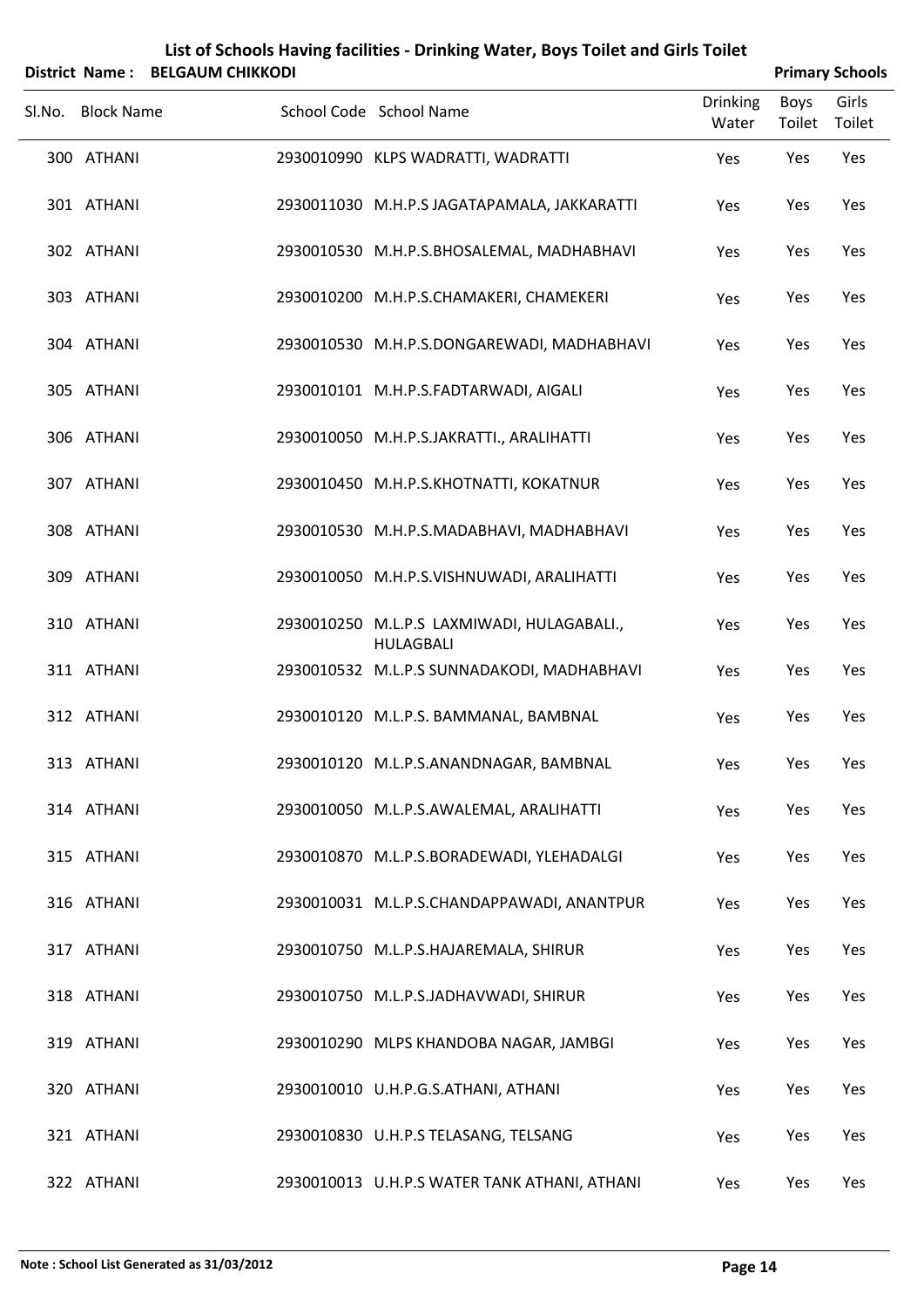# List of Schools Having facilities - Drinking Water, Boys Toilet and Girls Toilet

**District Name : BELGAUM CHIKKODI** **Primary Schools**

| Sl.No. | Block Name | School Code | School Name | Drinking Water | Boys Toilet | Girls Toilet |
|---|---|---|---|---|---|---|
| 300 | ATHANI | 2930010990 | KLPS WADRATTI, WADRATTI | Yes | Yes | Yes |
| 301 | ATHANI | 2930011030 | M.H.P.S JAGATAPAMALA, JAKKARATTI | Yes | Yes | Yes |
| 302 | ATHANI | 2930010530 | M.H.P.S.BHOSALEMAL, MADHABHAVI | Yes | Yes | Yes |
| 303 | ATHANI | 2930010200 | M.H.P.S.CHAMAKERI, CHAMEKERI | Yes | Yes | Yes |
| 304 | ATHANI | 2930010530 | M.H.P.S.DONGAREWADI, MADHABHAVI | Yes | Yes | Yes |
| 305 | ATHANI | 2930010101 | M.H.P.S.FADTARWADI, AIGALI | Yes | Yes | Yes |
| 306 | ATHANI | 2930010050 | M.H.P.S.JAKRATTI., ARALIHATTI | Yes | Yes | Yes |
| 307 | ATHANI | 2930010450 | M.H.P.S.KHOTNATTI, KOKATNUR | Yes | Yes | Yes |
| 308 | ATHANI | 2930010530 | M.H.P.S.MADABHAVI, MADHABHAVI | Yes | Yes | Yes |
| 309 | ATHANI | 2930010050 | M.H.P.S.VISHNUWADI, ARALIHATTI | Yes | Yes | Yes |
| 310 | ATHANI | 2930010250 | M.L.P.S LAXMIWADI, HULAGABALI., HULAGBALI | Yes | Yes | Yes |
| 311 | ATHANI | 2930010532 | M.L.P.S SUNNADAKODI, MADHABHAVI | Yes | Yes | Yes |
| 312 | ATHANI | 2930010120 | M.L.P.S. BAMMANAL, BAMBNAL | Yes | Yes | Yes |
| 313 | ATHANI | 2930010120 | M.L.P.S.ANANDNAGAR, BAMBNAL | Yes | Yes | Yes |
| 314 | ATHANI | 2930010050 | M.L.P.S.AWALEMAL, ARALIHATTI | Yes | Yes | Yes |
| 315 | ATHANI | 2930010870 | M.L.P.S.BORADEWADI, YLEHADALGI | Yes | Yes | Yes |
| 316 | ATHANI | 2930010031 | M.L.P.S.CHANDAPPAWADI, ANANTPUR | Yes | Yes | Yes |
| 317 | ATHANI | 2930010750 | M.L.P.S.HAJAREMALA, SHIRUR | Yes | Yes | Yes |
| 318 | ATHANI | 2930010750 | M.L.P.S.JADHAVWADI, SHIRUR | Yes | Yes | Yes |
| 319 | ATHANI | 2930010290 | MLPS KHANDOBA NAGAR, JAMBGI | Yes | Yes | Yes |
| 320 | ATHANI | 2930010010 | U.H.P.G.S.ATHANI, ATHANI | Yes | Yes | Yes |
| 321 | ATHANI | 2930010830 | U.H.P.S TELASANG, TELSANG | Yes | Yes | Yes |
| 322 | ATHANI | 2930010013 | U.H.P.S WATER TANK ATHANI, ATHANI | Yes | Yes | Yes |

**Note : School List Generated as 31/03/2012**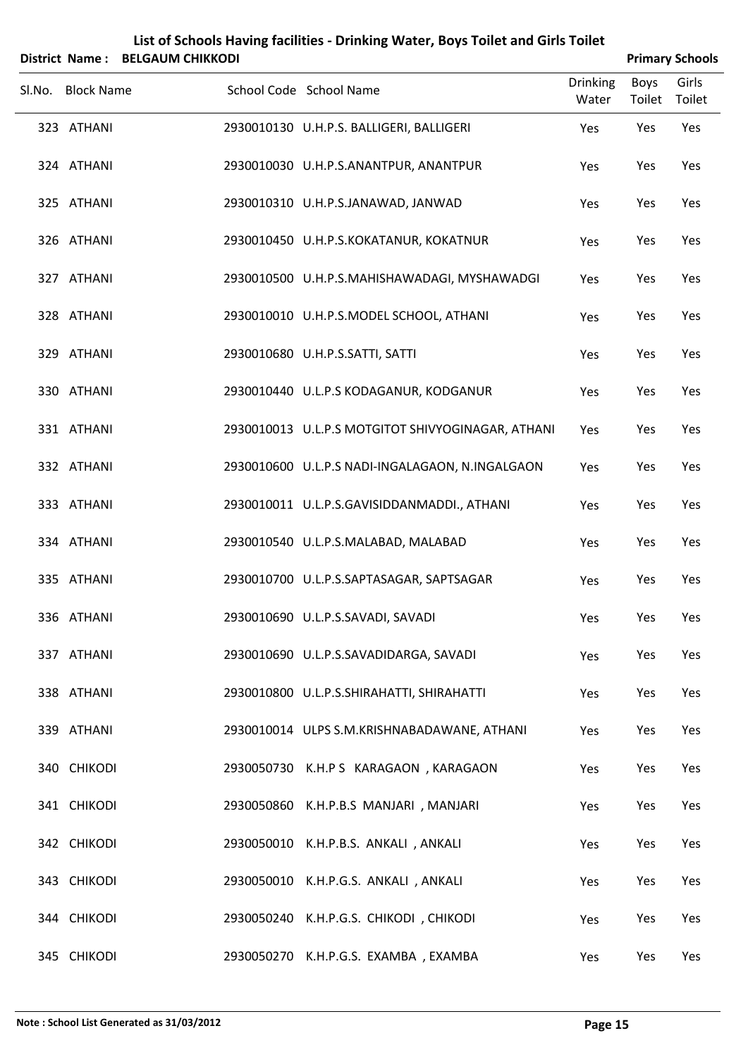# List of Schools Having facilities - Drinking Water, Boys Toilet and Girls Toilet

**District Name : BELGAUM CHIKKODI** **Primary Schools**

| Sl.No. | Block Name | School Code | School Name | Drinking Water | Boys Toilet | Girls Toilet |
|---|---|---|---|---|---|---|
| 323 | ATHANI | 2930010130 | U.H.P.S. BALLIGERI, BALLIGERI | Yes | Yes | Yes |
| 324 | ATHANI | 2930010030 | U.H.P.S.ANANTPUR, ANANTPUR | Yes | Yes | Yes |
| 325 | ATHANI | 2930010310 | U.H.P.S.JANAWAD, JANWAD | Yes | Yes | Yes |
| 326 | ATHANI | 2930010450 | U.H.P.S.KOKATANUR, KOKATNUR | Yes | Yes | Yes |
| 327 | ATHANI | 2930010500 | U.H.P.S.MAHISHAWADAGI, MYSHAWADGI | Yes | Yes | Yes |
| 328 | ATHANI | 2930010010 | U.H.P.S.MODEL SCHOOL, ATHANI | Yes | Yes | Yes |
| 329 | ATHANI | 2930010680 | U.H.P.S.SATTI, SATTI | Yes | Yes | Yes |
| 330 | ATHANI | 2930010440 | U.L.P.S KODAGANUR, KODGANUR | Yes | Yes | Yes |
| 331 | ATHANI | 2930010013 | U.L.P.S MOTGITOT SHIVYOGINAGAR, ATHANI | Yes | Yes | Yes |
| 332 | ATHANI | 2930010600 | U.L.P.S NADI-INGALAGAON, N.INGALGAON | Yes | Yes | Yes |
| 333 | ATHANI | 2930010011 | U.L.P.S.GAVISIDDANMADDI., ATHANI | Yes | Yes | Yes |
| 334 | ATHANI | 2930010540 | U.L.P.S.MALABAD, MALABAD | Yes | Yes | Yes |
| 335 | ATHANI | 2930010700 | U.L.P.S.SAPTASAGAR, SAPTSAGAR | Yes | Yes | Yes |
| 336 | ATHANI | 2930010690 | U.L.P.S.SAVADI, SAVADI | Yes | Yes | Yes |
| 337 | ATHANI | 2930010690 | U.L.P.S.SAVADIDARGA, SAVADI | Yes | Yes | Yes |
| 338 | ATHANI | 2930010800 | U.L.P.S.SHIRAHATTI, SHIRAHATTI | Yes | Yes | Yes |
| 339 | ATHANI | 2930010014 | ULPS S.M.KRISHNABADAWANE, ATHANI | Yes | Yes | Yes |
| 340 | CHIKODI | 2930050730 | K.H.P S KARAGAON , KARAGAON | Yes | Yes | Yes |
| 341 | CHIKODI | 2930050860 | K.H.P.B.S MANJARI , MANJARI | Yes | Yes | Yes |
| 342 | CHIKODI | 2930050010 | K.H.P.B.S. ANKALI , ANKALI | Yes | Yes | Yes |
| 343 | CHIKODI | 2930050010 | K.H.P.G.S. ANKALI , ANKALI | Yes | Yes | Yes |
| 344 | CHIKODI | 2930050240 | K.H.P.G.S. CHIKODI , CHIKODI | Yes | Yes | Yes |
| 345 | CHIKODI | 2930050270 | K.H.P.G.S. EXAMBA , EXAMBA | Yes | Yes | Yes |

**Note : School List Generated as 31/03/2012**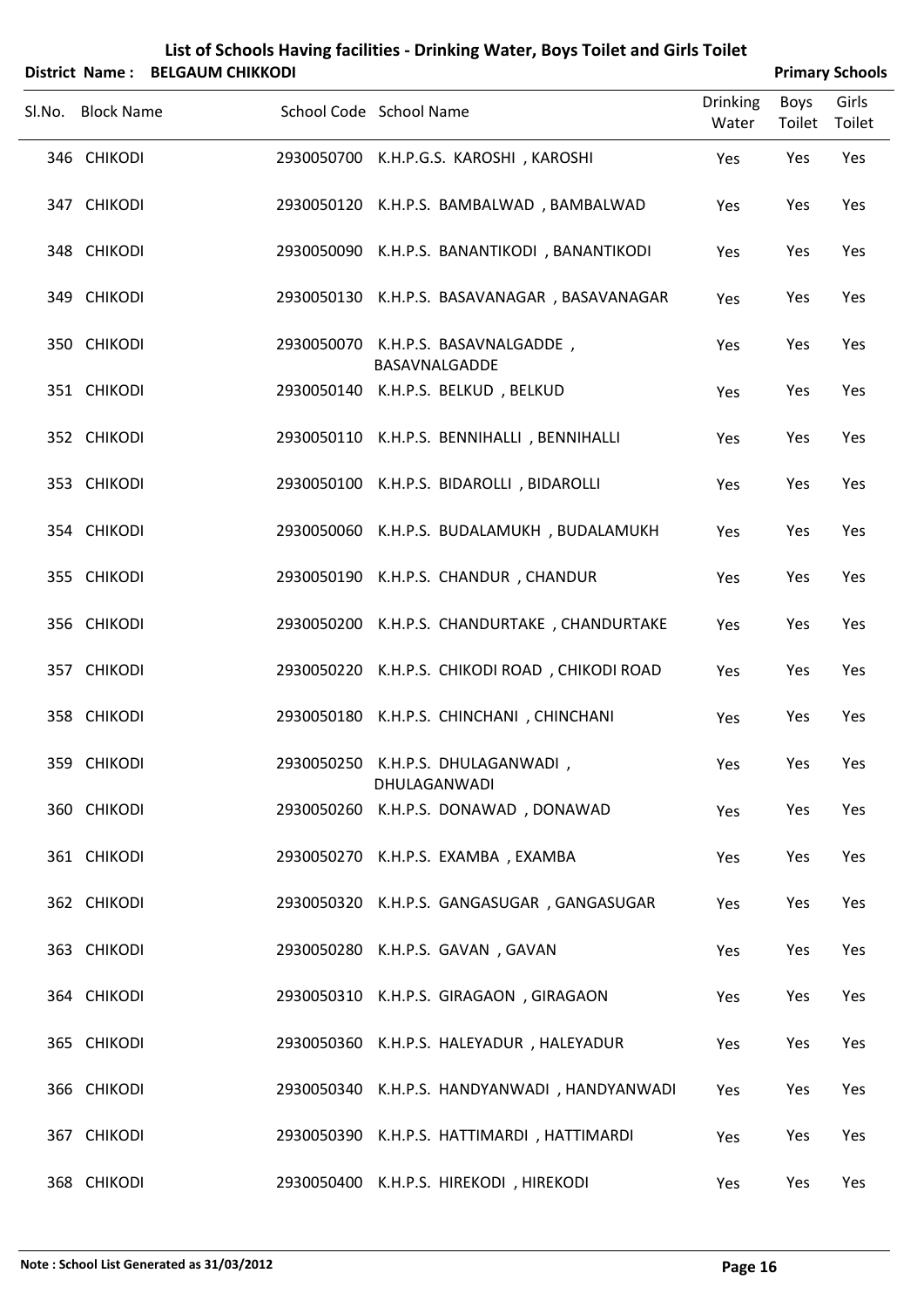# List of Schools Having facilities - Drinking Water, Boys Toilet and Girls Toilet

**District Name : BELGAUM CHIKKODI** **Primary Schools**

| Sl.No. | Block Name | School Code | School Name | Drinking Water | Boys Toilet | Girls Toilet |
|---|---|---|---|---|---|---|
| 346 | CHIKODI | 2930050700 | K.H.P.G.S. KAROSHI , KAROSHI | Yes | Yes | Yes |
| 347 | CHIKODI | 2930050120 | K.H.P.S. BAMBALWAD , BAMBALWAD | Yes | Yes | Yes |
| 348 | CHIKODI | 2930050090 | K.H.P.S. BANANTIKODI , BANANTIKODI | Yes | Yes | Yes |
| 349 | CHIKODI | 2930050130 | K.H.P.S. BASAVANAGAR , BASAVANAGAR | Yes | Yes | Yes |
| 350 | CHIKODI | 2930050070 | K.H.P.S. BASAVNALGADDE , BASAVNALGADDE | Yes | Yes | Yes |
| 351 | CHIKODI | 2930050140 | K.H.P.S. BELKUD , BELKUD | Yes | Yes | Yes |
| 352 | CHIKODI | 2930050110 | K.H.P.S. BENNIHALLI , BENNIHALLI | Yes | Yes | Yes |
| 353 | CHIKODI | 2930050100 | K.H.P.S. BIDAROLLI , BIDAROLLI | Yes | Yes | Yes |
| 354 | CHIKODI | 2930050060 | K.H.P.S. BUDALAMUKH , BUDALAMUKH | Yes | Yes | Yes |
| 355 | CHIKODI | 2930050190 | K.H.P.S. CHANDUR , CHANDUR | Yes | Yes | Yes |
| 356 | CHIKODI | 2930050200 | K.H.P.S. CHANDURTAKE , CHANDURTAKE | Yes | Yes | Yes |
| 357 | CHIKODI | 2930050220 | K.H.P.S. CHIKODI ROAD , CHIKODI ROAD | Yes | Yes | Yes |
| 358 | CHIKODI | 2930050180 | K.H.P.S. CHINCHANI , CHINCHANI | Yes | Yes | Yes |
| 359 | CHIKODI | 2930050250 | K.H.P.S. DHULAGANWADI , DHULAGANWADI | Yes | Yes | Yes |
| 360 | CHIKODI | 2930050260 | K.H.P.S. DONAWAD , DONAWAD | Yes | Yes | Yes |
| 361 | CHIKODI | 2930050270 | K.H.P.S. EXAMBA , EXAMBA | Yes | Yes | Yes |
| 362 | CHIKODI | 2930050320 | K.H.P.S. GANGASUGAR , GANGASUGAR | Yes | Yes | Yes |
| 363 | CHIKODI | 2930050280 | K.H.P.S. GAVAN , GAVAN | Yes | Yes | Yes |
| 364 | CHIKODI | 2930050310 | K.H.P.S. GIRAGAON , GIRAGAON | Yes | Yes | Yes |
| 365 | CHIKODI | 2930050360 | K.H.P.S. HALEYADUR , HALEYADUR | Yes | Yes | Yes |
| 366 | CHIKODI | 2930050340 | K.H.P.S. HANDYANWADI , HANDYANWADI | Yes | Yes | Yes |
| 367 | CHIKODI | 2930050390 | K.H.P.S. HATTIMARDI , HATTIMARDI | Yes | Yes | Yes |
| 368 | CHIKODI | 2930050400 | K.H.P.S. HIREKODI , HIREKODI | Yes | Yes | Yes |

**Note : School List Generated as 31/03/2012**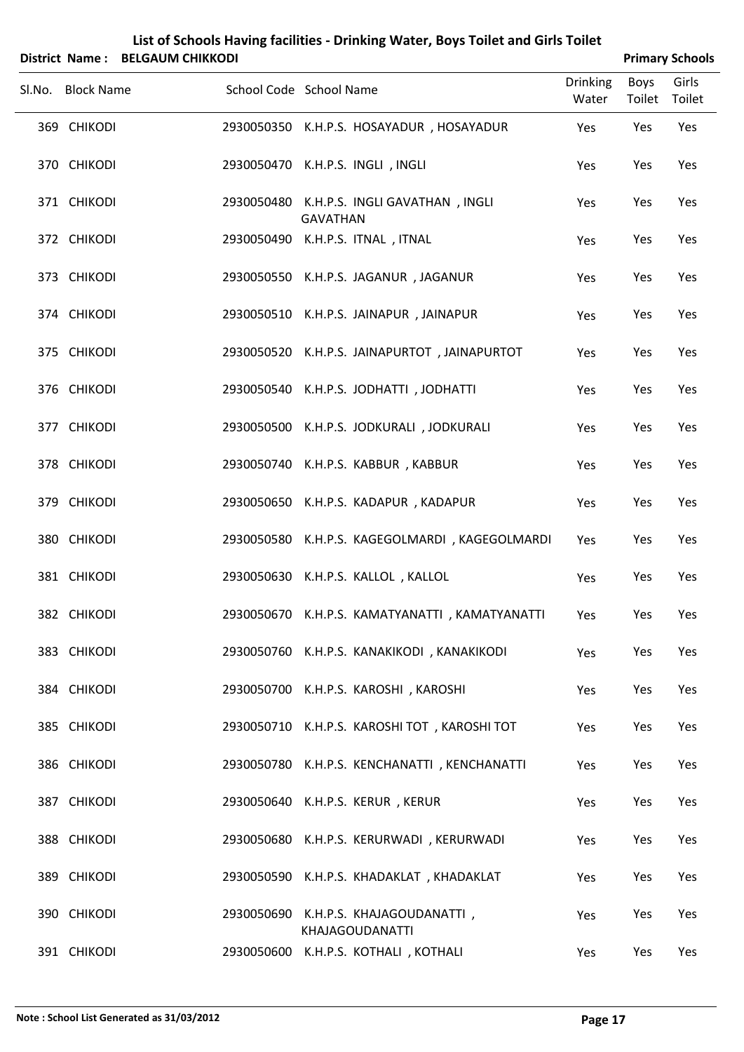# List of Schools Having facilities - Drinking Water, Boys Toilet and Girls Toilet

**District Name : BELGAUM CHIKKODI** **Primary Schools**

| Sl.No. | Block Name | School Code | School Name | Drinking Water | Boys Toilet | Girls Toilet |
|---|---|---|---|---|---|---|
| 369 | CHIKODI | 2930050350 | K.H.P.S. HOSAYADUR , HOSAYADUR | Yes | Yes | Yes |
| 370 | CHIKODI | 2930050470 | K.H.P.S. INGLI , INGLI | Yes | Yes | Yes |
| 371 | CHIKODI | 2930050480 | K.H.P.S. INGLI GAVATHAN , INGLI GAVATHAN | Yes | Yes | Yes |
| 372 | CHIKODI | 2930050490 | K.H.P.S. ITNAL , ITNAL | Yes | Yes | Yes |
| 373 | CHIKODI | 2930050550 | K.H.P.S. JAGANUR , JAGANUR | Yes | Yes | Yes |
| 374 | CHIKODI | 2930050510 | K.H.P.S. JAINAPUR , JAINAPUR | Yes | Yes | Yes |
| 375 | CHIKODI | 2930050520 | K.H.P.S. JAINAPURTOT , JAINAPURTOT | Yes | Yes | Yes |
| 376 | CHIKODI | 2930050540 | K.H.P.S. JODHATTI , JODHATTI | Yes | Yes | Yes |
| 377 | CHIKODI | 2930050500 | K.H.P.S. JODKURALI , JODKURALI | Yes | Yes | Yes |
| 378 | CHIKODI | 2930050740 | K.H.P.S. KABBUR , KABBUR | Yes | Yes | Yes |
| 379 | CHIKODI | 2930050650 | K.H.P.S. KADAPUR , KADAPUR | Yes | Yes | Yes |
| 380 | CHIKODI | 2930050580 | K.H.P.S. KAGEGOLMARDI , KAGEGOLMARDI | Yes | Yes | Yes |
| 381 | CHIKODI | 2930050630 | K.H.P.S. KALLOL , KALLOL | Yes | Yes | Yes |
| 382 | CHIKODI | 2930050670 | K.H.P.S. KAMATYANATTI , KAMATYANATTI | Yes | Yes | Yes |
| 383 | CHIKODI | 2930050760 | K.H.P.S. KANAKIKODI , KANAKIKODI | Yes | Yes | Yes |
| 384 | CHIKODI | 2930050700 | K.H.P.S. KAROSHI , KAROSHI | Yes | Yes | Yes |
| 385 | CHIKODI | 2930050710 | K.H.P.S. KAROSHI TOT , KAROSHI TOT | Yes | Yes | Yes |
| 386 | CHIKODI | 2930050780 | K.H.P.S. KENCHANATTI , KENCHANATTI | Yes | Yes | Yes |
| 387 | CHIKODI | 2930050640 | K.H.P.S. KERUR , KERUR | Yes | Yes | Yes |
| 388 | CHIKODI | 2930050680 | K.H.P.S. KERURWADI , KERURWADI | Yes | Yes | Yes |
| 389 | CHIKODI | 2930050590 | K.H.P.S. KHADAKLAT , KHADAKLAT | Yes | Yes | Yes |
| 390 | CHIKODI | 2930050690 | K.H.P.S. KHAJAGOUDANATTI , KHAJAGOUDANATTI | Yes | Yes | Yes |
| 391 | CHIKODI | 2930050600 | K.H.P.S. KOTHALI , KOTHALI | Yes | Yes | Yes |

**Note : School List Generated as 31/03/2012**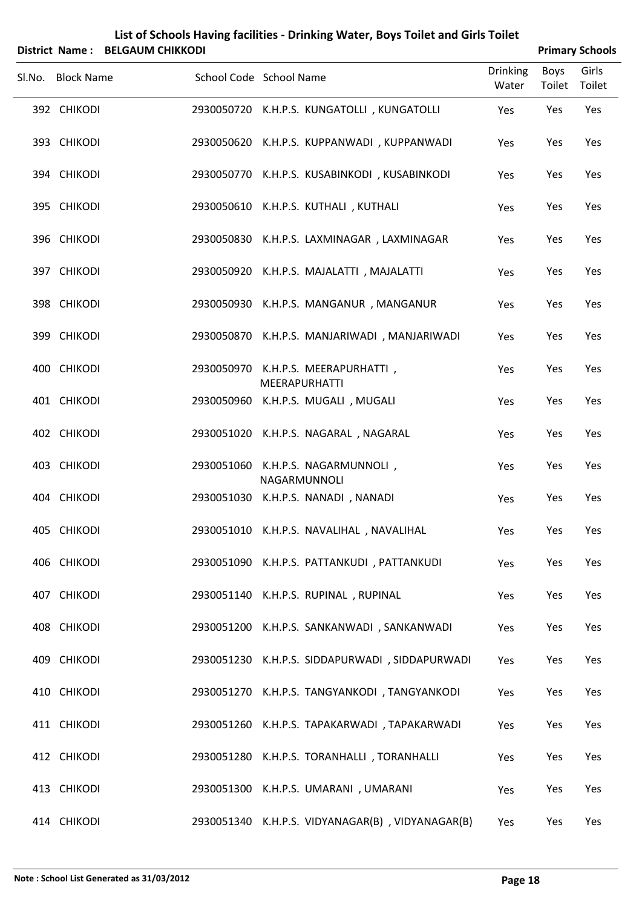# List of Schools Having facilities - Drinking Water, Boys Toilet and Girls Toilet

**District Name : BELGAUM CHIKKODI** **Primary Schools**

| Sl.No. | Block Name | School Code | School Name | Drinking Water | Boys Toilet | Girls Toilet |
|---|---|---|---|---|---|---|
| 392 | CHIKODI | 2930050720 | K.H.P.S. KUNGATOLLI , KUNGATOLLI | Yes | Yes | Yes |
| 393 | CHIKODI | 2930050620 | K.H.P.S. KUPPANWADI , KUPPANWADI | Yes | Yes | Yes |
| 394 | CHIKODI | 2930050770 | K.H.P.S. KUSABINKODI , KUSABINKODI | Yes | Yes | Yes |
| 395 | CHIKODI | 2930050610 | K.H.P.S. KUTHALI , KUTHALI | Yes | Yes | Yes |
| 396 | CHIKODI | 2930050830 | K.H.P.S. LAXMINAGAR , LAXMINAGAR | Yes | Yes | Yes |
| 397 | CHIKODI | 2930050920 | K.H.P.S. MAJALATTI , MAJALATTI | Yes | Yes | Yes |
| 398 | CHIKODI | 2930050930 | K.H.P.S. MANGANUR , MANGANUR | Yes | Yes | Yes |
| 399 | CHIKODI | 2930050870 | K.H.P.S. MANJARIWADI , MANJARIWADI | Yes | Yes | Yes |
| 400 | CHIKODI | 2930050970 | K.H.P.S. MEERAPURHATTI , MEERAPURHATTI | Yes | Yes | Yes |
| 401 | CHIKODI | 2930050960 | K.H.P.S. MUGALI , MUGALI | Yes | Yes | Yes |
| 402 | CHIKODI | 2930051020 | K.H.P.S. NAGARAL , NAGARAL | Yes | Yes | Yes |
| 403 | CHIKODI | 2930051060 | K.H.P.S. NAGARMUNNOLI , NAGARMUNNOLI | Yes | Yes | Yes |
| 404 | CHIKODI | 2930051030 | K.H.P.S. NANADI , NANADI | Yes | Yes | Yes |
| 405 | CHIKODI | 2930051010 | K.H.P.S. NAVALIHAL , NAVALIHAL | Yes | Yes | Yes |
| 406 | CHIKODI | 2930051090 | K.H.P.S. PATTANKUDI , PATTANKUDI | Yes | Yes | Yes |
| 407 | CHIKODI | 2930051140 | K.H.P.S. RUPINAL , RUPINAL | Yes | Yes | Yes |
| 408 | CHIKODI | 2930051200 | K.H.P.S. SANKANWADI , SANKANWADI | Yes | Yes | Yes |
| 409 | CHIKODI | 2930051230 | K.H.P.S. SIDDAPURWADI , SIDDAPURWADI | Yes | Yes | Yes |
| 410 | CHIKODI | 2930051270 | K.H.P.S. TANGYANKODI , TANGYANKODI | Yes | Yes | Yes |
| 411 | CHIKODI | 2930051260 | K.H.P.S. TAPAKARWADI , TAPAKARWADI | Yes | Yes | Yes |
| 412 | CHIKODI | 2930051280 | K.H.P.S. TORANHALLI , TORANHALLI | Yes | Yes | Yes |
| 413 | CHIKODI | 2930051300 | K.H.P.S. UMARANI , UMARANI | Yes | Yes | Yes |
| 414 | CHIKODI | 2930051340 | K.H.P.S. VIDYANAGAR(B) , VIDYANAGAR(B) | Yes | Yes | Yes |

**Note : School List Generated as 31/03/2012**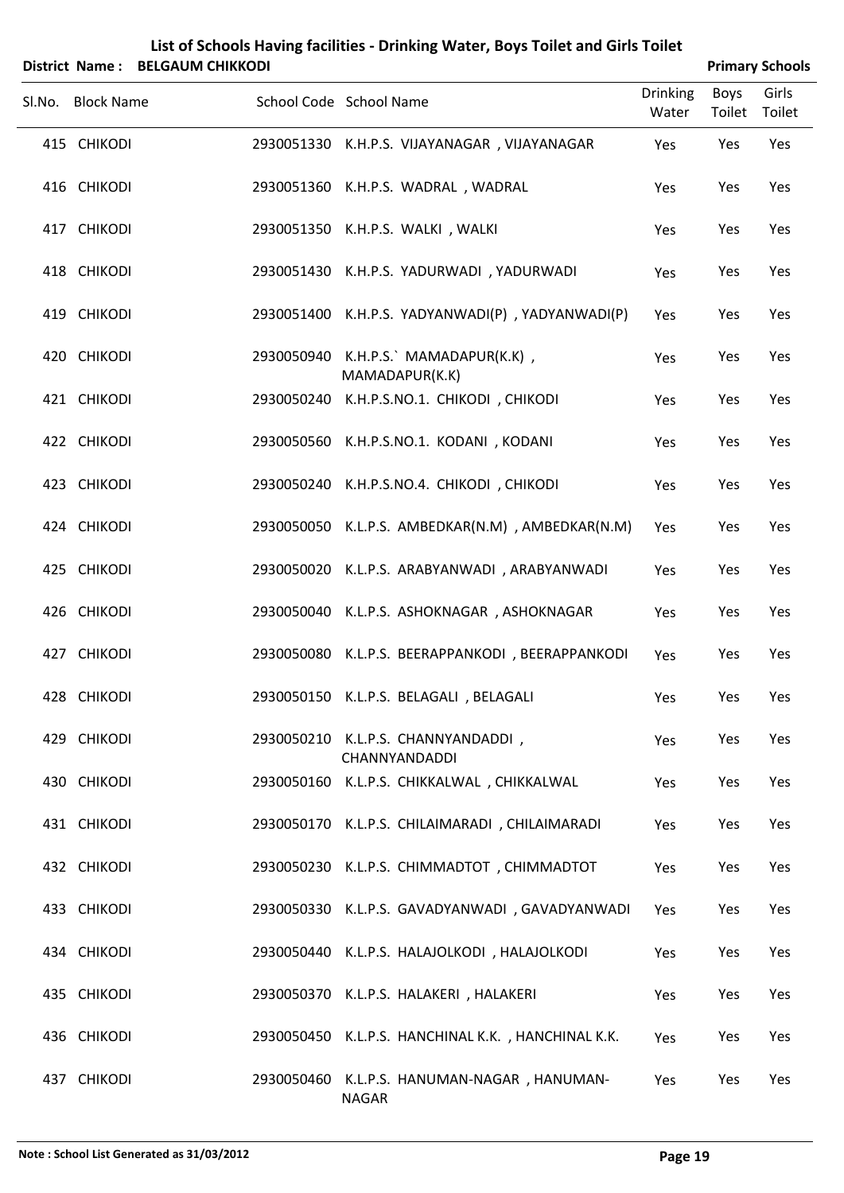# List of Schools Having facilities - Drinking Water, Boys Toilet and Girls Toilet

**District Name : BELGAUM CHIKKODI** **Primary Schools**

| Sl.No. | Block Name | School Code | School Name | Drinking Water | Boys Toilet | Girls Toilet |
|---|---|---|---|---|---|---|
| 415 | CHIKODI | 2930051330 | K.H.P.S. VIJAYANAGAR , VIJAYANAGAR | Yes | Yes | Yes |
| 416 | CHIKODI | 2930051360 | K.H.P.S. WADRAL , WADRAL | Yes | Yes | Yes |
| 417 | CHIKODI | 2930051350 | K.H.P.S. WALKI , WALKI | Yes | Yes | Yes |
| 418 | CHIKODI | 2930051430 | K.H.P.S. YADURWADI , YADURWADI | Yes | Yes | Yes |
| 419 | CHIKODI | 2930051400 | K.H.P.S. YADYANWADI(P) , YADYANWADI(P) | Yes | Yes | Yes |
| 420 | CHIKODI | 2930050940 | K.H.P.S.` MAMADAPUR(K.K) , MAMADAPUR(K.K) | Yes | Yes | Yes |
| 421 | CHIKODI | 2930050240 | K.H.P.S.NO.1. CHIKODI , CHIKODI | Yes | Yes | Yes |
| 422 | CHIKODI | 2930050560 | K.H.P.S.NO.1. KODANI , KODANI | Yes | Yes | Yes |
| 423 | CHIKODI | 2930050240 | K.H.P.S.NO.4. CHIKODI , CHIKODI | Yes | Yes | Yes |
| 424 | CHIKODI | 2930050050 | K.L.P.S. AMBEDKAR(N.M) , AMBEDKAR(N.M) | Yes | Yes | Yes |
| 425 | CHIKODI | 2930050020 | K.L.P.S. ARABYANWADI , ARABYANWADI | Yes | Yes | Yes |
| 426 | CHIKODI | 2930050040 | K.L.P.S. ASHOKNAGAR , ASHOKNAGAR | Yes | Yes | Yes |
| 427 | CHIKODI | 2930050080 | K.L.P.S. BEERAPPANKODI , BEERAPPANKODI | Yes | Yes | Yes |
| 428 | CHIKODI | 2930050150 | K.L.P.S. BELAGALI , BELAGALI | Yes | Yes | Yes |
| 429 | CHIKODI | 2930050210 | K.L.P.S. CHANNYANDADDI , CHANNYANDADDI | Yes | Yes | Yes |
| 430 | CHIKODI | 2930050160 | K.L.P.S. CHIKKALWAL , CHIKKALWAL | Yes | Yes | Yes |
| 431 | CHIKODI | 2930050170 | K.L.P.S. CHILAIMARADI , CHILAIMARADI | Yes | Yes | Yes |
| 432 | CHIKODI | 2930050230 | K.L.P.S. CHIMMADTOT , CHIMMADTOT | Yes | Yes | Yes |
| 433 | CHIKODI | 2930050330 | K.L.P.S. GAVADYANWADI , GAVADYANWADI | Yes | Yes | Yes |
| 434 | CHIKODI | 2930050440 | K.L.P.S. HALAJOLKODI , HALAJOLKODI | Yes | Yes | Yes |
| 435 | CHIKODI | 2930050370 | K.L.P.S. HALAKERI , HALAKERI | Yes | Yes | Yes |
| 436 | CHIKODI | 2930050450 | K.L.P.S. HANCHINAL K.K. , HANCHINAL K.K. | Yes | Yes | Yes |
| 437 | CHIKODI | 2930050460 | K.L.P.S. HANUMAN-NAGAR , HANUMAN-NAGAR | Yes | Yes | Yes |

**Note : School List Generated as 31/03/2012**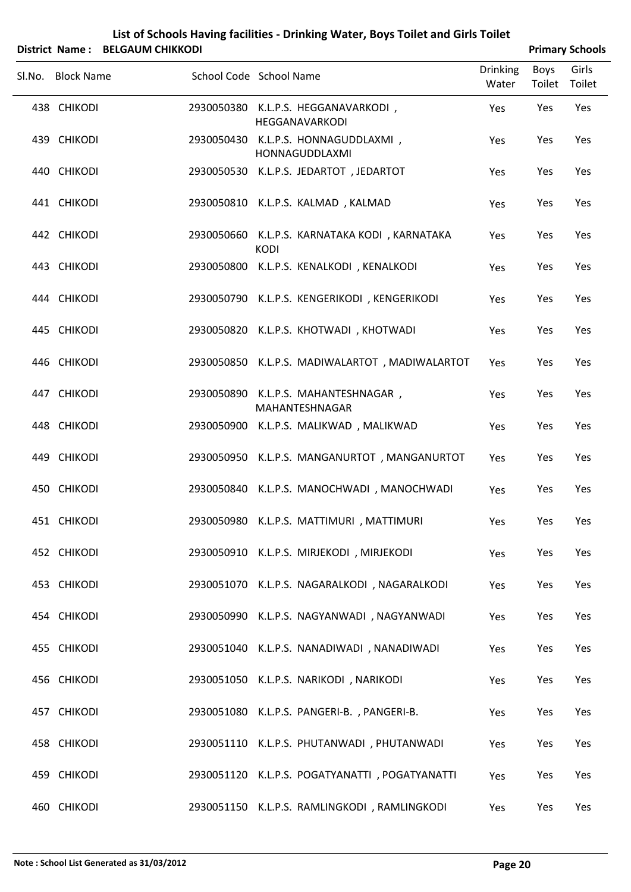# List of Schools Having facilities - Drinking Water, Boys Toilet and Girls Toilet

**District Name : BELGAUM CHIKKODI** **Primary Schools**

| Sl.No. | Block Name | School Code | School Name | Drinking Water | Boys Toilet | Girls Toilet |
|---|---|---|---|---|---|---|
| 438 | CHIKODI | 2930050380 | K.L.P.S. HEGGANAVARKODI , HEGGANAVARKODI | Yes | Yes | Yes |
| 439 | CHIKODI | 2930050430 | K.L.P.S. HONNAGUDDLAXMI , HONNAGUDDLAXMI | Yes | Yes | Yes |
| 440 | CHIKODI | 2930050530 | K.L.P.S. JEDARTOT , JEDARTOT | Yes | Yes | Yes |
| 441 | CHIKODI | 2930050810 | K.L.P.S. KALMAD , KALMAD | Yes | Yes | Yes |
| 442 | CHIKODI | 2930050660 | K.L.P.S. KARNATAKA KODI , KARNATAKA KODI | Yes | Yes | Yes |
| 443 | CHIKODI | 2930050800 | K.L.P.S. KENALKODI , KENALKODI | Yes | Yes | Yes |
| 444 | CHIKODI | 2930050790 | K.L.P.S. KENGERIKODI , KENGERIKODI | Yes | Yes | Yes |
| 445 | CHIKODI | 2930050820 | K.L.P.S. KHOTWADI , KHOTWADI | Yes | Yes | Yes |
| 446 | CHIKODI | 2930050850 | K.L.P.S. MADIWALARTOT , MADIWALARTOT | Yes | Yes | Yes |
| 447 | CHIKODI | 2930050890 | K.L.P.S. MAHANTESHNAGAR , MAHANTESHNAGAR | Yes | Yes | Yes |
| 448 | CHIKODI | 2930050900 | K.L.P.S. MALIKWAD , MALIKWAD | Yes | Yes | Yes |
| 449 | CHIKODI | 2930050950 | K.L.P.S. MANGANURTOT , MANGANURTOT | Yes | Yes | Yes |
| 450 | CHIKODI | 2930050840 | K.L.P.S. MANOCHWADI , MANOCHWADI | Yes | Yes | Yes |
| 451 | CHIKODI | 2930050980 | K.L.P.S. MATTIMURI , MATTIMURI | Yes | Yes | Yes |
| 452 | CHIKODI | 2930050910 | K.L.P.S. MIRJEKODI , MIRJEKODI | Yes | Yes | Yes |
| 453 | CHIKODI | 2930051070 | K.L.P.S. NAGARALKODI , NAGARALKODI | Yes | Yes | Yes |
| 454 | CHIKODI | 2930050990 | K.L.P.S. NAGYANWADI , NAGYANWADI | Yes | Yes | Yes |
| 455 | CHIKODI | 2930051040 | K.L.P.S. NANADIWADI , NANADIWADI | Yes | Yes | Yes |
| 456 | CHIKODI | 2930051050 | K.L.P.S. NARIKODI , NARIKODI | Yes | Yes | Yes |
| 457 | CHIKODI | 2930051080 | K.L.P.S. PANGERI-B. , PANGERI-B. | Yes | Yes | Yes |
| 458 | CHIKODI | 2930051110 | K.L.P.S. PHUTANWADI , PHUTANWADI | Yes | Yes | Yes |
| 459 | CHIKODI | 2930051120 | K.L.P.S. POGATYANATTI , POGATYANATTI | Yes | Yes | Yes |
| 460 | CHIKODI | 2930051150 | K.L.P.S. RAMLINGKODI , RAMLINGKODI | Yes | Yes | Yes |

**Note : School List Generated as 31/03/2012**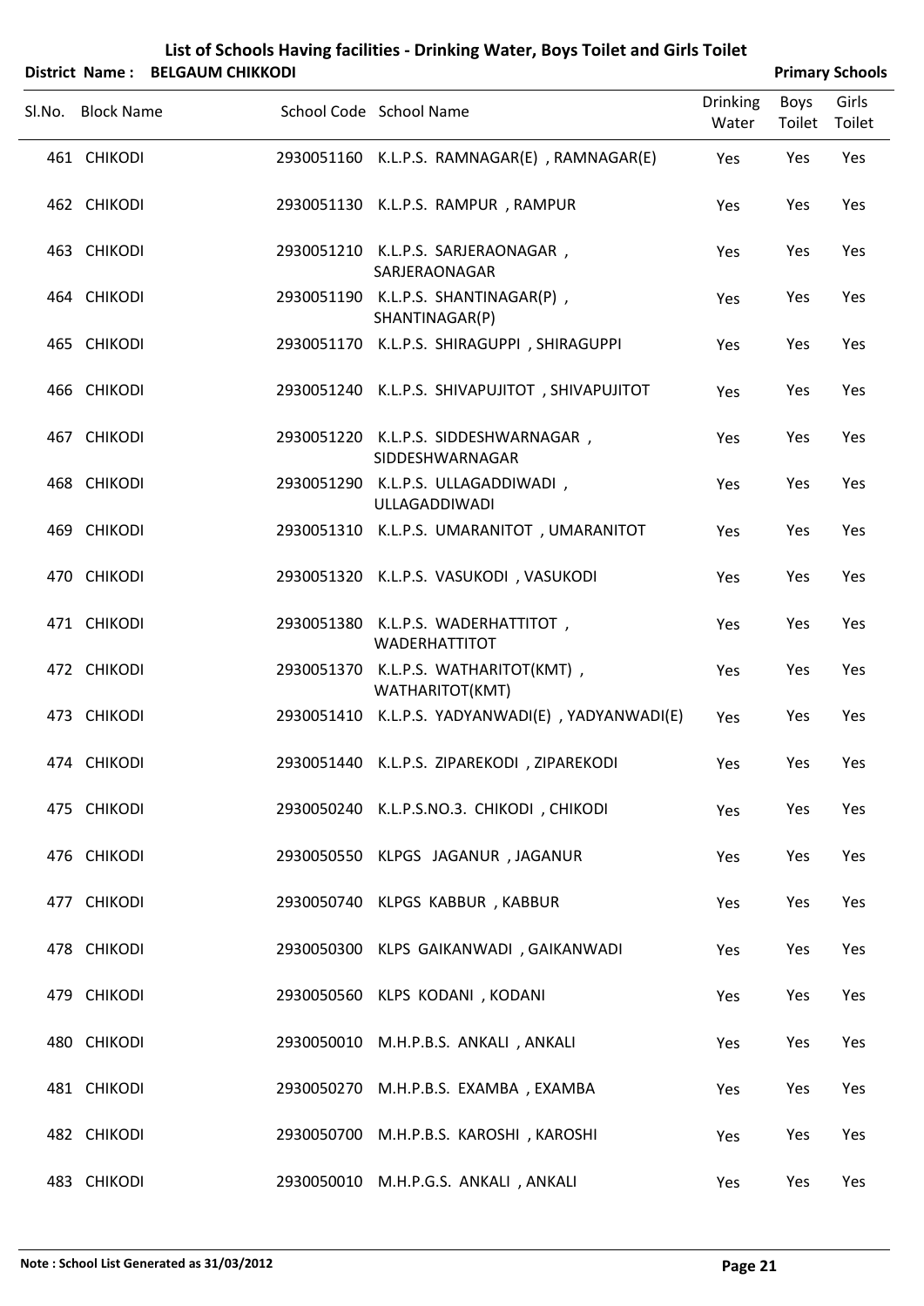# List of Schools Having facilities - Drinking Water, Boys Toilet and Girls Toilet

**District Name : BELGAUM CHIKKODI** | **Primary Schools**

| Sl.No. | Block Name | School Code | School Name | Drinking Water | Boys Toilet | Girls Toilet |
|---|---|---|---|---|---|---|
| 461 | CHIKODI | 2930051160 | K.L.P.S. RAMNAGAR(E) , RAMNAGAR(E) | Yes | Yes | Yes |
| 462 | CHIKODI | 2930051130 | K.L.P.S. RAMPUR , RAMPUR | Yes | Yes | Yes |
| 463 | CHIKODI | 2930051210 | K.L.P.S. SARJERAONAGAR , SARJERAONAGAR | Yes | Yes | Yes |
| 464 | CHIKODI | 2930051190 | K.L.P.S. SHANTINAGAR(P) , SHANTINAGAR(P) | Yes | Yes | Yes |
| 465 | CHIKODI | 2930051170 | K.L.P.S. SHIRAGUPPI , SHIRAGUPPI | Yes | Yes | Yes |
| 466 | CHIKODI | 2930051240 | K.L.P.S. SHIVAPUJITOT , SHIVAPUJITOT | Yes | Yes | Yes |
| 467 | CHIKODI | 2930051220 | K.L.P.S. SIDDESHWARNAGAR , SIDDESHWARNAGAR | Yes | Yes | Yes |
| 468 | CHIKODI | 2930051290 | K.L.P.S. ULLAGADDIWADI , ULLAGADDIWADI | Yes | Yes | Yes |
| 469 | CHIKODI | 2930051310 | K.L.P.S. UMARANITOT , UMARANITOT | Yes | Yes | Yes |
| 470 | CHIKODI | 2930051320 | K.L.P.S. VASUKODI , VASUKODI | Yes | Yes | Yes |
| 471 | CHIKODI | 2930051380 | K.L.P.S. WADERHATTITOT , WADERHATTITOT | Yes | Yes | Yes |
| 472 | CHIKODI | 2930051370 | K.L.P.S. WATHARITOT(KMT) , WATHARITOT(KMT) | Yes | Yes | Yes |
| 473 | CHIKODI | 2930051410 | K.L.P.S. YADYANWADI(E) , YADYANWADI(E) | Yes | Yes | Yes |
| 474 | CHIKODI | 2930051440 | K.L.P.S. ZIPAREKODI , ZIPAREKODI | Yes | Yes | Yes |
| 475 | CHIKODI | 2930050240 | K.L.P.S.NO.3. CHIKODI , CHIKODI | Yes | Yes | Yes |
| 476 | CHIKODI | 2930050550 | KLPGS JAGANUR , JAGANUR | Yes | Yes | Yes |
| 477 | CHIKODI | 2930050740 | KLPGS KABBUR , KABBUR | Yes | Yes | Yes |
| 478 | CHIKODI | 2930050300 | KLPS GAIKANWADI , GAIKANWADI | Yes | Yes | Yes |
| 479 | CHIKODI | 2930050560 | KLPS KODANI , KODANI | Yes | Yes | Yes |
| 480 | CHIKODI | 2930050010 | M.H.P.B.S. ANKALI , ANKALI | Yes | Yes | Yes |
| 481 | CHIKODI | 2930050270 | M.H.P.B.S. EXAMBA , EXAMBA | Yes | Yes | Yes |
| 482 | CHIKODI | 2930050700 | M.H.P.B.S. KAROSHI , KAROSHI | Yes | Yes | Yes |
| 483 | CHIKODI | 2930050010 | M.H.P.G.S. ANKALI , ANKALI | Yes | Yes | Yes |

**Note : School List Generated as 31/03/2012**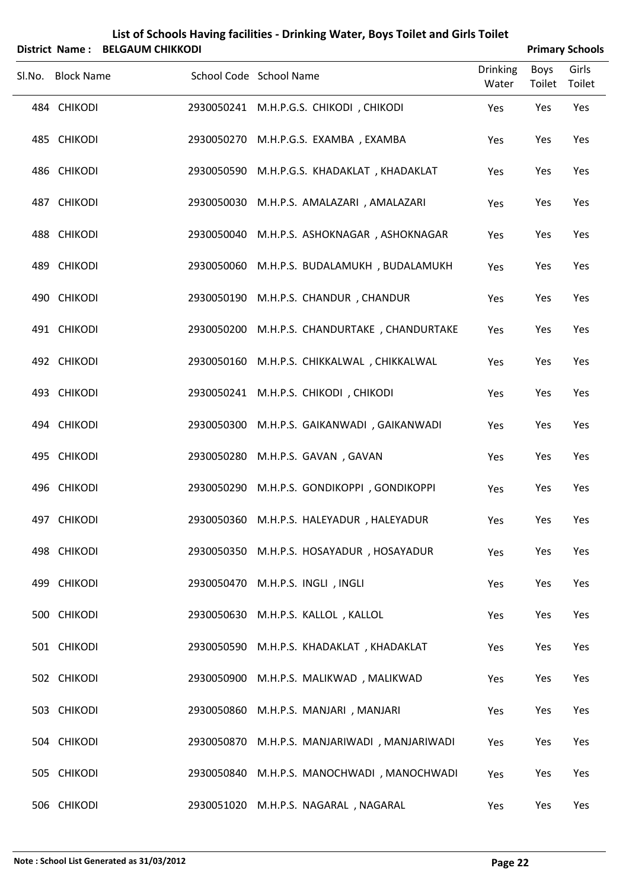# List of Schools Having facilities - Drinking Water, Boys Toilet and Girls Toilet

**District Name : BELGAUM CHIKKODI** **Primary Schools**

| Sl.No. | Block Name | School Code | School Name | Drinking Water | Boys Toilet | Girls Toilet |
|---|---|---|---|---|---|---|
| 484 | CHIKODI | 2930050241 | M.H.P.G.S. CHIKODI , CHIKODI | Yes | Yes | Yes |
| 485 | CHIKODI | 2930050270 | M.H.P.G.S. EXAMBA , EXAMBA | Yes | Yes | Yes |
| 486 | CHIKODI | 2930050590 | M.H.P.G.S. KHADAKLAT , KHADAKLAT | Yes | Yes | Yes |
| 487 | CHIKODI | 2930050030 | M.H.P.S. AMALAZARI , AMALAZARI | Yes | Yes | Yes |
| 488 | CHIKODI | 2930050040 | M.H.P.S. ASHOKNAGAR , ASHOKNAGAR | Yes | Yes | Yes |
| 489 | CHIKODI | 2930050060 | M.H.P.S. BUDALAMUKH , BUDALAMUKH | Yes | Yes | Yes |
| 490 | CHIKODI | 2930050190 | M.H.P.S. CHANDUR , CHANDUR | Yes | Yes | Yes |
| 491 | CHIKODI | 2930050200 | M.H.P.S. CHANDURTAKE , CHANDURTAKE | Yes | Yes | Yes |
| 492 | CHIKODI | 2930050160 | M.H.P.S. CHIKKALWAL , CHIKKALWAL | Yes | Yes | Yes |
| 493 | CHIKODI | 2930050241 | M.H.P.S. CHIKODI , CHIKODI | Yes | Yes | Yes |
| 494 | CHIKODI | 2930050300 | M.H.P.S. GAIKANWADI , GAIKANWADI | Yes | Yes | Yes |
| 495 | CHIKODI | 2930050280 | M.H.P.S. GAVAN , GAVAN | Yes | Yes | Yes |
| 496 | CHIKODI | 2930050290 | M.H.P.S. GONDIKOPPI , GONDIKOPPI | Yes | Yes | Yes |
| 497 | CHIKODI | 2930050360 | M.H.P.S. HALEYADUR , HALEYADUR | Yes | Yes | Yes |
| 498 | CHIKODI | 2930050350 | M.H.P.S. HOSAYADUR , HOSAYADUR | Yes | Yes | Yes |
| 499 | CHIKODI | 2930050470 | M.H.P.S. INGLI , INGLI | Yes | Yes | Yes |
| 500 | CHIKODI | 2930050630 | M.H.P.S. KALLOL , KALLOL | Yes | Yes | Yes |
| 501 | CHIKODI | 2930050590 | M.H.P.S. KHADAKLAT , KHADAKLAT | Yes | Yes | Yes |
| 502 | CHIKODI | 2930050900 | M.H.P.S. MALIKWAD , MALIKWAD | Yes | Yes | Yes |
| 503 | CHIKODI | 2930050860 | M.H.P.S. MANJARI , MANJARI | Yes | Yes | Yes |
| 504 | CHIKODI | 2930050870 | M.H.P.S. MANJARIWADI , MANJARIWADI | Yes | Yes | Yes |
| 505 | CHIKODI | 2930050840 | M.H.P.S. MANOCHWADI , MANOCHWADI | Yes | Yes | Yes |
| 506 | CHIKODI | 2930051020 | M.H.P.S. NAGARAL , NAGARAL | Yes | Yes | Yes |

**Note : School List Generated as 31/03/2012**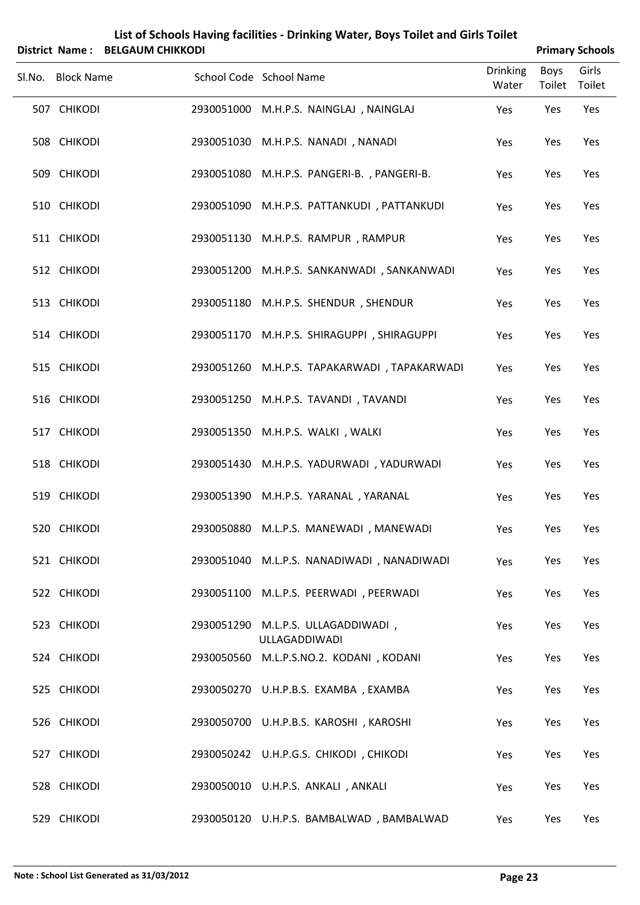# List of Schools Having facilities - Drinking Water, Boys Toilet and Girls Toilet

**District Name : BELGAUM CHIKKODI** **Primary Schools**

| Sl.No. | Block Name | School Code | School Name | Drinking Water | Boys Toilet | Girls Toilet |
|---|---|---|---|---|---|---|
| 507 | CHIKODI | 2930051000 | M.H.P.S. NAINGLAJ , NAINGLAJ | Yes | Yes | Yes |
| 508 | CHIKODI | 2930051030 | M.H.P.S. NANADI , NANADI | Yes | Yes | Yes |
| 509 | CHIKODI | 2930051080 | M.H.P.S. PANGERI-B. , PANGERI-B. | Yes | Yes | Yes |
| 510 | CHIKODI | 2930051090 | M.H.P.S. PATTANKUDI , PATTANKUDI | Yes | Yes | Yes |
| 511 | CHIKODI | 2930051130 | M.H.P.S. RAMPUR , RAMPUR | Yes | Yes | Yes |
| 512 | CHIKODI | 2930051200 | M.H.P.S. SANKANWADI , SANKANWADI | Yes | Yes | Yes |
| 513 | CHIKODI | 2930051180 | M.H.P.S. SHENDUR , SHENDUR | Yes | Yes | Yes |
| 514 | CHIKODI | 2930051170 | M.H.P.S. SHIRAGUPPI , SHIRAGUPPI | Yes | Yes | Yes |
| 515 | CHIKODI | 2930051260 | M.H.P.S. TAPAKARWADI , TAPAKARWADI | Yes | Yes | Yes |
| 516 | CHIKODI | 2930051250 | M.H.P.S. TAVANDI , TAVANDI | Yes | Yes | Yes |
| 517 | CHIKODI | 2930051350 | M.H.P.S. WALKI , WALKI | Yes | Yes | Yes |
| 518 | CHIKODI | 2930051430 | M.H.P.S. YADURWADI , YADURWADI | Yes | Yes | Yes |
| 519 | CHIKODI | 2930051390 | M.H.P.S. YARANAL , YARANAL | Yes | Yes | Yes |
| 520 | CHIKODI | 2930050880 | M.L.P.S. MANEWADI , MANEWADI | Yes | Yes | Yes |
| 521 | CHIKODI | 2930051040 | M.L.P.S. NANADIWADI , NANADIWADI | Yes | Yes | Yes |
| 522 | CHIKODI | 2930051100 | M.L.P.S. PEERWADI , PEERWADI | Yes | Yes | Yes |
| 523 | CHIKODI | 2930051290 | M.L.P.S. ULLAGADDIWADI , ULLAGADDIWADI | Yes | Yes | Yes |
| 524 | CHIKODI | 2930050560 | M.L.P.S.NO.2. KODANI , KODANI | Yes | Yes | Yes |
| 525 | CHIKODI | 2930050270 | U.H.P.B.S. EXAMBA , EXAMBA | Yes | Yes | Yes |
| 526 | CHIKODI | 2930050700 | U.H.P.B.S. KAROSHI , KAROSHI | Yes | Yes | Yes |
| 527 | CHIKODI | 2930050242 | U.H.P.G.S. CHIKODI , CHIKODI | Yes | Yes | Yes |
| 528 | CHIKODI | 2930050010 | U.H.P.S. ANKALI , ANKALI | Yes | Yes | Yes |
| 529 | CHIKODI | 2930050120 | U.H.P.S. BAMBALWAD , BAMBALWAD | Yes | Yes | Yes |

**Note : School List Generated as 31/03/2012**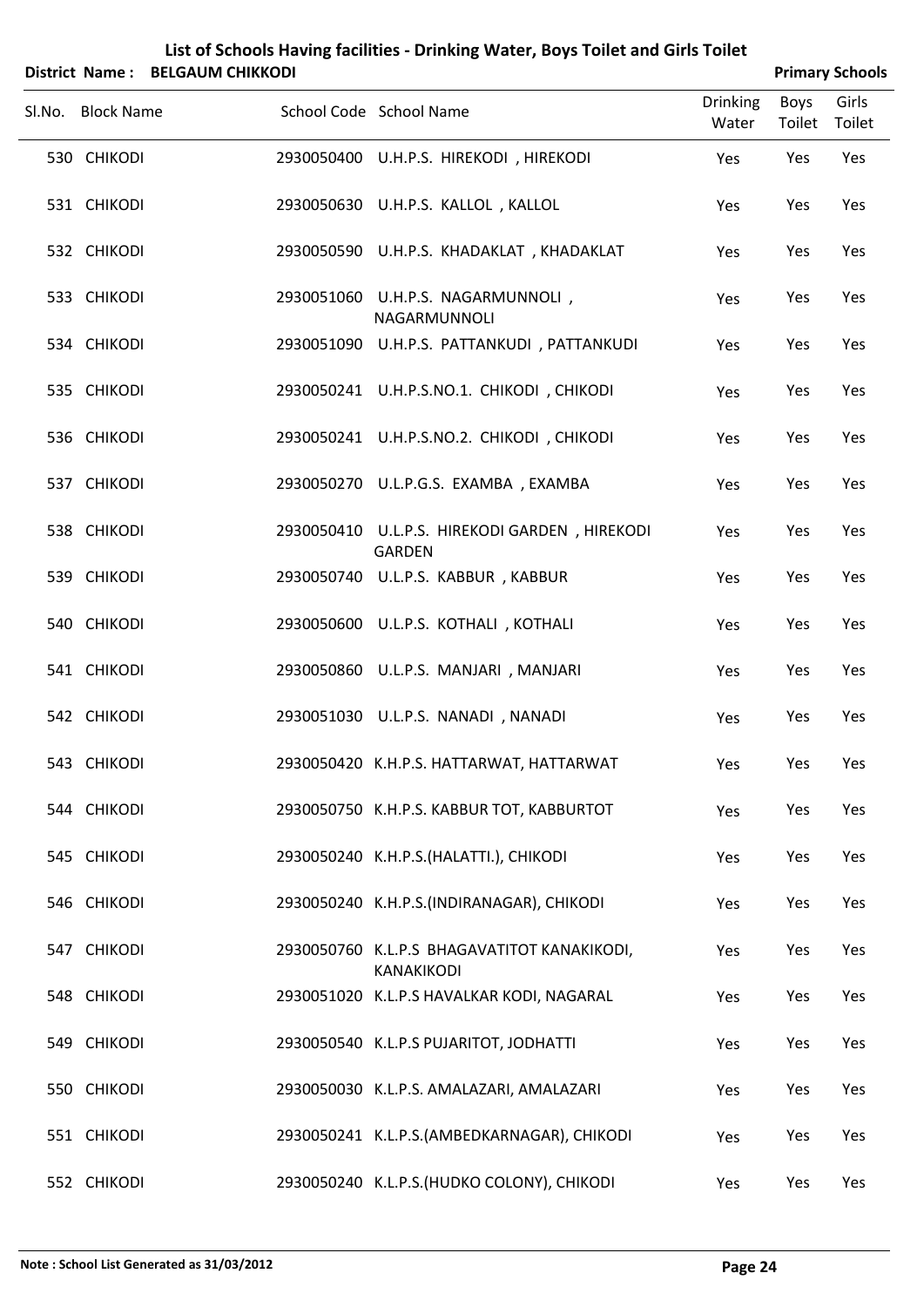# List of Schools Having facilities - Drinking Water, Boys Toilet and Girls Toilet

**District Name : BELGAUM CHIKKODI** **Primary Schools**

| Sl.No. | Block Name | School Code | School Name | Drinking Water | Boys Toilet | Girls Toilet |
|---|---|---|---|---|---|---|
| 530 | CHIKODI | 2930050400 | U.H.P.S. HIREKODI , HIREKODI | Yes | Yes | Yes |
| 531 | CHIKODI | 2930050630 | U.H.P.S. KALLOL , KALLOL | Yes | Yes | Yes |
| 532 | CHIKODI | 2930050590 | U.H.P.S. KHADAKLAT , KHADAKLAT | Yes | Yes | Yes |
| 533 | CHIKODI | 2930051060 | U.H.P.S. NAGARMUNNOLI , NAGARMUNNOLI | Yes | Yes | Yes |
| 534 | CHIKODI | 2930051090 | U.H.P.S. PATTANKUDI , PATTANKUDI | Yes | Yes | Yes |
| 535 | CHIKODI | 2930050241 | U.H.P.S.NO.1. CHIKODI , CHIKODI | Yes | Yes | Yes |
| 536 | CHIKODI | 2930050241 | U.H.P.S.NO.2. CHIKODI , CHIKODI | Yes | Yes | Yes |
| 537 | CHIKODI | 2930050270 | U.L.P.G.S. EXAMBA , EXAMBA | Yes | Yes | Yes |
| 538 | CHIKODI | 2930050410 | U.L.P.S. HIREKODI GARDEN , HIREKODI GARDEN | Yes | Yes | Yes |
| 539 | CHIKODI | 2930050740 | U.L.P.S. KABBUR , KABBUR | Yes | Yes | Yes |
| 540 | CHIKODI | 2930050600 | U.L.P.S. KOTHALI , KOTHALI | Yes | Yes | Yes |
| 541 | CHIKODI | 2930050860 | U.L.P.S. MANJARI , MANJARI | Yes | Yes | Yes |
| 542 | CHIKODI | 2930051030 | U.L.P.S. NANADI , NANADI | Yes | Yes | Yes |
| 543 | CHIKODI | 2930050420 | K.H.P.S. HATTARWAT, HATTARWAT | Yes | Yes | Yes |
| 544 | CHIKODI | 2930050750 | K.H.P.S. KABBUR TOT, KABBURTOT | Yes | Yes | Yes |
| 545 | CHIKODI | 2930050240 | K.H.P.S.(HALATTI.), CHIKODI | Yes | Yes | Yes |
| 546 | CHIKODI | 2930050240 | K.H.P.S.(INDIRANAGAR), CHIKODI | Yes | Yes | Yes |
| 547 | CHIKODI | 2930050760 | K.L.P.S BHAGAVATITOT KANAKIKODI, KANAKIKODI | Yes | Yes | Yes |
| 548 | CHIKODI | 2930051020 | K.L.P.S HAVALKAR KODI, NAGARAL | Yes | Yes | Yes |
| 549 | CHIKODI | 2930050540 | K.L.P.S PUJARITOT, JODHATTI | Yes | Yes | Yes |
| 550 | CHIKODI | 2930050030 | K.L.P.S. AMALAZARI, AMALAZARI | Yes | Yes | Yes |
| 551 | CHIKODI | 2930050241 | K.L.P.S.(AMBEDKARNAGAR), CHIKODI | Yes | Yes | Yes |
| 552 | CHIKODI | 2930050240 | K.L.P.S.(HUDKO COLONY), CHIKODI | Yes | Yes | Yes |

**Note : School List Generated as 31/03/2012**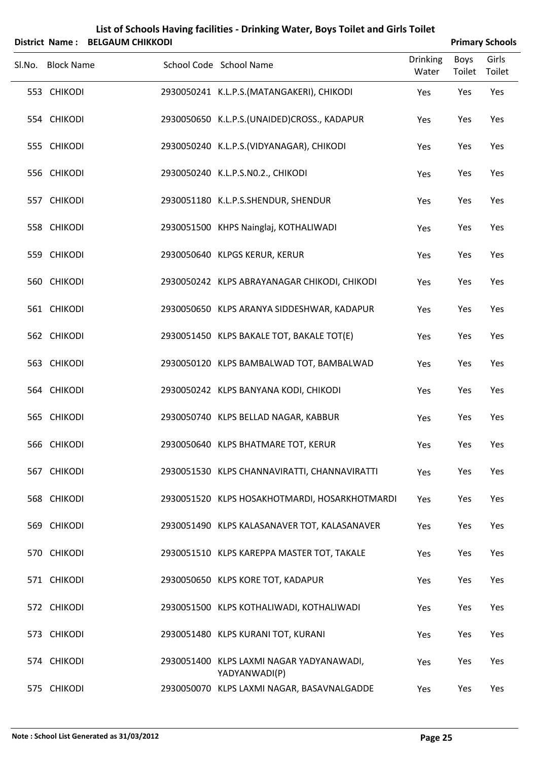# List of Schools Having facilities - Drinking Water, Boys Toilet and Girls Toilet

**District Name : BELGAUM CHIKKODI** **Primary Schools**

| Sl.No. | Block Name | School Code | School Name | Drinking Water | Boys Toilet | Girls Toilet |
|---|---|---|---|---|---|---|
| 553 | CHIKODI | 2930050241 | K.L.P.S.(MATANGAKERI), CHIKODI | Yes | Yes | Yes |
| 554 | CHIKODI | 2930050650 | K.L.P.S.(UNAIDED)CROSS., KADAPUR | Yes | Yes | Yes |
| 555 | CHIKODI | 2930050240 | K.L.P.S.(VIDYANAGAR), CHIKODI | Yes | Yes | Yes |
| 556 | CHIKODI | 2930050240 | K.L.P.S.N0.2., CHIKODI | Yes | Yes | Yes |
| 557 | CHIKODI | 2930051180 | K.L.P.S.SHENDUR, SHENDUR | Yes | Yes | Yes |
| 558 | CHIKODI | 2930051500 | KHPS Nainglaj, KOTHALIWADI | Yes | Yes | Yes |
| 559 | CHIKODI | 2930050640 | KLPGS KERUR, KERUR | Yes | Yes | Yes |
| 560 | CHIKODI | 2930050242 | KLPS ABRAYANAGAR CHIKODI, CHIKODI | Yes | Yes | Yes |
| 561 | CHIKODI | 2930050650 | KLPS ARANYA SIDDESHWAR, KADAPUR | Yes | Yes | Yes |
| 562 | CHIKODI | 2930051450 | KLPS BAKALE TOT, BAKALE TOT(E) | Yes | Yes | Yes |
| 563 | CHIKODI | 2930050120 | KLPS BAMBALWAD TOT, BAMBALWAD | Yes | Yes | Yes |
| 564 | CHIKODI | 2930050242 | KLPS BANYANA KODI, CHIKODI | Yes | Yes | Yes |
| 565 | CHIKODI | 2930050740 | KLPS BELLAD NAGAR, KABBUR | Yes | Yes | Yes |
| 566 | CHIKODI | 2930050640 | KLPS BHATMARE TOT, KERUR | Yes | Yes | Yes |
| 567 | CHIKODI | 2930051530 | KLPS CHANNAVIRATTI, CHANNAVIRATTI | Yes | Yes | Yes |
| 568 | CHIKODI | 2930051520 | KLPS HOSAKHOTMARDI, HOSARKHOTMARDI | Yes | Yes | Yes |
| 569 | CHIKODI | 2930051490 | KLPS KALASANAVER TOT, KALASANAVER | Yes | Yes | Yes |
| 570 | CHIKODI | 2930051510 | KLPS KAREPPA MASTER TOT, TAKALE | Yes | Yes | Yes |
| 571 | CHIKODI | 2930050650 | KLPS KORE TOT, KADAPUR | Yes | Yes | Yes |
| 572 | CHIKODI | 2930051500 | KLPS KOTHALIWADI, KOTHALIWADI | Yes | Yes | Yes |
| 573 | CHIKODI | 2930051480 | KLPS KURANI TOT, KURANI | Yes | Yes | Yes |
| 574 | CHIKODI | 2930051400 | KLPS LAXMI NAGAR YADYANAWADI, YADYANWADI(P) | Yes | Yes | Yes |
| 575 | CHIKODI | 2930050070 | KLPS LAXMI NAGAR, BASAVNALGADDE | Yes | Yes | Yes |

**Note : School List Generated as 31/03/2012**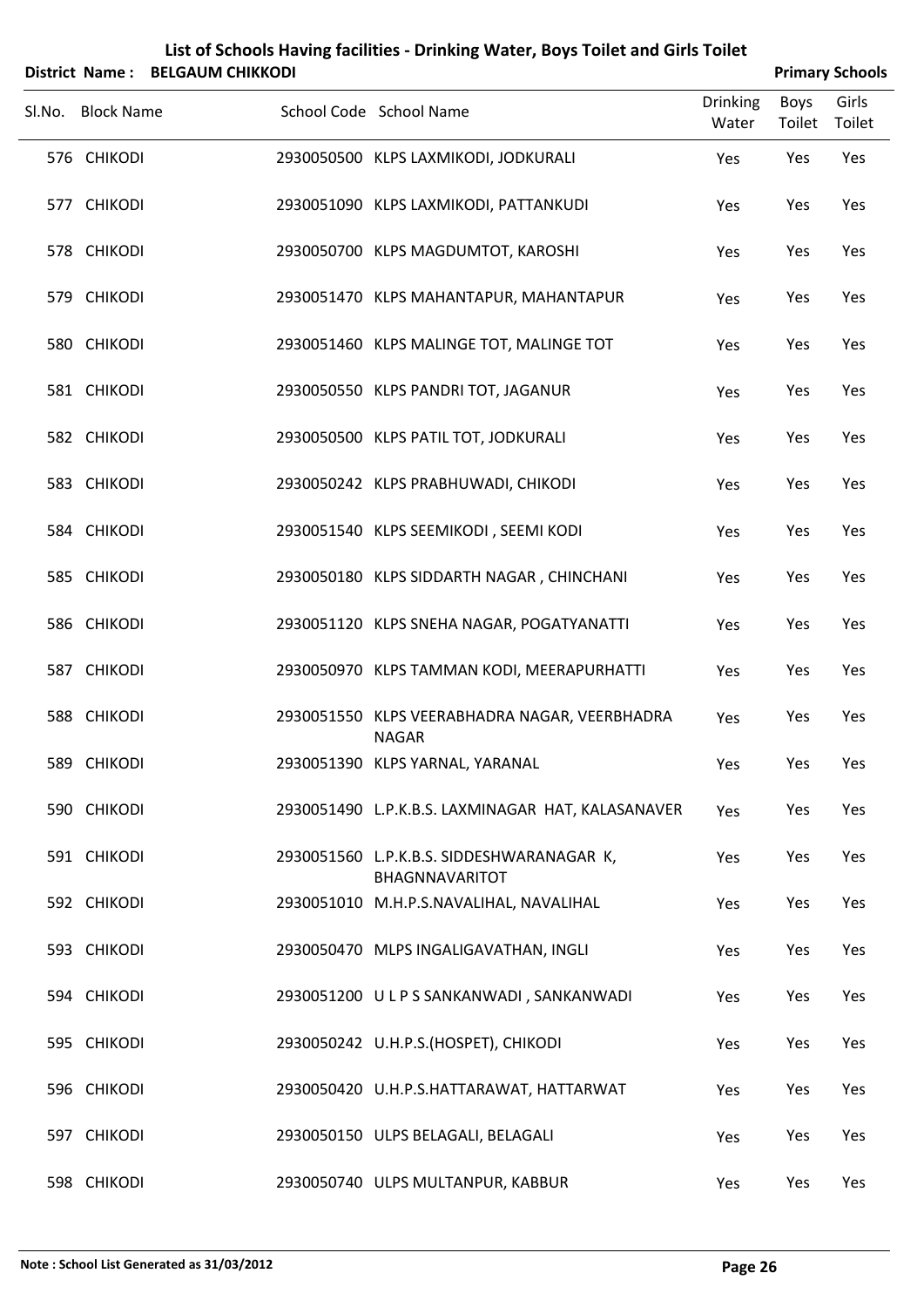# List of Schools Having facilities - Drinking Water, Boys Toilet and Girls Toilet

**District Name : BELGAUM CHIKKODI** **Primary Schools**

| Sl.No. | Block Name | School Code | School Name | Drinking Water | Boys Toilet | Girls Toilet |
|---|---|---|---|---|---|---|
| 576 | CHIKODI | 2930050500 | KLPS LAXMIKODI, JODKURALI | Yes | Yes | Yes |
| 577 | CHIKODI | 2930051090 | KLPS LAXMIKODI, PATTANKUDI | Yes | Yes | Yes |
| 578 | CHIKODI | 2930050700 | KLPS MAGDUMTOT, KAROSHI | Yes | Yes | Yes |
| 579 | CHIKODI | 2930051470 | KLPS MAHANTAPUR, MAHANTAPUR | Yes | Yes | Yes |
| 580 | CHIKODI | 2930051460 | KLPS MALINGE TOT, MALINGE TOT | Yes | Yes | Yes |
| 581 | CHIKODI | 2930050550 | KLPS PANDRI TOT, JAGANUR | Yes | Yes | Yes |
| 582 | CHIKODI | 2930050500 | KLPS PATIL TOT, JODKURALI | Yes | Yes | Yes |
| 583 | CHIKODI | 2930050242 | KLPS PRABHUWADI, CHIKODI | Yes | Yes | Yes |
| 584 | CHIKODI | 2930051540 | KLPS SEEMIKODI , SEEMI KODI | Yes | Yes | Yes |
| 585 | CHIKODI | 2930050180 | KLPS SIDDARTH NAGAR , CHINCHANI | Yes | Yes | Yes |
| 586 | CHIKODI | 2930051120 | KLPS SNEHA NAGAR, POGATYANATTI | Yes | Yes | Yes |
| 587 | CHIKODI | 2930050970 | KLPS TAMMAN KODI, MEERAPURHATTI | Yes | Yes | Yes |
| 588 | CHIKODI | 2930051550 | KLPS VEERABHADRA NAGAR, VEERBHADRA NAGAR | Yes | Yes | Yes |
| 589 | CHIKODI | 2930051390 | KLPS YARNAL, YARANAL | Yes | Yes | Yes |
| 590 | CHIKODI | 2930051490 | L.P.K.B.S. LAXMINAGAR HAT, KALASANAVER | Yes | Yes | Yes |
| 591 | CHIKODI | 2930051560 | L.P.K.B.S. SIDDESHWARANAGAR K, BHAGNNAVARITOT | Yes | Yes | Yes |
| 592 | CHIKODI | 2930051010 | M.H.P.S.NAVALIHAL, NAVALIHAL | Yes | Yes | Yes |
| 593 | CHIKODI | 2930050470 | MLPS INGALIGAVATHAN, INGLI | Yes | Yes | Yes |
| 594 | CHIKODI | 2930051200 | U L P S SANKANWADI , SANKANWADI | Yes | Yes | Yes |
| 595 | CHIKODI | 2930050242 | U.H.P.S.(HOSPET), CHIKODI | Yes | Yes | Yes |
| 596 | CHIKODI | 2930050420 | U.H.P.S.HATTARAWAT, HATTARWAT | Yes | Yes | Yes |
| 597 | CHIKODI | 2930050150 | ULPS BELAGALI, BELAGALI | Yes | Yes | Yes |
| 598 | CHIKODI | 2930050740 | ULPS MULTANPUR, KABBUR | Yes | Yes | Yes |

**Note : School List Generated as 31/03/2012**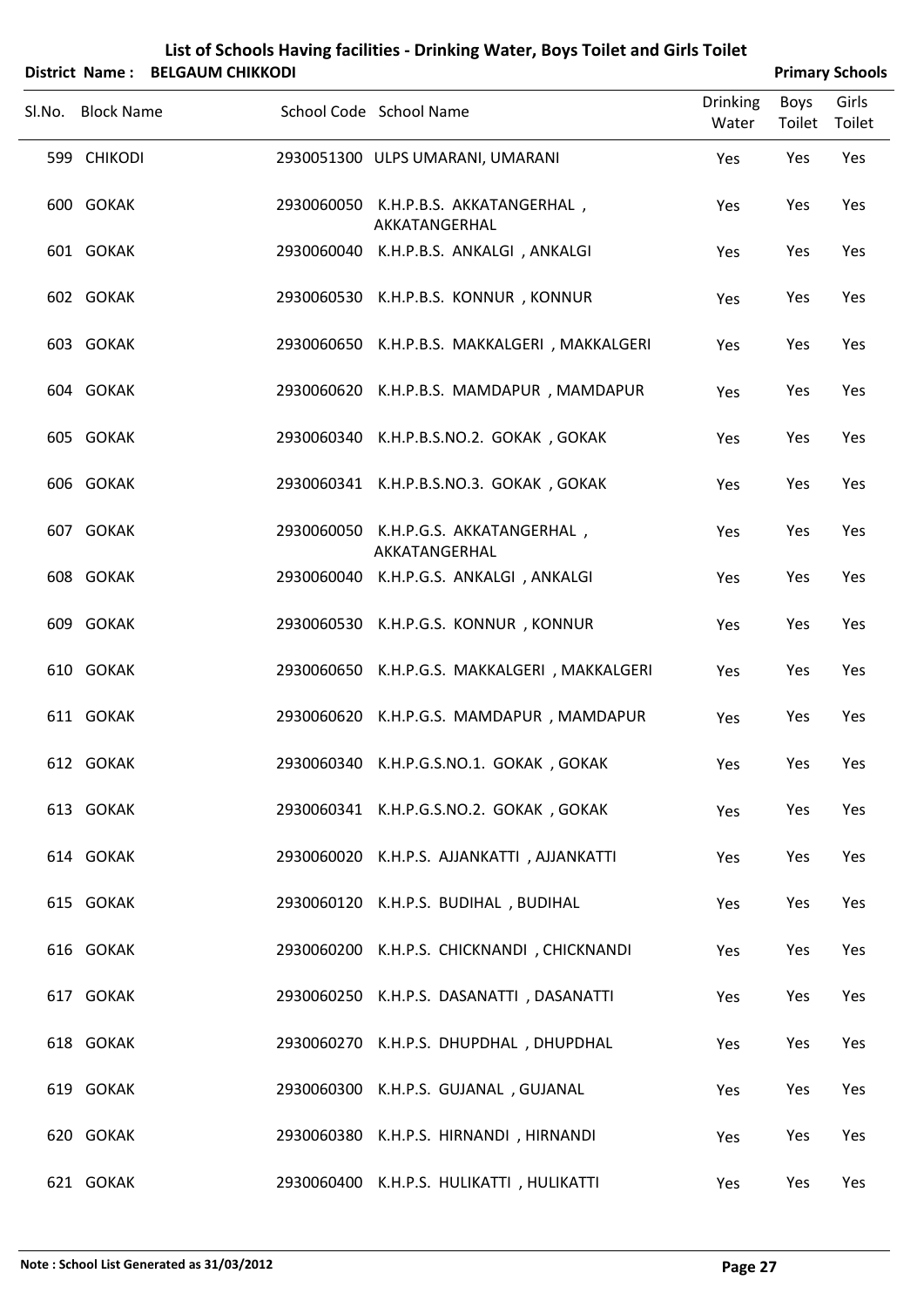# List of Schools Having facilities - Drinking Water, Boys Toilet and Girls Toilet

**District Name : BELGAUM CHIKKODI** **Primary Schools**

| Sl.No. | Block Name | School Code | School Name | Drinking Water | Boys Toilet | Girls Toilet |
|---|---|---|---|---|---|---|
| 599 | CHIKODI | 2930051300 | ULPS UMARANI, UMARANI | Yes | Yes | Yes |
| 600 | GOKAK | 2930060050 | K.H.P.B.S. AKKATANGERHAL , AKKATANGERHAL | Yes | Yes | Yes |
| 601 | GOKAK | 2930060040 | K.H.P.B.S. ANKALGI , ANKALGI | Yes | Yes | Yes |
| 602 | GOKAK | 2930060530 | K.H.P.B.S. KONNUR , KONNUR | Yes | Yes | Yes |
| 603 | GOKAK | 2930060650 | K.H.P.B.S. MAKKALGERI , MAKKALGERI | Yes | Yes | Yes |
| 604 | GOKAK | 2930060620 | K.H.P.B.S. MAMDAPUR , MAMDAPUR | Yes | Yes | Yes |
| 605 | GOKAK | 2930060340 | K.H.P.B.S.NO.2. GOKAK , GOKAK | Yes | Yes | Yes |
| 606 | GOKAK | 2930060341 | K.H.P.B.S.NO.3. GOKAK , GOKAK | Yes | Yes | Yes |
| 607 | GOKAK | 2930060050 | K.H.P.G.S. AKKATANGERHAL , AKKATANGERHAL | Yes | Yes | Yes |
| 608 | GOKAK | 2930060040 | K.H.P.G.S. ANKALGI , ANKALGI | Yes | Yes | Yes |
| 609 | GOKAK | 2930060530 | K.H.P.G.S. KONNUR , KONNUR | Yes | Yes | Yes |
| 610 | GOKAK | 2930060650 | K.H.P.G.S. MAKKALGERI , MAKKALGERI | Yes | Yes | Yes |
| 611 | GOKAK | 2930060620 | K.H.P.G.S. MAMDAPUR , MAMDAPUR | Yes | Yes | Yes |
| 612 | GOKAK | 2930060340 | K.H.P.G.S.NO.1. GOKAK , GOKAK | Yes | Yes | Yes |
| 613 | GOKAK | 2930060341 | K.H.P.G.S.NO.2. GOKAK , GOKAK | Yes | Yes | Yes |
| 614 | GOKAK | 2930060020 | K.H.P.S. AJJANKATTI , AJJANKATTI | Yes | Yes | Yes |
| 615 | GOKAK | 2930060120 | K.H.P.S. BUDIHAL , BUDIHAL | Yes | Yes | Yes |
| 616 | GOKAK | 2930060200 | K.H.P.S. CHICKNANDI , CHICKNANDI | Yes | Yes | Yes |
| 617 | GOKAK | 2930060250 | K.H.P.S. DASANATTI , DASANATTI | Yes | Yes | Yes |
| 618 | GOKAK | 2930060270 | K.H.P.S. DHUPDHAL , DHUPDHAL | Yes | Yes | Yes |
| 619 | GOKAK | 2930060300 | K.H.P.S. GUJANAL , GUJANAL | Yes | Yes | Yes |
| 620 | GOKAK | 2930060380 | K.H.P.S. HIRNANDI , HIRNANDI | Yes | Yes | Yes |
| 621 | GOKAK | 2930060400 | K.H.P.S. HULIKATTI , HULIKATTI | Yes | Yes | Yes |

**Note : School List Generated as 31/03/2012**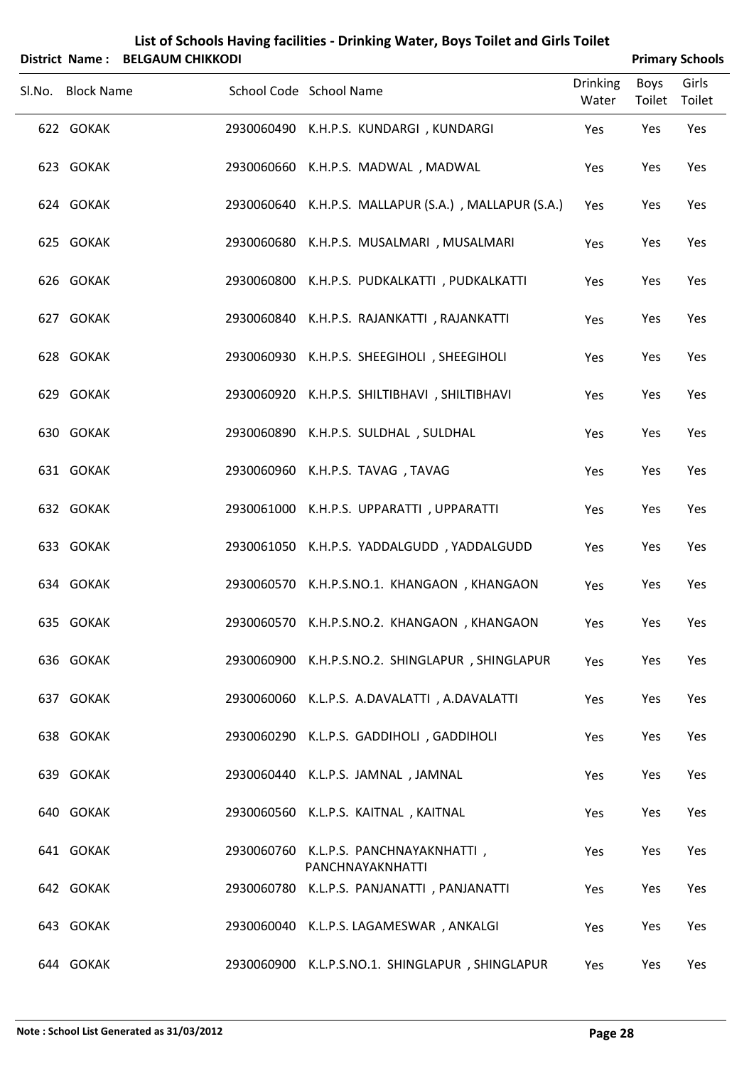# List of Schools Having facilities - Drinking Water, Boys Toilet and Girls Toilet

**District Name : BELGAUM CHIKKODI** **Primary Schools**

| Sl.No. | Block Name | School Code | School Name | Drinking Water | Boys Toilet | Girls Toilet |
|---|---|---|---|---|---|---|
| 622 | GOKAK | 2930060490 | K.H.P.S. KUNDARGI , KUNDARGI | Yes | Yes | Yes |
| 623 | GOKAK | 2930060660 | K.H.P.S. MADWAL , MADWAL | Yes | Yes | Yes |
| 624 | GOKAK | 2930060640 | K.H.P.S. MALLAPUR (S.A.) , MALLAPUR (S.A.) | Yes | Yes | Yes |
| 625 | GOKAK | 2930060680 | K.H.P.S. MUSALMARI , MUSALMARI | Yes | Yes | Yes |
| 626 | GOKAK | 2930060800 | K.H.P.S. PUDKALKATTI , PUDKALKATTI | Yes | Yes | Yes |
| 627 | GOKAK | 2930060840 | K.H.P.S. RAJANKATTI , RAJANKATTI | Yes | Yes | Yes |
| 628 | GOKAK | 2930060930 | K.H.P.S. SHEEGIHOLI , SHEEGIHOLI | Yes | Yes | Yes |
| 629 | GOKAK | 2930060920 | K.H.P.S. SHILTIBHAVI , SHILTIBHAVI | Yes | Yes | Yes |
| 630 | GOKAK | 2930060890 | K.H.P.S. SULDHAL , SULDHAL | Yes | Yes | Yes |
| 631 | GOKAK | 2930060960 | K.H.P.S. TAVAG , TAVAG | Yes | Yes | Yes |
| 632 | GOKAK | 2930061000 | K.H.P.S. UPPARATTI , UPPARATTI | Yes | Yes | Yes |
| 633 | GOKAK | 2930061050 | K.H.P.S. YADDALGUDD , YADDALGUDD | Yes | Yes | Yes |
| 634 | GOKAK | 2930060570 | K.H.P.S.NO.1. KHANGAON , KHANGAON | Yes | Yes | Yes |
| 635 | GOKAK | 2930060570 | K.H.P.S.NO.2. KHANGAON , KHANGAON | Yes | Yes | Yes |
| 636 | GOKAK | 2930060900 | K.H.P.S.NO.2. SHINGLAPUR , SHINGLAPUR | Yes | Yes | Yes |
| 637 | GOKAK | 2930060060 | K.L.P.S. A.DAVALATTI , A.DAVALATTI | Yes | Yes | Yes |
| 638 | GOKAK | 2930060290 | K.L.P.S. GADDIHOLI , GADDIHOLI | Yes | Yes | Yes |
| 639 | GOKAK | 2930060440 | K.L.P.S. JAMNAL , JAMNAL | Yes | Yes | Yes |
| 640 | GOKAK | 2930060560 | K.L.P.S. KAITNAL , KAITNAL | Yes | Yes | Yes |
| 641 | GOKAK | 2930060760 | K.L.P.S. PANCHNAYAKNHATTI , PANCHNAYAKNHATTI | Yes | Yes | Yes |
| 642 | GOKAK | 2930060780 | K.L.P.S. PANJANATTI , PANJANATTI | Yes | Yes | Yes |
| 643 | GOKAK | 2930060040 | K.L.P.S. LAGAMESWAR , ANKALGI | Yes | Yes | Yes |
| 644 | GOKAK | 2930060900 | K.L.P.S.NO.1. SHINGLAPUR , SHINGLAPUR | Yes | Yes | Yes |

**Note : School List Generated as 31/03/2012**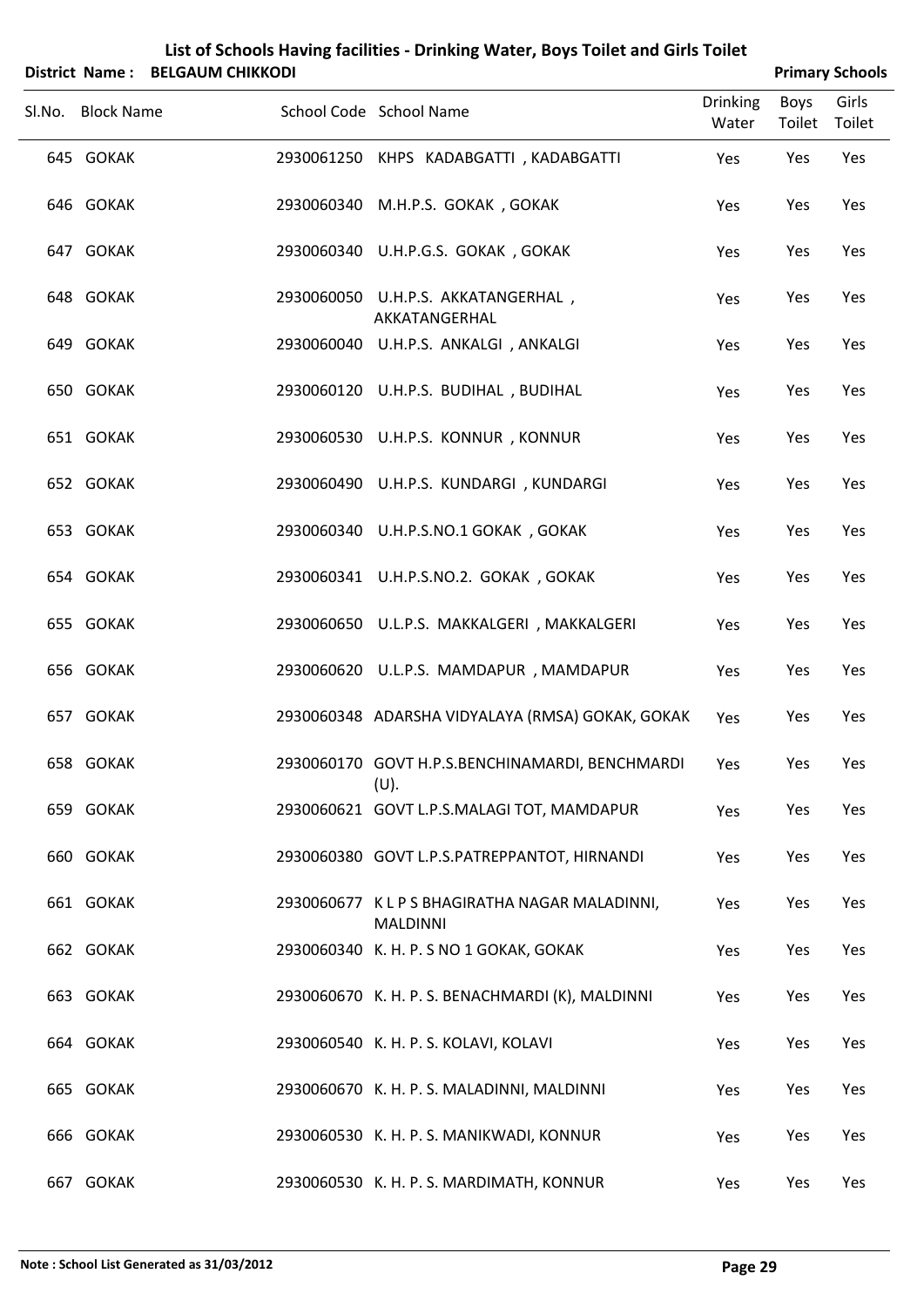# List of Schools Having facilities - Drinking Water, Boys Toilet and Girls Toilet

**District Name : BELGAUM CHIKKODI** — **Primary Schools**

| Sl.No. | Block Name | School Code | School Name | Drinking Water | Boys Toilet | Girls Toilet |
|---|---|---|---|---|---|---|
| 645 | GOKAK | 2930061250 | KHPS KADABGATTI , KADABGATTI | Yes | Yes | Yes |
| 646 | GOKAK | 2930060340 | M.H.P.S. GOKAK , GOKAK | Yes | Yes | Yes |
| 647 | GOKAK | 2930060340 | U.H.P.G.S. GOKAK , GOKAK | Yes | Yes | Yes |
| 648 | GOKAK | 2930060050 | U.H.P.S. AKKATANGERHAL , AKKATANGERHAL | Yes | Yes | Yes |
| 649 | GOKAK | 2930060040 | U.H.P.S. ANKALGI , ANKALGI | Yes | Yes | Yes |
| 650 | GOKAK | 2930060120 | U.H.P.S. BUDIHAL , BUDIHAL | Yes | Yes | Yes |
| 651 | GOKAK | 2930060530 | U.H.P.S. KONNUR , KONNUR | Yes | Yes | Yes |
| 652 | GOKAK | 2930060490 | U.H.P.S. KUNDARGI , KUNDARGI | Yes | Yes | Yes |
| 653 | GOKAK | 2930060340 | U.H.P.S.NO.1 GOKAK , GOKAK | Yes | Yes | Yes |
| 654 | GOKAK | 2930060341 | U.H.P.S.NO.2. GOKAK , GOKAK | Yes | Yes | Yes |
| 655 | GOKAK | 2930060650 | U.L.P.S. MAKKALGERI , MAKKALGERI | Yes | Yes | Yes |
| 656 | GOKAK | 2930060620 | U.L.P.S. MAMDAPUR , MAMDAPUR | Yes | Yes | Yes |
| 657 | GOKAK | 2930060348 | ADARSHA VIDYALAYA (RMSA) GOKAK, GOKAK | Yes | Yes | Yes |
| 658 | GOKAK | 2930060170 | GOVT H.P.S.BENCHINAMARDI, BENCHMARDI (U). | Yes | Yes | Yes |
| 659 | GOKAK | 2930060621 | GOVT L.P.S.MALAGI TOT, MAMDAPUR | Yes | Yes | Yes |
| 660 | GOKAK | 2930060380 | GOVT L.P.S.PATREPPANTOT, HIRNANDI | Yes | Yes | Yes |
| 661 | GOKAK | 2930060677 | K L P S BHAGIRATHA NAGAR MALADINNI, MALDINNI | Yes | Yes | Yes |
| 662 | GOKAK | 2930060340 | K. H. P. S NO 1 GOKAK, GOKAK | Yes | Yes | Yes |
| 663 | GOKAK | 2930060670 | K. H. P. S. BENACHMARDI (K), MALDINNI | Yes | Yes | Yes |
| 664 | GOKAK | 2930060540 | K. H. P. S. KOLAVI, KOLAVI | Yes | Yes | Yes |
| 665 | GOKAK | 2930060670 | K. H. P. S. MALADINNI, MALDINNI | Yes | Yes | Yes |
| 666 | GOKAK | 2930060530 | K. H. P. S. MANIKWADI, KONNUR | Yes | Yes | Yes |
| 667 | GOKAK | 2930060530 | K. H. P. S. MARDIMATH, KONNUR | Yes | Yes | Yes |

**Note : School List Generated as 31/03/2012**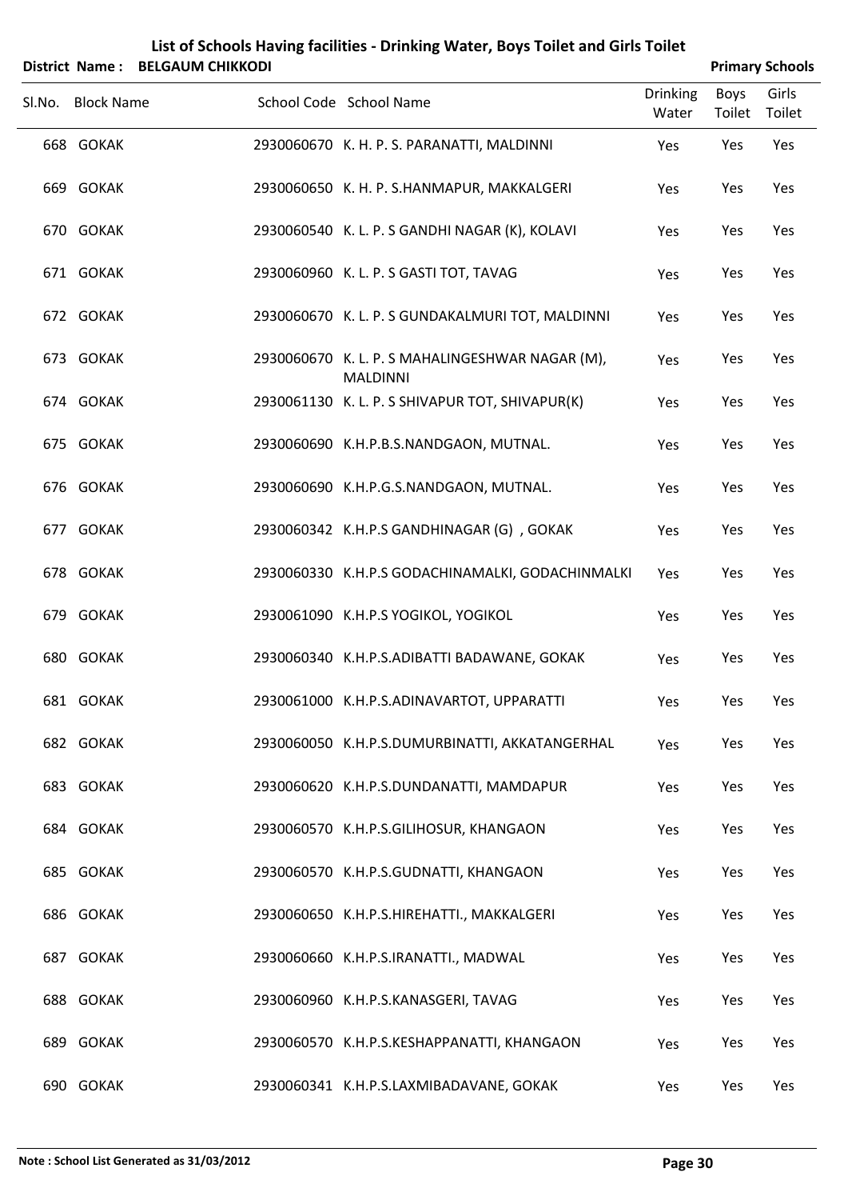# List of Schools Having facilities - Drinking Water, Boys Toilet and Girls Toilet

**District Name : BELGAUM CHIKKODI** **Primary Schools**

| Sl.No. | Block Name | School Code | School Name | Drinking Water | Boys Toilet | Girls Toilet |
|---|---|---|---|---|---|---|
| 668 | GOKAK | 2930060670 | K. H. P. S. PARANATTI, MALDINNI | Yes | Yes | Yes |
| 669 | GOKAK | 2930060650 | K. H. P. S.HANMAPUR, MAKKALGERI | Yes | Yes | Yes |
| 670 | GOKAK | 2930060540 | K. L. P. S GANDHI NAGAR (K), KOLAVI | Yes | Yes | Yes |
| 671 | GOKAK | 2930060960 | K. L. P. S GASTI TOT, TAVAG | Yes | Yes | Yes |
| 672 | GOKAK | 2930060670 | K. L. P. S GUNDAKALMURI TOT, MALDINNI | Yes | Yes | Yes |
| 673 | GOKAK | 2930060670 | K. L. P. S MAHALINGESHWAR NAGAR (M), MALDINNI | Yes | Yes | Yes |
| 674 | GOKAK | 2930061130 | K. L. P. S SHIVAPUR TOT, SHIVAPUR(K) | Yes | Yes | Yes |
| 675 | GOKAK | 2930060690 | K.H.P.B.S.NANDGAON, MUTNAL. | Yes | Yes | Yes |
| 676 | GOKAK | 2930060690 | K.H.P.G.S.NANDGAON, MUTNAL. | Yes | Yes | Yes |
| 677 | GOKAK | 2930060342 | K.H.P.S GANDHINAGAR (G) , GOKAK | Yes | Yes | Yes |
| 678 | GOKAK | 2930060330 | K.H.P.S GODACHINAMALKI, GODACHINMALKI | Yes | Yes | Yes |
| 679 | GOKAK | 2930061090 | K.H.P.S YOGIKOL, YOGIKOL | Yes | Yes | Yes |
| 680 | GOKAK | 2930060340 | K.H.P.S.ADIBATTI BADAWANE, GOKAK | Yes | Yes | Yes |
| 681 | GOKAK | 2930061000 | K.H.P.S.ADINAVARTOT, UPPARATTI | Yes | Yes | Yes |
| 682 | GOKAK | 2930060050 | K.H.P.S.DUMURBINATTI, AKKATANGERHAL | Yes | Yes | Yes |
| 683 | GOKAK | 2930060620 | K.H.P.S.DUNDANATTI, MAMDAPUR | Yes | Yes | Yes |
| 684 | GOKAK | 2930060570 | K.H.P.S.GILIHOSUR, KHANGAON | Yes | Yes | Yes |
| 685 | GOKAK | 2930060570 | K.H.P.S.GUDNATTI, KHANGAON | Yes | Yes | Yes |
| 686 | GOKAK | 2930060650 | K.H.P.S.HIREHATTI., MAKKALGERI | Yes | Yes | Yes |
| 687 | GOKAK | 2930060660 | K.H.P.S.IRANATTI., MADWAL | Yes | Yes | Yes |
| 688 | GOKAK | 2930060960 | K.H.P.S.KANASGERI, TAVAG | Yes | Yes | Yes |
| 689 | GOKAK | 2930060570 | K.H.P.S.KESHAPPANATTI, KHANGAON | Yes | Yes | Yes |
| 690 | GOKAK | 2930060341 | K.H.P.S.LAXMIBADAVANE, GOKAK | Yes | Yes | Yes |

**Note : School List Generated as 31/03/2012**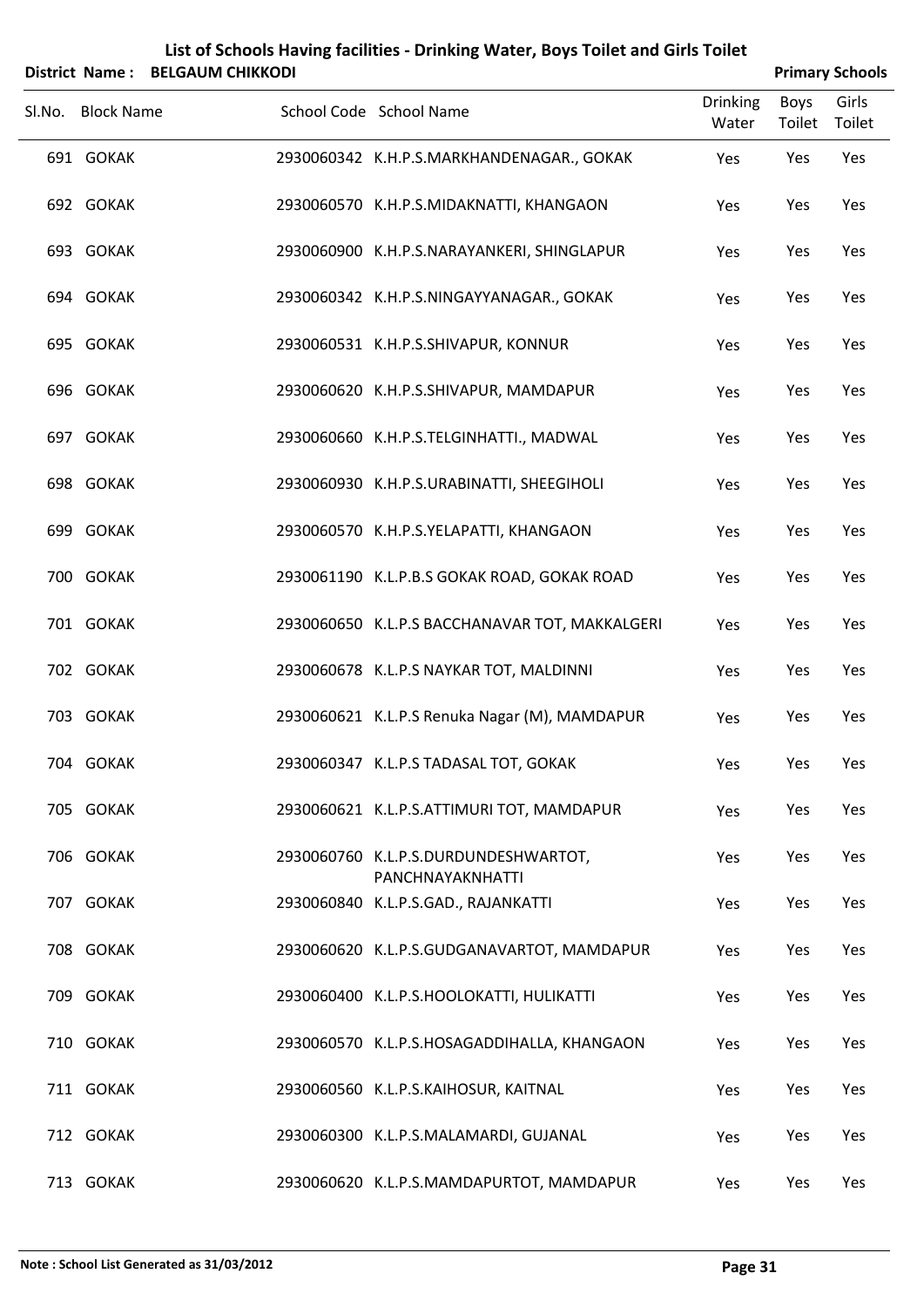# List of Schools Having facilities - Drinking Water, Boys Toilet and Girls Toilet

**District Name : BELGAUM CHIKKODI** | **Primary Schools**

| Sl.No. | Block Name | School Code | School Name | Drinking Water | Boys Toilet | Girls Toilet |
|---|---|---|---|---|---|---|
| 691 | GOKAK | 2930060342 | K.H.P.S.MARKHANDENAGAR., GOKAK | Yes | Yes | Yes |
| 692 | GOKAK | 2930060570 | K.H.P.S.MIDAKNATTI, KHANGAON | Yes | Yes | Yes |
| 693 | GOKAK | 2930060900 | K.H.P.S.NARAYANKERI, SHINGLAPUR | Yes | Yes | Yes |
| 694 | GOKAK | 2930060342 | K.H.P.S.NINGAYYANAGAR., GOKAK | Yes | Yes | Yes |
| 695 | GOKAK | 2930060531 | K.H.P.S.SHIVAPUR, KONNUR | Yes | Yes | Yes |
| 696 | GOKAK | 2930060620 | K.H.P.S.SHIVAPUR, MAMDAPUR | Yes | Yes | Yes |
| 697 | GOKAK | 2930060660 | K.H.P.S.TELGINHATTI., MADWAL | Yes | Yes | Yes |
| 698 | GOKAK | 2930060930 | K.H.P.S.URABINATTI, SHEEGIHOLI | Yes | Yes | Yes |
| 699 | GOKAK | 2930060570 | K.H.P.S.YELAPATTI, KHANGAON | Yes | Yes | Yes |
| 700 | GOKAK | 2930061190 | K.L.P.B.S GOKAK ROAD, GOKAK ROAD | Yes | Yes | Yes |
| 701 | GOKAK | 2930060650 | K.L.P.S BACCHANAVAR TOT, MAKKALGERI | Yes | Yes | Yes |
| 702 | GOKAK | 2930060678 | K.L.P.S NAYKAR TOT, MALDINNI | Yes | Yes | Yes |
| 703 | GOKAK | 2930060621 | K.L.P.S Renuka Nagar (M), MAMDAPUR | Yes | Yes | Yes |
| 704 | GOKAK | 2930060347 | K.L.P.S TADASAL TOT, GOKAK | Yes | Yes | Yes |
| 705 | GOKAK | 2930060621 | K.L.P.S.ATTIMURI TOT, MAMDAPUR | Yes | Yes | Yes |
| 706 | GOKAK | 2930060760 | K.L.P.S.DURDUNDESHWARTOT, PANCHNAYAKNHATTI | Yes | Yes | Yes |
| 707 | GOKAK | 2930060840 | K.L.P.S.GAD., RAJANKATTI | Yes | Yes | Yes |
| 708 | GOKAK | 2930060620 | K.L.P.S.GUDGANAVARTOT, MAMDAPUR | Yes | Yes | Yes |
| 709 | GOKAK | 2930060400 | K.L.P.S.HOOLOKATTI, HULIKATTI | Yes | Yes | Yes |
| 710 | GOKAK | 2930060570 | K.L.P.S.HOSAGADDIHALLA, KHANGAON | Yes | Yes | Yes |
| 711 | GOKAK | 2930060560 | K.L.P.S.KAIHOSUR, KAITNAL | Yes | Yes | Yes |
| 712 | GOKAK | 2930060300 | K.L.P.S.MALAMARDI, GUJANAL | Yes | Yes | Yes |
| 713 | GOKAK | 2930060620 | K.L.P.S.MAMDAPURTOT, MAMDAPUR | Yes | Yes | Yes |

**Note : School List Generated as 31/03/2012**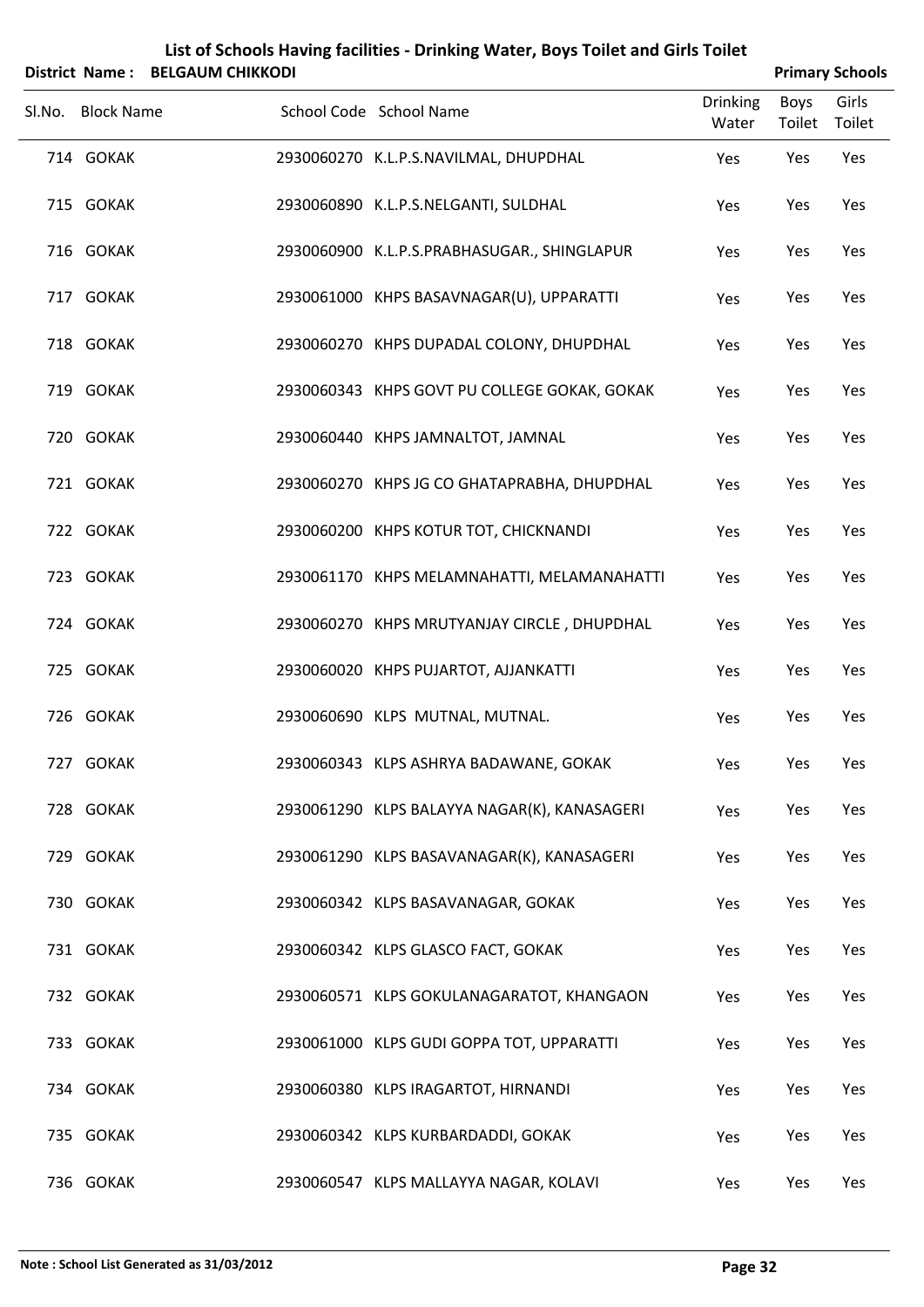# List of Schools Having facilities - Drinking Water, Boys Toilet and Girls Toilet

**District Name : BELGAUM CHIKKODI** **Primary Schools**

| Sl.No. | Block Name | School Code | School Name | Drinking Water | Boys Toilet | Girls Toilet |
|---|---|---|---|---|---|---|
| 714 | GOKAK | 2930060270 | K.L.P.S.NAVILMAL, DHUPDHAL | Yes | Yes | Yes |
| 715 | GOKAK | 2930060890 | K.L.P.S.NELGANTI, SULDHAL | Yes | Yes | Yes |
| 716 | GOKAK | 2930060900 | K.L.P.S.PRABHASUGAR., SHINGLAPUR | Yes | Yes | Yes |
| 717 | GOKAK | 2930061000 | KHPS BASAVNAGAR(U), UPPARATTI | Yes | Yes | Yes |
| 718 | GOKAK | 2930060270 | KHPS DUPADAL COLONY, DHUPDHAL | Yes | Yes | Yes |
| 719 | GOKAK | 2930060343 | KHPS GOVT PU COLLEGE GOKAK, GOKAK | Yes | Yes | Yes |
| 720 | GOKAK | 2930060440 | KHPS JAMNALTOT, JAMNAL | Yes | Yes | Yes |
| 721 | GOKAK | 2930060270 | KHPS JG CO GHATAPRABHA, DHUPDHAL | Yes | Yes | Yes |
| 722 | GOKAK | 2930060200 | KHPS KOTUR TOT, CHICKNANDI | Yes | Yes | Yes |
| 723 | GOKAK | 2930061170 | KHPS MELAMNAHATTI, MELAMANAHATTI | Yes | Yes | Yes |
| 724 | GOKAK | 2930060270 | KHPS MRUTYANJAY CIRCLE , DHUPDHAL | Yes | Yes | Yes |
| 725 | GOKAK | 2930060020 | KHPS PUJARTOT, AJJANKATTI | Yes | Yes | Yes |
| 726 | GOKAK | 2930060690 | KLPS MUTNAL, MUTNAL. | Yes | Yes | Yes |
| 727 | GOKAK | 2930060343 | KLPS ASHRYA BADAWANE, GOKAK | Yes | Yes | Yes |
| 728 | GOKAK | 2930061290 | KLPS BALAYYA NAGAR(K), KANASAGERI | Yes | Yes | Yes |
| 729 | GOKAK | 2930061290 | KLPS BASAVANAGAR(K), KANASAGERI | Yes | Yes | Yes |
| 730 | GOKAK | 2930060342 | KLPS BASAVANAGAR, GOKAK | Yes | Yes | Yes |
| 731 | GOKAK | 2930060342 | KLPS GLASCO FACT, GOKAK | Yes | Yes | Yes |
| 732 | GOKAK | 2930060571 | KLPS GOKULANAGARATOT, KHANGAON | Yes | Yes | Yes |
| 733 | GOKAK | 2930061000 | KLPS GUDI GOPPA TOT, UPPARATTI | Yes | Yes | Yes |
| 734 | GOKAK | 2930060380 | KLPS IRAGARTOT, HIRNANDI | Yes | Yes | Yes |
| 735 | GOKAK | 2930060342 | KLPS KURBARDADDI, GOKAK | Yes | Yes | Yes |
| 736 | GOKAK | 2930060547 | KLPS MALLAYYA NAGAR, KOLAVI | Yes | Yes | Yes |

**Note : School List Generated as 31/03/2012**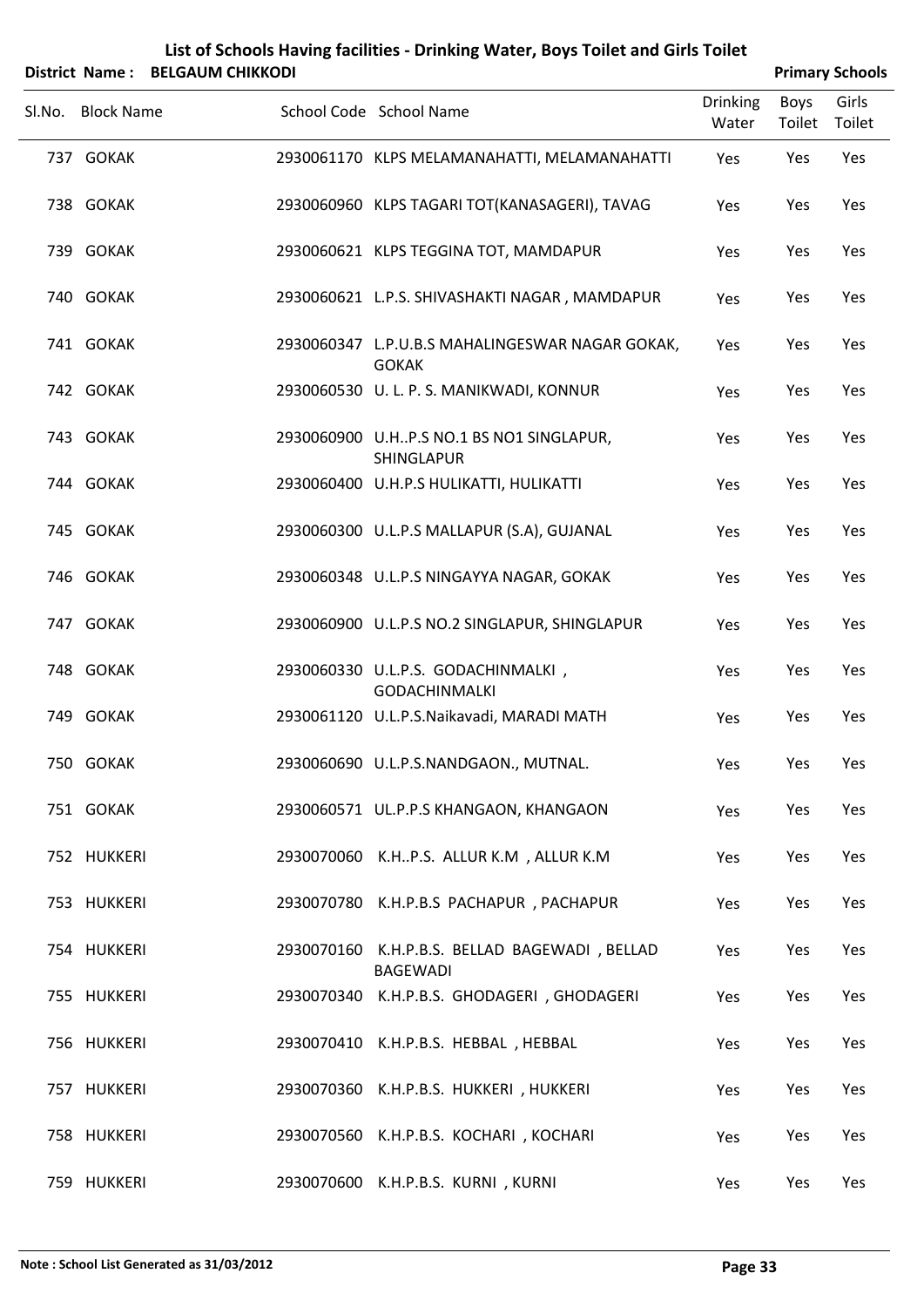## List of Schools Having facilities - Drinking Water, Boys Toilet and Girls Toilet

**District Name : BELGAUM CHIKKODI** **Primary Schools**

| Sl.No. | Block Name | School Code | School Name | Drinking Water | Boys Toilet | Girls Toilet |
|---|---|---|---|---|---|---|
| 737 | GOKAK | 2930061170 | KLPS MELAMANAHATTI, MELAMANAHATTI | Yes | Yes | Yes |
| 738 | GOKAK | 2930060960 | KLPS TAGARI TOT(KANASAGERI), TAVAG | Yes | Yes | Yes |
| 739 | GOKAK | 2930060621 | KLPS TEGGINA TOT, MAMDAPUR | Yes | Yes | Yes |
| 740 | GOKAK | 2930060621 | L.P.S. SHIVASHAKTI NAGAR , MAMDAPUR | Yes | Yes | Yes |
| 741 | GOKAK | 2930060347 | L.P.U.B.S MAHALINGESWAR NAGAR GOKAK, GOKAK | Yes | Yes | Yes |
| 742 | GOKAK | 2930060530 | U. L. P. S. MANIKWADI, KONNUR | Yes | Yes | Yes |
| 743 | GOKAK | 2930060900 | U.H..P.S NO.1 BS NO1 SINGLAPUR, SHINGLAPUR | Yes | Yes | Yes |
| 744 | GOKAK | 2930060400 | U.H.P.S HULIKATTI, HULIKATTI | Yes | Yes | Yes |
| 745 | GOKAK | 2930060300 | U.L.P.S MALLAPUR (S.A), GUJANAL | Yes | Yes | Yes |
| 746 | GOKAK | 2930060348 | U.L.P.S NINGAYYA NAGAR, GOKAK | Yes | Yes | Yes |
| 747 | GOKAK | 2930060900 | U.L.P.S NO.2 SINGLAPUR, SHINGLAPUR | Yes | Yes | Yes |
| 748 | GOKAK | 2930060330 | U.L.P.S. GODACHINMALKI , GODACHINMALKI | Yes | Yes | Yes |
| 749 | GOKAK | 2930061120 | U.L.P.S.Naikavadi, MARADI MATH | Yes | Yes | Yes |
| 750 | GOKAK | 2930060690 | U.L.P.S.NANDGAON., MUTNAL. | Yes | Yes | Yes |
| 751 | GOKAK | 2930060571 | UL.P.P.S KHANGAON, KHANGAON | Yes | Yes | Yes |
| 752 | HUKKERI | 2930070060 | K.H..P.S. ALLUR K.M , ALLUR K.M | Yes | Yes | Yes |
| 753 | HUKKERI | 2930070780 | K.H.P.B.S PACHAPUR , PACHAPUR | Yes | Yes | Yes |
| 754 | HUKKERI | 2930070160 | K.H.P.B.S. BELLAD BAGEWADI , BELLAD BAGEWADI | Yes | Yes | Yes |
| 755 | HUKKERI | 2930070340 | K.H.P.B.S. GHODAGERI , GHODAGERI | Yes | Yes | Yes |
| 756 | HUKKERI | 2930070410 | K.H.P.B.S. HEBBAL , HEBBAL | Yes | Yes | Yes |
| 757 | HUKKERI | 2930070360 | K.H.P.B.S. HUKKERI , HUKKERI | Yes | Yes | Yes |
| 758 | HUKKERI | 2930070560 | K.H.P.B.S. KOCHARI , KOCHARI | Yes | Yes | Yes |
| 759 | HUKKERI | 2930070600 | K.H.P.B.S. KURNI , KURNI | Yes | Yes | Yes |

**Note : School List Generated as 31/03/2012**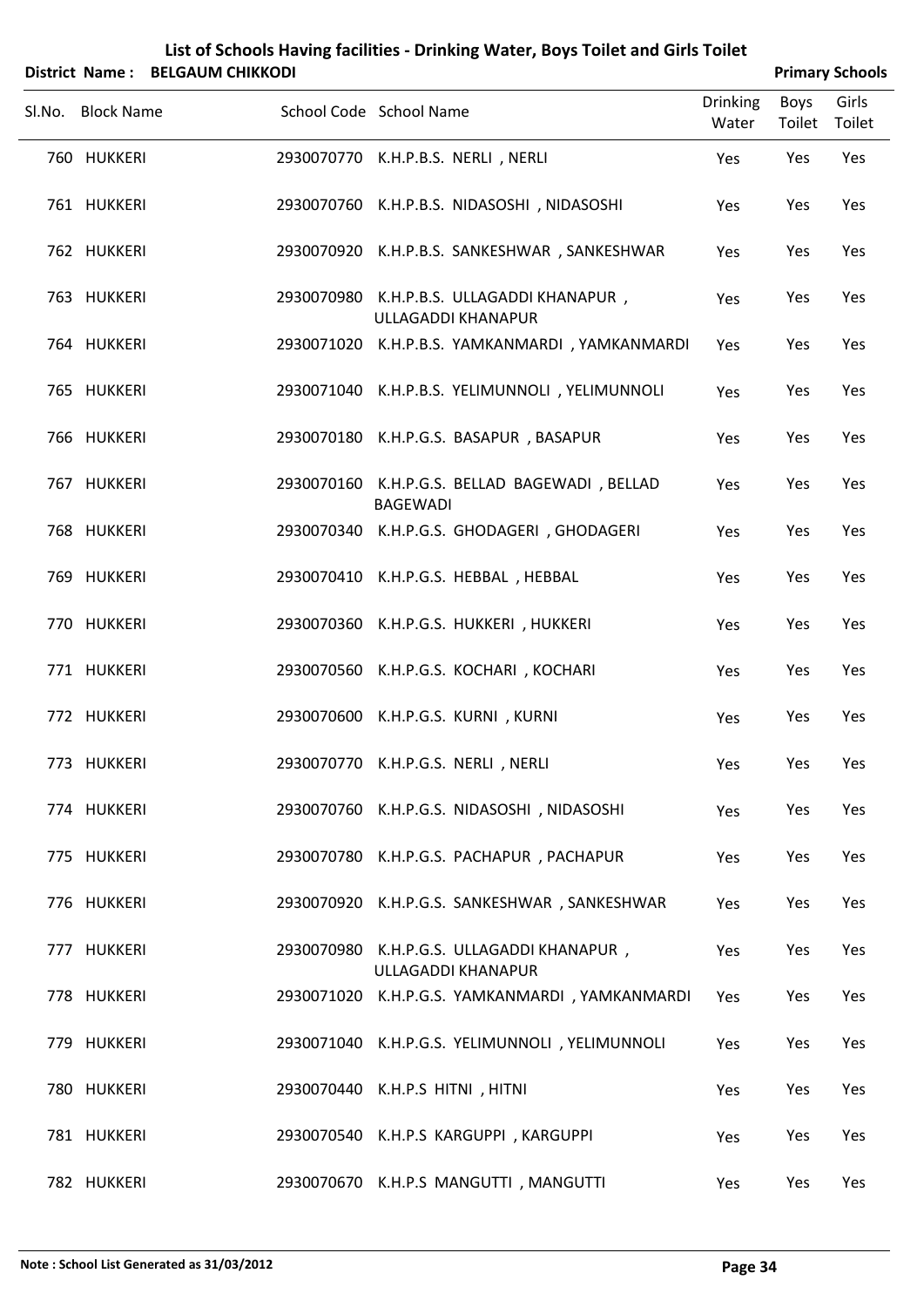# List of Schools Having facilities - Drinking Water, Boys Toilet and Girls Toilet

**District Name : BELGAUM CHIKKODI** **Primary Schools**

| Sl.No. | Block Name | School Code | School Name | Drinking Water | Boys Toilet | Girls Toilet |
|---|---|---|---|---|---|---|
| 760 | HUKKERI | 2930070770 | K.H.P.B.S. NERLI , NERLI | Yes | Yes | Yes |
| 761 | HUKKERI | 2930070760 | K.H.P.B.S. NIDASOSHI , NIDASOSHI | Yes | Yes | Yes |
| 762 | HUKKERI | 2930070920 | K.H.P.B.S. SANKESHWAR , SANKESHWAR | Yes | Yes | Yes |
| 763 | HUKKERI | 2930070980 | K.H.P.B.S. ULLAGADDI KHANAPUR , ULLAGADDI KHANAPUR | Yes | Yes | Yes |
| 764 | HUKKERI | 2930071020 | K.H.P.B.S. YAMKANMARDI , YAMKANMARDI | Yes | Yes | Yes |
| 765 | HUKKERI | 2930071040 | K.H.P.B.S. YELIMUNNOLI , YELIMUNNOLI | Yes | Yes | Yes |
| 766 | HUKKERI | 2930070180 | K.H.P.G.S. BASAPUR , BASAPUR | Yes | Yes | Yes |
| 767 | HUKKERI | 2930070160 | K.H.P.G.S. BELLAD BAGEWADI , BELLAD BAGEWADI | Yes | Yes | Yes |
| 768 | HUKKERI | 2930070340 | K.H.P.G.S. GHODAGERI , GHODAGERI | Yes | Yes | Yes |
| 769 | HUKKERI | 2930070410 | K.H.P.G.S. HEBBAL , HEBBAL | Yes | Yes | Yes |
| 770 | HUKKERI | 2930070360 | K.H.P.G.S. HUKKERI , HUKKERI | Yes | Yes | Yes |
| 771 | HUKKERI | 2930070560 | K.H.P.G.S. KOCHARI , KOCHARI | Yes | Yes | Yes |
| 772 | HUKKERI | 2930070600 | K.H.P.G.S. KURNI , KURNI | Yes | Yes | Yes |
| 773 | HUKKERI | 2930070770 | K.H.P.G.S. NERLI , NERLI | Yes | Yes | Yes |
| 774 | HUKKERI | 2930070760 | K.H.P.G.S. NIDASOSHI , NIDASOSHI | Yes | Yes | Yes |
| 775 | HUKKERI | 2930070780 | K.H.P.G.S. PACHAPUR , PACHAPUR | Yes | Yes | Yes |
| 776 | HUKKERI | 2930070920 | K.H.P.G.S. SANKESHWAR , SANKESHWAR | Yes | Yes | Yes |
| 777 | HUKKERI | 2930070980 | K.H.P.G.S. ULLAGADDI KHANAPUR , ULLAGADDI KHANAPUR | Yes | Yes | Yes |
| 778 | HUKKERI | 2930071020 | K.H.P.G.S. YAMKANMARDI , YAMKANMARDI | Yes | Yes | Yes |
| 779 | HUKKERI | 2930071040 | K.H.P.G.S. YELIMUNNOLI , YELIMUNNOLI | Yes | Yes | Yes |
| 780 | HUKKERI | 2930070440 | K.H.P.S HITNI , HITNI | Yes | Yes | Yes |
| 781 | HUKKERI | 2930070540 | K.H.P.S KARGUPPI , KARGUPPI | Yes | Yes | Yes |
| 782 | HUKKERI | 2930070670 | K.H.P.S MANGUTTI , MANGUTTI | Yes | Yes | Yes |

**Note : School List Generated as 31/03/2012**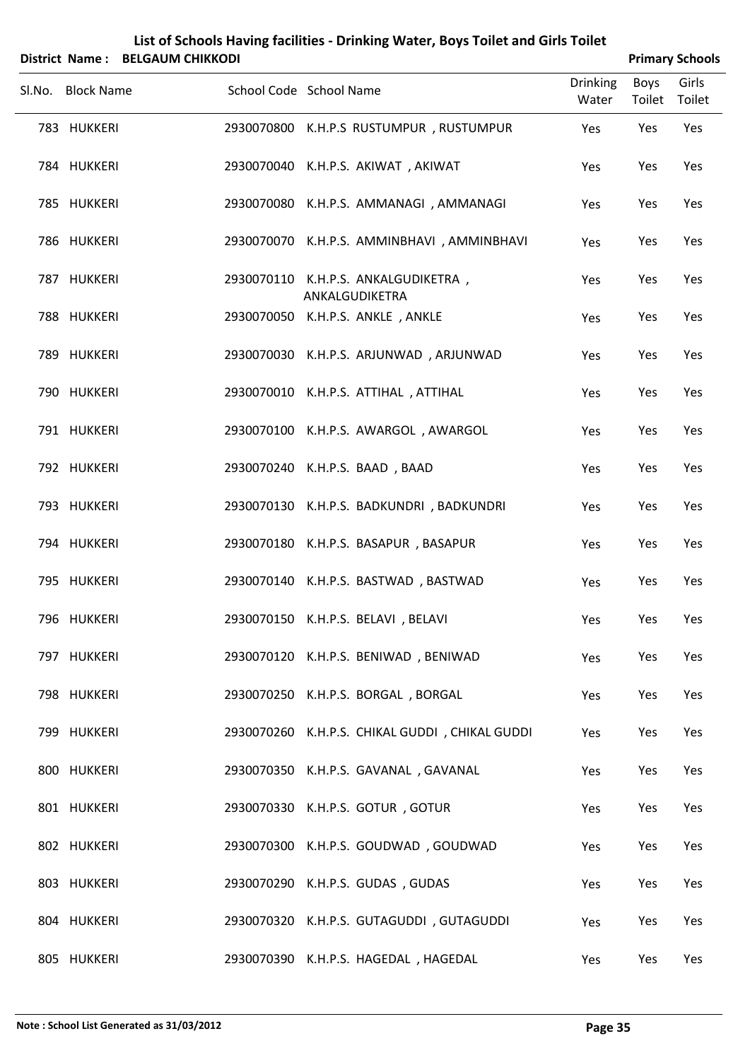# List of Schools Having facilities - Drinking Water, Boys Toilet and Girls Toilet

**District Name : BELGAUM CHIKKODI** **Primary Schools**

| Sl.No. | Block Name | School Code | School Name | Drinking Water | Boys Toilet | Girls Toilet |
|---|---|---|---|---|---|---|
| 783 | HUKKERI | 2930070800 | K.H.P.S RUSTUMPUR , RUSTUMPUR | Yes | Yes | Yes |
| 784 | HUKKERI | 2930070040 | K.H.P.S. AKIWAT , AKIWAT | Yes | Yes | Yes |
| 785 | HUKKERI | 2930070080 | K.H.P.S. AMMANAGI , AMMANAGI | Yes | Yes | Yes |
| 786 | HUKKERI | 2930070070 | K.H.P.S. AMMINBHAVI , AMMINBHAVI | Yes | Yes | Yes |
| 787 | HUKKERI | 2930070110 | K.H.P.S. ANKALGUDIKETRA , ANKALGUDIKETRA | Yes | Yes | Yes |
| 788 | HUKKERI | 2930070050 | K.H.P.S. ANKLE , ANKLE | Yes | Yes | Yes |
| 789 | HUKKERI | 2930070030 | K.H.P.S. ARJUNWAD , ARJUNWAD | Yes | Yes | Yes |
| 790 | HUKKERI | 2930070010 | K.H.P.S. ATTIHAL , ATTIHAL | Yes | Yes | Yes |
| 791 | HUKKERI | 2930070100 | K.H.P.S. AWARGOL , AWARGOL | Yes | Yes | Yes |
| 792 | HUKKERI | 2930070240 | K.H.P.S. BAAD , BAAD | Yes | Yes | Yes |
| 793 | HUKKERI | 2930070130 | K.H.P.S. BADKUNDRI , BADKUNDRI | Yes | Yes | Yes |
| 794 | HUKKERI | 2930070180 | K.H.P.S. BASAPUR , BASAPUR | Yes | Yes | Yes |
| 795 | HUKKERI | 2930070140 | K.H.P.S. BASTWAD , BASTWAD | Yes | Yes | Yes |
| 796 | HUKKERI | 2930070150 | K.H.P.S. BELAVI , BELAVI | Yes | Yes | Yes |
| 797 | HUKKERI | 2930070120 | K.H.P.S. BENIWAD , BENIWAD | Yes | Yes | Yes |
| 798 | HUKKERI | 2930070250 | K.H.P.S. BORGAL , BORGAL | Yes | Yes | Yes |
| 799 | HUKKERI | 2930070260 | K.H.P.S. CHIKAL GUDDI , CHIKAL GUDDI | Yes | Yes | Yes |
| 800 | HUKKERI | 2930070350 | K.H.P.S. GAVANAL , GAVANAL | Yes | Yes | Yes |
| 801 | HUKKERI | 2930070330 | K.H.P.S. GOTUR , GOTUR | Yes | Yes | Yes |
| 802 | HUKKERI | 2930070300 | K.H.P.S. GOUDWAD , GOUDWAD | Yes | Yes | Yes |
| 803 | HUKKERI | 2930070290 | K.H.P.S. GUDAS , GUDAS | Yes | Yes | Yes |
| 804 | HUKKERI | 2930070320 | K.H.P.S. GUTAGUDDI , GUTAGUDDI | Yes | Yes | Yes |
| 805 | HUKKERI | 2930070390 | K.H.P.S. HAGEDAL , HAGEDAL | Yes | Yes | Yes |

**Note : School List Generated as 31/03/2012**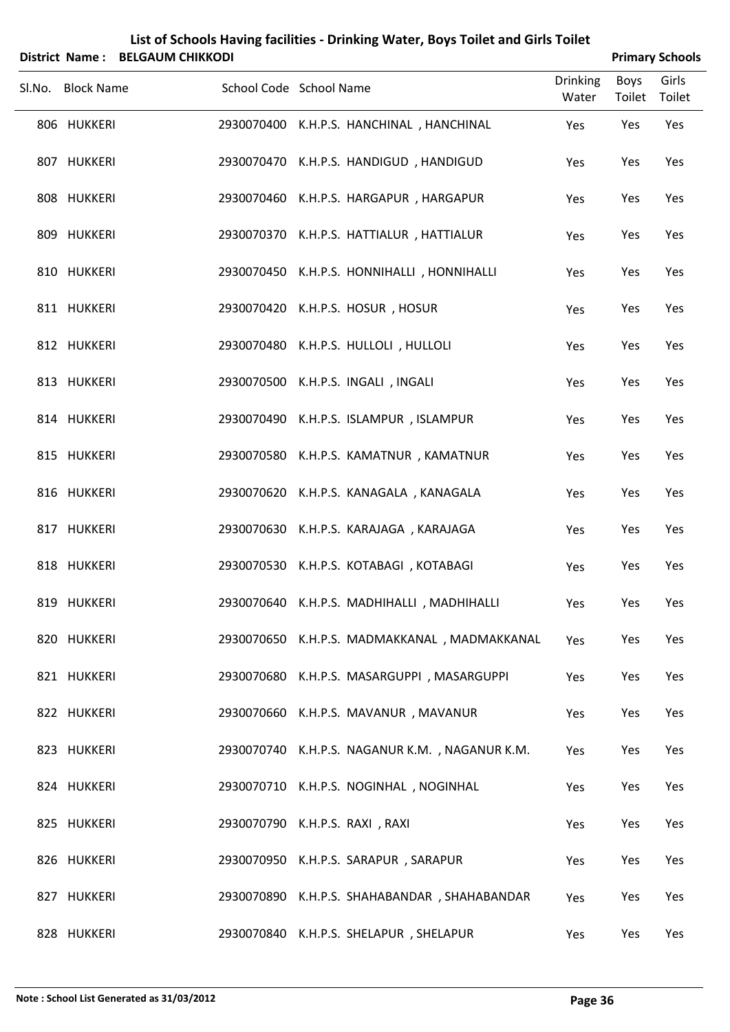# List of Schools Having facilities - Drinking Water, Boys Toilet and Girls Toilet

**District Name : BELGAUM CHIKKODI** **Primary Schools**

| Sl.No. | Block Name | School Code | School Name | Drinking Water | Boys Toilet | Girls Toilet |
|---|---|---|---|---|---|---|
| 806 | HUKKERI | 2930070400 | K.H.P.S. HANCHINAL , HANCHINAL | Yes | Yes | Yes |
| 807 | HUKKERI | 2930070470 | K.H.P.S. HANDIGUD , HANDIGUD | Yes | Yes | Yes |
| 808 | HUKKERI | 2930070460 | K.H.P.S. HARGAPUR , HARGAPUR | Yes | Yes | Yes |
| 809 | HUKKERI | 2930070370 | K.H.P.S. HATTIALUR , HATTIALUR | Yes | Yes | Yes |
| 810 | HUKKERI | 2930070450 | K.H.P.S. HONNIHALLI , HONNIHALLI | Yes | Yes | Yes |
| 811 | HUKKERI | 2930070420 | K.H.P.S. HOSUR , HOSUR | Yes | Yes | Yes |
| 812 | HUKKERI | 2930070480 | K.H.P.S. HULLOLI , HULLOLI | Yes | Yes | Yes |
| 813 | HUKKERI | 2930070500 | K.H.P.S. INGALI , INGALI | Yes | Yes | Yes |
| 814 | HUKKERI | 2930070490 | K.H.P.S. ISLAMPUR , ISLAMPUR | Yes | Yes | Yes |
| 815 | HUKKERI | 2930070580 | K.H.P.S. KAMATNUR , KAMATNUR | Yes | Yes | Yes |
| 816 | HUKKERI | 2930070620 | K.H.P.S. KANAGALA , KANAGALA | Yes | Yes | Yes |
| 817 | HUKKERI | 2930070630 | K.H.P.S. KARAJAGA , KARAJAGA | Yes | Yes | Yes |
| 818 | HUKKERI | 2930070530 | K.H.P.S. KOTABAGI , KOTABAGI | Yes | Yes | Yes |
| 819 | HUKKERI | 2930070640 | K.H.P.S. MADHIHALLI , MADHIHALLI | Yes | Yes | Yes |
| 820 | HUKKERI | 2930070650 | K.H.P.S. MADMAKKANAL , MADMAKKANAL | Yes | Yes | Yes |
| 821 | HUKKERI | 2930070680 | K.H.P.S. MASARGUPPI , MASARGUPPI | Yes | Yes | Yes |
| 822 | HUKKERI | 2930070660 | K.H.P.S. MAVANUR , MAVANUR | Yes | Yes | Yes |
| 823 | HUKKERI | 2930070740 | K.H.P.S. NAGANUR K.M. , NAGANUR K.M. | Yes | Yes | Yes |
| 824 | HUKKERI | 2930070710 | K.H.P.S. NOGINHAL , NOGINHAL | Yes | Yes | Yes |
| 825 | HUKKERI | 2930070790 | K.H.P.S. RAXI , RAXI | Yes | Yes | Yes |
| 826 | HUKKERI | 2930070950 | K.H.P.S. SARAPUR , SARAPUR | Yes | Yes | Yes |
| 827 | HUKKERI | 2930070890 | K.H.P.S. SHAHABANDAR , SHAHABANDAR | Yes | Yes | Yes |
| 828 | HUKKERI | 2930070840 | K.H.P.S. SHELAPUR , SHELAPUR | Yes | Yes | Yes |

**Note : School List Generated as 31/03/2012**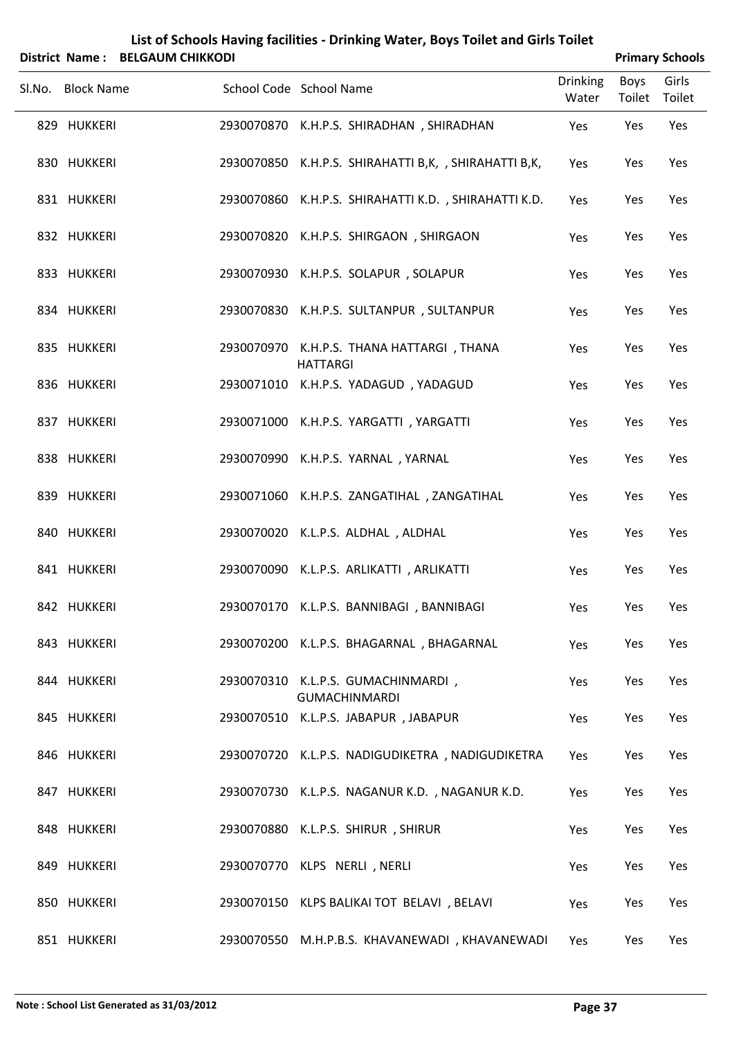# List of Schools Having facilities - Drinking Water, Boys Toilet and Girls Toilet

**District Name : BELGAUM CHIKKODI** **Primary Schools**

| Sl.No. | Block Name | School Code | School Name | Drinking Water | Boys Toilet | Girls Toilet |
|---|---|---|---|---|---|---|
| 829 | HUKKERI | 2930070870 | K.H.P.S. SHIRADHAN , SHIRADHAN | Yes | Yes | Yes |
| 830 | HUKKERI | 2930070850 | K.H.P.S. SHIRAHATTI B,K, , SHIRAHATTI B,K, | Yes | Yes | Yes |
| 831 | HUKKERI | 2930070860 | K.H.P.S. SHIRAHATTI K.D. , SHIRAHATTI K.D. | Yes | Yes | Yes |
| 832 | HUKKERI | 2930070820 | K.H.P.S. SHIRGAON , SHIRGAON | Yes | Yes | Yes |
| 833 | HUKKERI | 2930070930 | K.H.P.S. SOLAPUR , SOLAPUR | Yes | Yes | Yes |
| 834 | HUKKERI | 2930070830 | K.H.P.S. SULTANPUR , SULTANPUR | Yes | Yes | Yes |
| 835 | HUKKERI | 2930070970 | K.H.P.S. THANA HATTARGI , THANA HATTARGI | Yes | Yes | Yes |
| 836 | HUKKERI | 2930071010 | K.H.P.S. YADAGUD , YADAGUD | Yes | Yes | Yes |
| 837 | HUKKERI | 2930071000 | K.H.P.S. YARGATTI , YARGATTI | Yes | Yes | Yes |
| 838 | HUKKERI | 2930070990 | K.H.P.S. YARNAL , YARNAL | Yes | Yes | Yes |
| 839 | HUKKERI | 2930071060 | K.H.P.S. ZANGATIHAL , ZANGATIHAL | Yes | Yes | Yes |
| 840 | HUKKERI | 2930070020 | K.L.P.S. ALDHAL , ALDHAL | Yes | Yes | Yes |
| 841 | HUKKERI | 2930070090 | K.L.P.S. ARLIKATTI , ARLIKATTI | Yes | Yes | Yes |
| 842 | HUKKERI | 2930070170 | K.L.P.S. BANNIBAGI , BANNIBAGI | Yes | Yes | Yes |
| 843 | HUKKERI | 2930070200 | K.L.P.S. BHAGARNAL , BHAGARNAL | Yes | Yes | Yes |
| 844 | HUKKERI | 2930070310 | K.L.P.S. GUMACHINMARDI , GUMACHINMARDI | Yes | Yes | Yes |
| 845 | HUKKERI | 2930070510 | K.L.P.S. JABAPUR , JABAPUR | Yes | Yes | Yes |
| 846 | HUKKERI | 2930070720 | K.L.P.S. NADIGUDIKETRA , NADIGUDIKETRA | Yes | Yes | Yes |
| 847 | HUKKERI | 2930070730 | K.L.P.S. NAGANUR K.D. , NAGANUR K.D. | Yes | Yes | Yes |
| 848 | HUKKERI | 2930070880 | K.L.P.S. SHIRUR , SHIRUR | Yes | Yes | Yes |
| 849 | HUKKERI | 2930070770 | KLPS NERLI , NERLI | Yes | Yes | Yes |
| 850 | HUKKERI | 2930070150 | KLPS BALIKAI TOT BELAVI , BELAVI | Yes | Yes | Yes |
| 851 | HUKKERI | 2930070550 | M.H.P.B.S. KHAVANEWADI , KHAVANEWADI | Yes | Yes | Yes |

**Note : School List Generated as 31/03/2012**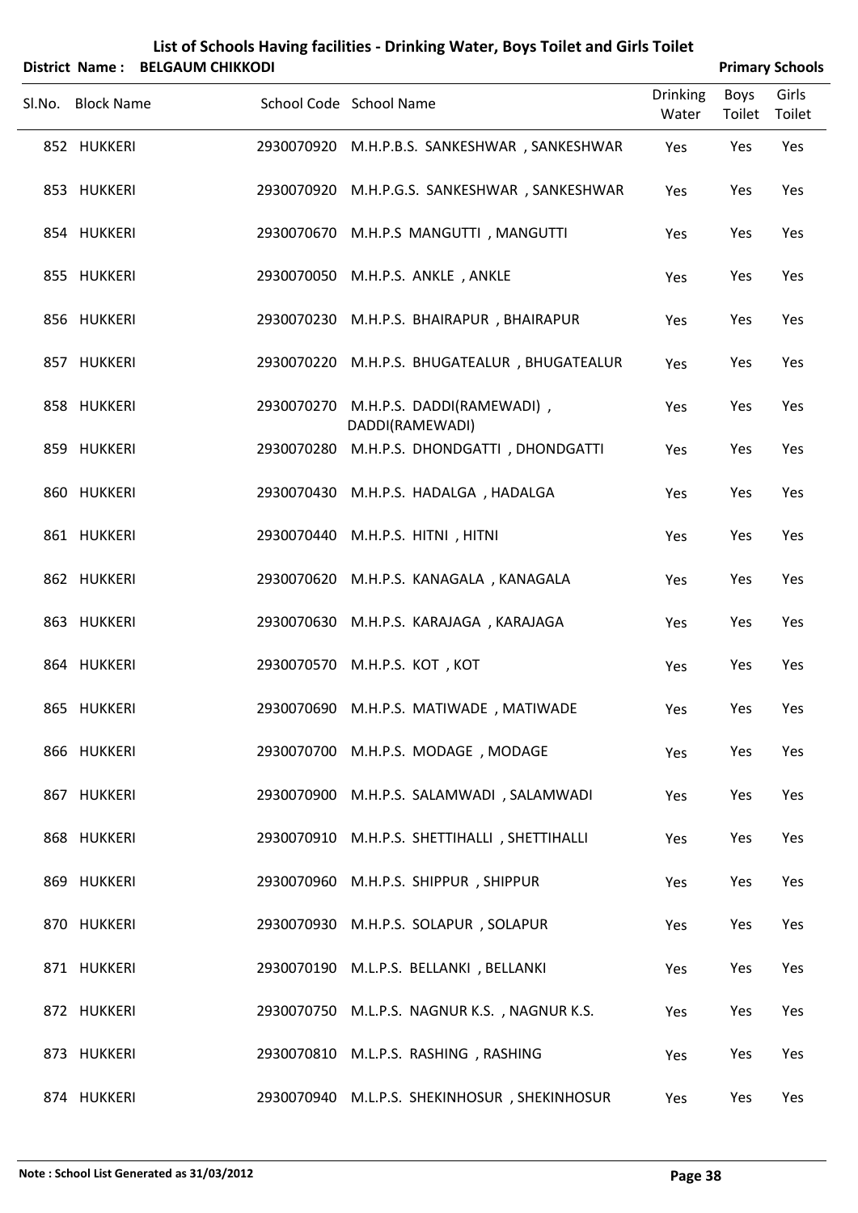# List of Schools Having facilities - Drinking Water, Boys Toilet and Girls Toilet

**District Name : BELGAUM CHIKKODI** **Primary Schools**

| Sl.No. | Block Name | School Code | School Name | Drinking Water | Boys Toilet | Girls Toilet |
|---|---|---|---|---|---|---|
| 852 | HUKKERI | 2930070920 | M.H.P.B.S. SANKESHWAR , SANKESHWAR | Yes | Yes | Yes |
| 853 | HUKKERI | 2930070920 | M.H.P.G.S. SANKESHWAR , SANKESHWAR | Yes | Yes | Yes |
| 854 | HUKKERI | 2930070670 | M.H.P.S MANGUTTI , MANGUTTI | Yes | Yes | Yes |
| 855 | HUKKERI | 2930070050 | M.H.P.S. ANKLE , ANKLE | Yes | Yes | Yes |
| 856 | HUKKERI | 2930070230 | M.H.P.S. BHAIRAPUR , BHAIRAPUR | Yes | Yes | Yes |
| 857 | HUKKERI | 2930070220 | M.H.P.S. BHUGATEALUR , BHUGATEALUR | Yes | Yes | Yes |
| 858 | HUKKERI | 2930070270 | M.H.P.S. DADDI(RAMEWADI) , DADDI(RAMEWADI) | Yes | Yes | Yes |
| 859 | HUKKERI | 2930070280 | M.H.P.S. DHONDGATTI , DHONDGATTI | Yes | Yes | Yes |
| 860 | HUKKERI | 2930070430 | M.H.P.S. HADALGA , HADALGA | Yes | Yes | Yes |
| 861 | HUKKERI | 2930070440 | M.H.P.S. HITNI , HITNI | Yes | Yes | Yes |
| 862 | HUKKERI | 2930070620 | M.H.P.S. KANAGALA , KANAGALA | Yes | Yes | Yes |
| 863 | HUKKERI | 2930070630 | M.H.P.S. KARAJAGA , KARAJAGA | Yes | Yes | Yes |
| 864 | HUKKERI | 2930070570 | M.H.P.S. KOT , KOT | Yes | Yes | Yes |
| 865 | HUKKERI | 2930070690 | M.H.P.S. MATIWADE , MATIWADE | Yes | Yes | Yes |
| 866 | HUKKERI | 2930070700 | M.H.P.S. MODAGE , MODAGE | Yes | Yes | Yes |
| 867 | HUKKERI | 2930070900 | M.H.P.S. SALAMWADI , SALAMWADI | Yes | Yes | Yes |
| 868 | HUKKERI | 2930070910 | M.H.P.S. SHETTIHALLI , SHETTIHALLI | Yes | Yes | Yes |
| 869 | HUKKERI | 2930070960 | M.H.P.S. SHIPPUR , SHIPPUR | Yes | Yes | Yes |
| 870 | HUKKERI | 2930070930 | M.H.P.S. SOLAPUR , SOLAPUR | Yes | Yes | Yes |
| 871 | HUKKERI | 2930070190 | M.L.P.S. BELLANKI , BELLANKI | Yes | Yes | Yes |
| 872 | HUKKERI | 2930070750 | M.L.P.S. NAGNUR K.S. , NAGNUR K.S. | Yes | Yes | Yes |
| 873 | HUKKERI | 2930070810 | M.L.P.S. RASHING , RASHING | Yes | Yes | Yes |
| 874 | HUKKERI | 2930070940 | M.L.P.S. SHEKINHOSUR , SHEKINHOSUR | Yes | Yes | Yes |

**Note : School List Generated as 31/03/2012**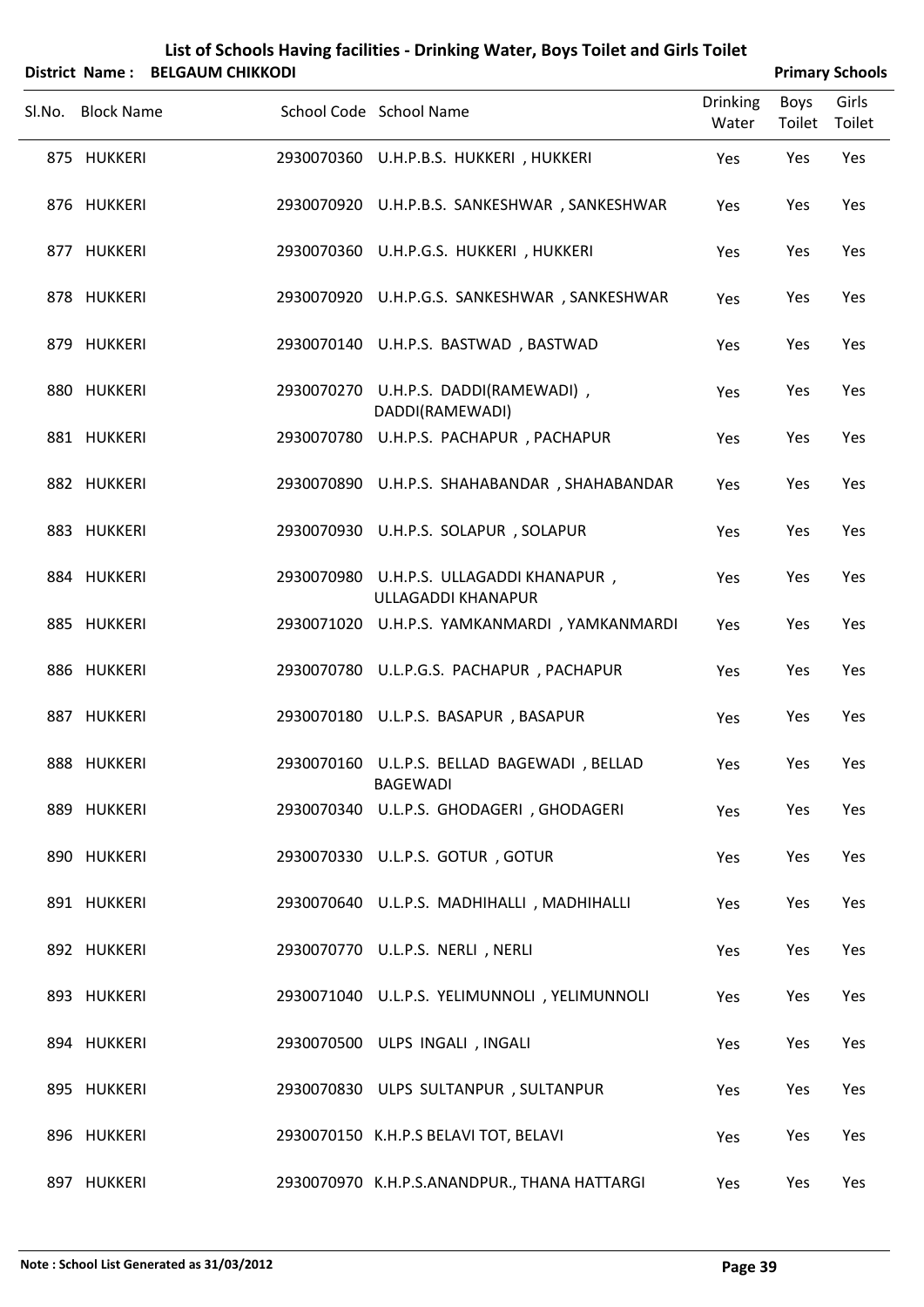# List of Schools Having facilities - Drinking Water, Boys Toilet and Girls Toilet

**District Name : BELGAUM CHIKKODI** **Primary Schools**

| Sl.No. | Block Name | School Code | School Name | Drinking Water | Boys Toilet | Girls Toilet |
|---|---|---|---|---|---|---|
| 875 | HUKKERI | 2930070360 | U.H.P.B.S. HUKKERI , HUKKERI | Yes | Yes | Yes |
| 876 | HUKKERI | 2930070920 | U.H.P.B.S. SANKESHWAR , SANKESHWAR | Yes | Yes | Yes |
| 877 | HUKKERI | 2930070360 | U.H.P.G.S. HUKKERI , HUKKERI | Yes | Yes | Yes |
| 878 | HUKKERI | 2930070920 | U.H.P.G.S. SANKESHWAR , SANKESHWAR | Yes | Yes | Yes |
| 879 | HUKKERI | 2930070140 | U.H.P.S. BASTWAD , BASTWAD | Yes | Yes | Yes |
| 880 | HUKKERI | 2930070270 | U.H.P.S. DADDI(RAMEWADI) , DADDI(RAMEWADI) | Yes | Yes | Yes |
| 881 | HUKKERI | 2930070780 | U.H.P.S. PACHAPUR , PACHAPUR | Yes | Yes | Yes |
| 882 | HUKKERI | 2930070890 | U.H.P.S. SHAHABANDAR , SHAHABANDAR | Yes | Yes | Yes |
| 883 | HUKKERI | 2930070930 | U.H.P.S. SOLAPUR , SOLAPUR | Yes | Yes | Yes |
| 884 | HUKKERI | 2930070980 | U.H.P.S. ULLAGADDI KHANAPUR , ULLAGADDI KHANAPUR | Yes | Yes | Yes |
| 885 | HUKKERI | 2930071020 | U.H.P.S. YAMKANMARDI , YAMKANMARDI | Yes | Yes | Yes |
| 886 | HUKKERI | 2930070780 | U.L.P.G.S. PACHAPUR , PACHAPUR | Yes | Yes | Yes |
| 887 | HUKKERI | 2930070180 | U.L.P.S. BASAPUR , BASAPUR | Yes | Yes | Yes |
| 888 | HUKKERI | 2930070160 | U.L.P.S. BELLAD BAGEWADI , BELLAD BAGEWADI | Yes | Yes | Yes |
| 889 | HUKKERI | 2930070340 | U.L.P.S. GHODAGERI , GHODAGERI | Yes | Yes | Yes |
| 890 | HUKKERI | 2930070330 | U.L.P.S. GOTUR , GOTUR | Yes | Yes | Yes |
| 891 | HUKKERI | 2930070640 | U.L.P.S. MADHIHALLI , MADHIHALLI | Yes | Yes | Yes |
| 892 | HUKKERI | 2930070770 | U.L.P.S. NERLI , NERLI | Yes | Yes | Yes |
| 893 | HUKKERI | 2930071040 | U.L.P.S. YELIMUNNOLI , YELIMUNNOLI | Yes | Yes | Yes |
| 894 | HUKKERI | 2930070500 | ULPS INGALI , INGALI | Yes | Yes | Yes |
| 895 | HUKKERI | 2930070830 | ULPS SULTANPUR , SULTANPUR | Yes | Yes | Yes |
| 896 | HUKKERI | 2930070150 | K.H.P.S BELAVI TOT, BELAVI | Yes | Yes | Yes |
| 897 | HUKKERI | 2930070970 | K.H.P.S.ANANDPUR., THANA HATTARGI | Yes | Yes | Yes |

**Note : School List Generated as 31/03/2012**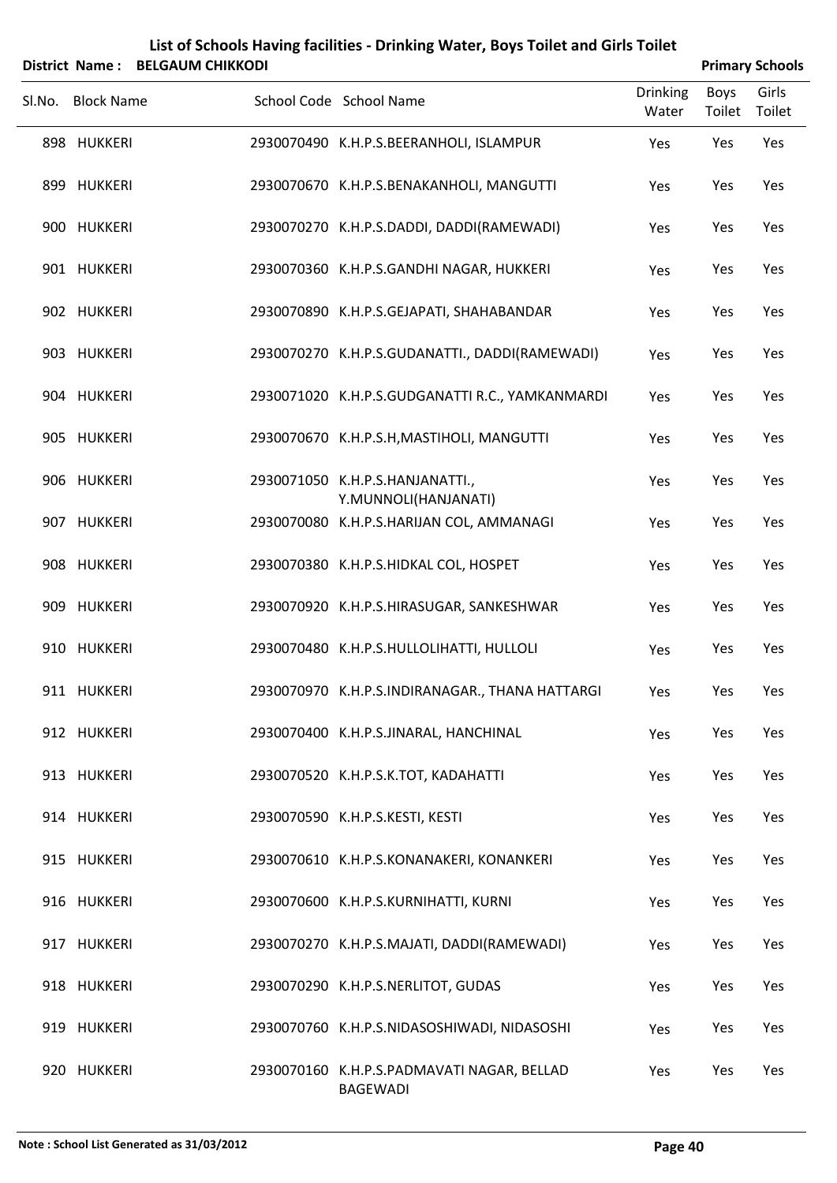# List of Schools Having facilities - Drinking Water, Boys Toilet and Girls Toilet

**District Name : BELGAUM CHIKKODI** **Primary Schools**

| Sl.No. | Block Name | School Code | School Name | Drinking Water | Boys Toilet | Girls Toilet |
|---|---|---|---|---|---|---|
| 898 | HUKKERI | 2930070490 | K.H.P.S.BEERANHOLI, ISLAMPUR | Yes | Yes | Yes |
| 899 | HUKKERI | 2930070670 | K.H.P.S.BENAKANHOLI, MANGUTTI | Yes | Yes | Yes |
| 900 | HUKKERI | 2930070270 | K.H.P.S.DADDI, DADDI(RAMEWADI) | Yes | Yes | Yes |
| 901 | HUKKERI | 2930070360 | K.H.P.S.GANDHI NAGAR, HUKKERI | Yes | Yes | Yes |
| 902 | HUKKERI | 2930070890 | K.H.P.S.GEJAPATI, SHAHABANDAR | Yes | Yes | Yes |
| 903 | HUKKERI | 2930070270 | K.H.P.S.GUDANATTI., DADDI(RAMEWADI) | Yes | Yes | Yes |
| 904 | HUKKERI | 2930071020 | K.H.P.S.GUDGANATTI R.C., YAMKANMARDI | Yes | Yes | Yes |
| 905 | HUKKERI | 2930070670 | K.H.P.S.H,MASTIHOLI, MANGUTTI | Yes | Yes | Yes |
| 906 | HUKKERI | 2930071050 | K.H.P.S.HANJANATTI., Y.MUNNOLI(HANJANATI) | Yes | Yes | Yes |
| 907 | HUKKERI | 2930070080 | K.H.P.S.HARIJAN COL, AMMANAGI | Yes | Yes | Yes |
| 908 | HUKKERI | 2930070380 | K.H.P.S.HIDKAL COL, HOSPET | Yes | Yes | Yes |
| 909 | HUKKERI | 2930070920 | K.H.P.S.HIRASUGAR, SANKESHWAR | Yes | Yes | Yes |
| 910 | HUKKERI | 2930070480 | K.H.P.S.HULLOLIHATTI, HULLOLI | Yes | Yes | Yes |
| 911 | HUKKERI | 2930070970 | K.H.P.S.INDIRANAGAR., THANA HATTARGI | Yes | Yes | Yes |
| 912 | HUKKERI | 2930070400 | K.H.P.S.JINARAL, HANCHINAL | Yes | Yes | Yes |
| 913 | HUKKERI | 2930070520 | K.H.P.S.K.TOT, KADAHATTI | Yes | Yes | Yes |
| 914 | HUKKERI | 2930070590 | K.H.P.S.KESTI, KESTI | Yes | Yes | Yes |
| 915 | HUKKERI | 2930070610 | K.H.P.S.KONANAKERI, KONANKERI | Yes | Yes | Yes |
| 916 | HUKKERI | 2930070600 | K.H.P.S.KURNIHATTI, KURNI | Yes | Yes | Yes |
| 917 | HUKKERI | 2930070270 | K.H.P.S.MAJATI, DADDI(RAMEWADI) | Yes | Yes | Yes |
| 918 | HUKKERI | 2930070290 | K.H.P.S.NERLITOT, GUDAS | Yes | Yes | Yes |
| 919 | HUKKERI | 2930070760 | K.H.P.S.NIDASOSHIWADI, NIDASOSHI | Yes | Yes | Yes |
| 920 | HUKKERI | 2930070160 | K.H.P.S.PADMAVATI NAGAR, BELLAD BAGEWADI | Yes | Yes | Yes |

**Note : School List Generated as 31/03/2012**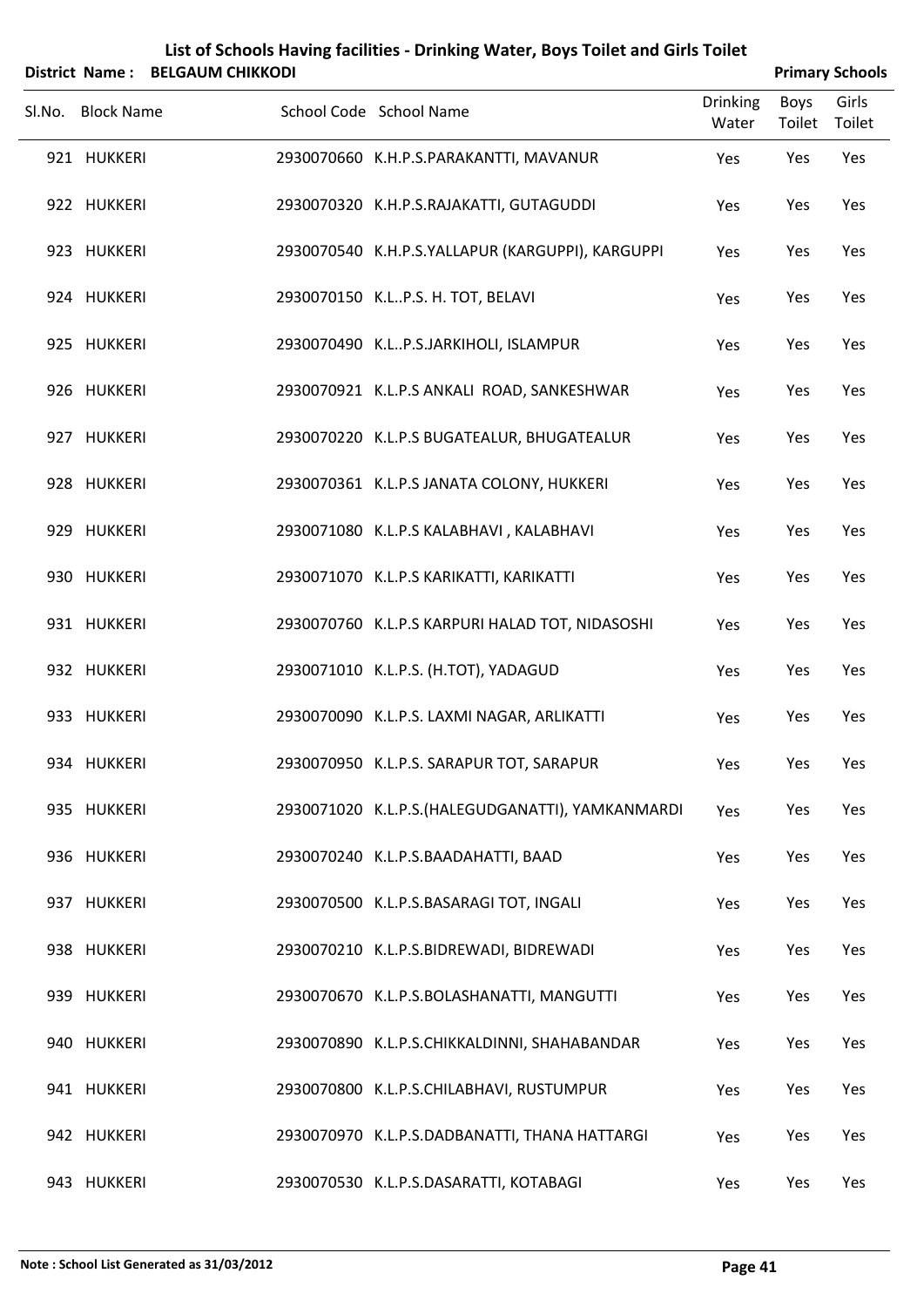# List of Schools Having facilities - Drinking Water, Boys Toilet and Girls Toilet

**District Name : BELGAUM CHIKKODI** **Primary Schools**

| Sl.No. | Block Name | School Code | School Name | Drinking Water | Boys Toilet | Girls Toilet |
|---|---|---|---|---|---|---|
| 921 | HUKKERI | 2930070660 | K.H.P.S.PARAKANTTI, MAVANUR | Yes | Yes | Yes |
| 922 | HUKKERI | 2930070320 | K.H.P.S.RAJAKATTI, GUTAGUDDI | Yes | Yes | Yes |
| 923 | HUKKERI | 2930070540 | K.H.P.S.YALLAPUR (KARGUPPI), KARGUPPI | Yes | Yes | Yes |
| 924 | HUKKERI | 2930070150 | K.L..P.S. H. TOT, BELAVI | Yes | Yes | Yes |
| 925 | HUKKERI | 2930070490 | K.L..P.S.JARKIHOLI, ISLAMPUR | Yes | Yes | Yes |
| 926 | HUKKERI | 2930070921 | K.L.P.S ANKALI ROAD, SANKESHWAR | Yes | Yes | Yes |
| 927 | HUKKERI | 2930070220 | K.L.P.S BUGATEALUR, BHUGATEALUR | Yes | Yes | Yes |
| 928 | HUKKERI | 2930070361 | K.L.P.S JANATA COLONY, HUKKERI | Yes | Yes | Yes |
| 929 | HUKKERI | 2930071080 | K.L.P.S KALABHAVI , KALABHAVI | Yes | Yes | Yes |
| 930 | HUKKERI | 2930071070 | K.L.P.S KARIKATTI, KARIKATTI | Yes | Yes | Yes |
| 931 | HUKKERI | 2930070760 | K.L.P.S KARPURI HALAD TOT, NIDASOSHI | Yes | Yes | Yes |
| 932 | HUKKERI | 2930071010 | K.L.P.S. (H.TOT), YADAGUD | Yes | Yes | Yes |
| 933 | HUKKERI | 2930070090 | K.L.P.S. LAXMI NAGAR, ARLIKATTI | Yes | Yes | Yes |
| 934 | HUKKERI | 2930070950 | K.L.P.S. SARAPUR TOT, SARAPUR | Yes | Yes | Yes |
| 935 | HUKKERI | 2930071020 | K.L.P.S.(HALEGUDGANATTI), YAMKANMARDI | Yes | Yes | Yes |
| 936 | HUKKERI | 2930070240 | K.L.P.S.BAADAHATTI, BAAD | Yes | Yes | Yes |
| 937 | HUKKERI | 2930070500 | K.L.P.S.BASARAGI TOT, INGALI | Yes | Yes | Yes |
| 938 | HUKKERI | 2930070210 | K.L.P.S.BIDREWADI, BIDREWADI | Yes | Yes | Yes |
| 939 | HUKKERI | 2930070670 | K.L.P.S.BOLASHANATTI, MANGUTTI | Yes | Yes | Yes |
| 940 | HUKKERI | 2930070890 | K.L.P.S.CHIKKALDINNI, SHAHABANDAR | Yes | Yes | Yes |
| 941 | HUKKERI | 2930070800 | K.L.P.S.CHILABHAVI, RUSTUMPUR | Yes | Yes | Yes |
| 942 | HUKKERI | 2930070970 | K.L.P.S.DADBANATTI, THANA HATTARGI | Yes | Yes | Yes |
| 943 | HUKKERI | 2930070530 | K.L.P.S.DASARATTI, KOTABAGI | Yes | Yes | Yes |

**Note : School List Generated as 31/03/2012**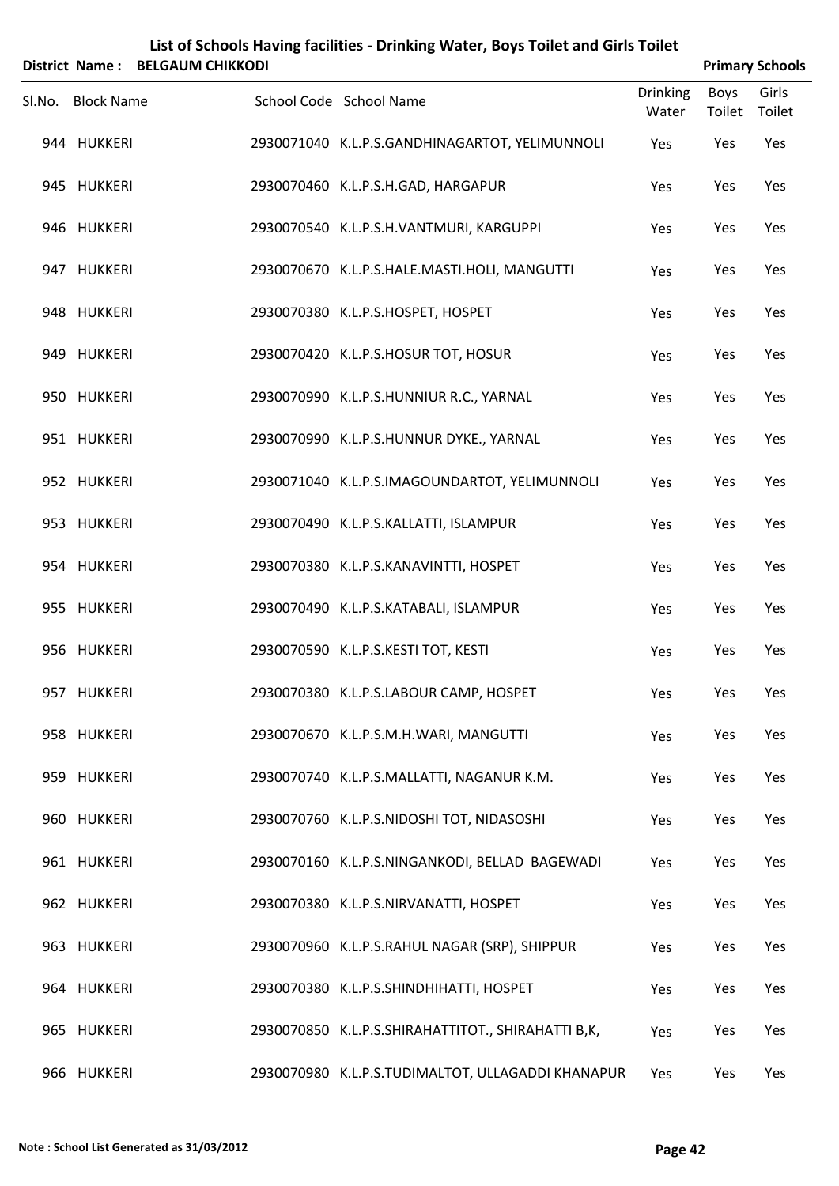# List of Schools Having facilities - Drinking Water, Boys Toilet and Girls Toilet

**District Name : BELGAUM CHIKKODI** — **Primary Schools**

| Sl.No. | Block Name | School Code | School Name | Drinking Water | Boys Toilet | Girls Toilet |
|---|---|---|---|---|---|---|
| 944 | HUKKERI | 2930071040 | K.L.P.S.GANDHINAGARTOT, YELIMUNNOLI | Yes | Yes | Yes |
| 945 | HUKKERI | 2930070460 | K.L.P.S.H.GAD, HARGAPUR | Yes | Yes | Yes |
| 946 | HUKKERI | 2930070540 | K.L.P.S.H.VANTMURI, KARGUPPI | Yes | Yes | Yes |
| 947 | HUKKERI | 2930070670 | K.L.P.S.HALE.MASTI.HOLI, MANGUTTI | Yes | Yes | Yes |
| 948 | HUKKERI | 2930070380 | K.L.P.S.HOSPET, HOSPET | Yes | Yes | Yes |
| 949 | HUKKERI | 2930070420 | K.L.P.S.HOSUR TOT, HOSUR | Yes | Yes | Yes |
| 950 | HUKKERI | 2930070990 | K.L.P.S.HUNNIUR R.C., YARNAL | Yes | Yes | Yes |
| 951 | HUKKERI | 2930070990 | K.L.P.S.HUNNUR DYKE., YARNAL | Yes | Yes | Yes |
| 952 | HUKKERI | 2930071040 | K.L.P.S.IMAGOUNDARTOT, YELIMUNNOLI | Yes | Yes | Yes |
| 953 | HUKKERI | 2930070490 | K.L.P.S.KALLATTI, ISLAMPUR | Yes | Yes | Yes |
| 954 | HUKKERI | 2930070380 | K.L.P.S.KANAVINTTI, HOSPET | Yes | Yes | Yes |
| 955 | HUKKERI | 2930070490 | K.L.P.S.KATABALI, ISLAMPUR | Yes | Yes | Yes |
| 956 | HUKKERI | 2930070590 | K.L.P.S.KESTI TOT, KESTI | Yes | Yes | Yes |
| 957 | HUKKERI | 2930070380 | K.L.P.S.LABOUR CAMP, HOSPET | Yes | Yes | Yes |
| 958 | HUKKERI | 2930070670 | K.L.P.S.M.H.WARI, MANGUTTI | Yes | Yes | Yes |
| 959 | HUKKERI | 2930070740 | K.L.P.S.MALLATTI, NAGANUR K.M. | Yes | Yes | Yes |
| 960 | HUKKERI | 2930070760 | K.L.P.S.NIDOSHI TOT, NIDASOSHI | Yes | Yes | Yes |
| 961 | HUKKERI | 2930070160 | K.L.P.S.NINGANKODI, BELLAD BAGEWADI | Yes | Yes | Yes |
| 962 | HUKKERI | 2930070380 | K.L.P.S.NIRVANATTI, HOSPET | Yes | Yes | Yes |
| 963 | HUKKERI | 2930070960 | K.L.P.S.RAHUL NAGAR (SRP), SHIPPUR | Yes | Yes | Yes |
| 964 | HUKKERI | 2930070380 | K.L.P.S.SHINDHIHATTI, HOSPET | Yes | Yes | Yes |
| 965 | HUKKERI | 2930070850 | K.L.P.S.SHIRAHATTITOT., SHIRAHATTI B,K, | Yes | Yes | Yes |
| 966 | HUKKERI | 2930070980 | K.L.P.S.TUDIMALTOT, ULLAGADDI KHANAPUR | Yes | Yes | Yes |

**Note : School List Generated as 31/03/2012**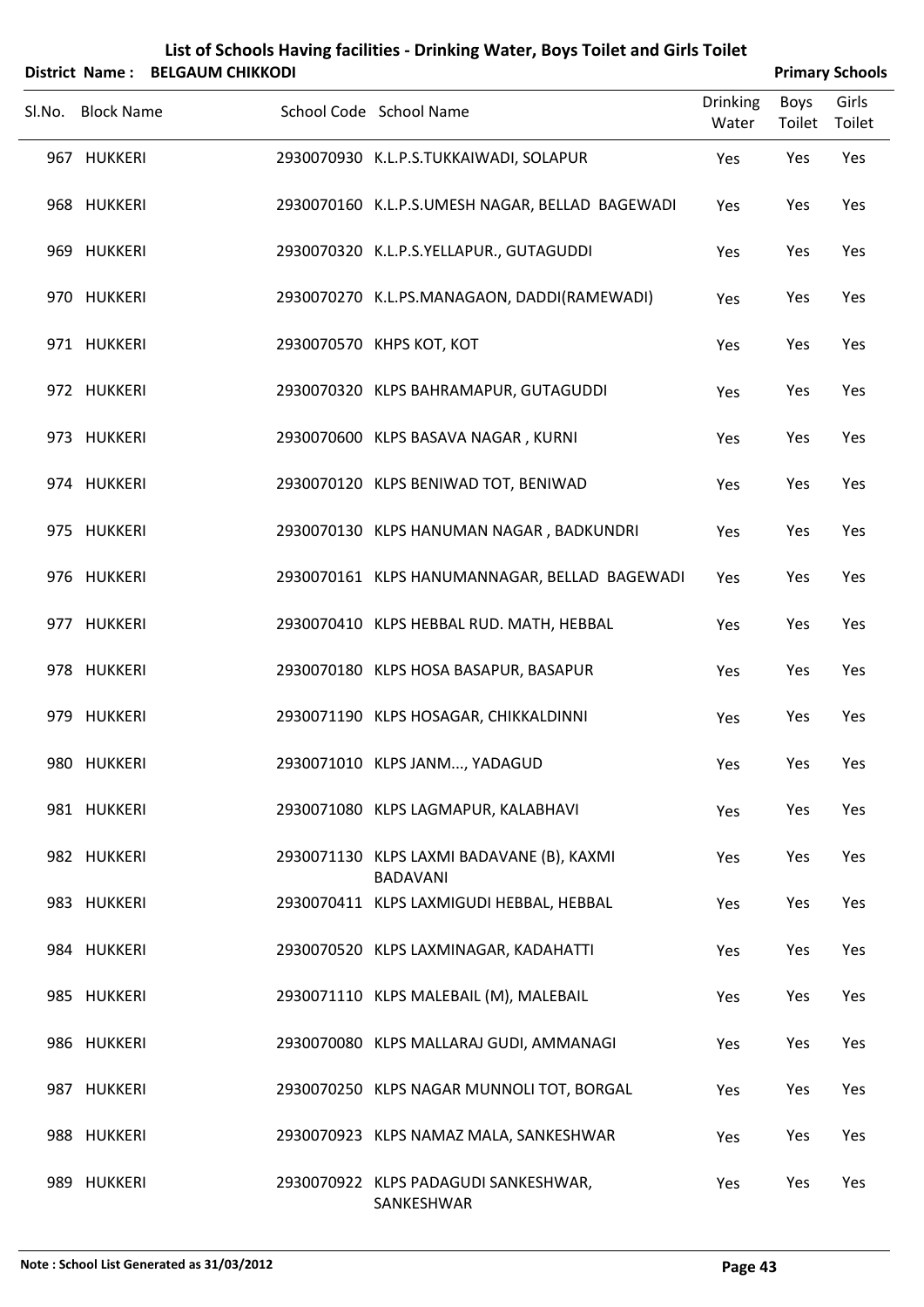# List of Schools Having facilities - Drinking Water, Boys Toilet and Girls Toilet

**District Name : BELGAUM CHIKKODI** **Primary Schools**

| Sl.No. | Block Name | School Code | School Name | Drinking Water | Boys Toilet | Girls Toilet |
|---|---|---|---|---|---|---|
| 967 | HUKKERI | 2930070930 | K.L.P.S.TUKKAIWADI, SOLAPUR | Yes | Yes | Yes |
| 968 | HUKKERI | 2930070160 | K.L.P.S.UMESH NAGAR, BELLAD BAGEWADI | Yes | Yes | Yes |
| 969 | HUKKERI | 2930070320 | K.L.P.S.YELLAPUR., GUTAGUDDI | Yes | Yes | Yes |
| 970 | HUKKERI | 2930070270 | K.L.PS.MANAGAON, DADDI(RAMEWADI) | Yes | Yes | Yes |
| 971 | HUKKERI | 2930070570 | KHPS KOT, KOT | Yes | Yes | Yes |
| 972 | HUKKERI | 2930070320 | KLPS BAHRAMAPUR, GUTAGUDDI | Yes | Yes | Yes |
| 973 | HUKKERI | 2930070600 | KLPS BASAVA NAGAR , KURNI | Yes | Yes | Yes |
| 974 | HUKKERI | 2930070120 | KLPS BENIWAD TOT, BENIWAD | Yes | Yes | Yes |
| 975 | HUKKERI | 2930070130 | KLPS HANUMAN NAGAR , BADKUNDRI | Yes | Yes | Yes |
| 976 | HUKKERI | 2930070161 | KLPS HANUMANNAGAR, BELLAD BAGEWADI | Yes | Yes | Yes |
| 977 | HUKKERI | 2930070410 | KLPS HEBBAL RUD. MATH, HEBBAL | Yes | Yes | Yes |
| 978 | HUKKERI | 2930070180 | KLPS HOSA BASAPUR, BASAPUR | Yes | Yes | Yes |
| 979 | HUKKERI | 2930071190 | KLPS HOSAGAR, CHIKKALDINNI | Yes | Yes | Yes |
| 980 | HUKKERI | 2930071010 | KLPS JANM..., YADAGUD | Yes | Yes | Yes |
| 981 | HUKKERI | 2930071080 | KLPS LAGMAPUR, KALABHAVI | Yes | Yes | Yes |
| 982 | HUKKERI | 2930071130 | KLPS LAXMI BADAVANE (B), KAXMI BADAVANI | Yes | Yes | Yes |
| 983 | HUKKERI | 2930070411 | KLPS LAXMIGUDI HEBBAL, HEBBAL | Yes | Yes | Yes |
| 984 | HUKKERI | 2930070520 | KLPS LAXMINAGAR, KADAHATTI | Yes | Yes | Yes |
| 985 | HUKKERI | 2930071110 | KLPS MALEBAIL (M), MALEBAIL | Yes | Yes | Yes |
| 986 | HUKKERI | 2930070080 | KLPS MALLARAJ GUDI, AMMANAGI | Yes | Yes | Yes |
| 987 | HUKKERI | 2930070250 | KLPS NAGAR MUNNOLI TOT, BORGAL | Yes | Yes | Yes |
| 988 | HUKKERI | 2930070923 | KLPS NAMAZ MALA, SANKESHWAR | Yes | Yes | Yes |
| 989 | HUKKERI | 2930070922 | KLPS PADAGUDI SANKESHWAR, SANKESHWAR | Yes | Yes | Yes |

**Note : School List Generated as 31/03/2012**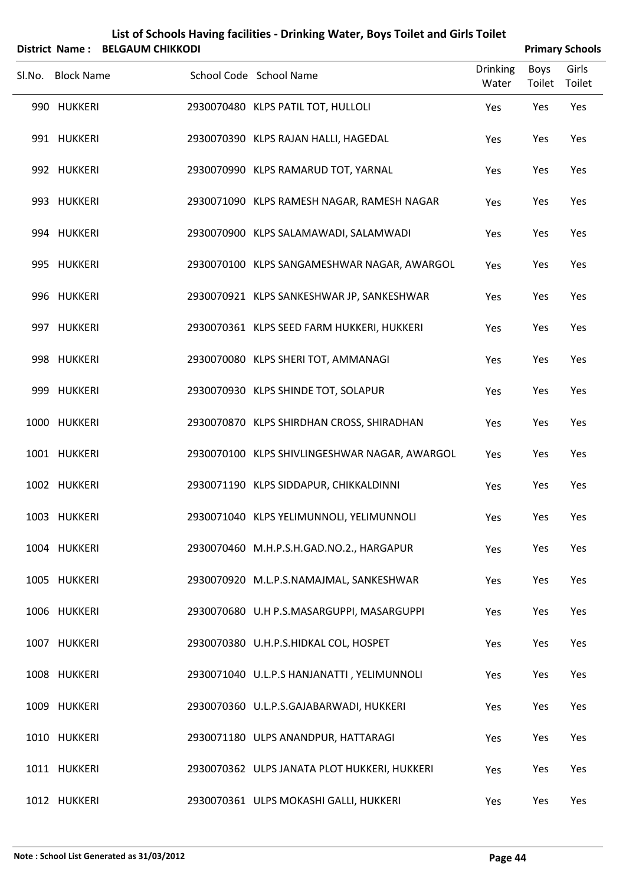# List of Schools Having facilities - Drinking Water, Boys Toilet and Girls Toilet

**District Name : BELGAUM CHIKKODI** **Primary Schools**

| Sl.No. | Block Name | School Code | School Name | Drinking Water | Boys Toilet | Girls Toilet |
|---|---|---|---|---|---|---|
| 990 | HUKKERI | 2930070480 | KLPS PATIL TOT, HULLOLI | Yes | Yes | Yes |
| 991 | HUKKERI | 2930070390 | KLPS RAJAN HALLI, HAGEDAL | Yes | Yes | Yes |
| 992 | HUKKERI | 2930070990 | KLPS RAMARUD TOT, YARNAL | Yes | Yes | Yes |
| 993 | HUKKERI | 2930071090 | KLPS RAMESH NAGAR, RAMESH NAGAR | Yes | Yes | Yes |
| 994 | HUKKERI | 2930070900 | KLPS SALAMAWADI, SALAMWADI | Yes | Yes | Yes |
| 995 | HUKKERI | 2930070100 | KLPS SANGAMESHWAR NAGAR, AWARGOL | Yes | Yes | Yes |
| 996 | HUKKERI | 2930070921 | KLPS SANKESHWAR JP, SANKESHWAR | Yes | Yes | Yes |
| 997 | HUKKERI | 2930070361 | KLPS SEED FARM HUKKERI, HUKKERI | Yes | Yes | Yes |
| 998 | HUKKERI | 2930070080 | KLPS SHERI TOT, AMMANAGI | Yes | Yes | Yes |
| 999 | HUKKERI | 2930070930 | KLPS SHINDE TOT, SOLAPUR | Yes | Yes | Yes |
| 1000 | HUKKERI | 2930070870 | KLPS SHIRDHAN CROSS, SHIRADHAN | Yes | Yes | Yes |
| 1001 | HUKKERI | 2930070100 | KLPS SHIVLINGESHWAR NAGAR, AWARGOL | Yes | Yes | Yes |
| 1002 | HUKKERI | 2930071190 | KLPS SIDDAPUR, CHIKKALDINNI | Yes | Yes | Yes |
| 1003 | HUKKERI | 2930071040 | KLPS YELIMUNNOLI, YELIMUNNOLI | Yes | Yes | Yes |
| 1004 | HUKKERI | 2930070460 | M.H.P.S.H.GAD.NO.2., HARGAPUR | Yes | Yes | Yes |
| 1005 | HUKKERI | 2930070920 | M.L.P.S.NAMAJMAL, SANKESHWAR | Yes | Yes | Yes |
| 1006 | HUKKERI | 2930070680 | U.H P.S.MASARGUPPI, MASARGUPPI | Yes | Yes | Yes |
| 1007 | HUKKERI | 2930070380 | U.H.P.S.HIDKAL COL, HOSPET | Yes | Yes | Yes |
| 1008 | HUKKERI | 2930071040 | U.L.P.S HANJANATTI , YELIMUNNOLI | Yes | Yes | Yes |
| 1009 | HUKKERI | 2930070360 | U.L.P.S.GAJABARWADI, HUKKERI | Yes | Yes | Yes |
| 1010 | HUKKERI | 2930071180 | ULPS ANANDPUR, HATTARAGI | Yes | Yes | Yes |
| 1011 | HUKKERI | 2930070362 | ULPS JANATA PLOT HUKKERI, HUKKERI | Yes | Yes | Yes |
| 1012 | HUKKERI | 2930070361 | ULPS MOKASHI GALLI, HUKKERI | Yes | Yes | Yes |

**Note : School List Generated as 31/03/2012**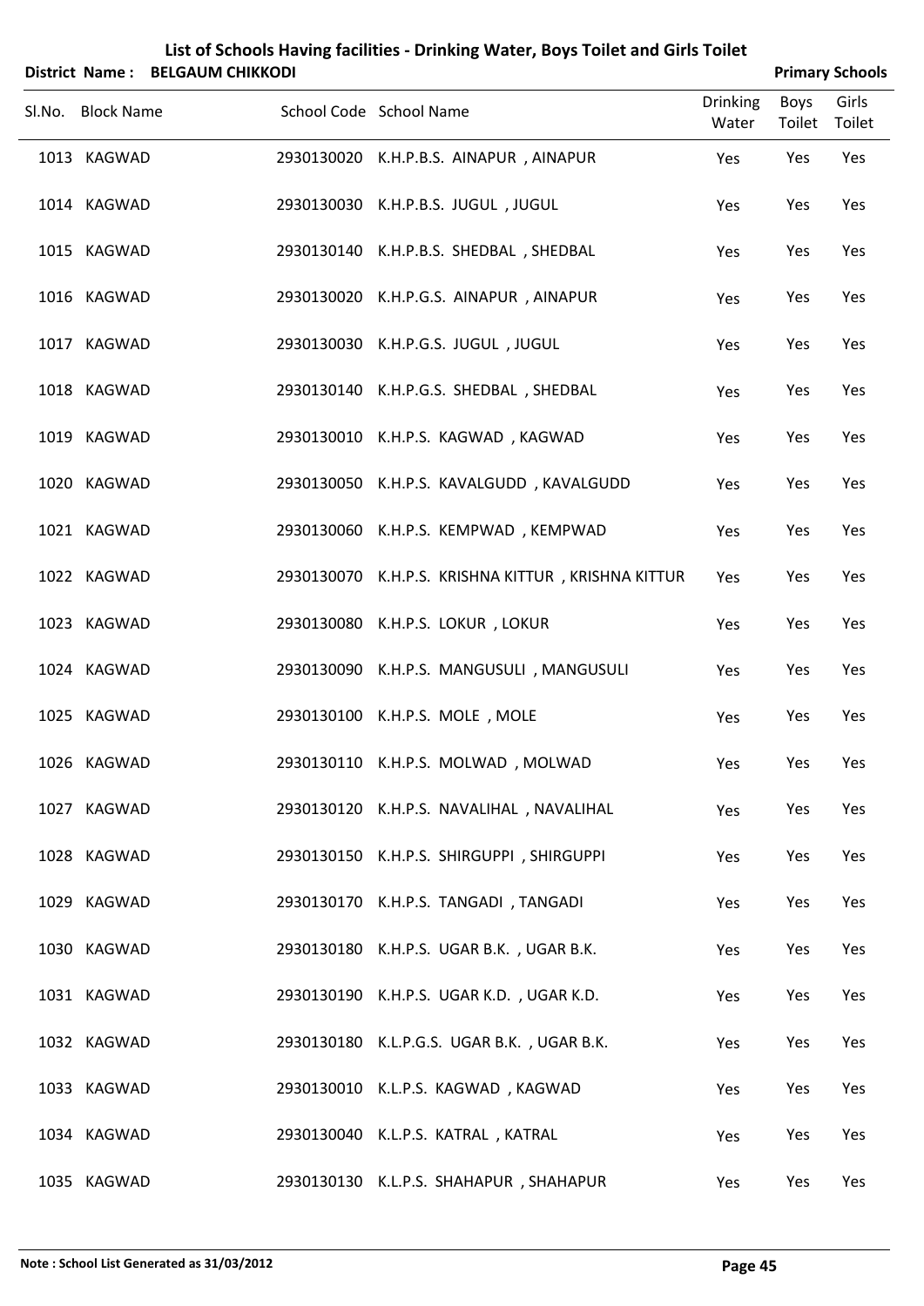# List of Schools Having facilities - Drinking Water, Boys Toilet and Girls Toilet

**District Name : BELGAUM CHIKKODI** | **Primary Schools**

| Sl.No. | Block Name | School Code | School Name | Drinking Water | Boys Toilet | Girls Toilet |
|---|---|---|---|---|---|---|
| 1013 | KAGWAD | 2930130020 | K.H.P.B.S. AINAPUR , AINAPUR | Yes | Yes | Yes |
| 1014 | KAGWAD | 2930130030 | K.H.P.B.S. JUGUL , JUGUL | Yes | Yes | Yes |
| 1015 | KAGWAD | 2930130140 | K.H.P.B.S. SHEDBAL , SHEDBAL | Yes | Yes | Yes |
| 1016 | KAGWAD | 2930130020 | K.H.P.G.S. AINAPUR , AINAPUR | Yes | Yes | Yes |
| 1017 | KAGWAD | 2930130030 | K.H.P.G.S. JUGUL , JUGUL | Yes | Yes | Yes |
| 1018 | KAGWAD | 2930130140 | K.H.P.G.S. SHEDBAL , SHEDBAL | Yes | Yes | Yes |
| 1019 | KAGWAD | 2930130010 | K.H.P.S. KAGWAD , KAGWAD | Yes | Yes | Yes |
| 1020 | KAGWAD | 2930130050 | K.H.P.S. KAVALGUDD , KAVALGUDD | Yes | Yes | Yes |
| 1021 | KAGWAD | 2930130060 | K.H.P.S. KEMPWAD , KEMPWAD | Yes | Yes | Yes |
| 1022 | KAGWAD | 2930130070 | K.H.P.S. KRISHNA KITTUR , KRISHNA KITTUR | Yes | Yes | Yes |
| 1023 | KAGWAD | 2930130080 | K.H.P.S. LOKUR , LOKUR | Yes | Yes | Yes |
| 1024 | KAGWAD | 2930130090 | K.H.P.S. MANGUSULI , MANGUSULI | Yes | Yes | Yes |
| 1025 | KAGWAD | 2930130100 | K.H.P.S. MOLE , MOLE | Yes | Yes | Yes |
| 1026 | KAGWAD | 2930130110 | K.H.P.S. MOLWAD , MOLWAD | Yes | Yes | Yes |
| 1027 | KAGWAD | 2930130120 | K.H.P.S. NAVALIHAL , NAVALIHAL | Yes | Yes | Yes |
| 1028 | KAGWAD | 2930130150 | K.H.P.S. SHIRGUPPI , SHIRGUPPI | Yes | Yes | Yes |
| 1029 | KAGWAD | 2930130170 | K.H.P.S. TANGADI , TANGADI | Yes | Yes | Yes |
| 1030 | KAGWAD | 2930130180 | K.H.P.S. UGAR B.K. , UGAR B.K. | Yes | Yes | Yes |
| 1031 | KAGWAD | 2930130190 | K.H.P.S. UGAR K.D. , UGAR K.D. | Yes | Yes | Yes |
| 1032 | KAGWAD | 2930130180 | K.L.P.G.S. UGAR B.K. , UGAR B.K. | Yes | Yes | Yes |
| 1033 | KAGWAD | 2930130010 | K.L.P.S. KAGWAD , KAGWAD | Yes | Yes | Yes |
| 1034 | KAGWAD | 2930130040 | K.L.P.S. KATRAL , KATRAL | Yes | Yes | Yes |
| 1035 | KAGWAD | 2930130130 | K.L.P.S. SHAHAPUR , SHAHAPUR | Yes | Yes | Yes |

**Note : School List Generated as 31/03/2012**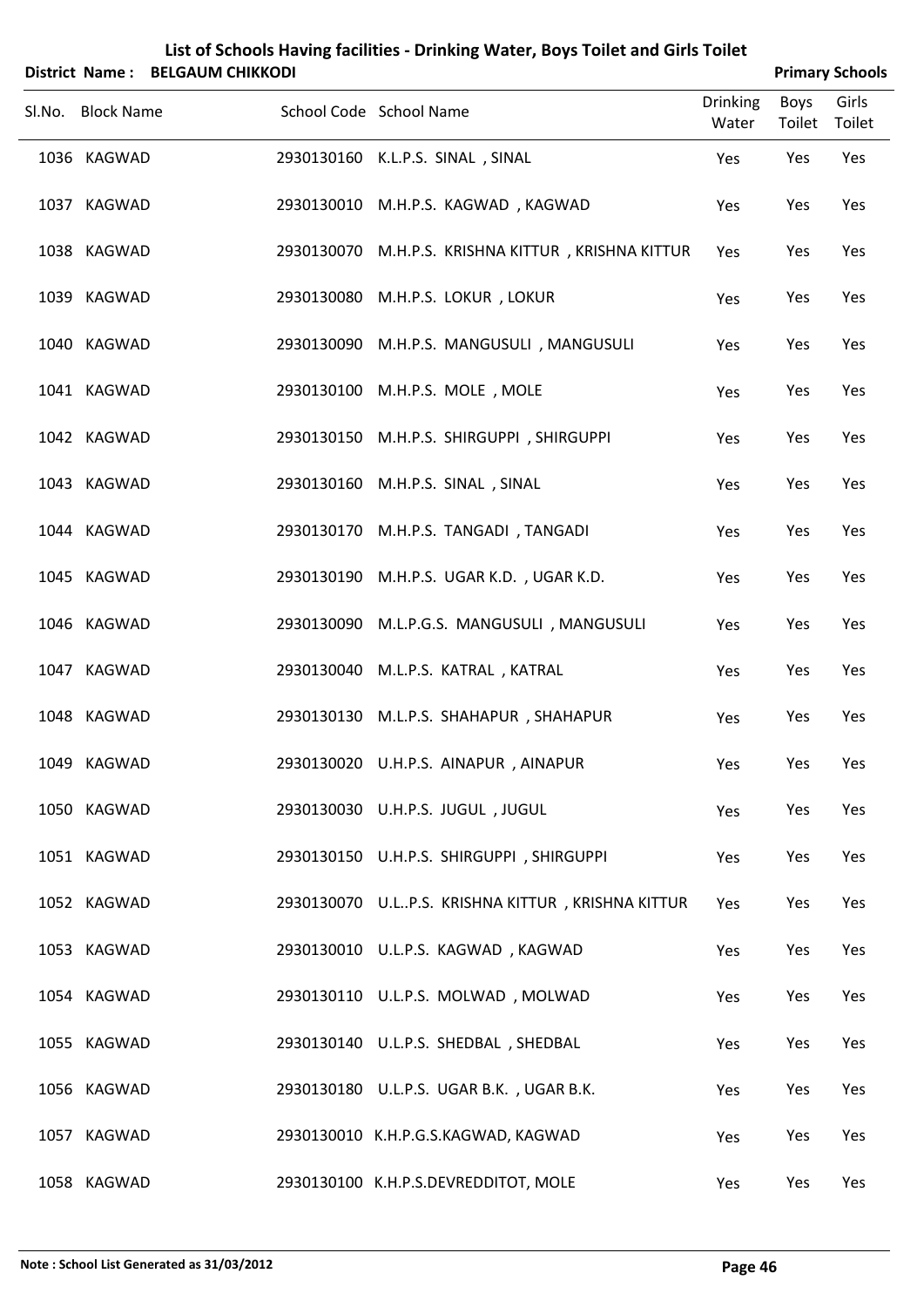# List of Schools Having facilities - Drinking Water, Boys Toilet and Girls Toilet

**District Name : BELGAUM CHIKKODI** **Primary Schools**

| Sl.No. | Block Name | School Code | School Name | Drinking Water | Boys Toilet | Girls Toilet |
|---|---|---|---|---|---|---|
| 1036 | KAGWAD | 2930130160 | K.L.P.S. SINAL , SINAL | Yes | Yes | Yes |
| 1037 | KAGWAD | 2930130010 | M.H.P.S. KAGWAD , KAGWAD | Yes | Yes | Yes |
| 1038 | KAGWAD | 2930130070 | M.H.P.S. KRISHNA KITTUR , KRISHNA KITTUR | Yes | Yes | Yes |
| 1039 | KAGWAD | 2930130080 | M.H.P.S. LOKUR , LOKUR | Yes | Yes | Yes |
| 1040 | KAGWAD | 2930130090 | M.H.P.S. MANGUSULI , MANGUSULI | Yes | Yes | Yes |
| 1041 | KAGWAD | 2930130100 | M.H.P.S. MOLE , MOLE | Yes | Yes | Yes |
| 1042 | KAGWAD | 2930130150 | M.H.P.S. SHIRGUPPI , SHIRGUPPI | Yes | Yes | Yes |
| 1043 | KAGWAD | 2930130160 | M.H.P.S. SINAL , SINAL | Yes | Yes | Yes |
| 1044 | KAGWAD | 2930130170 | M.H.P.S. TANGADI , TANGADI | Yes | Yes | Yes |
| 1045 | KAGWAD | 2930130190 | M.H.P.S. UGAR K.D. , UGAR K.D. | Yes | Yes | Yes |
| 1046 | KAGWAD | 2930130090 | M.L.P.G.S. MANGUSULI , MANGUSULI | Yes | Yes | Yes |
| 1047 | KAGWAD | 2930130040 | M.L.P.S. KATRAL , KATRAL | Yes | Yes | Yes |
| 1048 | KAGWAD | 2930130130 | M.L.P.S. SHAHAPUR , SHAHAPUR | Yes | Yes | Yes |
| 1049 | KAGWAD | 2930130020 | U.H.P.S. AINAPUR , AINAPUR | Yes | Yes | Yes |
| 1050 | KAGWAD | 2930130030 | U.H.P.S. JUGUL , JUGUL | Yes | Yes | Yes |
| 1051 | KAGWAD | 2930130150 | U.H.P.S. SHIRGUPPI , SHIRGUPPI | Yes | Yes | Yes |
| 1052 | KAGWAD | 2930130070 | U.L..P.S. KRISHNA KITTUR , KRISHNA KITTUR | Yes | Yes | Yes |
| 1053 | KAGWAD | 2930130010 | U.L.P.S. KAGWAD , KAGWAD | Yes | Yes | Yes |
| 1054 | KAGWAD | 2930130110 | U.L.P.S. MOLWAD , MOLWAD | Yes | Yes | Yes |
| 1055 | KAGWAD | 2930130140 | U.L.P.S. SHEDBAL , SHEDBAL | Yes | Yes | Yes |
| 1056 | KAGWAD | 2930130180 | U.L.P.S. UGAR B.K. , UGAR B.K. | Yes | Yes | Yes |
| 1057 | KAGWAD | 2930130010 | K.H.P.G.S.KAGWAD, KAGWAD | Yes | Yes | Yes |
| 1058 | KAGWAD | 2930130100 | K.H.P.S.DEVREDDITOT, MOLE | Yes | Yes | Yes |

**Note : School List Generated as 31/03/2012**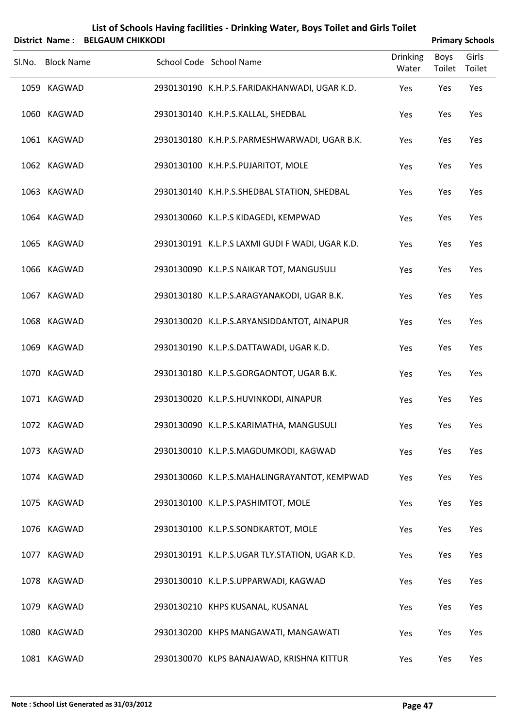# List of Schools Having facilities - Drinking Water, Boys Toilet and Girls Toilet

**District Name : BELGAUM CHIKKODI** **Primary Schools**

| Sl.No. | Block Name | School Code | School Name | Drinking Water | Boys Toilet | Girls Toilet |
|---|---|---|---|---|---|---|
| 1059 | KAGWAD | 2930130190 | K.H.P.S.FARIDAKHANWADI, UGAR K.D. | Yes | Yes | Yes |
| 1060 | KAGWAD | 2930130140 | K.H.P.S.KALLAL, SHEDBAL | Yes | Yes | Yes |
| 1061 | KAGWAD | 2930130180 | K.H.P.S.PARMESHWARWADI, UGAR B.K. | Yes | Yes | Yes |
| 1062 | KAGWAD | 2930130100 | K.H.P.S.PUJARITOT, MOLE | Yes | Yes | Yes |
| 1063 | KAGWAD | 2930130140 | K.H.P.S.SHEDBAL STATION, SHEDBAL | Yes | Yes | Yes |
| 1064 | KAGWAD | 2930130060 | K.L.P.S KIDAGEDI, KEMPWAD | Yes | Yes | Yes |
| 1065 | KAGWAD | 2930130191 | K.L.P.S LAXMI GUDI F WADI, UGAR K.D. | Yes | Yes | Yes |
| 1066 | KAGWAD | 2930130090 | K.L.P.S NAIKAR TOT, MANGUSULI | Yes | Yes | Yes |
| 1067 | KAGWAD | 2930130180 | K.L.P.S.ARAGYANAKODI, UGAR B.K. | Yes | Yes | Yes |
| 1068 | KAGWAD | 2930130020 | K.L.P.S.ARYANSIDDANTOT, AINAPUR | Yes | Yes | Yes |
| 1069 | KAGWAD | 2930130190 | K.L.P.S.DATTAWADI, UGAR K.D. | Yes | Yes | Yes |
| 1070 | KAGWAD | 2930130180 | K.L.P.S.GORGAONTOT, UGAR B.K. | Yes | Yes | Yes |
| 1071 | KAGWAD | 2930130020 | K.L.P.S.HUVINKODI, AINAPUR | Yes | Yes | Yes |
| 1072 | KAGWAD | 2930130090 | K.L.P.S.KARIMATHA, MANGUSULI | Yes | Yes | Yes |
| 1073 | KAGWAD | 2930130010 | K.L.P.S.MAGDUMKODI, KAGWAD | Yes | Yes | Yes |
| 1074 | KAGWAD | 2930130060 | K.L.P.S.MAHALINGRAYANTOT, KEMPWAD | Yes | Yes | Yes |
| 1075 | KAGWAD | 2930130100 | K.L.P.S.PASHIMTOT, MOLE | Yes | Yes | Yes |
| 1076 | KAGWAD | 2930130100 | K.L.P.S.SONDKARTOT, MOLE | Yes | Yes | Yes |
| 1077 | KAGWAD | 2930130191 | K.L.P.S.UGAR TLY.STATION, UGAR K.D. | Yes | Yes | Yes |
| 1078 | KAGWAD | 2930130010 | K.L.P.S.UPPARWADI, KAGWAD | Yes | Yes | Yes |
| 1079 | KAGWAD | 2930130210 | KHPS KUSANAL, KUSANAL | Yes | Yes | Yes |
| 1080 | KAGWAD | 2930130200 | KHPS MANGAWATI, MANGAWATI | Yes | Yes | Yes |
| 1081 | KAGWAD | 2930130070 | KLPS BANAJAWAD, KRISHNA KITTUR | Yes | Yes | Yes |

**Note : School List Generated as 31/03/2012**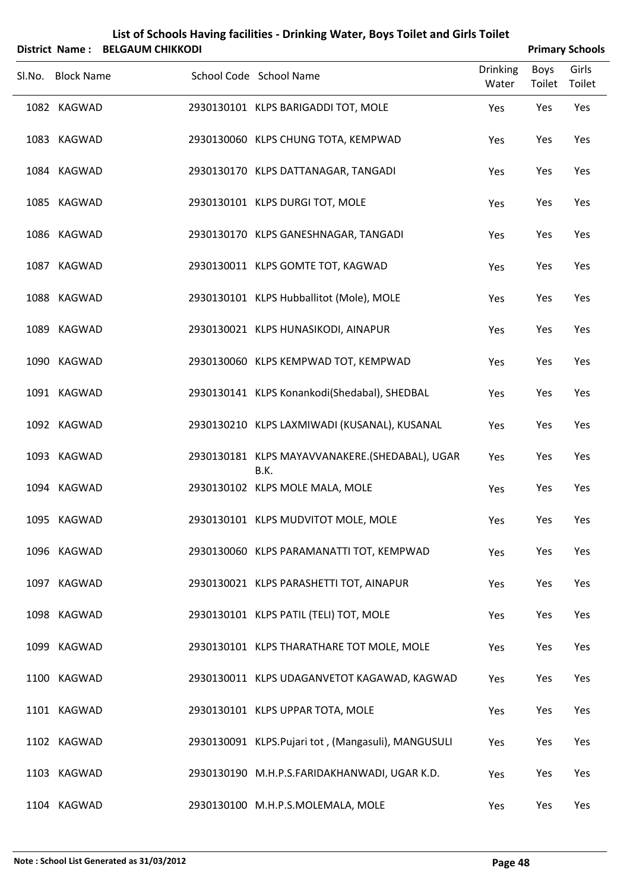# List of Schools Having facilities - Drinking Water, Boys Toilet and Girls Toilet

**District Name : BELGAUM CHIKKODI** **Primary Schools**

| Sl.No. | Block Name | School Code | School Name | Drinking Water | Boys Toilet | Girls Toilet |
|---|---|---|---|---|---|---|
| 1082 | KAGWAD | 2930130101 | KLPS BARIGADDI TOT, MOLE | Yes | Yes | Yes |
| 1083 | KAGWAD | 2930130060 | KLPS CHUNG TOTA, KEMPWAD | Yes | Yes | Yes |
| 1084 | KAGWAD | 2930130170 | KLPS DATTANAGAR, TANGADI | Yes | Yes | Yes |
| 1085 | KAGWAD | 2930130101 | KLPS DURGI TOT, MOLE | Yes | Yes | Yes |
| 1086 | KAGWAD | 2930130170 | KLPS GANESHNAGAR, TANGADI | Yes | Yes | Yes |
| 1087 | KAGWAD | 2930130011 | KLPS GOMTE TOT, KAGWAD | Yes | Yes | Yes |
| 1088 | KAGWAD | 2930130101 | KLPS Hubballitot (Mole), MOLE | Yes | Yes | Yes |
| 1089 | KAGWAD | 2930130021 | KLPS HUNASIKODI, AINAPUR | Yes | Yes | Yes |
| 1090 | KAGWAD | 2930130060 | KLPS KEMPWAD TOT, KEMPWAD | Yes | Yes | Yes |
| 1091 | KAGWAD | 2930130141 | KLPS Konankodi(Shedabal), SHEDBAL | Yes | Yes | Yes |
| 1092 | KAGWAD | 2930130210 | KLPS LAXMIWADI (KUSANAL), KUSANAL | Yes | Yes | Yes |
| 1093 | KAGWAD | 2930130181 | KLPS MAYAVVANAKERE.(SHEDABAL), UGAR B.K. | Yes | Yes | Yes |
| 1094 | KAGWAD | 2930130102 | KLPS MOLE MALA, MOLE | Yes | Yes | Yes |
| 1095 | KAGWAD | 2930130101 | KLPS MUDVITOT MOLE, MOLE | Yes | Yes | Yes |
| 1096 | KAGWAD | 2930130060 | KLPS PARAMANATTI TOT, KEMPWAD | Yes | Yes | Yes |
| 1097 | KAGWAD | 2930130021 | KLPS PARASHETTI TOT, AINAPUR | Yes | Yes | Yes |
| 1098 | KAGWAD | 2930130101 | KLPS PATIL (TELI) TOT, MOLE | Yes | Yes | Yes |
| 1099 | KAGWAD | 2930130101 | KLPS THARATHARE TOT MOLE, MOLE | Yes | Yes | Yes |
| 1100 | KAGWAD | 2930130011 | KLPS UDAGANVETOT KAGAWAD, KAGWAD | Yes | Yes | Yes |
| 1101 | KAGWAD | 2930130101 | KLPS UPPAR TOTA, MOLE | Yes | Yes | Yes |
| 1102 | KAGWAD | 2930130091 | KLPS.Pujari tot , (Mangasuli), MANGUSULI | Yes | Yes | Yes |
| 1103 | KAGWAD | 2930130190 | M.H.P.S.FARIDAKHANWADI, UGAR K.D. | Yes | Yes | Yes |
| 1104 | KAGWAD | 2930130100 | M.H.P.S.MOLEMALA, MOLE | Yes | Yes | Yes |

**Note : School List Generated as 31/03/2012**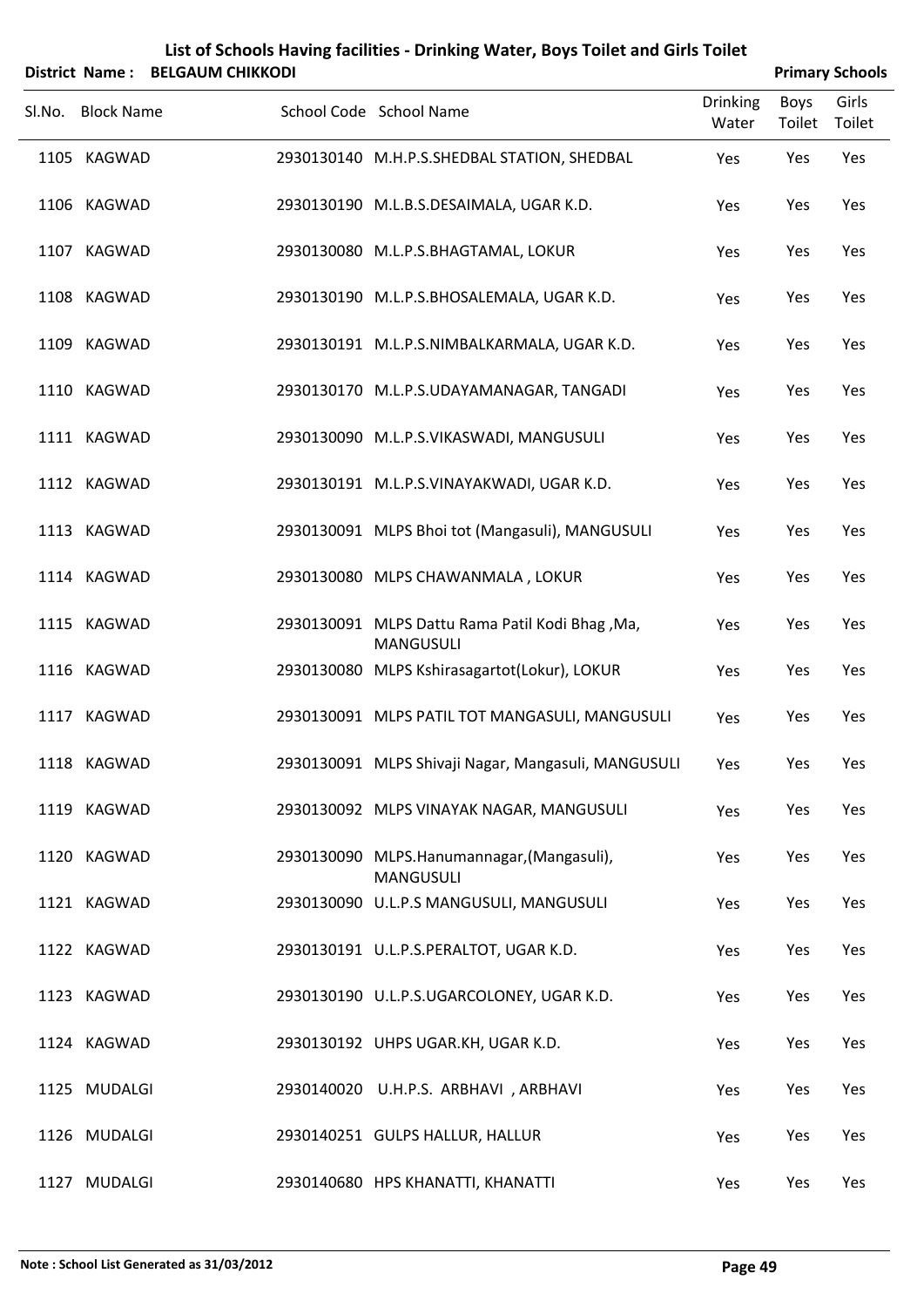# List of Schools Having facilities - Drinking Water, Boys Toilet and Girls Toilet

**District Name : BELGAUM CHIKKODI** | **Primary Schools**

| Sl.No. | Block Name | School Code | School Name | Drinking Water | Boys Toilet | Girls Toilet |
|---|---|---|---|---|---|---|
| 1105 | KAGWAD | 2930130140 | M.H.P.S.SHEDBAL STATION, SHEDBAL | Yes | Yes | Yes |
| 1106 | KAGWAD | 2930130190 | M.L.B.S.DESAIMALA, UGAR K.D. | Yes | Yes | Yes |
| 1107 | KAGWAD | 2930130080 | M.L.P.S.BHAGTAMAL, LOKUR | Yes | Yes | Yes |
| 1108 | KAGWAD | 2930130190 | M.L.P.S.BHOSALEMALA, UGAR K.D. | Yes | Yes | Yes |
| 1109 | KAGWAD | 2930130191 | M.L.P.S.NIMBALKARMALA, UGAR K.D. | Yes | Yes | Yes |
| 1110 | KAGWAD | 2930130170 | M.L.P.S.UDAYAMANAGAR, TANGADI | Yes | Yes | Yes |
| 1111 | KAGWAD | 2930130090 | M.L.P.S.VIKASWADI, MANGUSULI | Yes | Yes | Yes |
| 1112 | KAGWAD | 2930130191 | M.L.P.S.VINAYAKWADI, UGAR K.D. | Yes | Yes | Yes |
| 1113 | KAGWAD | 2930130091 | MLPS Bhoi tot (Mangasuli), MANGUSULI | Yes | Yes | Yes |
| 1114 | KAGWAD | 2930130080 | MLPS CHAWANMALA , LOKUR | Yes | Yes | Yes |
| 1115 | KAGWAD | 2930130091 | MLPS Dattu Rama Patil Kodi Bhag ,Ma, MANGUSULI | Yes | Yes | Yes |
| 1116 | KAGWAD | 2930130080 | MLPS Kshirasagartot(Lokur), LOKUR | Yes | Yes | Yes |
| 1117 | KAGWAD | 2930130091 | MLPS PATIL TOT MANGASULI, MANGUSULI | Yes | Yes | Yes |
| 1118 | KAGWAD | 2930130091 | MLPS Shivaji Nagar, Mangasuli, MANGUSULI | Yes | Yes | Yes |
| 1119 | KAGWAD | 2930130092 | MLPS VINAYAK NAGAR, MANGUSULI | Yes | Yes | Yes |
| 1120 | KAGWAD | 2930130090 | MLPS.Hanumannagar,(Mangasuli), MANGUSULI | Yes | Yes | Yes |
| 1121 | KAGWAD | 2930130090 | U.L.P.S MANGUSULI, MANGUSULI | Yes | Yes | Yes |
| 1122 | KAGWAD | 2930130191 | U.L.P.S.PERALTOT, UGAR K.D. | Yes | Yes | Yes |
| 1123 | KAGWAD | 2930130190 | U.L.P.S.UGARCOLONEY, UGAR K.D. | Yes | Yes | Yes |
| 1124 | KAGWAD | 2930130192 | UHPS UGAR.KH, UGAR K.D. | Yes | Yes | Yes |
| 1125 | MUDALGI | 2930140020 | U.H.P.S. ARBHAVI , ARBHAVI | Yes | Yes | Yes |
| 1126 | MUDALGI | 2930140251 | GULPS HALLUR, HALLUR | Yes | Yes | Yes |
| 1127 | MUDALGI | 2930140680 | HPS KHANATTI, KHANATTI | Yes | Yes | Yes |

Note : School List Generated as 31/03/2012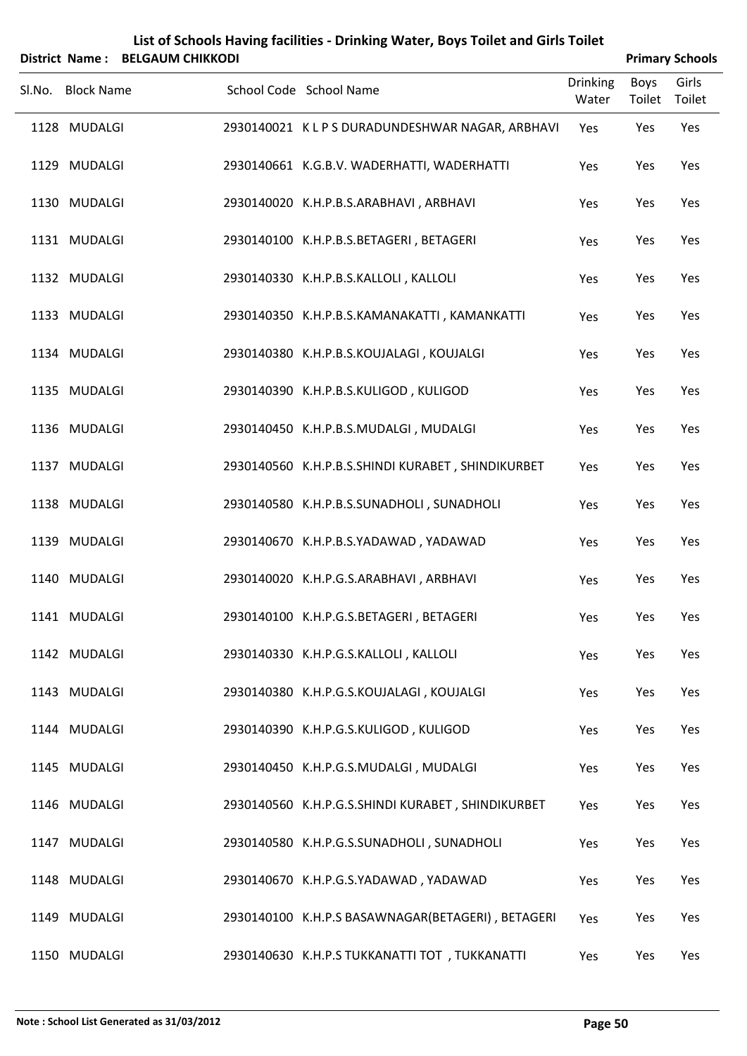# List of Schools Having facilities - Drinking Water, Boys Toilet and Girls Toilet

**District Name : BELGAUM CHIKKODI** **Primary Schools**

| Sl.No. | Block Name | School Code | School Name | Drinking Water | Boys Toilet | Girls Toilet |
|---|---|---|---|---|---|---|
| 1128 | MUDALGI | 2930140021 | K L P S DURADUNDESHWAR NAGAR, ARBHAVI | Yes | Yes | Yes |
| 1129 | MUDALGI | 2930140661 | K.G.B.V. WADERHATTI, WADERHATTI | Yes | Yes | Yes |
| 1130 | MUDALGI | 2930140020 | K.H.P.B.S.ARABHAVI , ARBHAVI | Yes | Yes | Yes |
| 1131 | MUDALGI | 2930140100 | K.H.P.B.S.BETAGERI , BETAGERI | Yes | Yes | Yes |
| 1132 | MUDALGI | 2930140330 | K.H.P.B.S.KALLOLI , KALLOLI | Yes | Yes | Yes |
| 1133 | MUDALGI | 2930140350 | K.H.P.B.S.KAMANAKATTI , KAMANKATTI | Yes | Yes | Yes |
| 1134 | MUDALGI | 2930140380 | K.H.P.B.S.KOUJALAGI , KOUJALGI | Yes | Yes | Yes |
| 1135 | MUDALGI | 2930140390 | K.H.P.B.S.KULIGOD , KULIGOD | Yes | Yes | Yes |
| 1136 | MUDALGI | 2930140450 | K.H.P.B.S.MUDALGI , MUDALGI | Yes | Yes | Yes |
| 1137 | MUDALGI | 2930140560 | K.H.P.B.S.SHINDI KURABET , SHINDIKURBET | Yes | Yes | Yes |
| 1138 | MUDALGI | 2930140580 | K.H.P.B.S.SUNADHOLI , SUNADHOLI | Yes | Yes | Yes |
| 1139 | MUDALGI | 2930140670 | K.H.P.B.S.YADAWAD , YADAWAD | Yes | Yes | Yes |
| 1140 | MUDALGI | 2930140020 | K.H.P.G.S.ARABHAVI , ARBHAVI | Yes | Yes | Yes |
| 1141 | MUDALGI | 2930140100 | K.H.P.G.S.BETAGERI , BETAGERI | Yes | Yes | Yes |
| 1142 | MUDALGI | 2930140330 | K.H.P.G.S.KALLOLI , KALLOLI | Yes | Yes | Yes |
| 1143 | MUDALGI | 2930140380 | K.H.P.G.S.KOUJALAGI , KOUJALGI | Yes | Yes | Yes |
| 1144 | MUDALGI | 2930140390 | K.H.P.G.S.KULIGOD , KULIGOD | Yes | Yes | Yes |
| 1145 | MUDALGI | 2930140450 | K.H.P.G.S.MUDALGI , MUDALGI | Yes | Yes | Yes |
| 1146 | MUDALGI | 2930140560 | K.H.P.G.S.SHINDI KURABET , SHINDIKURBET | Yes | Yes | Yes |
| 1147 | MUDALGI | 2930140580 | K.H.P.G.S.SUNADHOLI , SUNADHOLI | Yes | Yes | Yes |
| 1148 | MUDALGI | 2930140670 | K.H.P.G.S.YADAWAD , YADAWAD | Yes | Yes | Yes |
| 1149 | MUDALGI | 2930140100 | K.H.P.S BASAWNAGAR(BETAGERI) , BETAGERI | Yes | Yes | Yes |
| 1150 | MUDALGI | 2930140630 | K.H.P.S TUKKANATTI TOT , TUKKANATTI | Yes | Yes | Yes |

**Note : School List Generated as 31/03/2012**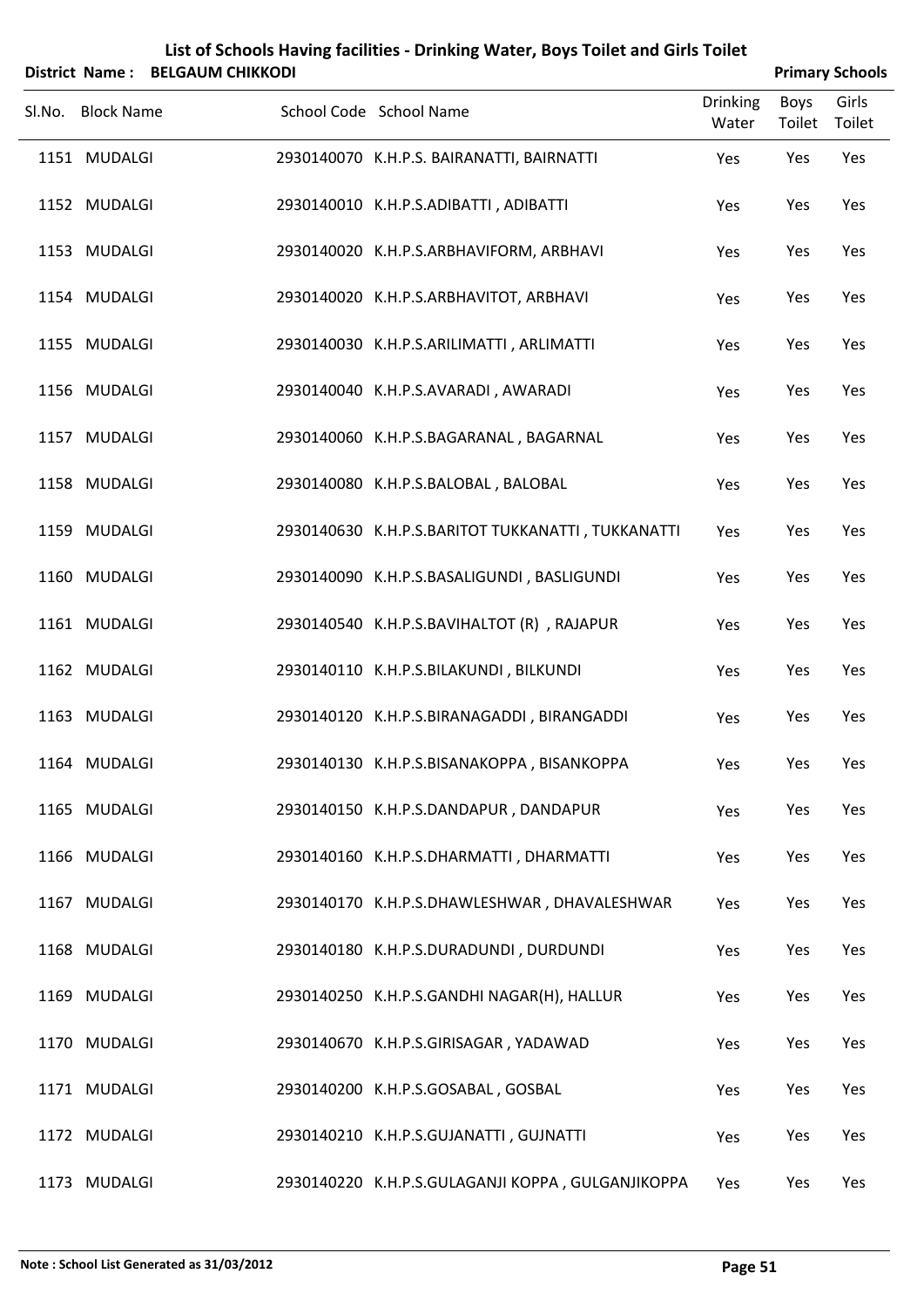# List of Schools Having facilities - Drinking Water, Boys Toilet and Girls Toilet

**District Name : BELGAUM CHIKKODI** **Primary Schools**

| Sl.No. | Block Name | School Code | School Name | Drinking Water | Boys Toilet | Girls Toilet |
|---|---|---|---|---|---|---|
| 1151 | MUDALGI | 2930140070 | K.H.P.S. BAIRANATTI, BAIRNATTI | Yes | Yes | Yes |
| 1152 | MUDALGI | 2930140010 | K.H.P.S.ADIBATTI , ADIBATTI | Yes | Yes | Yes |
| 1153 | MUDALGI | 2930140020 | K.H.P.S.ARBHAVIFORM, ARBHAVI | Yes | Yes | Yes |
| 1154 | MUDALGI | 2930140020 | K.H.P.S.ARBHAVITOT, ARBHAVI | Yes | Yes | Yes |
| 1155 | MUDALGI | 2930140030 | K.H.P.S.ARILIMATTI , ARLIMATTI | Yes | Yes | Yes |
| 1156 | MUDALGI | 2930140040 | K.H.P.S.AVARADI , AWARADI | Yes | Yes | Yes |
| 1157 | MUDALGI | 2930140060 | K.H.P.S.BAGARANAL , BAGARNAL | Yes | Yes | Yes |
| 1158 | MUDALGI | 2930140080 | K.H.P.S.BALOBAL , BALOBAL | Yes | Yes | Yes |
| 1159 | MUDALGI | 2930140630 | K.H.P.S.BARITOT TUKKANATTI , TUKKANATTI | Yes | Yes | Yes |
| 1160 | MUDALGI | 2930140090 | K.H.P.S.BASALIGUNDI , BASLIGUNDI | Yes | Yes | Yes |
| 1161 | MUDALGI | 2930140540 | K.H.P.S.BAVIHALTOT (R) , RAJAPUR | Yes | Yes | Yes |
| 1162 | MUDALGI | 2930140110 | K.H.P.S.BILAKUNDI , BILKUNDI | Yes | Yes | Yes |
| 1163 | MUDALGI | 2930140120 | K.H.P.S.BIRANAGADDI , BIRANGADDI | Yes | Yes | Yes |
| 1164 | MUDALGI | 2930140130 | K.H.P.S.BISANAKOPPA , BISANKOPPA | Yes | Yes | Yes |
| 1165 | MUDALGI | 2930140150 | K.H.P.S.DANDAPUR , DANDAPUR | Yes | Yes | Yes |
| 1166 | MUDALGI | 2930140160 | K.H.P.S.DHARMATTI , DHARMATTI | Yes | Yes | Yes |
| 1167 | MUDALGI | 2930140170 | K.H.P.S.DHAWLESHWAR , DHAVALESHWAR | Yes | Yes | Yes |
| 1168 | MUDALGI | 2930140180 | K.H.P.S.DURADUNDI , DURDUNDI | Yes | Yes | Yes |
| 1169 | MUDALGI | 2930140250 | K.H.P.S.GANDHI NAGAR(H), HALLUR | Yes | Yes | Yes |
| 1170 | MUDALGI | 2930140670 | K.H.P.S.GIRISAGAR , YADAWAD | Yes | Yes | Yes |
| 1171 | MUDALGI | 2930140200 | K.H.P.S.GOSABAL , GOSBAL | Yes | Yes | Yes |
| 1172 | MUDALGI | 2930140210 | K.H.P.S.GUJANATTI , GUJNATTI | Yes | Yes | Yes |
| 1173 | MUDALGI | 2930140220 | K.H.P.S.GULAGANJI KOPPA , GULGANJIKOPPA | Yes | Yes | Yes |

**Note : School List Generated as 31/03/2012**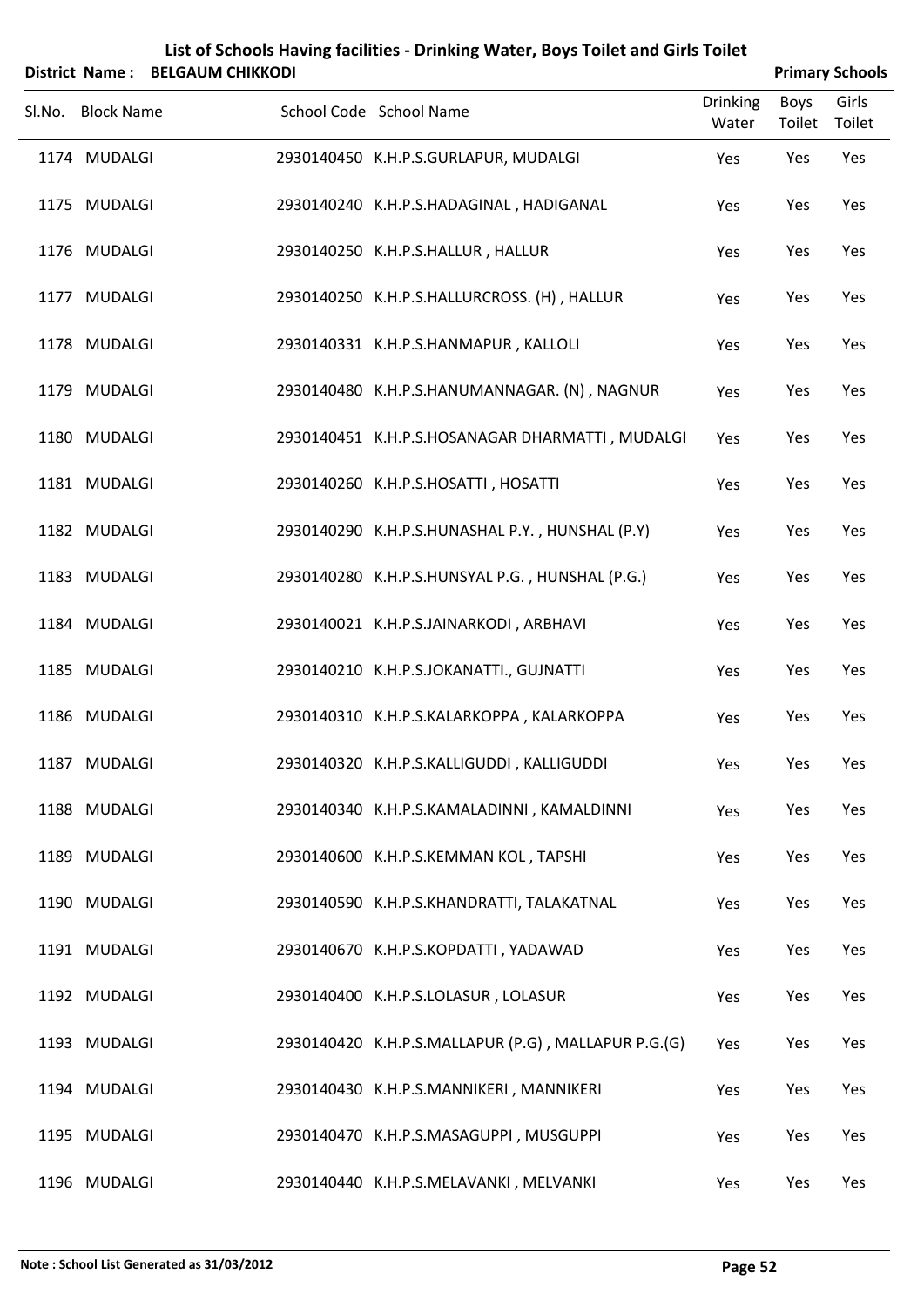# List of Schools Having facilities - Drinking Water, Boys Toilet and Girls Toilet

**District Name : BELGAUM CHIKKODI** **Primary Schools**

| Sl.No. | Block Name | School Code | School Name | Drinking Water | Boys Toilet | Girls Toilet |
|---|---|---|---|---|---|---|
| 1174 | MUDALGI | 2930140450 | K.H.P.S.GURLAPUR, MUDALGI | Yes | Yes | Yes |
| 1175 | MUDALGI | 2930140240 | K.H.P.S.HADAGINAL , HADIGANAL | Yes | Yes | Yes |
| 1176 | MUDALGI | 2930140250 | K.H.P.S.HALLUR , HALLUR | Yes | Yes | Yes |
| 1177 | MUDALGI | 2930140250 | K.H.P.S.HALLURCROSS. (H) , HALLUR | Yes | Yes | Yes |
| 1178 | MUDALGI | 2930140331 | K.H.P.S.HANMAPUR , KALLOLI | Yes | Yes | Yes |
| 1179 | MUDALGI | 2930140480 | K.H.P.S.HANUMANNAGAR. (N) , NAGNUR | Yes | Yes | Yes |
| 1180 | MUDALGI | 2930140451 | K.H.P.S.HOSANAGAR DHARMATTI , MUDALGI | Yes | Yes | Yes |
| 1181 | MUDALGI | 2930140260 | K.H.P.S.HOSATTI , HOSATTI | Yes | Yes | Yes |
| 1182 | MUDALGI | 2930140290 | K.H.P.S.HUNASHAL P.Y. , HUNSHAL (P.Y) | Yes | Yes | Yes |
| 1183 | MUDALGI | 2930140280 | K.H.P.S.HUNSYAL P.G. , HUNSHAL (P.G.) | Yes | Yes | Yes |
| 1184 | MUDALGI | 2930140021 | K.H.P.S.JAINARKODI , ARBHAVI | Yes | Yes | Yes |
| 1185 | MUDALGI | 2930140210 | K.H.P.S.JOKANATTI., GUJNATTI | Yes | Yes | Yes |
| 1186 | MUDALGI | 2930140310 | K.H.P.S.KALARKOPPA , KALARKOPPA | Yes | Yes | Yes |
| 1187 | MUDALGI | 2930140320 | K.H.P.S.KALLIGUDDI , KALLIGUDDI | Yes | Yes | Yes |
| 1188 | MUDALGI | 2930140340 | K.H.P.S.KAMALADINNI , KAMALDINNI | Yes | Yes | Yes |
| 1189 | MUDALGI | 2930140600 | K.H.P.S.KEMMAN KOL , TAPSHI | Yes | Yes | Yes |
| 1190 | MUDALGI | 2930140590 | K.H.P.S.KHANDRATTI, TALAKATNAL | Yes | Yes | Yes |
| 1191 | MUDALGI | 2930140670 | K.H.P.S.KOPDATTI , YADAWAD | Yes | Yes | Yes |
| 1192 | MUDALGI | 2930140400 | K.H.P.S.LOLASUR , LOLASUR | Yes | Yes | Yes |
| 1193 | MUDALGI | 2930140420 | K.H.P.S.MALLAPUR (P.G) , MALLAPUR P.G.(G) | Yes | Yes | Yes |
| 1194 | MUDALGI | 2930140430 | K.H.P.S.MANNIKERI , MANNIKERI | Yes | Yes | Yes |
| 1195 | MUDALGI | 2930140470 | K.H.P.S.MASAGUPPI , MUSGUPPI | Yes | Yes | Yes |
| 1196 | MUDALGI | 2930140440 | K.H.P.S.MELAVANKI , MELVANKI | Yes | Yes | Yes |

**Note : School List Generated as 31/03/2012**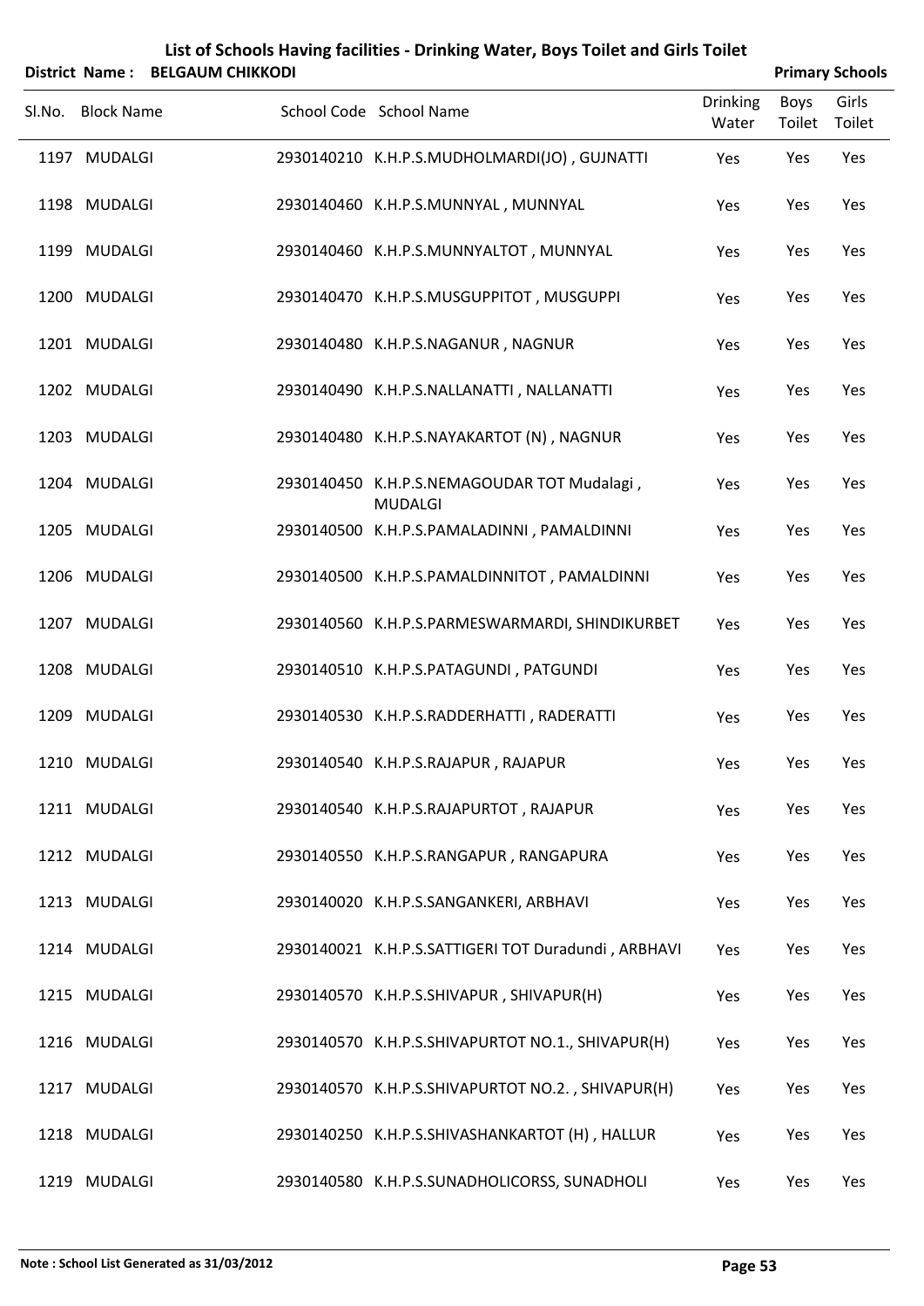# List of Schools Having facilities - Drinking Water, Boys Toilet and Girls Toilet

**District Name : BELGAUM CHIKKODI** **Primary Schools**

| Sl.No. | Block Name | School Code | School Name | Drinking Water | Boys Toilet | Girls Toilet |
|---|---|---|---|---|---|---|
| 1197 | MUDALGI | 2930140210 | K.H.P.S.MUDHOLMARDI(JO) , GUJNATTI | Yes | Yes | Yes |
| 1198 | MUDALGI | 2930140460 | K.H.P.S.MUNNYAL , MUNNYAL | Yes | Yes | Yes |
| 1199 | MUDALGI | 2930140460 | K.H.P.S.MUNNYALTOT , MUNNYAL | Yes | Yes | Yes |
| 1200 | MUDALGI | 2930140470 | K.H.P.S.MUSGUPPITOT , MUSGUPPI | Yes | Yes | Yes |
| 1201 | MUDALGI | 2930140480 | K.H.P.S.NAGANUR , NAGNUR | Yes | Yes | Yes |
| 1202 | MUDALGI | 2930140490 | K.H.P.S.NALLANATTI , NALLANATTI | Yes | Yes | Yes |
| 1203 | MUDALGI | 2930140480 | K.H.P.S.NAYAKARTOT (N) , NAGNUR | Yes | Yes | Yes |
| 1204 | MUDALGI | 2930140450 | K.H.P.S.NEMAGOUDAR TOT Mudalagi , MUDALGI | Yes | Yes | Yes |
| 1205 | MUDALGI | 2930140500 | K.H.P.S.PAMALADINNI , PAMALDINNI | Yes | Yes | Yes |
| 1206 | MUDALGI | 2930140500 | K.H.P.S.PAMALDINNITOT , PAMALDINNI | Yes | Yes | Yes |
| 1207 | MUDALGI | 2930140560 | K.H.P.S.PARMESWARMARDI, SHINDIKURBET | Yes | Yes | Yes |
| 1208 | MUDALGI | 2930140510 | K.H.P.S.PATAGUNDI , PATGUNDI | Yes | Yes | Yes |
| 1209 | MUDALGI | 2930140530 | K.H.P.S.RADDERHATTI , RADERATTI | Yes | Yes | Yes |
| 1210 | MUDALGI | 2930140540 | K.H.P.S.RAJAPUR , RAJAPUR | Yes | Yes | Yes |
| 1211 | MUDALGI | 2930140540 | K.H.P.S.RAJAPURTOT , RAJAPUR | Yes | Yes | Yes |
| 1212 | MUDALGI | 2930140550 | K.H.P.S.RANGAPUR , RANGAPURA | Yes | Yes | Yes |
| 1213 | MUDALGI | 2930140020 | K.H.P.S.SANGANKERI, ARBHAVI | Yes | Yes | Yes |
| 1214 | MUDALGI | 2930140021 | K.H.P.S.SATTIGERI TOT Duradundi , ARBHAVI | Yes | Yes | Yes |
| 1215 | MUDALGI | 2930140570 | K.H.P.S.SHIVAPUR , SHIVAPUR(H) | Yes | Yes | Yes |
| 1216 | MUDALGI | 2930140570 | K.H.P.S.SHIVAPURTOT NO.1., SHIVAPUR(H) | Yes | Yes | Yes |
| 1217 | MUDALGI | 2930140570 | K.H.P.S.SHIVAPURTOT NO.2. , SHIVAPUR(H) | Yes | Yes | Yes |
| 1218 | MUDALGI | 2930140250 | K.H.P.S.SHIVASHANKARTOT (H) , HALLUR | Yes | Yes | Yes |
| 1219 | MUDALGI | 2930140580 | K.H.P.S.SUNADHOLICORSS, SUNADHOLI | Yes | Yes | Yes |

**Note : School List Generated as 31/03/2012**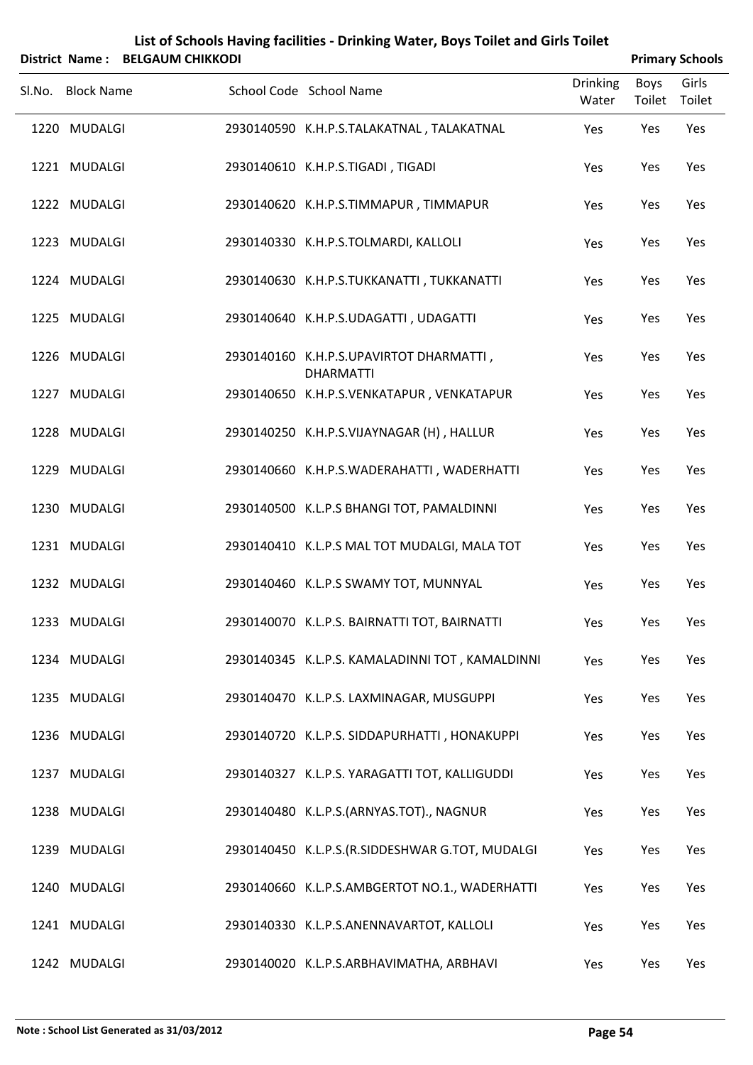# List of Schools Having facilities - Drinking Water, Boys Toilet and Girls Toilet

**District Name : BELGAUM CHIKKODI** | **Primary Schools**

| Sl.No. | Block Name | School Code | School Name | Drinking Water | Boys Toilet | Girls Toilet |
|---|---|---|---|---|---|---|
| 1220 | MUDALGI | 2930140590 | K.H.P.S.TALAKATNAL , TALAKATNAL | Yes | Yes | Yes |
| 1221 | MUDALGI | 2930140610 | K.H.P.S.TIGADI , TIGADI | Yes | Yes | Yes |
| 1222 | MUDALGI | 2930140620 | K.H.P.S.TIMMAPUR , TIMMAPUR | Yes | Yes | Yes |
| 1223 | MUDALGI | 2930140330 | K.H.P.S.TOLMARDI, KALLOLI | Yes | Yes | Yes |
| 1224 | MUDALGI | 2930140630 | K.H.P.S.TUKKANATTI , TUKKANATTI | Yes | Yes | Yes |
| 1225 | MUDALGI | 2930140640 | K.H.P.S.UDAGATTI , UDAGATTI | Yes | Yes | Yes |
| 1226 | MUDALGI | 2930140160 | K.H.P.S.UPAVIRTOT DHARMATTI , DHARMATTI | Yes | Yes | Yes |
| 1227 | MUDALGI | 2930140650 | K.H.P.S.VENKATAPUR , VENKATAPUR | Yes | Yes | Yes |
| 1228 | MUDALGI | 2930140250 | K.H.P.S.VIJAYNAGAR (H) , HALLUR | Yes | Yes | Yes |
| 1229 | MUDALGI | 2930140660 | K.H.P.S.WADERAHATTI , WADERHATTI | Yes | Yes | Yes |
| 1230 | MUDALGI | 2930140500 | K.L.P.S BHANGI TOT, PAMALDINNI | Yes | Yes | Yes |
| 1231 | MUDALGI | 2930140410 | K.L.P.S MAL TOT MUDALGI, MALA TOT | Yes | Yes | Yes |
| 1232 | MUDALGI | 2930140460 | K.L.P.S SWAMY TOT, MUNNYAL | Yes | Yes | Yes |
| 1233 | MUDALGI | 2930140070 | K.L.P.S. BAIRNATTI TOT, BAIRNATTI | Yes | Yes | Yes |
| 1234 | MUDALGI | 2930140345 | K.L.P.S. KAMALADINNI TOT , KAMALDINNI | Yes | Yes | Yes |
| 1235 | MUDALGI | 2930140470 | K.L.P.S. LAXMINAGAR, MUSGUPPI | Yes | Yes | Yes |
| 1236 | MUDALGI | 2930140720 | K.L.P.S. SIDDAPURHATTI , HONAKUPPI | Yes | Yes | Yes |
| 1237 | MUDALGI | 2930140327 | K.L.P.S. YARAGATTI TOT, KALLIGUDDI | Yes | Yes | Yes |
| 1238 | MUDALGI | 2930140480 | K.L.P.S.(ARNYAS.TOT)., NAGNUR | Yes | Yes | Yes |
| 1239 | MUDALGI | 2930140450 | K.L.P.S.(R.SIDDESHWAR G.TOT, MUDALGI | Yes | Yes | Yes |
| 1240 | MUDALGI | 2930140660 | K.L.P.S.AMBGERTOT NO.1., WADERHATTI | Yes | Yes | Yes |
| 1241 | MUDALGI | 2930140330 | K.L.P.S.ANENNAVARTOT, KALLOLI | Yes | Yes | Yes |
| 1242 | MUDALGI | 2930140020 | K.L.P.S.ARBHAVIMATHA, ARBHAVI | Yes | Yes | Yes |

**Note : School List Generated as 31/03/2012**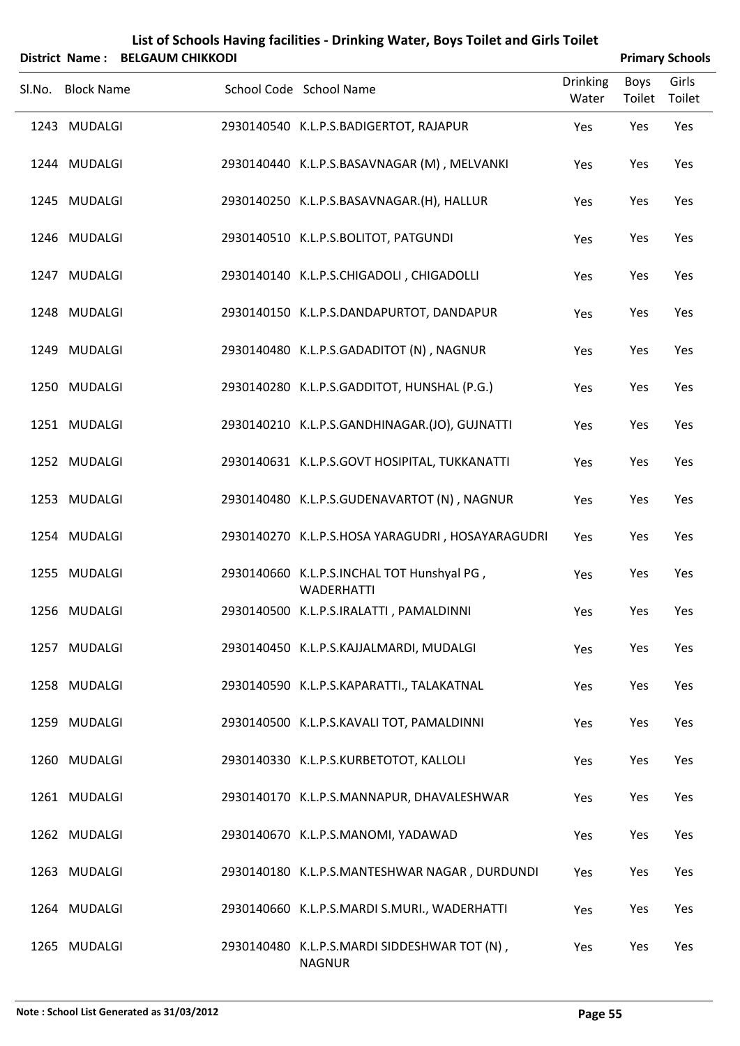# List of Schools Having facilities - Drinking Water, Boys Toilet and Girls Toilet

**District Name : BELGAUM CHIKKODI** **Primary Schools**

| Sl.No. | Block Name | School Code | School Name | Drinking Water | Boys Toilet | Girls Toilet |
|---|---|---|---|---|---|---|
| 1243 | MUDALGI | 2930140540 | K.L.P.S.BADIGERTOT, RAJAPUR | Yes | Yes | Yes |
| 1244 | MUDALGI | 2930140440 | K.L.P.S.BASAVNAGAR (M) , MELVANKI | Yes | Yes | Yes |
| 1245 | MUDALGI | 2930140250 | K.L.P.S.BASAVNAGAR.(H), HALLUR | Yes | Yes | Yes |
| 1246 | MUDALGI | 2930140510 | K.L.P.S.BOLITOT, PATGUNDI | Yes | Yes | Yes |
| 1247 | MUDALGI | 2930140140 | K.L.P.S.CHIGADOLI , CHIGADOLLI | Yes | Yes | Yes |
| 1248 | MUDALGI | 2930140150 | K.L.P.S.DANDAPURTOT, DANDAPUR | Yes | Yes | Yes |
| 1249 | MUDALGI | 2930140480 | K.L.P.S.GADADITOT (N) , NAGNUR | Yes | Yes | Yes |
| 1250 | MUDALGI | 2930140280 | K.L.P.S.GADDITOT, HUNSHAL (P.G.) | Yes | Yes | Yes |
| 1251 | MUDALGI | 2930140210 | K.L.P.S.GANDHINAGAR.(JO), GUJNATTI | Yes | Yes | Yes |
| 1252 | MUDALGI | 2930140631 | K.L.P.S.GOVT HOSIPITAL, TUKKANATTI | Yes | Yes | Yes |
| 1253 | MUDALGI | 2930140480 | K.L.P.S.GUDENAVARTOT (N) , NAGNUR | Yes | Yes | Yes |
| 1254 | MUDALGI | 2930140270 | K.L.P.S.HOSA YARAGUDRI , HOSAYARAGUDRI | Yes | Yes | Yes |
| 1255 | MUDALGI | 2930140660 | K.L.P.S.INCHAL TOT Hunshyal PG , WADERHATTI | Yes | Yes | Yes |
| 1256 | MUDALGI | 2930140500 | K.L.P.S.IRALATTI , PAMALDINNI | Yes | Yes | Yes |
| 1257 | MUDALGI | 2930140450 | K.L.P.S.KAJJALMARDI, MUDALGI | Yes | Yes | Yes |
| 1258 | MUDALGI | 2930140590 | K.L.P.S.KAPARATTI., TALAKATNAL | Yes | Yes | Yes |
| 1259 | MUDALGI | 2930140500 | K.L.P.S.KAVALI TOT, PAMALDINNI | Yes | Yes | Yes |
| 1260 | MUDALGI | 2930140330 | K.L.P.S.KURBETOTOT, KALLOLI | Yes | Yes | Yes |
| 1261 | MUDALGI | 2930140170 | K.L.P.S.MANNAPUR, DHAVALESHWAR | Yes | Yes | Yes |
| 1262 | MUDALGI | 2930140670 | K.L.P.S.MANOMI, YADAWAD | Yes | Yes | Yes |
| 1263 | MUDALGI | 2930140180 | K.L.P.S.MANTESHWAR NAGAR , DURDUNDI | Yes | Yes | Yes |
| 1264 | MUDALGI | 2930140660 | K.L.P.S.MARDI S.MURI., WADERHATTI | Yes | Yes | Yes |
| 1265 | MUDALGI | 2930140480 | K.L.P.S.MARDI SIDDESHWAR TOT (N) , NAGNUR | Yes | Yes | Yes |

**Note : School List Generated as 31/03/2012**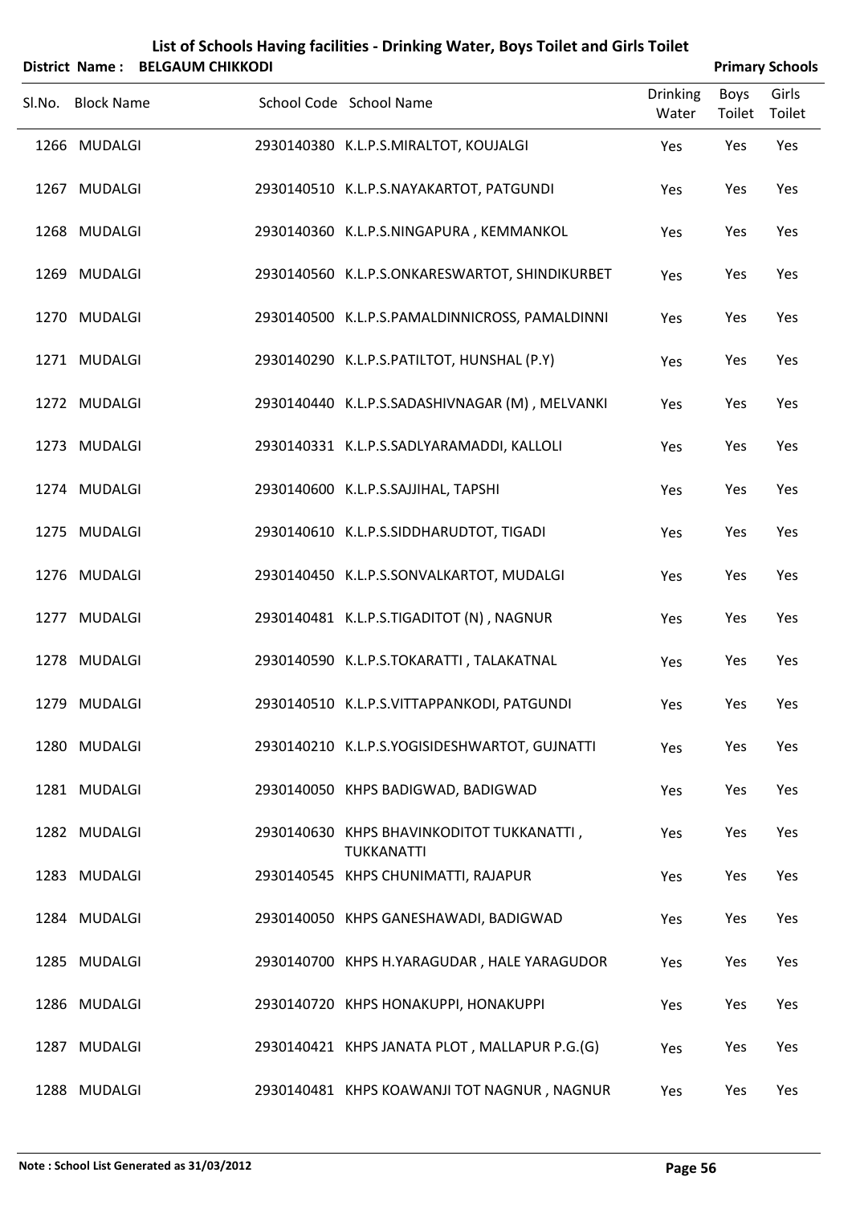# List of Schools Having facilities - Drinking Water, Boys Toilet and Girls Toilet

**District Name : BELGAUM CHIKKODI** | **Primary Schools**

| Sl.No. | Block Name | School Code | School Name | Drinking Water | Boys Toilet | Girls Toilet |
|---|---|---|---|---|---|---|
| 1266 | MUDALGI | 2930140380 | K.L.P.S.MIRALTOT, KOUJALGI | Yes | Yes | Yes |
| 1267 | MUDALGI | 2930140510 | K.L.P.S.NAYAKARTOT, PATGUNDI | Yes | Yes | Yes |
| 1268 | MUDALGI | 2930140360 | K.L.P.S.NINGAPURA , KEMMANKOL | Yes | Yes | Yes |
| 1269 | MUDALGI | 2930140560 | K.L.P.S.ONKARESWARTOT, SHINDIKURBET | Yes | Yes | Yes |
| 1270 | MUDALGI | 2930140500 | K.L.P.S.PAMALDINNICROSS, PAMALDINNI | Yes | Yes | Yes |
| 1271 | MUDALGI | 2930140290 | K.L.P.S.PATILTOT, HUNSHAL (P.Y) | Yes | Yes | Yes |
| 1272 | MUDALGI | 2930140440 | K.L.P.S.SADASHIVNAGAR (M) , MELVANKI | Yes | Yes | Yes |
| 1273 | MUDALGI | 2930140331 | K.L.P.S.SADLYARAMADDI, KALLOLI | Yes | Yes | Yes |
| 1274 | MUDALGI | 2930140600 | K.L.P.S.SAJJIHAL, TAPSHI | Yes | Yes | Yes |
| 1275 | MUDALGI | 2930140610 | K.L.P.S.SIDDHARUDTOT, TIGADI | Yes | Yes | Yes |
| 1276 | MUDALGI | 2930140450 | K.L.P.S.SONVALKARTOT, MUDALGI | Yes | Yes | Yes |
| 1277 | MUDALGI | 2930140481 | K.L.P.S.TIGADITOT (N) , NAGNUR | Yes | Yes | Yes |
| 1278 | MUDALGI | 2930140590 | K.L.P.S.TOKARATTI , TALAKATNAL | Yes | Yes | Yes |
| 1279 | MUDALGI | 2930140510 | K.L.P.S.VITTAPPANKODI, PATGUNDI | Yes | Yes | Yes |
| 1280 | MUDALGI | 2930140210 | K.L.P.S.YOGISIDESHWARTOT, GUJNATTI | Yes | Yes | Yes |
| 1281 | MUDALGI | 2930140050 | KHPS BADIGWAD, BADIGWAD | Yes | Yes | Yes |
| 1282 | MUDALGI | 2930140630 | KHPS BHAVINKODITOT TUKKANATTI , TUKKANATTI | Yes | Yes | Yes |
| 1283 | MUDALGI | 2930140545 | KHPS CHUNIMATTI, RAJAPUR | Yes | Yes | Yes |
| 1284 | MUDALGI | 2930140050 | KHPS GANESHAWADI, BADIGWAD | Yes | Yes | Yes |
| 1285 | MUDALGI | 2930140700 | KHPS H.YARAGUDAR , HALE YARAGUDOR | Yes | Yes | Yes |
| 1286 | MUDALGI | 2930140720 | KHPS HONAKUPPI, HONAKUPPI | Yes | Yes | Yes |
| 1287 | MUDALGI | 2930140421 | KHPS JANATA PLOT , MALLAPUR P.G.(G) | Yes | Yes | Yes |
| 1288 | MUDALGI | 2930140481 | KHPS KOAWANJI TOT NAGNUR , NAGNUR | Yes | Yes | Yes |

Note : School List Generated as 31/03/2012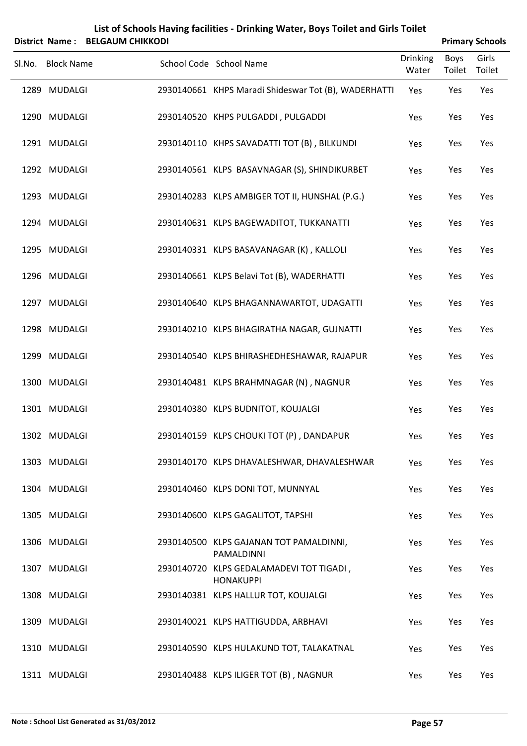# List of Schools Having facilities - Drinking Water, Boys Toilet and Girls Toilet

**District Name : BELGAUM CHIKKODI** **Primary Schools**

| Sl.No. | Block Name | School Code | School Name | Drinking Water | Boys Toilet | Girls Toilet |
|---|---|---|---|---|---|---|
| 1289 | MUDALGI | 2930140661 | KHPS Maradi Shideswar Tot (B), WADERHATTI | Yes | Yes | Yes |
| 1290 | MUDALGI | 2930140520 | KHPS PULGADDI , PULGADDI | Yes | Yes | Yes |
| 1291 | MUDALGI | 2930140110 | KHPS SAVADATTI TOT (B) , BILKUNDI | Yes | Yes | Yes |
| 1292 | MUDALGI | 2930140561 | KLPS BASAVNAGAR (S), SHINDIKURBET | Yes | Yes | Yes |
| 1293 | MUDALGI | 2930140283 | KLPS AMBIGER TOT II, HUNSHAL (P.G.) | Yes | Yes | Yes |
| 1294 | MUDALGI | 2930140631 | KLPS BAGEWADITOT, TUKKANATTI | Yes | Yes | Yes |
| 1295 | MUDALGI | 2930140331 | KLPS BASAVANAGAR (K) , KALLOLI | Yes | Yes | Yes |
| 1296 | MUDALGI | 2930140661 | KLPS Belavi Tot (B), WADERHATTI | Yes | Yes | Yes |
| 1297 | MUDALGI | 2930140640 | KLPS BHAGANNAWARTOT, UDAGATTI | Yes | Yes | Yes |
| 1298 | MUDALGI | 2930140210 | KLPS BHAGIRATHA NAGAR, GUJNATTI | Yes | Yes | Yes |
| 1299 | MUDALGI | 2930140540 | KLPS BHIRASHEDHESHAWAR, RAJAPUR | Yes | Yes | Yes |
| 1300 | MUDALGI | 2930140481 | KLPS BRAHMNAGAR (N) , NAGNUR | Yes | Yes | Yes |
| 1301 | MUDALGI | 2930140380 | KLPS BUDNITOT, KOUJALGI | Yes | Yes | Yes |
| 1302 | MUDALGI | 2930140159 | KLPS CHOUKI TOT (P) , DANDAPUR | Yes | Yes | Yes |
| 1303 | MUDALGI | 2930140170 | KLPS DHAVALESHWAR, DHAVALESHWAR | Yes | Yes | Yes |
| 1304 | MUDALGI | 2930140460 | KLPS DONI TOT, MUNNYAL | Yes | Yes | Yes |
| 1305 | MUDALGI | 2930140600 | KLPS GAGALITOT, TAPSHI | Yes | Yes | Yes |
| 1306 | MUDALGI | 2930140500 | KLPS GAJANAN TOT PAMALDINNI, PAMALDINNI | Yes | Yes | Yes |
| 1307 | MUDALGI | 2930140720 | KLPS GEDALAMADEVI TOT TIGADI , HONAKUPPI | Yes | Yes | Yes |
| 1308 | MUDALGI | 2930140381 | KLPS HALLUR TOT, KOUJALGI | Yes | Yes | Yes |
| 1309 | MUDALGI | 2930140021 | KLPS HATTIGUDDA, ARBHAVI | Yes | Yes | Yes |
| 1310 | MUDALGI | 2930140590 | KLPS HULAKUND TOT, TALAKATNAL | Yes | Yes | Yes |
| 1311 | MUDALGI | 2930140488 | KLPS ILIGER TOT (B) , NAGNUR | Yes | Yes | Yes |

**Note : School List Generated as 31/03/2012**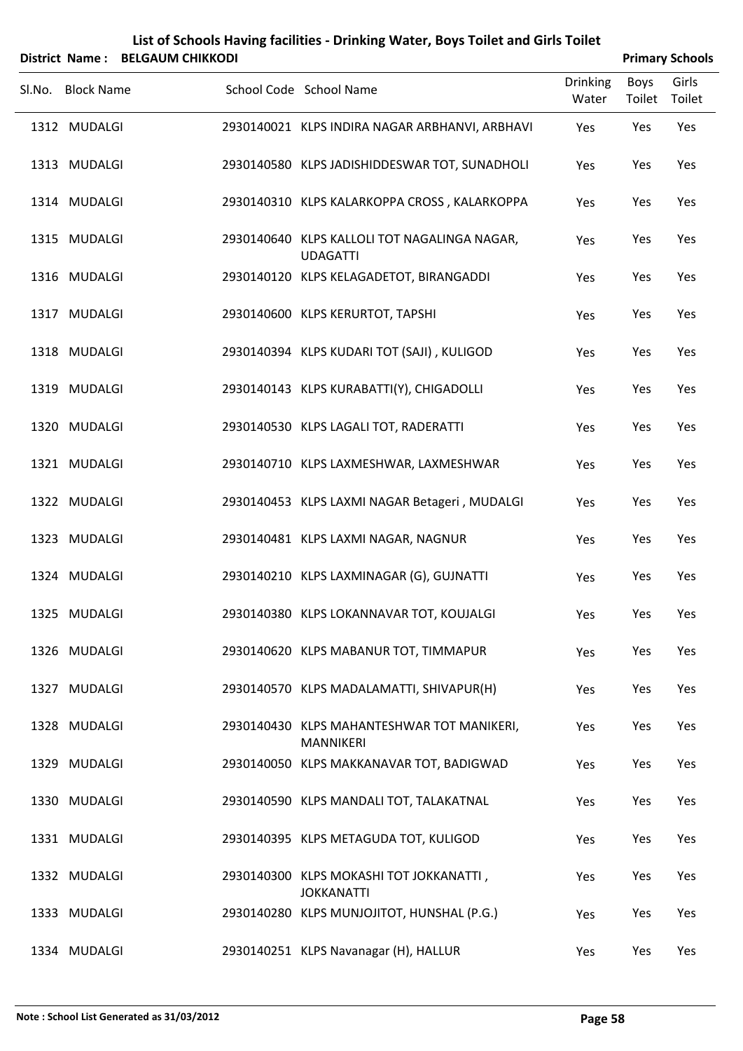# List of Schools Having facilities - Drinking Water, Boys Toilet and Girls Toilet

**District Name : BELGAUM CHIKKODI** **Primary Schools**

| Sl.No. | Block Name | School Code | School Name | Drinking Water | Boys Toilet | Girls Toilet |
|---|---|---|---|---|---|---|
| 1312 | MUDALGI | 2930140021 | KLPS INDIRA NAGAR ARBHANVI, ARBHAVI | Yes | Yes | Yes |
| 1313 | MUDALGI | 2930140580 | KLPS JADISHIDDESWAR TOT, SUNADHOLI | Yes | Yes | Yes |
| 1314 | MUDALGI | 2930140310 | KLPS KALARKOPPA CROSS , KALARKOPPA | Yes | Yes | Yes |
| 1315 | MUDALGI | 2930140640 | KLPS KALLOLI TOT NAGALINGA NAGAR, UDAGATTI | Yes | Yes | Yes |
| 1316 | MUDALGI | 2930140120 | KLPS KELAGADETOT, BIRANGADDI | Yes | Yes | Yes |
| 1317 | MUDALGI | 2930140600 | KLPS KERURTOT, TAPSHI | Yes | Yes | Yes |
| 1318 | MUDALGI | 2930140394 | KLPS KUDARI TOT (SAJI) , KULIGOD | Yes | Yes | Yes |
| 1319 | MUDALGI | 2930140143 | KLPS KURABATTI(Y), CHIGADOLLI | Yes | Yes | Yes |
| 1320 | MUDALGI | 2930140530 | KLPS LAGALI TOT, RADERATTI | Yes | Yes | Yes |
| 1321 | MUDALGI | 2930140710 | KLPS LAXMESHWAR, LAXMESHWAR | Yes | Yes | Yes |
| 1322 | MUDALGI | 2930140453 | KLPS LAXMI NAGAR Betageri , MUDALGI | Yes | Yes | Yes |
| 1323 | MUDALGI | 2930140481 | KLPS LAXMI NAGAR, NAGNUR | Yes | Yes | Yes |
| 1324 | MUDALGI | 2930140210 | KLPS LAXMINAGAR (G), GUJNATTI | Yes | Yes | Yes |
| 1325 | MUDALGI | 2930140380 | KLPS LOKANNAVAR TOT, KOUJALGI | Yes | Yes | Yes |
| 1326 | MUDALGI | 2930140620 | KLPS MABANUR TOT, TIMMAPUR | Yes | Yes | Yes |
| 1327 | MUDALGI | 2930140570 | KLPS MADALAMATTI, SHIVAPUR(H) | Yes | Yes | Yes |
| 1328 | MUDALGI | 2930140430 | KLPS MAHANTESHWAR TOT MANIKERI, MANNIKERI | Yes | Yes | Yes |
| 1329 | MUDALGI | 2930140050 | KLPS MAKKANAVAR TOT, BADIGWAD | Yes | Yes | Yes |
| 1330 | MUDALGI | 2930140590 | KLPS MANDALI TOT, TALAKATNAL | Yes | Yes | Yes |
| 1331 | MUDALGI | 2930140395 | KLPS METAGUDA TOT, KULIGOD | Yes | Yes | Yes |
| 1332 | MUDALGI | 2930140300 | KLPS MOKASHI TOT JOKKANATTI , JOKKANATTI | Yes | Yes | Yes |
| 1333 | MUDALGI | 2930140280 | KLPS MUNJOJITOT, HUNSHAL (P.G.) | Yes | Yes | Yes |
| 1334 | MUDALGI | 2930140251 | KLPS Navanagar (H), HALLUR | Yes | Yes | Yes |

**Note : School List Generated as 31/03/2012**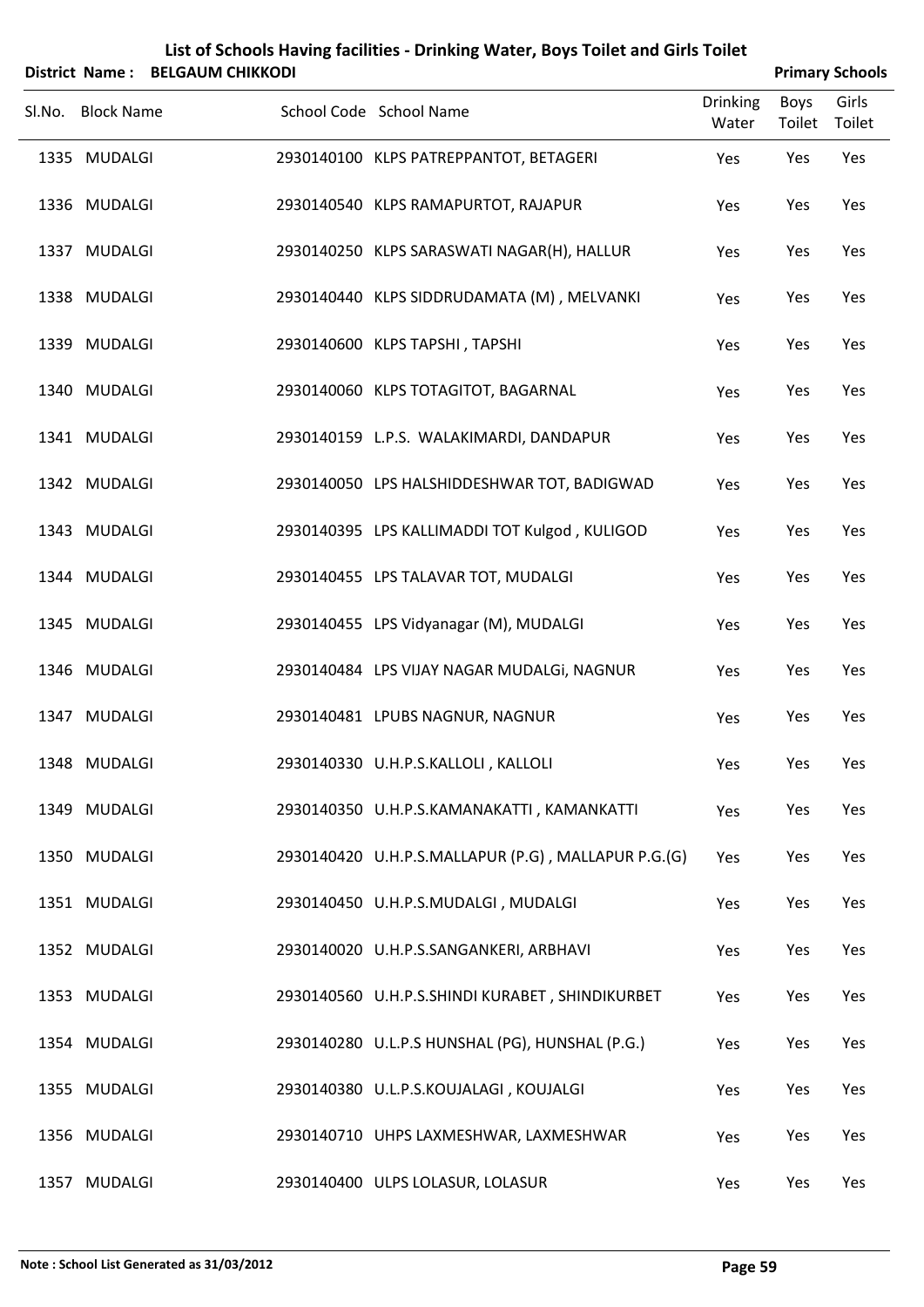# List of Schools Having facilities - Drinking Water, Boys Toilet and Girls Toilet

**District Name : BELGAUM CHIKKODI** **Primary Schools**

| Sl.No. | Block Name | School Code | School Name | Drinking Water | Boys Toilet | Girls Toilet |
|---|---|---|---|---|---|---|
| 1335 | MUDALGI | 2930140100 | KLPS PATREPPANTOT, BETAGERI | Yes | Yes | Yes |
| 1336 | MUDALGI | 2930140540 | KLPS RAMAPURTOT, RAJAPUR | Yes | Yes | Yes |
| 1337 | MUDALGI | 2930140250 | KLPS SARASWATI NAGAR(H), HALLUR | Yes | Yes | Yes |
| 1338 | MUDALGI | 2930140440 | KLPS SIDDRUDAMATA (M) , MELVANKI | Yes | Yes | Yes |
| 1339 | MUDALGI | 2930140600 | KLPS TAPSHI , TAPSHI | Yes | Yes | Yes |
| 1340 | MUDALGI | 2930140060 | KLPS TOTAGITOT, BAGARNAL | Yes | Yes | Yes |
| 1341 | MUDALGI | 2930140159 | L.P.S. WALAKIMARDI, DANDAPUR | Yes | Yes | Yes |
| 1342 | MUDALGI | 2930140050 | LPS HALSHIDDESHWAR TOT, BADIGWAD | Yes | Yes | Yes |
| 1343 | MUDALGI | 2930140395 | LPS KALLIMADDI TOT Kulgod , KULIGOD | Yes | Yes | Yes |
| 1344 | MUDALGI | 2930140455 | LPS TALAVAR TOT, MUDALGI | Yes | Yes | Yes |
| 1345 | MUDALGI | 2930140455 | LPS Vidyanagar (M), MUDALGI | Yes | Yes | Yes |
| 1346 | MUDALGI | 2930140484 | LPS VIJAY NAGAR MUDALGi, NAGNUR | Yes | Yes | Yes |
| 1347 | MUDALGI | 2930140481 | LPUBS NAGNUR, NAGNUR | Yes | Yes | Yes |
| 1348 | MUDALGI | 2930140330 | U.H.P.S.KALLOLI , KALLOLI | Yes | Yes | Yes |
| 1349 | MUDALGI | 2930140350 | U.H.P.S.KAMANAKATTI , KAMANKATTI | Yes | Yes | Yes |
| 1350 | MUDALGI | 2930140420 | U.H.P.S.MALLAPUR (P.G) , MALLAPUR P.G.(G) | Yes | Yes | Yes |
| 1351 | MUDALGI | 2930140450 | U.H.P.S.MUDALGI , MUDALGI | Yes | Yes | Yes |
| 1352 | MUDALGI | 2930140020 | U.H.P.S.SANGANKERI, ARBHAVI | Yes | Yes | Yes |
| 1353 | MUDALGI | 2930140560 | U.H.P.S.SHINDI KURABET , SHINDIKURBET | Yes | Yes | Yes |
| 1354 | MUDALGI | 2930140280 | U.L.P.S HUNSHAL (PG), HUNSHAL (P.G.) | Yes | Yes | Yes |
| 1355 | MUDALGI | 2930140380 | U.L.P.S.KOUJALAGI , KOUJALGI | Yes | Yes | Yes |
| 1356 | MUDALGI | 2930140710 | UHPS LAXMESHWAR, LAXMESHWAR | Yes | Yes | Yes |
| 1357 | MUDALGI | 2930140400 | ULPS LOLASUR, LOLASUR | Yes | Yes | Yes |

**Note : School List Generated as 31/03/2012**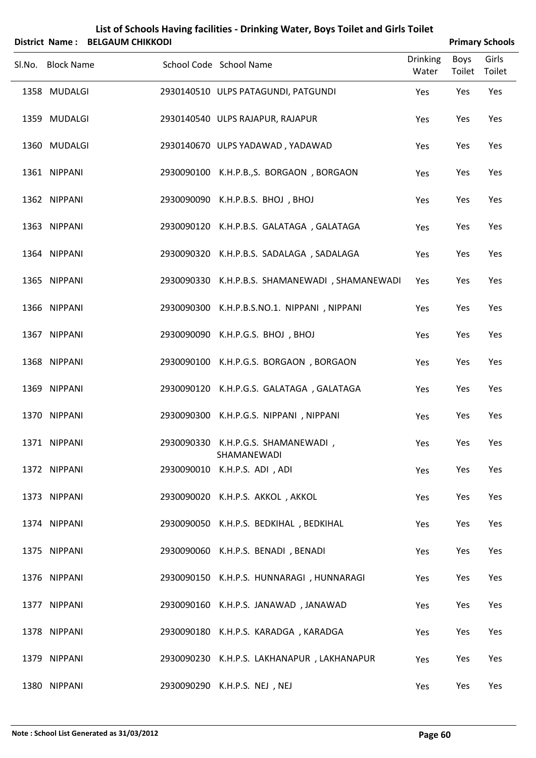# List of Schools Having facilities - Drinking Water, Boys Toilet and Girls Toilet

**District Name : BELGAUM CHIKKODI** **Primary Schools**

| Sl.No. | Block Name | School Code | School Name | Drinking Water | Boys Toilet | Girls Toilet |
|---|---|---|---|---|---|---|
| 1358 | MUDALGI | 2930140510 | ULPS PATAGUNDI, PATGUNDI | Yes | Yes | Yes |
| 1359 | MUDALGI | 2930140540 | ULPS RAJAPUR, RAJAPUR | Yes | Yes | Yes |
| 1360 | MUDALGI | 2930140670 | ULPS YADAWAD , YADAWAD | Yes | Yes | Yes |
| 1361 | NIPPANI | 2930090100 | K.H.P.B.,S. BORGAON , BORGAON | Yes | Yes | Yes |
| 1362 | NIPPANI | 2930090090 | K.H.P.B.S. BHOJ , BHOJ | Yes | Yes | Yes |
| 1363 | NIPPANI | 2930090120 | K.H.P.B.S. GALATAGA , GALATAGA | Yes | Yes | Yes |
| 1364 | NIPPANI | 2930090320 | K.H.P.B.S. SADALAGA , SADALAGA | Yes | Yes | Yes |
| 1365 | NIPPANI | 2930090330 | K.H.P.B.S. SHAMANEWADI , SHAMANEWADI | Yes | Yes | Yes |
| 1366 | NIPPANI | 2930090300 | K.H.P.B.S.NO.1. NIPPANI , NIPPANI | Yes | Yes | Yes |
| 1367 | NIPPANI | 2930090090 | K.H.P.G.S. BHOJ , BHOJ | Yes | Yes | Yes |
| 1368 | NIPPANI | 2930090100 | K.H.P.G.S. BORGAON , BORGAON | Yes | Yes | Yes |
| 1369 | NIPPANI | 2930090120 | K.H.P.G.S. GALATAGA , GALATAGA | Yes | Yes | Yes |
| 1370 | NIPPANI | 2930090300 | K.H.P.G.S. NIPPANI , NIPPANI | Yes | Yes | Yes |
| 1371 | NIPPANI | 2930090330 | K.H.P.G.S. SHAMANEWADI , SHAMANEWADI | Yes | Yes | Yes |
| 1372 | NIPPANI | 2930090010 | K.H.P.S. ADI , ADI | Yes | Yes | Yes |
| 1373 | NIPPANI | 2930090020 | K.H.P.S. AKKOL , AKKOL | Yes | Yes | Yes |
| 1374 | NIPPANI | 2930090050 | K.H.P.S. BEDKIHAL , BEDKIHAL | Yes | Yes | Yes |
| 1375 | NIPPANI | 2930090060 | K.H.P.S. BENADI , BENADI | Yes | Yes | Yes |
| 1376 | NIPPANI | 2930090150 | K.H.P.S. HUNNARAGI , HUNNARAGI | Yes | Yes | Yes |
| 1377 | NIPPANI | 2930090160 | K.H.P.S. JANAWAD , JANAWAD | Yes | Yes | Yes |
| 1378 | NIPPANI | 2930090180 | K.H.P.S. KARADGA , KARADGA | Yes | Yes | Yes |
| 1379 | NIPPANI | 2930090230 | K.H.P.S. LAKHANAPUR , LAKHANAPUR | Yes | Yes | Yes |
| 1380 | NIPPANI | 2930090290 | K.H.P.S. NEJ , NEJ | Yes | Yes | Yes |

**Note : School List Generated as 31/03/2012**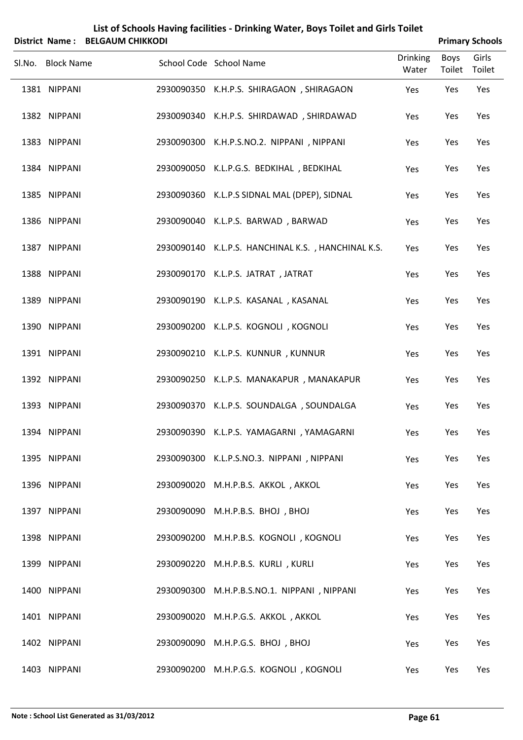# List of Schools Having facilities - Drinking Water, Boys Toilet and Girls Toilet

**District Name : BELGAUM CHIKKODI** **Primary Schools**

| Sl.No. | Block Name | School Code | School Name | Drinking Water | Boys Toilet | Girls Toilet |
|---|---|---|---|---|---|---|
| 1381 | NIPPANI | 2930090350 | K.H.P.S. SHIRAGAON , SHIRAGAON | Yes | Yes | Yes |
| 1382 | NIPPANI | 2930090340 | K.H.P.S. SHIRDAWAD , SHIRDAWAD | Yes | Yes | Yes |
| 1383 | NIPPANI | 2930090300 | K.H.P.S.NO.2. NIPPANI , NIPPANI | Yes | Yes | Yes |
| 1384 | NIPPANI | 2930090050 | K.L.P.G.S. BEDKIHAL , BEDKIHAL | Yes | Yes | Yes |
| 1385 | NIPPANI | 2930090360 | K.L.P.S SIDNAL MAL (DPEP), SIDNAL | Yes | Yes | Yes |
| 1386 | NIPPANI | 2930090040 | K.L.P.S. BARWAD , BARWAD | Yes | Yes | Yes |
| 1387 | NIPPANI | 2930090140 | K.L.P.S. HANCHINAL K.S. , HANCHINAL K.S. | Yes | Yes | Yes |
| 1388 | NIPPANI | 2930090170 | K.L.P.S. JATRAT , JATRAT | Yes | Yes | Yes |
| 1389 | NIPPANI | 2930090190 | K.L.P.S. KASANAL , KASANAL | Yes | Yes | Yes |
| 1390 | NIPPANI | 2930090200 | K.L.P.S. KOGNOLI , KOGNOLI | Yes | Yes | Yes |
| 1391 | NIPPANI | 2930090210 | K.L.P.S. KUNNUR , KUNNUR | Yes | Yes | Yes |
| 1392 | NIPPANI | 2930090250 | K.L.P.S. MANAKAPUR , MANAKAPUR | Yes | Yes | Yes |
| 1393 | NIPPANI | 2930090370 | K.L.P.S. SOUNDALGA , SOUNDALGA | Yes | Yes | Yes |
| 1394 | NIPPANI | 2930090390 | K.L.P.S. YAMAGARNI , YAMAGARNI | Yes | Yes | Yes |
| 1395 | NIPPANI | 2930090300 | K.L.P.S.NO.3. NIPPANI , NIPPANI | Yes | Yes | Yes |
| 1396 | NIPPANI | 2930090020 | M.H.P.B.S. AKKOL , AKKOL | Yes | Yes | Yes |
| 1397 | NIPPANI | 2930090090 | M.H.P.B.S. BHOJ , BHOJ | Yes | Yes | Yes |
| 1398 | NIPPANI | 2930090200 | M.H.P.B.S. KOGNOLI , KOGNOLI | Yes | Yes | Yes |
| 1399 | NIPPANI | 2930090220 | M.H.P.B.S. KURLI , KURLI | Yes | Yes | Yes |
| 1400 | NIPPANI | 2930090300 | M.H.P.B.S.NO.1. NIPPANI , NIPPANI | Yes | Yes | Yes |
| 1401 | NIPPANI | 2930090020 | M.H.P.G.S. AKKOL , AKKOL | Yes | Yes | Yes |
| 1402 | NIPPANI | 2930090090 | M.H.P.G.S. BHOJ , BHOJ | Yes | Yes | Yes |
| 1403 | NIPPANI | 2930090200 | M.H.P.G.S. KOGNOLI , KOGNOLI | Yes | Yes | Yes |

**Note : School List Generated as 31/03/2012**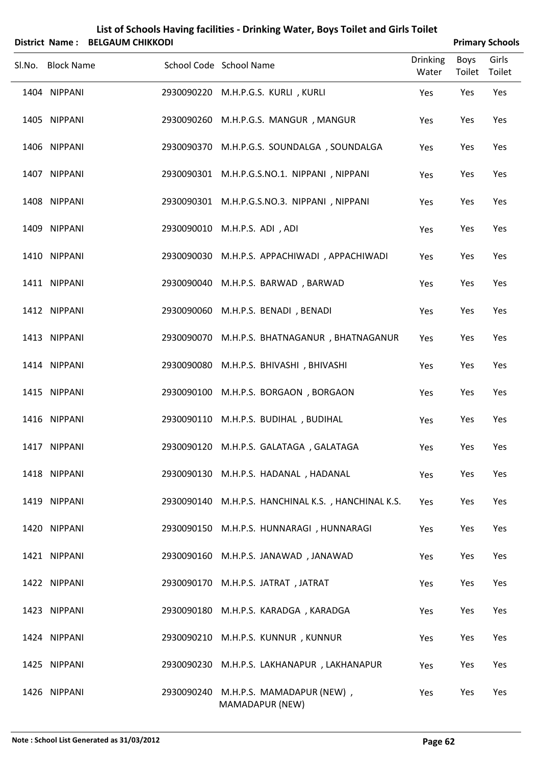# List of Schools Having facilities - Drinking Water, Boys Toilet and Girls Toilet

**District Name : BELGAUM CHIKKODI** **Primary Schools**

| Sl.No. | Block Name | School Code | School Name | Drinking Water | Boys Toilet | Girls Toilet |
|---|---|---|---|---|---|---|
| 1404 | NIPPANI | 2930090220 | M.H.P.G.S. KURLI , KURLI | Yes | Yes | Yes |
| 1405 | NIPPANI | 2930090260 | M.H.P.G.S. MANGUR , MANGUR | Yes | Yes | Yes |
| 1406 | NIPPANI | 2930090370 | M.H.P.G.S. SOUNDALGA , SOUNDALGA | Yes | Yes | Yes |
| 1407 | NIPPANI | 2930090301 | M.H.P.G.S.NO.1. NIPPANI , NIPPANI | Yes | Yes | Yes |
| 1408 | NIPPANI | 2930090301 | M.H.P.G.S.NO.3. NIPPANI , NIPPANI | Yes | Yes | Yes |
| 1409 | NIPPANI | 2930090010 | M.H.P.S. ADI , ADI | Yes | Yes | Yes |
| 1410 | NIPPANI | 2930090030 | M.H.P.S. APPACHIWADI , APPACHIWADI | Yes | Yes | Yes |
| 1411 | NIPPANI | 2930090040 | M.H.P.S. BARWAD , BARWAD | Yes | Yes | Yes |
| 1412 | NIPPANI | 2930090060 | M.H.P.S. BENADI , BENADI | Yes | Yes | Yes |
| 1413 | NIPPANI | 2930090070 | M.H.P.S. BHATNAGANUR , BHATNAGANUR | Yes | Yes | Yes |
| 1414 | NIPPANI | 2930090080 | M.H.P.S. BHIVASHI , BHIVASHI | Yes | Yes | Yes |
| 1415 | NIPPANI | 2930090100 | M.H.P.S. BORGAON , BORGAON | Yes | Yes | Yes |
| 1416 | NIPPANI | 2930090110 | M.H.P.S. BUDIHAL , BUDIHAL | Yes | Yes | Yes |
| 1417 | NIPPANI | 2930090120 | M.H.P.S. GALATAGA , GALATAGA | Yes | Yes | Yes |
| 1418 | NIPPANI | 2930090130 | M.H.P.S. HADANAL , HADANAL | Yes | Yes | Yes |
| 1419 | NIPPANI | 2930090140 | M.H.P.S. HANCHINAL K.S. , HANCHINAL K.S. | Yes | Yes | Yes |
| 1420 | NIPPANI | 2930090150 | M.H.P.S. HUNNARAGI , HUNNARAGI | Yes | Yes | Yes |
| 1421 | NIPPANI | 2930090160 | M.H.P.S. JANAWAD , JANAWAD | Yes | Yes | Yes |
| 1422 | NIPPANI | 2930090170 | M.H.P.S. JATRAT , JATRAT | Yes | Yes | Yes |
| 1423 | NIPPANI | 2930090180 | M.H.P.S. KARADGA , KARADGA | Yes | Yes | Yes |
| 1424 | NIPPANI | 2930090210 | M.H.P.S. KUNNUR , KUNNUR | Yes | Yes | Yes |
| 1425 | NIPPANI | 2930090230 | M.H.P.S. LAKHANAPUR , LAKHANAPUR | Yes | Yes | Yes |
| 1426 | NIPPANI | 2930090240 | M.H.P.S. MAMADAPUR (NEW) , MAMADAPUR (NEW) | Yes | Yes | Yes |

**Note : School List Generated as 31/03/2012**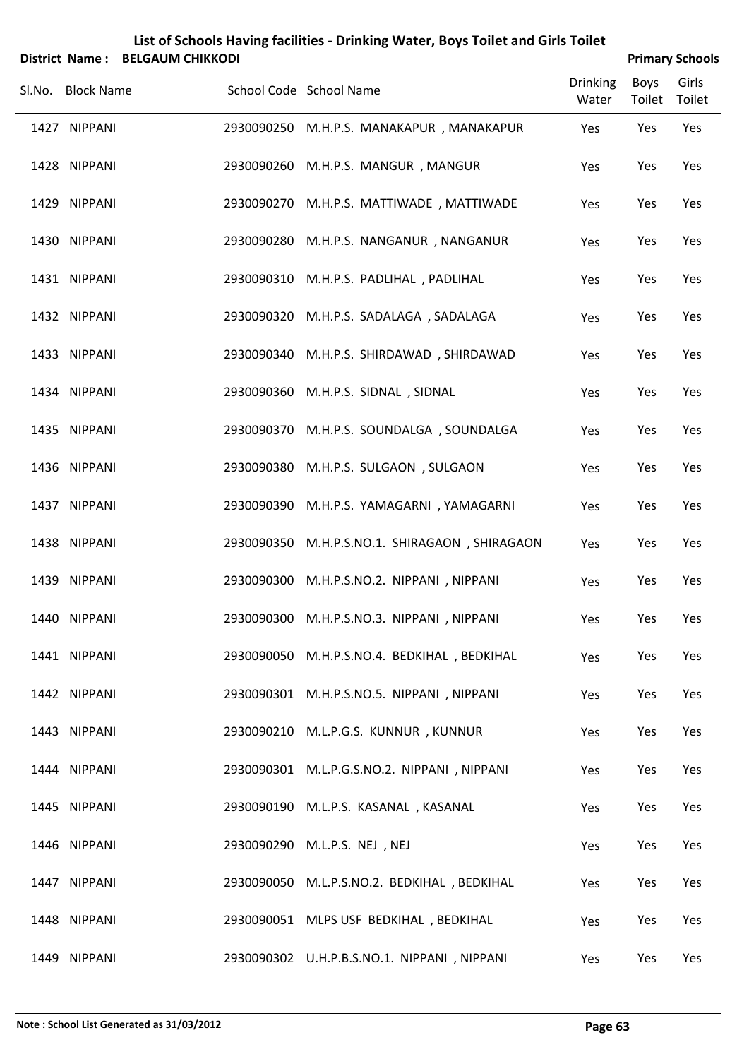# List of Schools Having facilities - Drinking Water, Boys Toilet and Girls Toilet

**District Name : BELGAUM CHIKKODI** **Primary Schools**

| Sl.No. | Block Name | School Code | School Name | Drinking Water | Boys Toilet | Girls Toilet |
|---|---|---|---|---|---|---|
| 1427 | NIPPANI | 2930090250 | M.H.P.S. MANAKAPUR , MANAKAPUR | Yes | Yes | Yes |
| 1428 | NIPPANI | 2930090260 | M.H.P.S. MANGUR , MANGUR | Yes | Yes | Yes |
| 1429 | NIPPANI | 2930090270 | M.H.P.S. MATTIWADE , MATTIWADE | Yes | Yes | Yes |
| 1430 | NIPPANI | 2930090280 | M.H.P.S. NANGANUR , NANGANUR | Yes | Yes | Yes |
| 1431 | NIPPANI | 2930090310 | M.H.P.S. PADLIHAL , PADLIHAL | Yes | Yes | Yes |
| 1432 | NIPPANI | 2930090320 | M.H.P.S. SADALAGA , SADALAGA | Yes | Yes | Yes |
| 1433 | NIPPANI | 2930090340 | M.H.P.S. SHIRDAWAD , SHIRDAWAD | Yes | Yes | Yes |
| 1434 | NIPPANI | 2930090360 | M.H.P.S. SIDNAL , SIDNAL | Yes | Yes | Yes |
| 1435 | NIPPANI | 2930090370 | M.H.P.S. SOUNDALGA , SOUNDALGA | Yes | Yes | Yes |
| 1436 | NIPPANI | 2930090380 | M.H.P.S. SULGAON , SULGAON | Yes | Yes | Yes |
| 1437 | NIPPANI | 2930090390 | M.H.P.S. YAMAGARNI , YAMAGARNI | Yes | Yes | Yes |
| 1438 | NIPPANI | 2930090350 | M.H.P.S.NO.1. SHIRAGAON , SHIRAGAON | Yes | Yes | Yes |
| 1439 | NIPPANI | 2930090300 | M.H.P.S.NO.2. NIPPANI , NIPPANI | Yes | Yes | Yes |
| 1440 | NIPPANI | 2930090300 | M.H.P.S.NO.3. NIPPANI , NIPPANI | Yes | Yes | Yes |
| 1441 | NIPPANI | 2930090050 | M.H.P.S.NO.4. BEDKIHAL , BEDKIHAL | Yes | Yes | Yes |
| 1442 | NIPPANI | 2930090301 | M.H.P.S.NO.5. NIPPANI , NIPPANI | Yes | Yes | Yes |
| 1443 | NIPPANI | 2930090210 | M.L.P.G.S. KUNNUR , KUNNUR | Yes | Yes | Yes |
| 1444 | NIPPANI | 2930090301 | M.L.P.G.S.NO.2. NIPPANI , NIPPANI | Yes | Yes | Yes |
| 1445 | NIPPANI | 2930090190 | M.L.P.S. KASANAL , KASANAL | Yes | Yes | Yes |
| 1446 | NIPPANI | 2930090290 | M.L.P.S. NEJ , NEJ | Yes | Yes | Yes |
| 1447 | NIPPANI | 2930090050 | M.L.P.S.NO.2. BEDKIHAL , BEDKIHAL | Yes | Yes | Yes |
| 1448 | NIPPANI | 2930090051 | MLPS USF BEDKIHAL , BEDKIHAL | Yes | Yes | Yes |
| 1449 | NIPPANI | 2930090302 | U.H.P.B.S.NO.1. NIPPANI , NIPPANI | Yes | Yes | Yes |

**Note : School List Generated as 31/03/2012**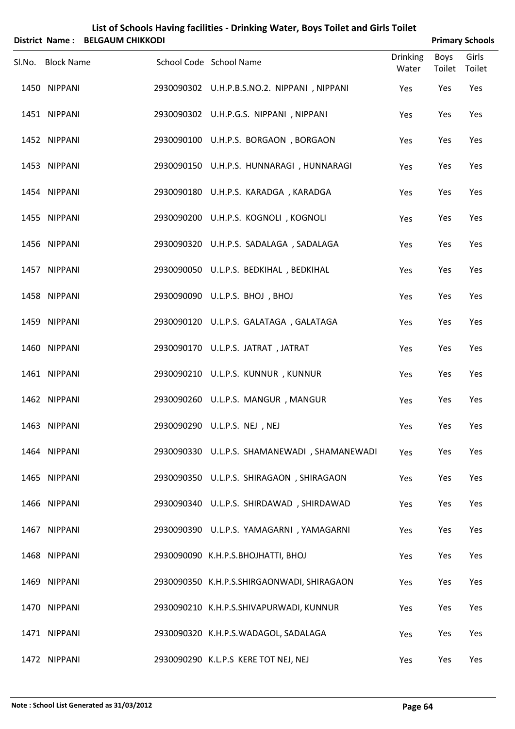# List of Schools Having facilities - Drinking Water, Boys Toilet and Girls Toilet

**District Name : BELGAUM CHIKKODI** **Primary Schools**

| Sl.No. | Block Name | School Code | School Name | Drinking Water | Boys Toilet | Girls Toilet |
|---|---|---|---|---|---|---|
| 1450 | NIPPANI | 2930090302 | U.H.P.B.S.NO.2. NIPPANI , NIPPANI | Yes | Yes | Yes |
| 1451 | NIPPANI | 2930090302 | U.H.P.G.S. NIPPANI , NIPPANI | Yes | Yes | Yes |
| 1452 | NIPPANI | 2930090100 | U.H.P.S. BORGAON , BORGAON | Yes | Yes | Yes |
| 1453 | NIPPANI | 2930090150 | U.H.P.S. HUNNARAGI , HUNNARAGI | Yes | Yes | Yes |
| 1454 | NIPPANI | 2930090180 | U.H.P.S. KARADGA , KARADGA | Yes | Yes | Yes |
| 1455 | NIPPANI | 2930090200 | U.H.P.S. KOGNOLI , KOGNOLI | Yes | Yes | Yes |
| 1456 | NIPPANI | 2930090320 | U.H.P.S. SADALAGA , SADALAGA | Yes | Yes | Yes |
| 1457 | NIPPANI | 2930090050 | U.L.P.S. BEDKIHAL , BEDKIHAL | Yes | Yes | Yes |
| 1458 | NIPPANI | 2930090090 | U.L.P.S. BHOJ , BHOJ | Yes | Yes | Yes |
| 1459 | NIPPANI | 2930090120 | U.L.P.S. GALATAGA , GALATAGA | Yes | Yes | Yes |
| 1460 | NIPPANI | 2930090170 | U.L.P.S. JATRAT , JATRAT | Yes | Yes | Yes |
| 1461 | NIPPANI | 2930090210 | U.L.P.S. KUNNUR , KUNNUR | Yes | Yes | Yes |
| 1462 | NIPPANI | 2930090260 | U.L.P.S. MANGUR , MANGUR | Yes | Yes | Yes |
| 1463 | NIPPANI | 2930090290 | U.L.P.S. NEJ , NEJ | Yes | Yes | Yes |
| 1464 | NIPPANI | 2930090330 | U.L.P.S. SHAMANEWADI , SHAMANEWADI | Yes | Yes | Yes |
| 1465 | NIPPANI | 2930090350 | U.L.P.S. SHIRAGAON , SHIRAGAON | Yes | Yes | Yes |
| 1466 | NIPPANI | 2930090340 | U.L.P.S. SHIRDAWAD , SHIRDAWAD | Yes | Yes | Yes |
| 1467 | NIPPANI | 2930090390 | U.L.P.S. YAMAGARNI , YAMAGARNI | Yes | Yes | Yes |
| 1468 | NIPPANI | 2930090090 | K.H.P.S.BHOJHATTI, BHOJ | Yes | Yes | Yes |
| 1469 | NIPPANI | 2930090350 | K.H.P.S.SHIRGAONWADI, SHIRAGAON | Yes | Yes | Yes |
| 1470 | NIPPANI | 2930090210 | K.H.P.S.SHIVAPURWADI, KUNNUR | Yes | Yes | Yes |
| 1471 | NIPPANI | 2930090320 | K.H.P.S.WADAGOL, SADALAGA | Yes | Yes | Yes |
| 1472 | NIPPANI | 2930090290 | K.L.P.S KERE TOT NEJ, NEJ | Yes | Yes | Yes |

**Note : School List Generated as 31/03/2012**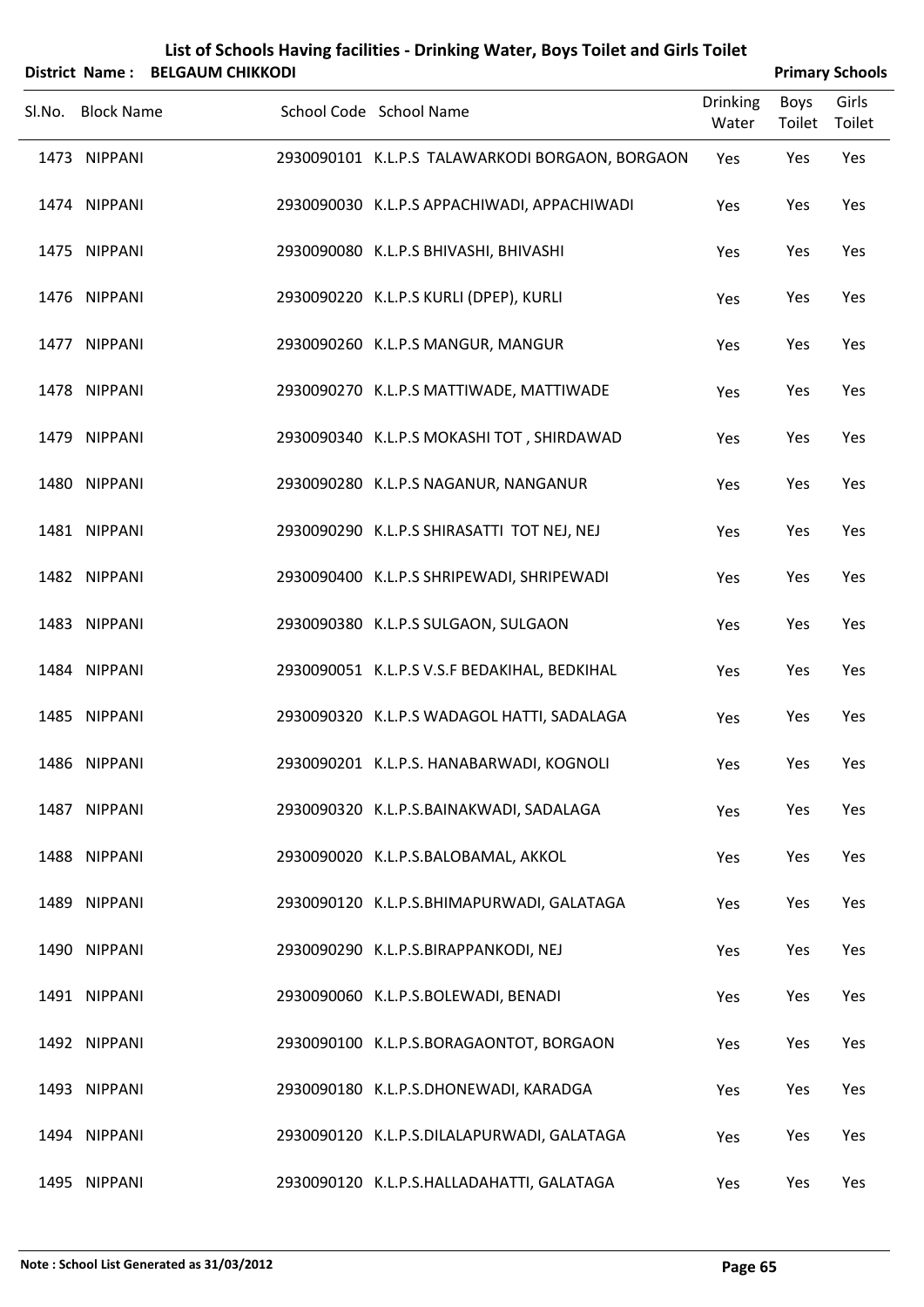# List of Schools Having facilities - Drinking Water, Boys Toilet and Girls Toilet

**District Name : BELGAUM CHIKKODI** **Primary Schools**

| Sl.No. | Block Name | School Code | School Name | Drinking Water | Boys Toilet | Girls Toilet |
|---|---|---|---|---|---|---|
| 1473 | NIPPANI | 2930090101 | K.L.P.S TALAWARKODI BORGAON, BORGAON | Yes | Yes | Yes |
| 1474 | NIPPANI | 2930090030 | K.L.P.S APPACHIWADI, APPACHIWADI | Yes | Yes | Yes |
| 1475 | NIPPANI | 2930090080 | K.L.P.S BHIVASHI, BHIVASHI | Yes | Yes | Yes |
| 1476 | NIPPANI | 2930090220 | K.L.P.S KURLI (DPEP), KURLI | Yes | Yes | Yes |
| 1477 | NIPPANI | 2930090260 | K.L.P.S MANGUR, MANGUR | Yes | Yes | Yes |
| 1478 | NIPPANI | 2930090270 | K.L.P.S MATTIWADE, MATTIWADE | Yes | Yes | Yes |
| 1479 | NIPPANI | 2930090340 | K.L.P.S MOKASHI TOT , SHIRDAWAD | Yes | Yes | Yes |
| 1480 | NIPPANI | 2930090280 | K.L.P.S NAGANUR, NANGANUR | Yes | Yes | Yes |
| 1481 | NIPPANI | 2930090290 | K.L.P.S SHIRASATTI TOT NEJ, NEJ | Yes | Yes | Yes |
| 1482 | NIPPANI | 2930090400 | K.L.P.S SHRIPEWADI, SHRIPEWADI | Yes | Yes | Yes |
| 1483 | NIPPANI | 2930090380 | K.L.P.S SULGAON, SULGAON | Yes | Yes | Yes |
| 1484 | NIPPANI | 2930090051 | K.L.P.S V.S.F BEDAKIHAL, BEDKIHAL | Yes | Yes | Yes |
| 1485 | NIPPANI | 2930090320 | K.L.P.S WADAGOL HATTI, SADALAGA | Yes | Yes | Yes |
| 1486 | NIPPANI | 2930090201 | K.L.P.S. HANABARWADI, KOGNOLI | Yes | Yes | Yes |
| 1487 | NIPPANI | 2930090320 | K.L.P.S.BAINAKWADI, SADALAGA | Yes | Yes | Yes |
| 1488 | NIPPANI | 2930090020 | K.L.P.S.BALOBAMAL, AKKOL | Yes | Yes | Yes |
| 1489 | NIPPANI | 2930090120 | K.L.P.S.BHIMAPURWADI, GALATAGA | Yes | Yes | Yes |
| 1490 | NIPPANI | 2930090290 | K.L.P.S.BIRAPPANKODI, NEJ | Yes | Yes | Yes |
| 1491 | NIPPANI | 2930090060 | K.L.P.S.BOLEWADI, BENADI | Yes | Yes | Yes |
| 1492 | NIPPANI | 2930090100 | K.L.P.S.BORAGAONTOT, BORGAON | Yes | Yes | Yes |
| 1493 | NIPPANI | 2930090180 | K.L.P.S.DHONEWADI, KARADGA | Yes | Yes | Yes |
| 1494 | NIPPANI | 2930090120 | K.L.P.S.DILALAPURWADI, GALATAGA | Yes | Yes | Yes |
| 1495 | NIPPANI | 2930090120 | K.L.P.S.HALLADAHATTI, GALATAGA | Yes | Yes | Yes |

**Note : School List Generated as 31/03/2012**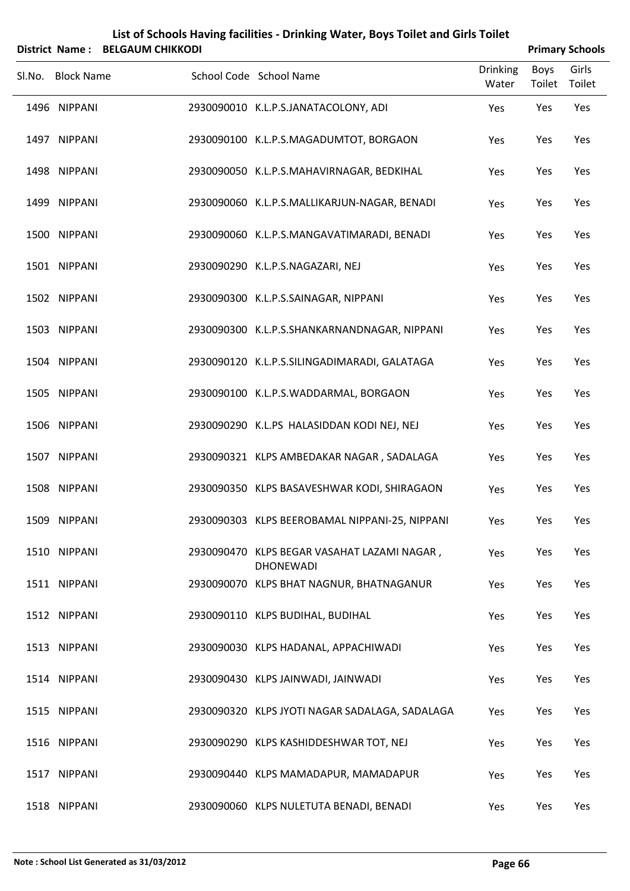# List of Schools Having facilities - Drinking Water, Boys Toilet and Girls Toilet

**District Name : BELGAUM CHIKKODI** **Primary Schools**

| Sl.No. | Block Name | School Code | School Name | Drinking Water | Boys Toilet | Girls Toilet |
|---|---|---|---|---|---|---|
| 1496 | NIPPANI | 2930090010 | K.L.P.S.JANATACOLONY, ADI | Yes | Yes | Yes |
| 1497 | NIPPANI | 2930090100 | K.L.P.S.MAGADUMTOT, BORGAON | Yes | Yes | Yes |
| 1498 | NIPPANI | 2930090050 | K.L.P.S.MAHAVIRNAGAR, BEDKIHAL | Yes | Yes | Yes |
| 1499 | NIPPANI | 2930090060 | K.L.P.S.MALLIKARJUN-NAGAR, BENADI | Yes | Yes | Yes |
| 1500 | NIPPANI | 2930090060 | K.L.P.S.MANGAVATIMARADI, BENADI | Yes | Yes | Yes |
| 1501 | NIPPANI | 2930090290 | K.L.P.S.NAGAZARI, NEJ | Yes | Yes | Yes |
| 1502 | NIPPANI | 2930090300 | K.L.P.S.SAINAGAR, NIPPANI | Yes | Yes | Yes |
| 1503 | NIPPANI | 2930090300 | K.L.P.S.SHANKARNANDNAGAR, NIPPANI | Yes | Yes | Yes |
| 1504 | NIPPANI | 2930090120 | K.L.P.S.SILINGADIMARADI, GALATAGA | Yes | Yes | Yes |
| 1505 | NIPPANI | 2930090100 | K.L.P.S.WADDARMAL, BORGAON | Yes | Yes | Yes |
| 1506 | NIPPANI | 2930090290 | K.L.PS HALASIDDAN KODI NEJ, NEJ | Yes | Yes | Yes |
| 1507 | NIPPANI | 2930090321 | KLPS AMBEDAKAR NAGAR , SADALAGA | Yes | Yes | Yes |
| 1508 | NIPPANI | 2930090350 | KLPS BASAVESHWAR KODI, SHIRAGAON | Yes | Yes | Yes |
| 1509 | NIPPANI | 2930090303 | KLPS BEEROBAMAL NIPPANI-25, NIPPANI | Yes | Yes | Yes |
| 1510 | NIPPANI | 2930090470 | KLPS BEGAR VASAHAT LAZAMI NAGAR , DHONEWADI | Yes | Yes | Yes |
| 1511 | NIPPANI | 2930090070 | KLPS BHAT NAGNUR, BHATNAGANUR | Yes | Yes | Yes |
| 1512 | NIPPANI | 2930090110 | KLPS BUDIHAL, BUDIHAL | Yes | Yes | Yes |
| 1513 | NIPPANI | 2930090030 | KLPS HADANAL, APPACHIWADI | Yes | Yes | Yes |
| 1514 | NIPPANI | 2930090430 | KLPS JAINWADI, JAINWADI | Yes | Yes | Yes |
| 1515 | NIPPANI | 2930090320 | KLPS JYOTI NAGAR SADALAGA, SADALAGA | Yes | Yes | Yes |
| 1516 | NIPPANI | 2930090290 | KLPS KASHIDDESHWAR TOT, NEJ | Yes | Yes | Yes |
| 1517 | NIPPANI | 2930090440 | KLPS MAMADAPUR, MAMADAPUR | Yes | Yes | Yes |
| 1518 | NIPPANI | 2930090060 | KLPS NULETUTA BENADI, BENADI | Yes | Yes | Yes |

**Note : School List Generated as 31/03/2012**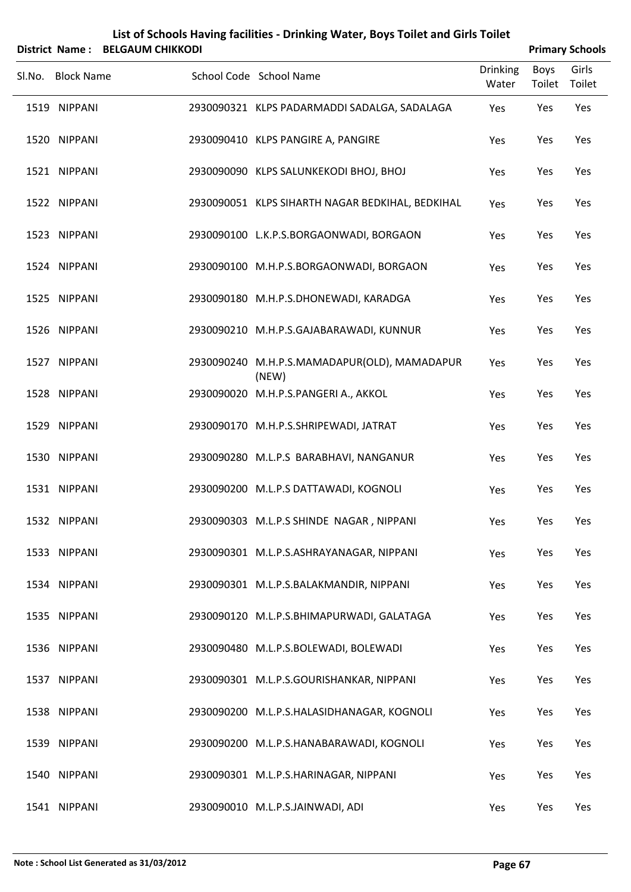## List of Schools Having facilities - Drinking Water, Boys Toilet and Girls Toilet

**District Name : BELGAUM CHIKKODI** **Primary Schools**

| Sl.No. | Block Name | School Code | School Name | Drinking Water | Boys Toilet | Girls Toilet |
|---|---|---|---|---|---|---|
| 1519 | NIPPANI | 2930090321 | KLPS PADARMADDI SADALGA, SADALAGA | Yes | Yes | Yes |
| 1520 | NIPPANI | 2930090410 | KLPS PANGIRE A, PANGIRE | Yes | Yes | Yes |
| 1521 | NIPPANI | 2930090090 | KLPS SALUNKEKODI BHOJ, BHOJ | Yes | Yes | Yes |
| 1522 | NIPPANI | 2930090051 | KLPS SIHARTH NAGAR BEDKIHAL, BEDKIHAL | Yes | Yes | Yes |
| 1523 | NIPPANI | 2930090100 | L.K.P.S.BORGAONWADI, BORGAON | Yes | Yes | Yes |
| 1524 | NIPPANI | 2930090100 | M.H.P.S.BORGAONWADI, BORGAON | Yes | Yes | Yes |
| 1525 | NIPPANI | 2930090180 | M.H.P.S.DHONEWADI, KARADGA | Yes | Yes | Yes |
| 1526 | NIPPANI | 2930090210 | M.H.P.S.GAJABARAWADI, KUNNUR | Yes | Yes | Yes |
| 1527 | NIPPANI | 2930090240 | M.H.P.S.MAMADAPUR(OLD), MAMADAPUR (NEW) | Yes | Yes | Yes |
| 1528 | NIPPANI | 2930090020 | M.H.P.S.PANGERI A., AKKOL | Yes | Yes | Yes |
| 1529 | NIPPANI | 2930090170 | M.H.P.S.SHRIPEWADI, JATRAT | Yes | Yes | Yes |
| 1530 | NIPPANI | 2930090280 | M.L.P.S BARABHAVI, NANGANUR | Yes | Yes | Yes |
| 1531 | NIPPANI | 2930090200 | M.L.P.S DATTAWADI, KOGNOLI | Yes | Yes | Yes |
| 1532 | NIPPANI | 2930090303 | M.L.P.S SHINDE NAGAR , NIPPANI | Yes | Yes | Yes |
| 1533 | NIPPANI | 2930090301 | M.L.P.S.ASHRAYANAGAR, NIPPANI | Yes | Yes | Yes |
| 1534 | NIPPANI | 2930090301 | M.L.P.S.BALAKMANDIR, NIPPANI | Yes | Yes | Yes |
| 1535 | NIPPANI | 2930090120 | M.L.P.S.BHIMAPURWADI, GALATAGA | Yes | Yes | Yes |
| 1536 | NIPPANI | 2930090480 | M.L.P.S.BOLEWADI, BOLEWADI | Yes | Yes | Yes |
| 1537 | NIPPANI | 2930090301 | M.L.P.S.GOURISHANKAR, NIPPANI | Yes | Yes | Yes |
| 1538 | NIPPANI | 2930090200 | M.L.P.S.HALASIDHANAGAR, KOGNOLI | Yes | Yes | Yes |
| 1539 | NIPPANI | 2930090200 | M.L.P.S.HANABARAWADI, KOGNOLI | Yes | Yes | Yes |
| 1540 | NIPPANI | 2930090301 | M.L.P.S.HARINAGAR, NIPPANI | Yes | Yes | Yes |
| 1541 | NIPPANI | 2930090010 | M.L.P.S.JAINWADI, ADI | Yes | Yes | Yes |

**Note : School List Generated as 31/03/2012**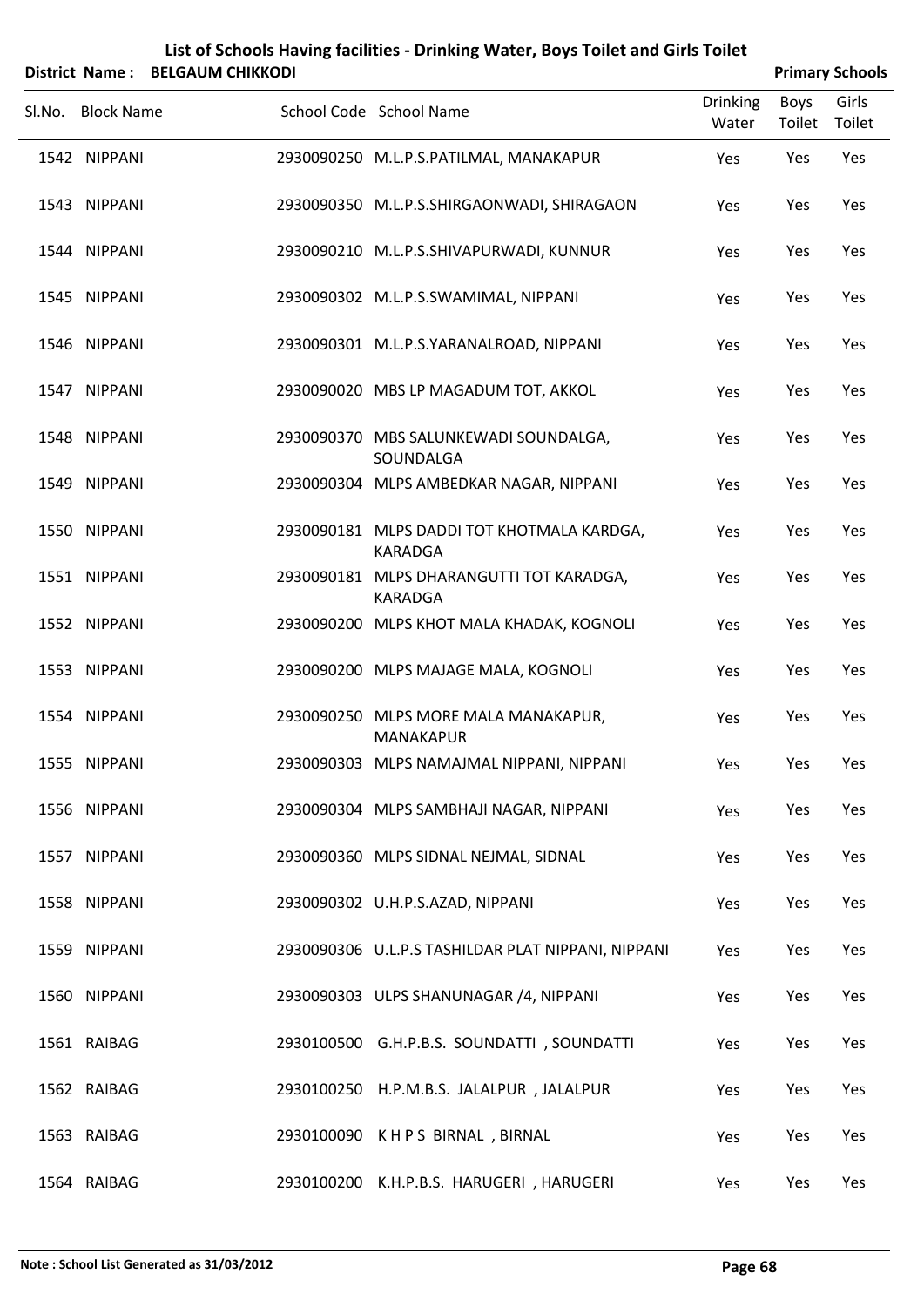# List of Schools Having facilities - Drinking Water, Boys Toilet and Girls Toilet

**District Name : BELGAUM CHIKKODI** | **Primary Schools**

| Sl.No. | Block Name | School Code | School Name | Drinking Water | Boys Toilet | Girls Toilet |
|---|---|---|---|---|---|---|
| 1542 | NIPPANI | 2930090250 | M.L.P.S.PATILMAL, MANAKAPUR | Yes | Yes | Yes |
| 1543 | NIPPANI | 2930090350 | M.L.P.S.SHIRGAONWADI, SHIRAGAON | Yes | Yes | Yes |
| 1544 | NIPPANI | 2930090210 | M.L.P.S.SHIVAPURWADI, KUNNUR | Yes | Yes | Yes |
| 1545 | NIPPANI | 2930090302 | M.L.P.S.SWAMIMAL, NIPPANI | Yes | Yes | Yes |
| 1546 | NIPPANI | 2930090301 | M.L.P.S.YARANALROAD, NIPPANI | Yes | Yes | Yes |
| 1547 | NIPPANI | 2930090020 | MBS LP MAGADUM TOT, AKKOL | Yes | Yes | Yes |
| 1548 | NIPPANI | 2930090370 | MBS SALUNKEWADI SOUNDALGA, SOUNDALGA | Yes | Yes | Yes |
| 1549 | NIPPANI | 2930090304 | MLPS AMBEDKAR NAGAR, NIPPANI | Yes | Yes | Yes |
| 1550 | NIPPANI | 2930090181 | MLPS DADDI TOT KHOTMALA KARDGA, KARADGA | Yes | Yes | Yes |
| 1551 | NIPPANI | 2930090181 | MLPS DHARANGUTTI TOT KARADGA, KARADGA | Yes | Yes | Yes |
| 1552 | NIPPANI | 2930090200 | MLPS KHOT MALA KHADAK, KOGNOLI | Yes | Yes | Yes |
| 1553 | NIPPANI | 2930090200 | MLPS MAJAGE MALA, KOGNOLI | Yes | Yes | Yes |
| 1554 | NIPPANI | 2930090250 | MLPS MORE MALA MANAKAPUR, MANAKAPUR | Yes | Yes | Yes |
| 1555 | NIPPANI | 2930090303 | MLPS NAMAJMAL NIPPANI, NIPPANI | Yes | Yes | Yes |
| 1556 | NIPPANI | 2930090304 | MLPS SAMBHAJI NAGAR, NIPPANI | Yes | Yes | Yes |
| 1557 | NIPPANI | 2930090360 | MLPS SIDNAL NEJMAL, SIDNAL | Yes | Yes | Yes |
| 1558 | NIPPANI | 2930090302 | U.H.P.S.AZAD, NIPPANI | Yes | Yes | Yes |
| 1559 | NIPPANI | 2930090306 | U.L.P.S TASHILDAR PLAT NIPPANI, NIPPANI | Yes | Yes | Yes |
| 1560 | NIPPANI | 2930090303 | ULPS SHANUNAGAR /4, NIPPANI | Yes | Yes | Yes |
| 1561 | RAIBAG | 2930100500 | G.H.P.B.S. SOUNDATTI , SOUNDATTI | Yes | Yes | Yes |
| 1562 | RAIBAG | 2930100250 | H.P.M.B.S. JALALPUR , JALALPUR | Yes | Yes | Yes |
| 1563 | RAIBAG | 2930100090 | K H P S BIRNAL , BIRNAL | Yes | Yes | Yes |
| 1564 | RAIBAG | 2930100200 | K.H.P.B.S. HARUGERI , HARUGERI | Yes | Yes | Yes |

**Note : School List Generated as 31/03/2012**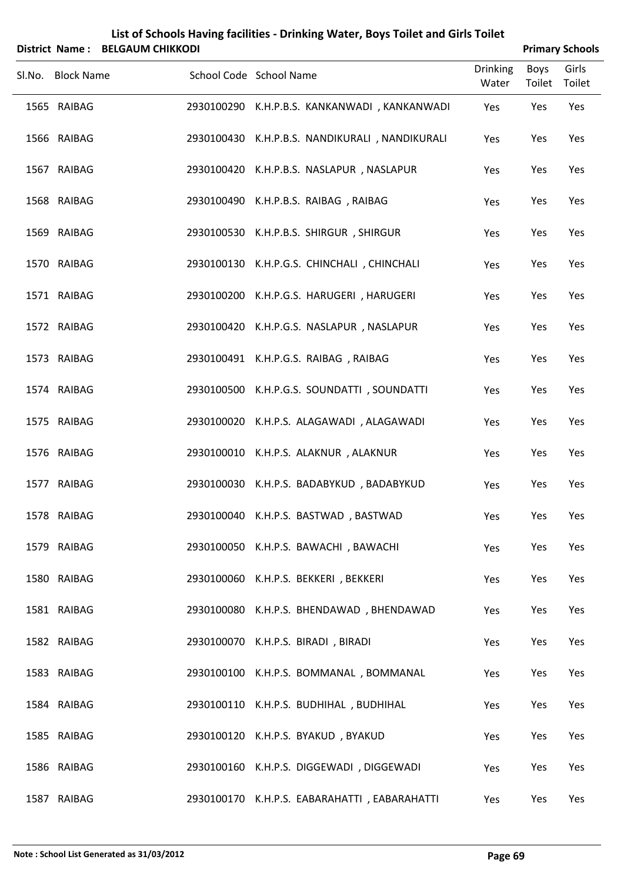# List of Schools Having facilities - Drinking Water, Boys Toilet and Girls Toilet

**District Name : BELGAUM CHIKKODI** **Primary Schools**

| Sl.No. | Block Name | School Code | School Name | Drinking Water | Boys Toilet | Girls Toilet |
|---|---|---|---|---|---|---|
| 1565 | RAIBAG | 2930100290 | K.H.P.B.S. KANKANWADI , KANKANWADI | Yes | Yes | Yes |
| 1566 | RAIBAG | 2930100430 | K.H.P.B.S. NANDIKURALI , NANDIKURALI | Yes | Yes | Yes |
| 1567 | RAIBAG | 2930100420 | K.H.P.B.S. NASLAPUR , NASLAPUR | Yes | Yes | Yes |
| 1568 | RAIBAG | 2930100490 | K.H.P.B.S. RAIBAG , RAIBAG | Yes | Yes | Yes |
| 1569 | RAIBAG | 2930100530 | K.H.P.B.S. SHIRGUR , SHIRGUR | Yes | Yes | Yes |
| 1570 | RAIBAG | 2930100130 | K.H.P.G.S. CHINCHALI , CHINCHALI | Yes | Yes | Yes |
| 1571 | RAIBAG | 2930100200 | K.H.P.G.S. HARUGERI , HARUGERI | Yes | Yes | Yes |
| 1572 | RAIBAG | 2930100420 | K.H.P.G.S. NASLAPUR , NASLAPUR | Yes | Yes | Yes |
| 1573 | RAIBAG | 2930100491 | K.H.P.G.S. RAIBAG , RAIBAG | Yes | Yes | Yes |
| 1574 | RAIBAG | 2930100500 | K.H.P.G.S. SOUNDATTI , SOUNDATTI | Yes | Yes | Yes |
| 1575 | RAIBAG | 2930100020 | K.H.P.S. ALAGAWADI , ALAGAWADI | Yes | Yes | Yes |
| 1576 | RAIBAG | 2930100010 | K.H.P.S. ALAKNUR , ALAKNUR | Yes | Yes | Yes |
| 1577 | RAIBAG | 2930100030 | K.H.P.S. BADABYKUD , BADABYKUD | Yes | Yes | Yes |
| 1578 | RAIBAG | 2930100040 | K.H.P.S. BASTWAD , BASTWAD | Yes | Yes | Yes |
| 1579 | RAIBAG | 2930100050 | K.H.P.S. BAWACHI , BAWACHI | Yes | Yes | Yes |
| 1580 | RAIBAG | 2930100060 | K.H.P.S. BEKKERI , BEKKERI | Yes | Yes | Yes |
| 1581 | RAIBAG | 2930100080 | K.H.P.S. BHENDAWAD , BHENDAWAD | Yes | Yes | Yes |
| 1582 | RAIBAG | 2930100070 | K.H.P.S. BIRADI , BIRADI | Yes | Yes | Yes |
| 1583 | RAIBAG | 2930100100 | K.H.P.S. BOMMANAL , BOMMANAL | Yes | Yes | Yes |
| 1584 | RAIBAG | 2930100110 | K.H.P.S. BUDHIHAL , BUDHIHAL | Yes | Yes | Yes |
| 1585 | RAIBAG | 2930100120 | K.H.P.S. BYAKUD , BYAKUD | Yes | Yes | Yes |
| 1586 | RAIBAG | 2930100160 | K.H.P.S. DIGGEWADI , DIGGEWADI | Yes | Yes | Yes |
| 1587 | RAIBAG | 2930100170 | K.H.P.S. EABARAHATTI , EABARAHATTI | Yes | Yes | Yes |

**Note : School List Generated as 31/03/2012**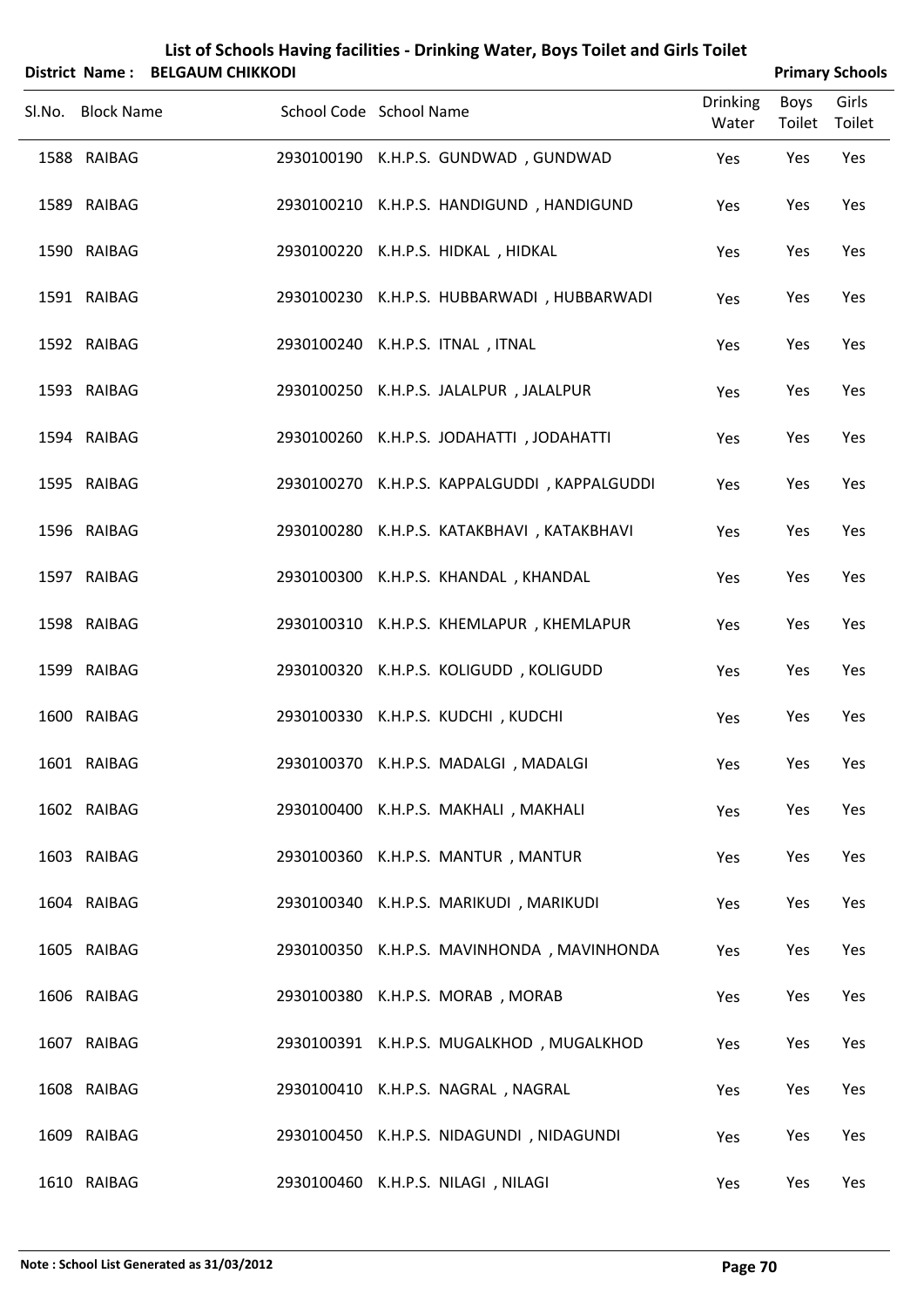# List of Schools Having facilities - Drinking Water, Boys Toilet and Girls Toilet

**District Name : BELGAUM CHIKKODI** **Primary Schools**

| Sl.No. | Block Name | School Code | School Name | Drinking Water | Boys Toilet | Girls Toilet |
|---|---|---|---|---|---|---|
| 1588 | RAIBAG | 2930100190 | K.H.P.S. GUNDWAD , GUNDWAD | Yes | Yes | Yes |
| 1589 | RAIBAG | 2930100210 | K.H.P.S. HANDIGUND , HANDIGUND | Yes | Yes | Yes |
| 1590 | RAIBAG | 2930100220 | K.H.P.S. HIDKAL , HIDKAL | Yes | Yes | Yes |
| 1591 | RAIBAG | 2930100230 | K.H.P.S. HUBBARWADI , HUBBARWADI | Yes | Yes | Yes |
| 1592 | RAIBAG | 2930100240 | K.H.P.S. ITNAL , ITNAL | Yes | Yes | Yes |
| 1593 | RAIBAG | 2930100250 | K.H.P.S. JALALPUR , JALALPUR | Yes | Yes | Yes |
| 1594 | RAIBAG | 2930100260 | K.H.P.S. JODAHATTI , JODAHATTI | Yes | Yes | Yes |
| 1595 | RAIBAG | 2930100270 | K.H.P.S. KAPPALGUDDI , KAPPALGUDDI | Yes | Yes | Yes |
| 1596 | RAIBAG | 2930100280 | K.H.P.S. KATAKBHAVI , KATAKBHAVI | Yes | Yes | Yes |
| 1597 | RAIBAG | 2930100300 | K.H.P.S. KHANDAL , KHANDAL | Yes | Yes | Yes |
| 1598 | RAIBAG | 2930100310 | K.H.P.S. KHEMLAPUR , KHEMLAPUR | Yes | Yes | Yes |
| 1599 | RAIBAG | 2930100320 | K.H.P.S. KOLIGUDD , KOLIGUDD | Yes | Yes | Yes |
| 1600 | RAIBAG | 2930100330 | K.H.P.S. KUDCHI , KUDCHI | Yes | Yes | Yes |
| 1601 | RAIBAG | 2930100370 | K.H.P.S. MADALGI , MADALGI | Yes | Yes | Yes |
| 1602 | RAIBAG | 2930100400 | K.H.P.S. MAKHALI , MAKHALI | Yes | Yes | Yes |
| 1603 | RAIBAG | 2930100360 | K.H.P.S. MANTUR , MANTUR | Yes | Yes | Yes |
| 1604 | RAIBAG | 2930100340 | K.H.P.S. MARIKUDI , MARIKUDI | Yes | Yes | Yes |
| 1605 | RAIBAG | 2930100350 | K.H.P.S. MAVINHONDA , MAVINHONDA | Yes | Yes | Yes |
| 1606 | RAIBAG | 2930100380 | K.H.P.S. MORAB , MORAB | Yes | Yes | Yes |
| 1607 | RAIBAG | 2930100391 | K.H.P.S. MUGALKHOD , MUGALKHOD | Yes | Yes | Yes |
| 1608 | RAIBAG | 2930100410 | K.H.P.S. NAGRAL , NAGRAL | Yes | Yes | Yes |
| 1609 | RAIBAG | 2930100450 | K.H.P.S. NIDAGUNDI , NIDAGUNDI | Yes | Yes | Yes |
| 1610 | RAIBAG | 2930100460 | K.H.P.S. NILAGI , NILAGI | Yes | Yes | Yes |

**Note : School List Generated as 31/03/2012**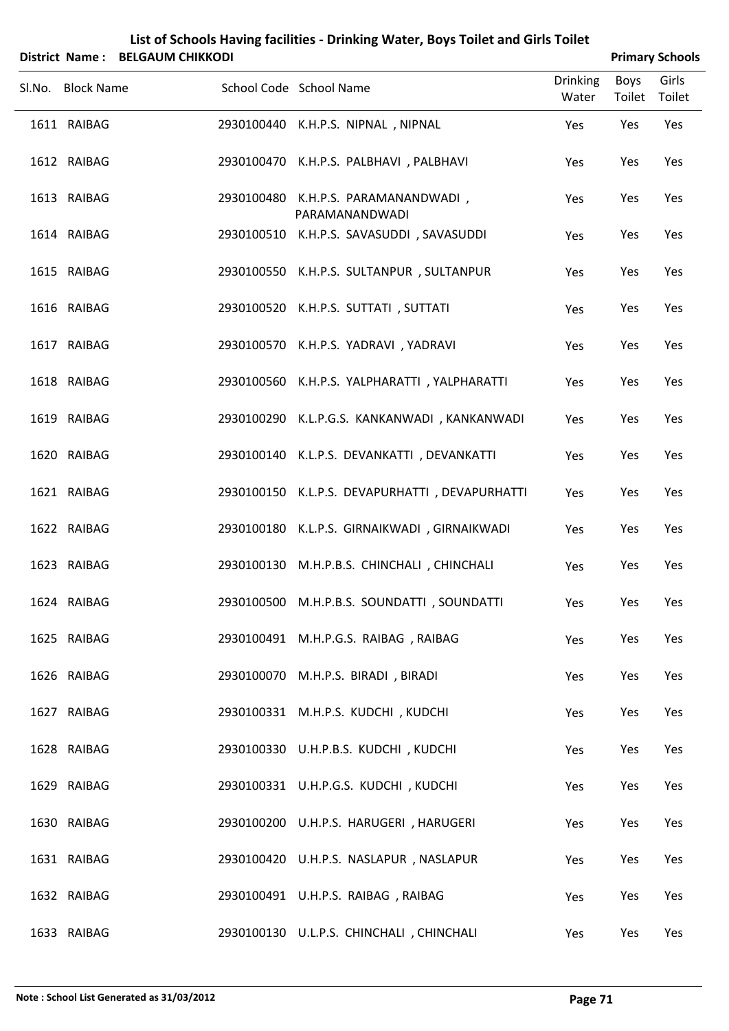# List of Schools Having facilities - Drinking Water, Boys Toilet and Girls Toilet

**District Name : BELGAUM CHIKKODI** | **Primary Schools**

| Sl.No. | Block Name | School Code | School Name | Drinking Water | Boys Toilet | Girls Toilet |
|---|---|---|---|---|---|---|
| 1611 | RAIBAG | 2930100440 | K.H.P.S. NIPNAL , NIPNAL | Yes | Yes | Yes |
| 1612 | RAIBAG | 2930100470 | K.H.P.S. PALBHAVI , PALBHAVI | Yes | Yes | Yes |
| 1613 | RAIBAG | 2930100480 | K.H.P.S. PARAMANANDWADI , PARAMANANDWADI | Yes | Yes | Yes |
| 1614 | RAIBAG | 2930100510 | K.H.P.S. SAVASUDDI , SAVASUDDI | Yes | Yes | Yes |
| 1615 | RAIBAG | 2930100550 | K.H.P.S. SULTANPUR , SULTANPUR | Yes | Yes | Yes |
| 1616 | RAIBAG | 2930100520 | K.H.P.S. SUTTATI , SUTTATI | Yes | Yes | Yes |
| 1617 | RAIBAG | 2930100570 | K.H.P.S. YADRAVI , YADRAVI | Yes | Yes | Yes |
| 1618 | RAIBAG | 2930100560 | K.H.P.S. YALPHARATTI , YALPHARATTI | Yes | Yes | Yes |
| 1619 | RAIBAG | 2930100290 | K.L.P.G.S. KANKANWADI , KANKANWADI | Yes | Yes | Yes |
| 1620 | RAIBAG | 2930100140 | K.L.P.S. DEVANKATTI , DEVANKATTI | Yes | Yes | Yes |
| 1621 | RAIBAG | 2930100150 | K.L.P.S. DEVAPURHATTI , DEVAPURHATTI | Yes | Yes | Yes |
| 1622 | RAIBAG | 2930100180 | K.L.P.S. GIRNAIKWADI , GIRNAIKWADI | Yes | Yes | Yes |
| 1623 | RAIBAG | 2930100130 | M.H.P.B.S. CHINCHALI , CHINCHALI | Yes | Yes | Yes |
| 1624 | RAIBAG | 2930100500 | M.H.P.B.S. SOUNDATTI , SOUNDATTI | Yes | Yes | Yes |
| 1625 | RAIBAG | 2930100491 | M.H.P.G.S. RAIBAG , RAIBAG | Yes | Yes | Yes |
| 1626 | RAIBAG | 2930100070 | M.H.P.S. BIRADI , BIRADI | Yes | Yes | Yes |
| 1627 | RAIBAG | 2930100331 | M.H.P.S. KUDCHI , KUDCHI | Yes | Yes | Yes |
| 1628 | RAIBAG | 2930100330 | U.H.P.B.S. KUDCHI , KUDCHI | Yes | Yes | Yes |
| 1629 | RAIBAG | 2930100331 | U.H.P.G.S. KUDCHI , KUDCHI | Yes | Yes | Yes |
| 1630 | RAIBAG | 2930100200 | U.H.P.S. HARUGERI , HARUGERI | Yes | Yes | Yes |
| 1631 | RAIBAG | 2930100420 | U.H.P.S. NASLAPUR , NASLAPUR | Yes | Yes | Yes |
| 1632 | RAIBAG | 2930100491 | U.H.P.S. RAIBAG , RAIBAG | Yes | Yes | Yes |
| 1633 | RAIBAG | 2930100130 | U.L.P.S. CHINCHALI , CHINCHALI | Yes | Yes | Yes |

**Note : School List Generated as 31/03/2012**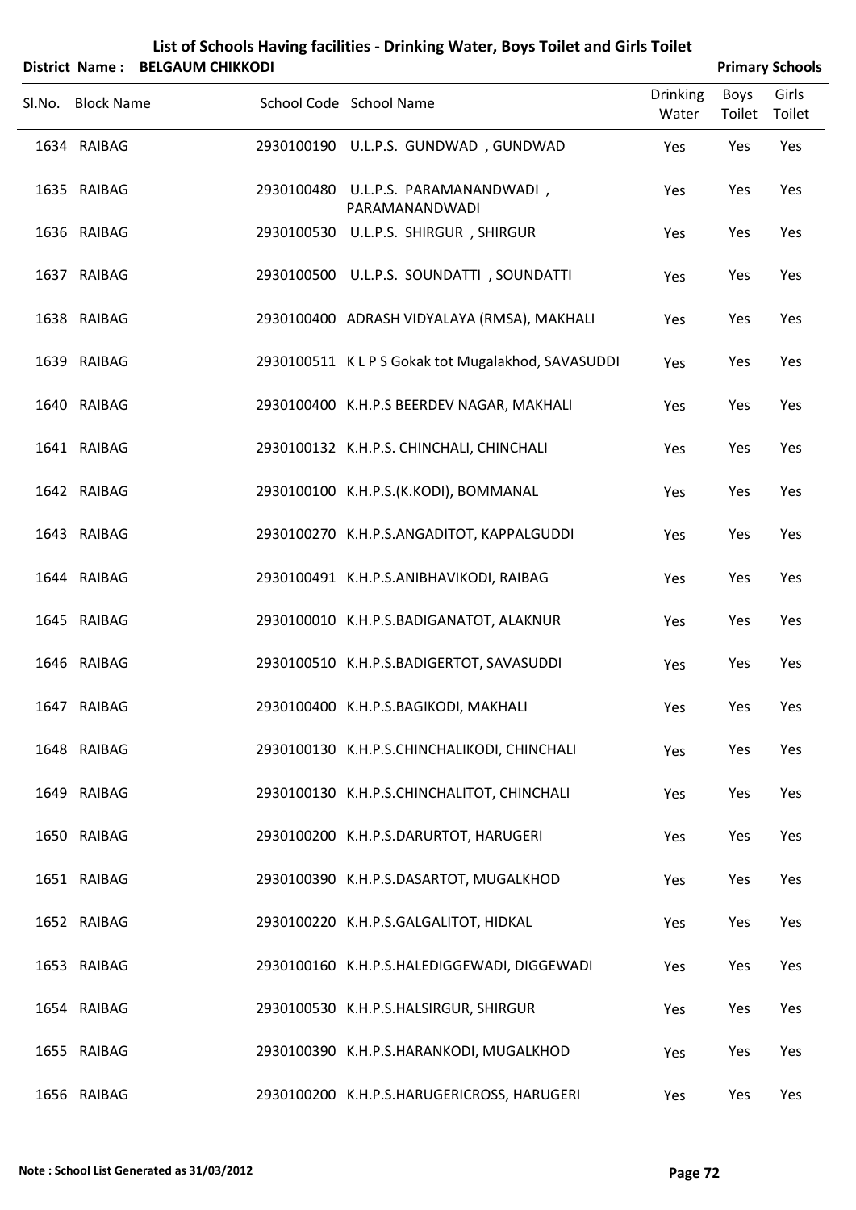# List of Schools Having facilities - Drinking Water, Boys Toilet and Girls Toilet

**District Name : BELGAUM CHIKKODI** **Primary Schools**

| Sl.No. | Block Name | School Code | School Name | Drinking Water | Boys Toilet | Girls Toilet |
|---|---|---|---|---|---|---|
| 1634 | RAIBAG | 2930100190 | U.L.P.S. GUNDWAD , GUNDWAD | Yes | Yes | Yes |
| 1635 | RAIBAG | 2930100480 | U.L.P.S. PARAMANANDWADI , PARAMANANDWADI | Yes | Yes | Yes |
| 1636 | RAIBAG | 2930100530 | U.L.P.S. SHIRGUR , SHIRGUR | Yes | Yes | Yes |
| 1637 | RAIBAG | 2930100500 | U.L.P.S. SOUNDATTI , SOUNDATTI | Yes | Yes | Yes |
| 1638 | RAIBAG | 2930100400 | ADRASH VIDYALAYA (RMSA), MAKHALI | Yes | Yes | Yes |
| 1639 | RAIBAG | 2930100511 | K L P S Gokak tot Mugalakhod, SAVASUDDI | Yes | Yes | Yes |
| 1640 | RAIBAG | 2930100400 | K.H.P.S BEERDEV NAGAR, MAKHALI | Yes | Yes | Yes |
| 1641 | RAIBAG | 2930100132 | K.H.P.S. CHINCHALI, CHINCHALI | Yes | Yes | Yes |
| 1642 | RAIBAG | 2930100100 | K.H.P.S.(K.KODI), BOMMANAL | Yes | Yes | Yes |
| 1643 | RAIBAG | 2930100270 | K.H.P.S.ANGADITOT, KAPPALGUDDI | Yes | Yes | Yes |
| 1644 | RAIBAG | 2930100491 | K.H.P.S.ANIBHAVIKODI, RAIBAG | Yes | Yes | Yes |
| 1645 | RAIBAG | 2930100010 | K.H.P.S.BADIGANATOT, ALAKNUR | Yes | Yes | Yes |
| 1646 | RAIBAG | 2930100510 | K.H.P.S.BADIGERTOT, SAVASUDDI | Yes | Yes | Yes |
| 1647 | RAIBAG | 2930100400 | K.H.P.S.BAGIKODI, MAKHALI | Yes | Yes | Yes |
| 1648 | RAIBAG | 2930100130 | K.H.P.S.CHINCHALIKODI, CHINCHALI | Yes | Yes | Yes |
| 1649 | RAIBAG | 2930100130 | K.H.P.S.CHINCHALITOT, CHINCHALI | Yes | Yes | Yes |
| 1650 | RAIBAG | 2930100200 | K.H.P.S.DARURTOT, HARUGERI | Yes | Yes | Yes |
| 1651 | RAIBAG | 2930100390 | K.H.P.S.DASARTOT, MUGALKHOD | Yes | Yes | Yes |
| 1652 | RAIBAG | 2930100220 | K.H.P.S.GALGALITOT, HIDKAL | Yes | Yes | Yes |
| 1653 | RAIBAG | 2930100160 | K.H.P.S.HALEDIGGEWADI, DIGGEWADI | Yes | Yes | Yes |
| 1654 | RAIBAG | 2930100530 | K.H.P.S.HALSIRGUR, SHIRGUR | Yes | Yes | Yes |
| 1655 | RAIBAG | 2930100390 | K.H.P.S.HARANKODI, MUGALKHOD | Yes | Yes | Yes |
| 1656 | RAIBAG | 2930100200 | K.H.P.S.HARUGERICROSS, HARUGERI | Yes | Yes | Yes |

**Note : School List Generated as 31/03/2012**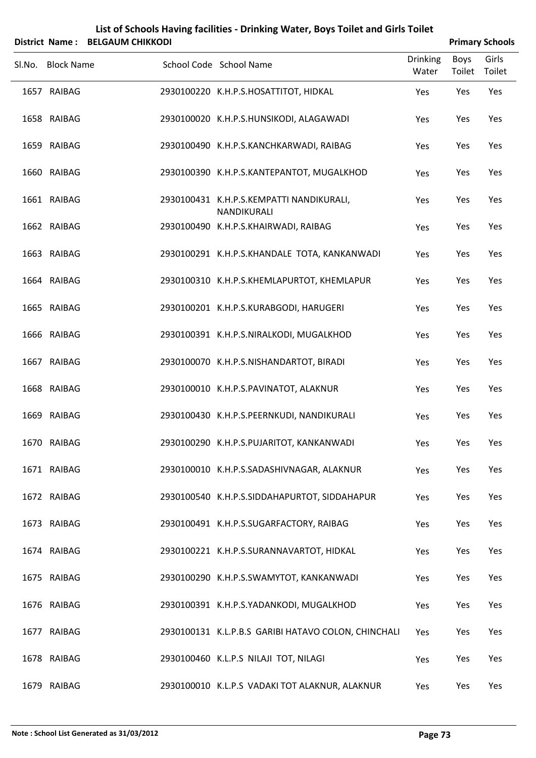# List of Schools Having facilities - Drinking Water, Boys Toilet and Girls Toilet

**District Name : BELGAUM CHIKKODI** **Primary Schools**

| Sl.No. | Block Name | School Code | School Name | Drinking Water | Boys Toilet | Girls Toilet |
|---|---|---|---|---|---|---|
| 1657 | RAIBAG | 2930100220 | K.H.P.S.HOSATTITOT, HIDKAL | Yes | Yes | Yes |
| 1658 | RAIBAG | 2930100020 | K.H.P.S.HUNSIKODI, ALAGAWADI | Yes | Yes | Yes |
| 1659 | RAIBAG | 2930100490 | K.H.P.S.KANCHKARWADI, RAIBAG | Yes | Yes | Yes |
| 1660 | RAIBAG | 2930100390 | K.H.P.S.KANTEPANTOT, MUGALKHOD | Yes | Yes | Yes |
| 1661 | RAIBAG | 2930100431 | K.H.P.S.KEMPATTI NANDIKURALI, NANDIKURALI | Yes | Yes | Yes |
| 1662 | RAIBAG | 2930100490 | K.H.P.S.KHAIRWADI, RAIBAG | Yes | Yes | Yes |
| 1663 | RAIBAG | 2930100291 | K.H.P.S.KHANDALE TOTA, KANKANWADI | Yes | Yes | Yes |
| 1664 | RAIBAG | 2930100310 | K.H.P.S.KHEMLAPURTOT, KHEMLAPUR | Yes | Yes | Yes |
| 1665 | RAIBAG | 2930100201 | K.H.P.S.KURABGODI, HARUGERI | Yes | Yes | Yes |
| 1666 | RAIBAG | 2930100391 | K.H.P.S.NIRALKODI, MUGALKHOD | Yes | Yes | Yes |
| 1667 | RAIBAG | 2930100070 | K.H.P.S.NISHANDARTOT, BIRADI | Yes | Yes | Yes |
| 1668 | RAIBAG | 2930100010 | K.H.P.S.PAVINATOT, ALAKNUR | Yes | Yes | Yes |
| 1669 | RAIBAG | 2930100430 | K.H.P.S.PEERNKUDI, NANDIKURALI | Yes | Yes | Yes |
| 1670 | RAIBAG | 2930100290 | K.H.P.S.PUJARITOT, KANKANWADI | Yes | Yes | Yes |
| 1671 | RAIBAG | 2930100010 | K.H.P.S.SADASHIVNAGAR, ALAKNUR | Yes | Yes | Yes |
| 1672 | RAIBAG | 2930100540 | K.H.P.S.SIDDAHAPURTOT, SIDDAHAPUR | Yes | Yes | Yes |
| 1673 | RAIBAG | 2930100491 | K.H.P.S.SUGARFACTORY, RAIBAG | Yes | Yes | Yes |
| 1674 | RAIBAG | 2930100221 | K.H.P.S.SURANNAVARTOT, HIDKAL | Yes | Yes | Yes |
| 1675 | RAIBAG | 2930100290 | K.H.P.S.SWAMYTOT, KANKANWADI | Yes | Yes | Yes |
| 1676 | RAIBAG | 2930100391 | K.H.P.S.YADANKODI, MUGALKHOD | Yes | Yes | Yes |
| 1677 | RAIBAG | 2930100131 | K.L.P.B.S GARIBI HATAVO COLON, CHINCHALI | Yes | Yes | Yes |
| 1678 | RAIBAG | 2930100460 | K.L.P.S NILAJI TOT, NILAGI | Yes | Yes | Yes |
| 1679 | RAIBAG | 2930100010 | K.L.P.S VADAKI TOT ALAKNUR, ALAKNUR | Yes | Yes | Yes |

**Note : School List Generated as 31/03/2012**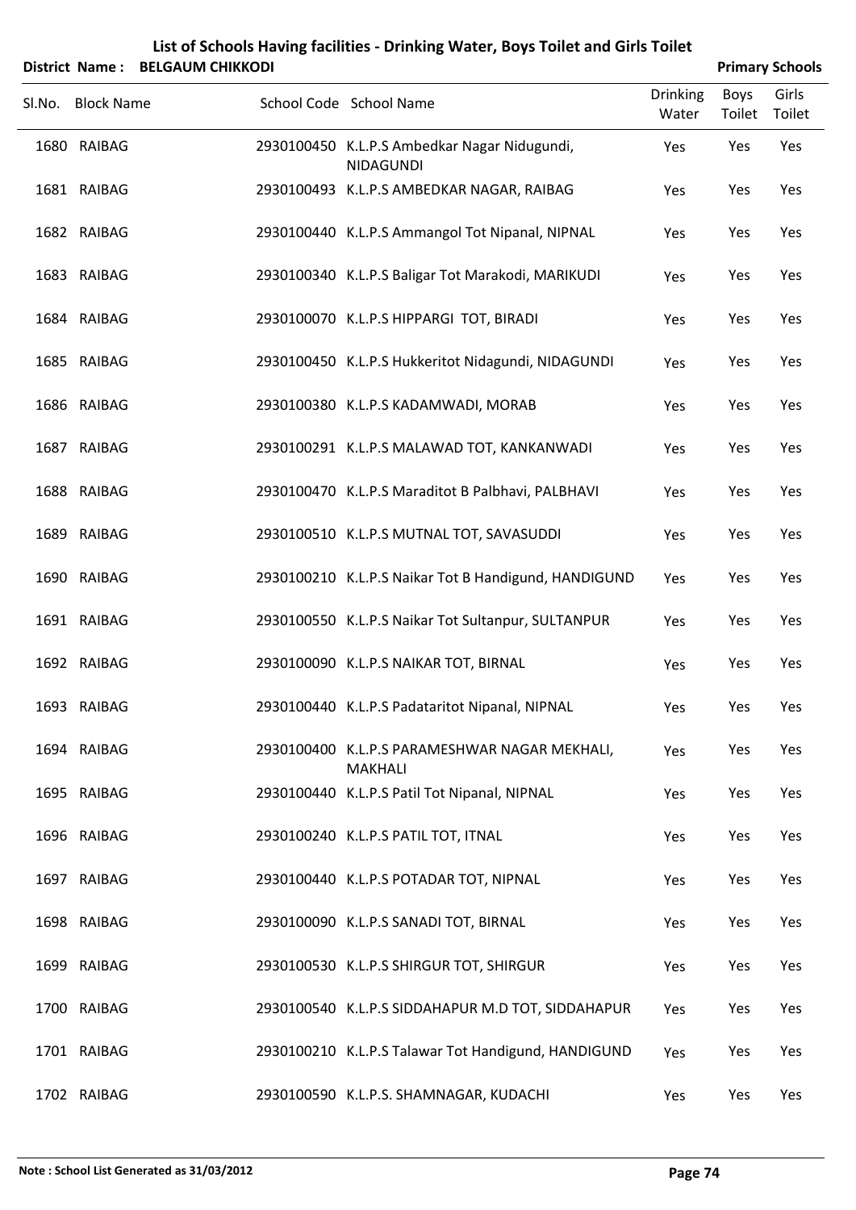# List of Schools Having facilities - Drinking Water, Boys Toilet and Girls Toilet

**District Name : BELGAUM CHIKKODI** **Primary Schools**

| Sl.No. | Block Name | School Code | School Name | Drinking Water | Boys Toilet | Girls Toilet |
|---|---|---|---|---|---|---|
| 1680 | RAIBAG | 2930100450 | K.L.P.S Ambedkar Nagar Nidugundi, NIDAGUNDI | Yes | Yes | Yes |
| 1681 | RAIBAG | 2930100493 | K.L.P.S AMBEDKAR NAGAR, RAIBAG | Yes | Yes | Yes |
| 1682 | RAIBAG | 2930100440 | K.L.P.S Ammangol Tot Nipanal, NIPNAL | Yes | Yes | Yes |
| 1683 | RAIBAG | 2930100340 | K.L.P.S Baligar Tot Marakodi, MARIKUDI | Yes | Yes | Yes |
| 1684 | RAIBAG | 2930100070 | K.L.P.S HIPPARGI TOT, BIRADI | Yes | Yes | Yes |
| 1685 | RAIBAG | 2930100450 | K.L.P.S Hukkeritot Nidagundi, NIDAGUNDI | Yes | Yes | Yes |
| 1686 | RAIBAG | 2930100380 | K.L.P.S KADAMWADI, MORAB | Yes | Yes | Yes |
| 1687 | RAIBAG | 2930100291 | K.L.P.S MALAWAD TOT, KANKANWADI | Yes | Yes | Yes |
| 1688 | RAIBAG | 2930100470 | K.L.P.S Maraditot B Palbhavi, PALBHAVI | Yes | Yes | Yes |
| 1689 | RAIBAG | 2930100510 | K.L.P.S MUTNAL TOT, SAVASUDDI | Yes | Yes | Yes |
| 1690 | RAIBAG | 2930100210 | K.L.P.S Naikar Tot B Handigund, HANDIGUND | Yes | Yes | Yes |
| 1691 | RAIBAG | 2930100550 | K.L.P.S Naikar Tot Sultanpur, SULTANPUR | Yes | Yes | Yes |
| 1692 | RAIBAG | 2930100090 | K.L.P.S NAIKAR TOT, BIRNAL | Yes | Yes | Yes |
| 1693 | RAIBAG | 2930100440 | K.L.P.S Padataritot Nipanal, NIPNAL | Yes | Yes | Yes |
| 1694 | RAIBAG | 2930100400 | K.L.P.S PARAMESHWAR NAGAR MEKHALI, MAKHALI | Yes | Yes | Yes |
| 1695 | RAIBAG | 2930100440 | K.L.P.S Patil Tot Nipanal, NIPNAL | Yes | Yes | Yes |
| 1696 | RAIBAG | 2930100240 | K.L.P.S PATIL TOT, ITNAL | Yes | Yes | Yes |
| 1697 | RAIBAG | 2930100440 | K.L.P.S POTADAR TOT, NIPNAL | Yes | Yes | Yes |
| 1698 | RAIBAG | 2930100090 | K.L.P.S SANADI TOT, BIRNAL | Yes | Yes | Yes |
| 1699 | RAIBAG | 2930100530 | K.L.P.S SHIRGUR TOT, SHIRGUR | Yes | Yes | Yes |
| 1700 | RAIBAG | 2930100540 | K.L.P.S SIDDAHAPUR M.D TOT, SIDDAHAPUR | Yes | Yes | Yes |
| 1701 | RAIBAG | 2930100210 | K.L.P.S Talawar Tot Handigund, HANDIGUND | Yes | Yes | Yes |
| 1702 | RAIBAG | 2930100590 | K.L.P.S. SHAMNAGAR, KUDACHI | Yes | Yes | Yes |

**Note : School List Generated as 31/03/2012**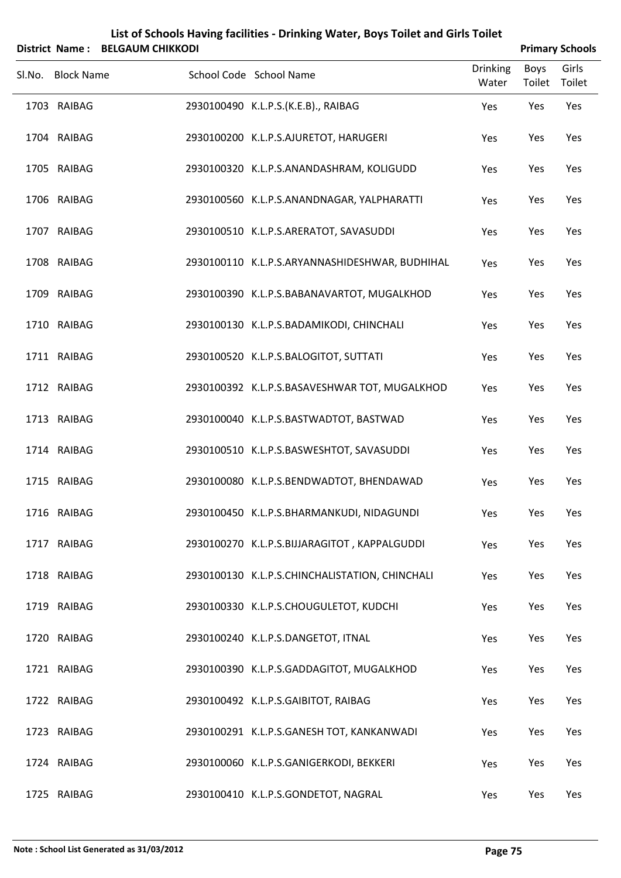# List of Schools Having facilities - Drinking Water, Boys Toilet and Girls Toilet

**District Name : BELGAUM CHIKKODI** **Primary Schools**

| Sl.No. | Block Name | School Code | School Name | Drinking Water | Boys Toilet | Girls Toilet |
|---|---|---|---|---|---|---|
| 1703 | RAIBAG | 2930100490 | K.L.P.S.(K.E.B)., RAIBAG | Yes | Yes | Yes |
| 1704 | RAIBAG | 2930100200 | K.L.P.S.AJURETOT, HARUGERI | Yes | Yes | Yes |
| 1705 | RAIBAG | 2930100320 | K.L.P.S.ANANDASHRAM, KOLIGUDD | Yes | Yes | Yes |
| 1706 | RAIBAG | 2930100560 | K.L.P.S.ANANDNAGAR, YALPHARATTI | Yes | Yes | Yes |
| 1707 | RAIBAG | 2930100510 | K.L.P.S.ARERATOT, SAVASUDDI | Yes | Yes | Yes |
| 1708 | RAIBAG | 2930100110 | K.L.P.S.ARYANNASHIDESHWAR, BUDHIHAL | Yes | Yes | Yes |
| 1709 | RAIBAG | 2930100390 | K.L.P.S.BABANAVARTOT, MUGALKHOD | Yes | Yes | Yes |
| 1710 | RAIBAG | 2930100130 | K.L.P.S.BADAMIKODI, CHINCHALI | Yes | Yes | Yes |
| 1711 | RAIBAG | 2930100520 | K.L.P.S.BALOGITOT, SUTTATI | Yes | Yes | Yes |
| 1712 | RAIBAG | 2930100392 | K.L.P.S.BASAVESHWAR TOT, MUGALKHOD | Yes | Yes | Yes |
| 1713 | RAIBAG | 2930100040 | K.L.P.S.BASTWADTOT, BASTWAD | Yes | Yes | Yes |
| 1714 | RAIBAG | 2930100510 | K.L.P.S.BASWESHTOT, SAVASUDDI | Yes | Yes | Yes |
| 1715 | RAIBAG | 2930100080 | K.L.P.S.BENDWADTOT, BHENDAWAD | Yes | Yes | Yes |
| 1716 | RAIBAG | 2930100450 | K.L.P.S.BHARMANKUDI, NIDAGUNDI | Yes | Yes | Yes |
| 1717 | RAIBAG | 2930100270 | K.L.P.S.BIJJARAGITOT , KAPPALGUDDI | Yes | Yes | Yes |
| 1718 | RAIBAG | 2930100130 | K.L.P.S.CHINCHALISTATION, CHINCHALI | Yes | Yes | Yes |
| 1719 | RAIBAG | 2930100330 | K.L.P.S.CHOUGULETOT, KUDCHI | Yes | Yes | Yes |
| 1720 | RAIBAG | 2930100240 | K.L.P.S.DANGETOT, ITNAL | Yes | Yes | Yes |
| 1721 | RAIBAG | 2930100390 | K.L.P.S.GADDAGITOT, MUGALKHOD | Yes | Yes | Yes |
| 1722 | RAIBAG | 2930100492 | K.L.P.S.GAIBITOT, RAIBAG | Yes | Yes | Yes |
| 1723 | RAIBAG | 2930100291 | K.L.P.S.GANESH TOT, KANKANWADI | Yes | Yes | Yes |
| 1724 | RAIBAG | 2930100060 | K.L.P.S.GANIGERKODI, BEKKERI | Yes | Yes | Yes |
| 1725 | RAIBAG | 2930100410 | K.L.P.S.GONDETOT, NAGRAL | Yes | Yes | Yes |

**Note : School List Generated as 31/03/2012**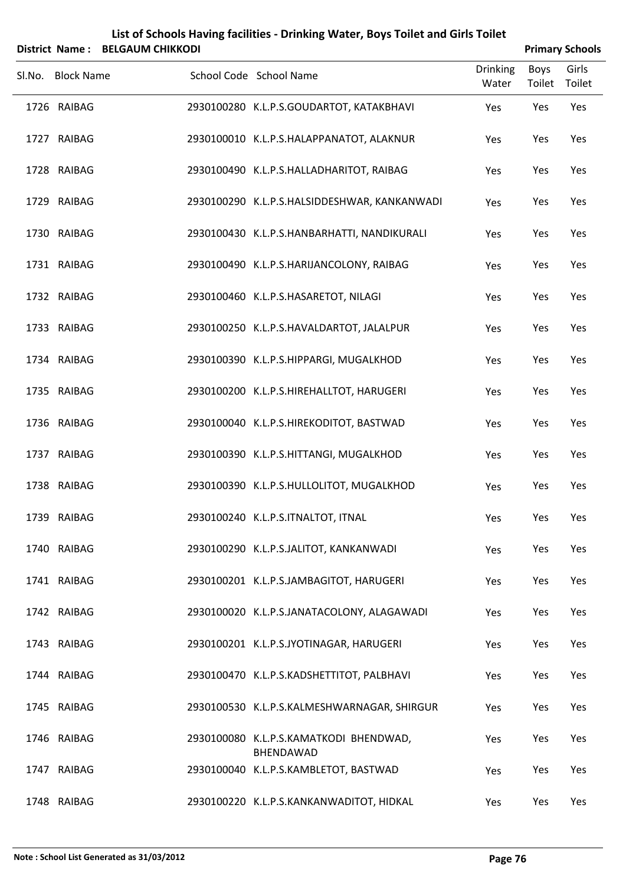# List of Schools Having facilities - Drinking Water, Boys Toilet and Girls Toilet

**District Name : BELGAUM CHIKKODI** **Primary Schools**

| Sl.No. | Block Name | School Code | School Name | Drinking Water | Boys Toilet | Girls Toilet |
|---|---|---|---|---|---|---|
| 1726 | RAIBAG | 2930100280 | K.L.P.S.GOUDARTOT, KATAKBHAVI | Yes | Yes | Yes |
| 1727 | RAIBAG | 2930100010 | K.L.P.S.HALAPPANATOT, ALAKNUR | Yes | Yes | Yes |
| 1728 | RAIBAG | 2930100490 | K.L.P.S.HALLADHARITOT, RAIBAG | Yes | Yes | Yes |
| 1729 | RAIBAG | 2930100290 | K.L.P.S.HALSIDDESHWAR, KANKANWADI | Yes | Yes | Yes |
| 1730 | RAIBAG | 2930100430 | K.L.P.S.HANBARHATTI, NANDIKURALI | Yes | Yes | Yes |
| 1731 | RAIBAG | 2930100490 | K.L.P.S.HARIJANCOLONY, RAIBAG | Yes | Yes | Yes |
| 1732 | RAIBAG | 2930100460 | K.L.P.S.HASARETOT, NILAGI | Yes | Yes | Yes |
| 1733 | RAIBAG | 2930100250 | K.L.P.S.HAVALDARTOT, JALALPUR | Yes | Yes | Yes |
| 1734 | RAIBAG | 2930100390 | K.L.P.S.HIPPARGI, MUGALKHOD | Yes | Yes | Yes |
| 1735 | RAIBAG | 2930100200 | K.L.P.S.HIREHALLTOT, HARUGERI | Yes | Yes | Yes |
| 1736 | RAIBAG | 2930100040 | K.L.P.S.HIREKODITOT, BASTWAD | Yes | Yes | Yes |
| 1737 | RAIBAG | 2930100390 | K.L.P.S.HITTANGI, MUGALKHOD | Yes | Yes | Yes |
| 1738 | RAIBAG | 2930100390 | K.L.P.S.HULLOLITOT, MUGALKHOD | Yes | Yes | Yes |
| 1739 | RAIBAG | 2930100240 | K.L.P.S.ITNALTOT, ITNAL | Yes | Yes | Yes |
| 1740 | RAIBAG | 2930100290 | K.L.P.S.JALITOT, KANKANWADI | Yes | Yes | Yes |
| 1741 | RAIBAG | 2930100201 | K.L.P.S.JAMBAGITOT, HARUGERI | Yes | Yes | Yes |
| 1742 | RAIBAG | 2930100020 | K.L.P.S.JANATACOLONY, ALAGAWADI | Yes | Yes | Yes |
| 1743 | RAIBAG | 2930100201 | K.L.P.S.JYOTINAGAR, HARUGERI | Yes | Yes | Yes |
| 1744 | RAIBAG | 2930100470 | K.L.P.S.KADSHETTITOT, PALBHAVI | Yes | Yes | Yes |
| 1745 | RAIBAG | 2930100530 | K.L.P.S.KALMESHWARNAGAR, SHIRGUR | Yes | Yes | Yes |
| 1746 | RAIBAG | 2930100080 | K.L.P.S.KAMATKODI BHENDWAD, BHENDAWAD | Yes | Yes | Yes |
| 1747 | RAIBAG | 2930100040 | K.L.P.S.KAMBLETOT, BASTWAD | Yes | Yes | Yes |
| 1748 | RAIBAG | 2930100220 | K.L.P.S.KANKANWADITOT, HIDKAL | Yes | Yes | Yes |

**Note : School List Generated as 31/03/2012**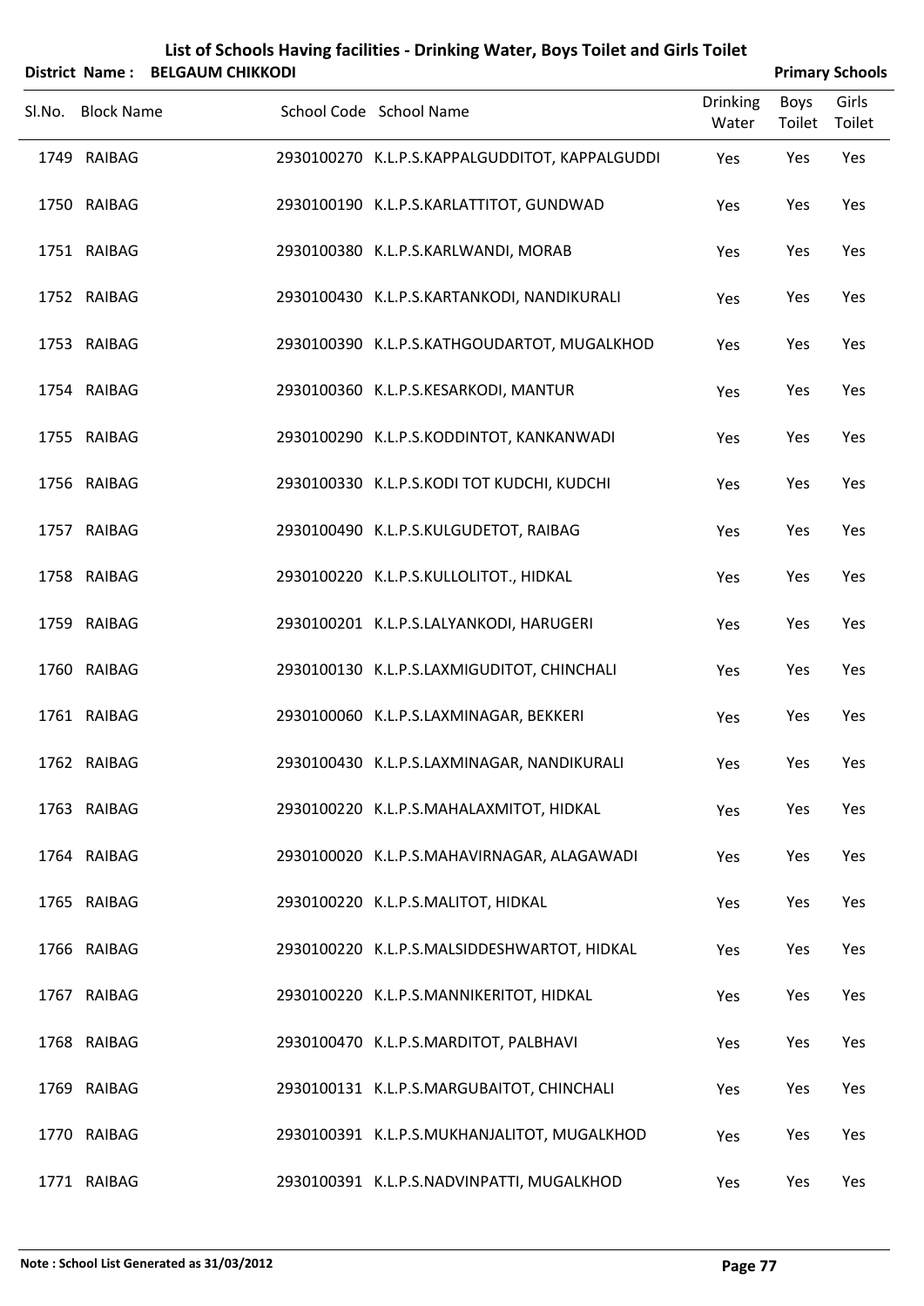# List of Schools Having facilities - Drinking Water, Boys Toilet and Girls Toilet

**District Name : BELGAUM CHIKKODI** **Primary Schools**

| Sl.No. | Block Name | School Code | School Name | Drinking Water | Boys Toilet | Girls Toilet |
|---|---|---|---|---|---|---|
| 1749 | RAIBAG | 2930100270 | K.L.P.S.KAPPALGUDDITOT, KAPPALGUDDI | Yes | Yes | Yes |
| 1750 | RAIBAG | 2930100190 | K.L.P.S.KARLATTITOT, GUNDWAD | Yes | Yes | Yes |
| 1751 | RAIBAG | 2930100380 | K.L.P.S.KARLWANDI, MORAB | Yes | Yes | Yes |
| 1752 | RAIBAG | 2930100430 | K.L.P.S.KARTANKODI, NANDIKURALI | Yes | Yes | Yes |
| 1753 | RAIBAG | 2930100390 | K.L.P.S.KATHGOUDARTOT, MUGALKHOD | Yes | Yes | Yes |
| 1754 | RAIBAG | 2930100360 | K.L.P.S.KESARKODI, MANTUR | Yes | Yes | Yes |
| 1755 | RAIBAG | 2930100290 | K.L.P.S.KODDINTOT, KANKANWADI | Yes | Yes | Yes |
| 1756 | RAIBAG | 2930100330 | K.L.P.S.KODI TOT KUDCHI, KUDCHI | Yes | Yes | Yes |
| 1757 | RAIBAG | 2930100490 | K.L.P.S.KULGUDETOT, RAIBAG | Yes | Yes | Yes |
| 1758 | RAIBAG | 2930100220 | K.L.P.S.KULLOLITOT., HIDKAL | Yes | Yes | Yes |
| 1759 | RAIBAG | 2930100201 | K.L.P.S.LALYANKODI, HARUGERI | Yes | Yes | Yes |
| 1760 | RAIBAG | 2930100130 | K.L.P.S.LAXMIGUDITOT, CHINCHALI | Yes | Yes | Yes |
| 1761 | RAIBAG | 2930100060 | K.L.P.S.LAXMINAGAR, BEKKERI | Yes | Yes | Yes |
| 1762 | RAIBAG | 2930100430 | K.L.P.S.LAXMINAGAR, NANDIKURALI | Yes | Yes | Yes |
| 1763 | RAIBAG | 2930100220 | K.L.P.S.MAHALAXMITOT, HIDKAL | Yes | Yes | Yes |
| 1764 | RAIBAG | 2930100020 | K.L.P.S.MAHAVIRNAGAR, ALAGAWADI | Yes | Yes | Yes |
| 1765 | RAIBAG | 2930100220 | K.L.P.S.MALITOT, HIDKAL | Yes | Yes | Yes |
| 1766 | RAIBAG | 2930100220 | K.L.P.S.MALSIDDESHWARTOT, HIDKAL | Yes | Yes | Yes |
| 1767 | RAIBAG | 2930100220 | K.L.P.S.MANNIKERITOT, HIDKAL | Yes | Yes | Yes |
| 1768 | RAIBAG | 2930100470 | K.L.P.S.MARDITOT, PALBHAVI | Yes | Yes | Yes |
| 1769 | RAIBAG | 2930100131 | K.L.P.S.MARGUBAITOT, CHINCHALI | Yes | Yes | Yes |
| 1770 | RAIBAG | 2930100391 | K.L.P.S.MUKHANJALITOT, MUGALKHOD | Yes | Yes | Yes |
| 1771 | RAIBAG | 2930100391 | K.L.P.S.NADVINPATTI, MUGALKHOD | Yes | Yes | Yes |

Note : School List Generated as 31/03/2012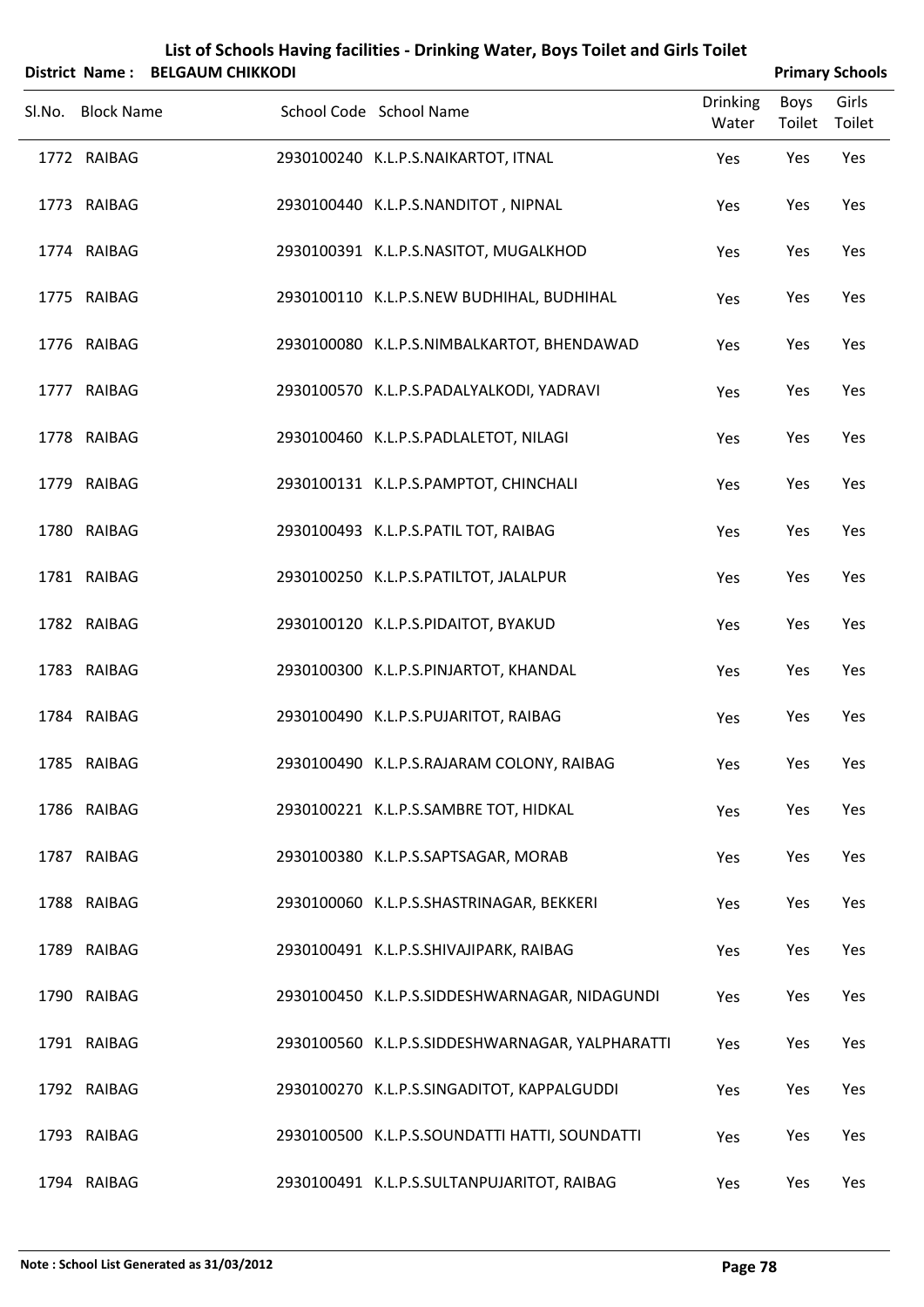# List of Schools Having facilities - Drinking Water, Boys Toilet and Girls Toilet

**District Name : BELGAUM CHIKKODI** **Primary Schools**

| Sl.No. | Block Name | School Code | School Name | Drinking Water | Boys Toilet | Girls Toilet |
|---|---|---|---|---|---|---|
| 1772 | RAIBAG | 2930100240 | K.L.P.S.NAIKARTOT, ITNAL | Yes | Yes | Yes |
| 1773 | RAIBAG | 2930100440 | K.L.P.S.NANDITOT , NIPNAL | Yes | Yes | Yes |
| 1774 | RAIBAG | 2930100391 | K.L.P.S.NASITOT, MUGALKHOD | Yes | Yes | Yes |
| 1775 | RAIBAG | 2930100110 | K.L.P.S.NEW BUDHIHAL, BUDHIHAL | Yes | Yes | Yes |
| 1776 | RAIBAG | 2930100080 | K.L.P.S.NIMBALKARTOT, BHENDAWAD | Yes | Yes | Yes |
| 1777 | RAIBAG | 2930100570 | K.L.P.S.PADALYALKODI, YADRAVI | Yes | Yes | Yes |
| 1778 | RAIBAG | 2930100460 | K.L.P.S.PADLALETOT, NILAGI | Yes | Yes | Yes |
| 1779 | RAIBAG | 2930100131 | K.L.P.S.PAMPTOT, CHINCHALI | Yes | Yes | Yes |
| 1780 | RAIBAG | 2930100493 | K.L.P.S.PATIL TOT, RAIBAG | Yes | Yes | Yes |
| 1781 | RAIBAG | 2930100250 | K.L.P.S.PATILTOT, JALALPUR | Yes | Yes | Yes |
| 1782 | RAIBAG | 2930100120 | K.L.P.S.PIDAITOT, BYAKUD | Yes | Yes | Yes |
| 1783 | RAIBAG | 2930100300 | K.L.P.S.PINJARTOT, KHANDAL | Yes | Yes | Yes |
| 1784 | RAIBAG | 2930100490 | K.L.P.S.PUJARITOT, RAIBAG | Yes | Yes | Yes |
| 1785 | RAIBAG | 2930100490 | K.L.P.S.RAJARAM COLONY, RAIBAG | Yes | Yes | Yes |
| 1786 | RAIBAG | 2930100221 | K.L.P.S.SAMBRE TOT, HIDKAL | Yes | Yes | Yes |
| 1787 | RAIBAG | 2930100380 | K.L.P.S.SAPTSAGAR, MORAB | Yes | Yes | Yes |
| 1788 | RAIBAG | 2930100060 | K.L.P.S.SHASTRINAGAR, BEKKERI | Yes | Yes | Yes |
| 1789 | RAIBAG | 2930100491 | K.L.P.S.SHIVAJIPARK, RAIBAG | Yes | Yes | Yes |
| 1790 | RAIBAG | 2930100450 | K.L.P.S.SIDDESHWARNAGAR, NIDAGUNDI | Yes | Yes | Yes |
| 1791 | RAIBAG | 2930100560 | K.L.P.S.SIDDESHWARNAGAR, YALPHARATTI | Yes | Yes | Yes |
| 1792 | RAIBAG | 2930100270 | K.L.P.S.SINGADITOT, KAPPALGUDDI | Yes | Yes | Yes |
| 1793 | RAIBAG | 2930100500 | K.L.P.S.SOUNDATTI HATTI, SOUNDATTI | Yes | Yes | Yes |
| 1794 | RAIBAG | 2930100491 | K.L.P.S.SULTANPUJARITOT, RAIBAG | Yes | Yes | Yes |

**Note : School List Generated as 31/03/2012**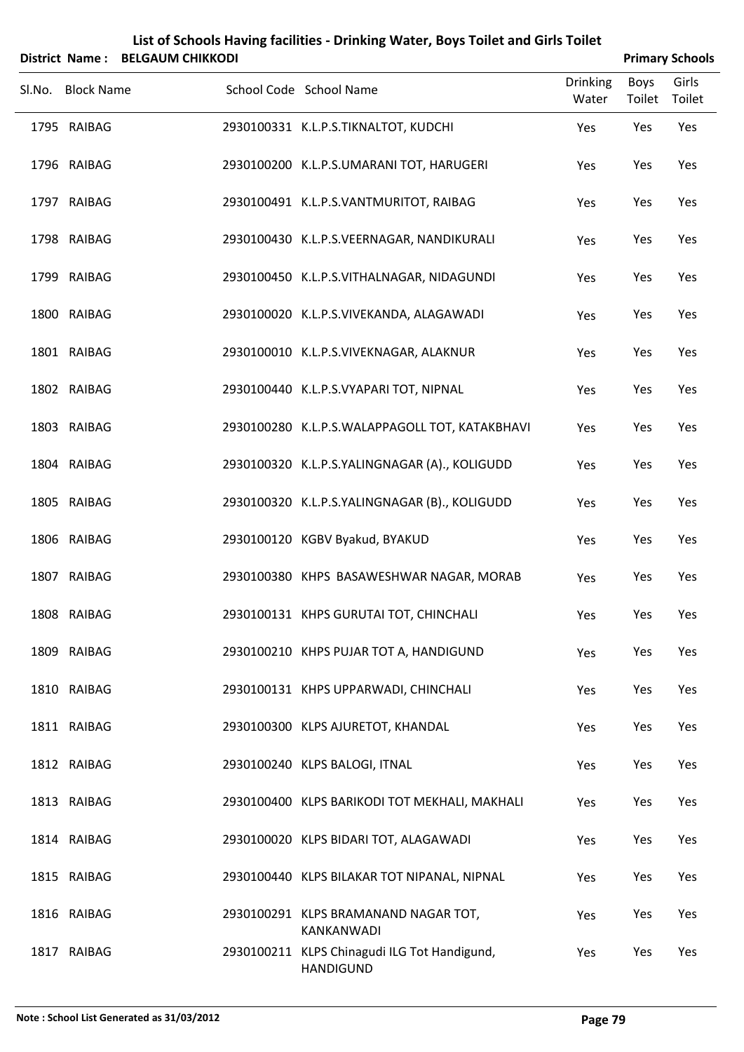# List of Schools Having facilities - Drinking Water, Boys Toilet and Girls Toilet

**District Name : BELGAUM CHIKKODI** **Primary Schools**

| Sl.No. | Block Name | School Code | School Name | Drinking Water | Boys Toilet | Girls Toilet |
|---|---|---|---|---|---|---|
| 1795 | RAIBAG | 2930100331 | K.L.P.S.TIKNALTOT, KUDCHI | Yes | Yes | Yes |
| 1796 | RAIBAG | 2930100200 | K.L.P.S.UMARANI TOT, HARUGERI | Yes | Yes | Yes |
| 1797 | RAIBAG | 2930100491 | K.L.P.S.VANTMURITOT, RAIBAG | Yes | Yes | Yes |
| 1798 | RAIBAG | 2930100430 | K.L.P.S.VEERNAGAR, NANDIKURALI | Yes | Yes | Yes |
| 1799 | RAIBAG | 2930100450 | K.L.P.S.VITHALNAGAR, NIDAGUNDI | Yes | Yes | Yes |
| 1800 | RAIBAG | 2930100020 | K.L.P.S.VIVEKANDA, ALAGAWADI | Yes | Yes | Yes |
| 1801 | RAIBAG | 2930100010 | K.L.P.S.VIVEKNAGAR, ALAKNUR | Yes | Yes | Yes |
| 1802 | RAIBAG | 2930100440 | K.L.P.S.VYAPARI TOT, NIPNAL | Yes | Yes | Yes |
| 1803 | RAIBAG | 2930100280 | K.L.P.S.WALAPPAGOLL TOT, KATAKBHAVI | Yes | Yes | Yes |
| 1804 | RAIBAG | 2930100320 | K.L.P.S.YALINGNAGAR (A)., KOLIGUDD | Yes | Yes | Yes |
| 1805 | RAIBAG | 2930100320 | K.L.P.S.YALINGNAGAR (B)., KOLIGUDD | Yes | Yes | Yes |
| 1806 | RAIBAG | 2930100120 | KGBV Byakud, BYAKUD | Yes | Yes | Yes |
| 1807 | RAIBAG | 2930100380 | KHPS BASAWESHWAR NAGAR, MORAB | Yes | Yes | Yes |
| 1808 | RAIBAG | 2930100131 | KHPS GURUTAI TOT, CHINCHALI | Yes | Yes | Yes |
| 1809 | RAIBAG | 2930100210 | KHPS PUJAR TOT A, HANDIGUND | Yes | Yes | Yes |
| 1810 | RAIBAG | 2930100131 | KHPS UPPARWADI, CHINCHALI | Yes | Yes | Yes |
| 1811 | RAIBAG | 2930100300 | KLPS AJURETOT, KHANDAL | Yes | Yes | Yes |
| 1812 | RAIBAG | 2930100240 | KLPS BALOGI, ITNAL | Yes | Yes | Yes |
| 1813 | RAIBAG | 2930100400 | KLPS BARIKODI TOT MEKHALI, MAKHALI | Yes | Yes | Yes |
| 1814 | RAIBAG | 2930100020 | KLPS BIDARI TOT, ALAGAWADI | Yes | Yes | Yes |
| 1815 | RAIBAG | 2930100440 | KLPS BILAKAR TOT NIPANAL, NIPNAL | Yes | Yes | Yes |
| 1816 | RAIBAG | 2930100291 | KLPS BRAMANAND NAGAR TOT, KANKANWADI | Yes | Yes | Yes |
| 1817 | RAIBAG | 2930100211 | KLPS Chinagudi ILG Tot Handigund, HANDIGUND | Yes | Yes | Yes |

Note : School List Generated as 31/03/2012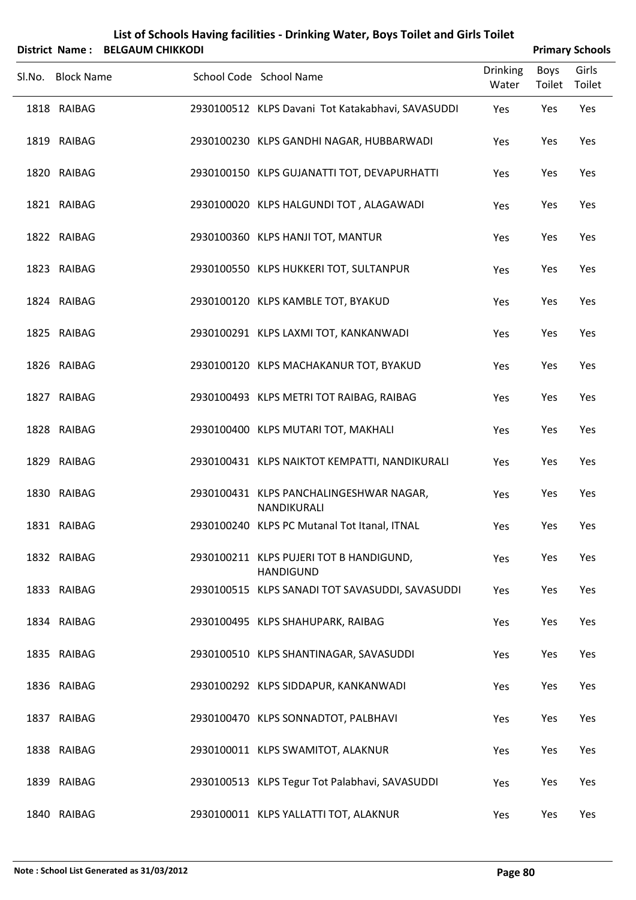# List of Schools Having facilities - Drinking Water, Boys Toilet and Girls Toilet

**District Name : BELGAUM CHIKKODI** **Primary Schools**

| Sl.No. | Block Name | School Code | School Name | Drinking Water | Boys Toilet | Girls Toilet |
|---|---|---|---|---|---|---|
| 1818 | RAIBAG | 2930100512 | KLPS Davani Tot Katakabhavi, SAVASUDDI | Yes | Yes | Yes |
| 1819 | RAIBAG | 2930100230 | KLPS GANDHI NAGAR, HUBBARWADI | Yes | Yes | Yes |
| 1820 | RAIBAG | 2930100150 | KLPS GUJANATTI TOT, DEVAPURHATTI | Yes | Yes | Yes |
| 1821 | RAIBAG | 2930100020 | KLPS HALGUNDI TOT , ALAGAWADI | Yes | Yes | Yes |
| 1822 | RAIBAG | 2930100360 | KLPS HANJI TOT, MANTUR | Yes | Yes | Yes |
| 1823 | RAIBAG | 2930100550 | KLPS HUKKERI TOT, SULTANPUR | Yes | Yes | Yes |
| 1824 | RAIBAG | 2930100120 | KLPS KAMBLE TOT, BYAKUD | Yes | Yes | Yes |
| 1825 | RAIBAG | 2930100291 | KLPS LAXMI TOT, KANKANWADI | Yes | Yes | Yes |
| 1826 | RAIBAG | 2930100120 | KLPS MACHAKANUR TOT, BYAKUD | Yes | Yes | Yes |
| 1827 | RAIBAG | 2930100493 | KLPS METRI TOT RAIBAG, RAIBAG | Yes | Yes | Yes |
| 1828 | RAIBAG | 2930100400 | KLPS MUTARI TOT, MAKHALI | Yes | Yes | Yes |
| 1829 | RAIBAG | 2930100431 | KLPS NAIKTOT KEMPATTI, NANDIKURALI | Yes | Yes | Yes |
| 1830 | RAIBAG | 2930100431 | KLPS PANCHALINGESHWAR NAGAR, NANDIKURALI | Yes | Yes | Yes |
| 1831 | RAIBAG | 2930100240 | KLPS PC Mutanal Tot Itanal, ITNAL | Yes | Yes | Yes |
| 1832 | RAIBAG | 2930100211 | KLPS PUJERI TOT B HANDIGUND, HANDIGUND | Yes | Yes | Yes |
| 1833 | RAIBAG | 2930100515 | KLPS SANADI TOT SAVASUDDI, SAVASUDDI | Yes | Yes | Yes |
| 1834 | RAIBAG | 2930100495 | KLPS SHAHUPARK, RAIBAG | Yes | Yes | Yes |
| 1835 | RAIBAG | 2930100510 | KLPS SHANTINAGAR, SAVASUDDI | Yes | Yes | Yes |
| 1836 | RAIBAG | 2930100292 | KLPS SIDDAPUR, KANKANWADI | Yes | Yes | Yes |
| 1837 | RAIBAG | 2930100470 | KLPS SONNADTOT, PALBHAVI | Yes | Yes | Yes |
| 1838 | RAIBAG | 2930100011 | KLPS SWAMITOT, ALAKNUR | Yes | Yes | Yes |
| 1839 | RAIBAG | 2930100513 | KLPS Tegur Tot Palabhavi, SAVASUDDI | Yes | Yes | Yes |
| 1840 | RAIBAG | 2930100011 | KLPS YALLATTI TOT, ALAKNUR | Yes | Yes | Yes |

**Note : School List Generated as 31/03/2012**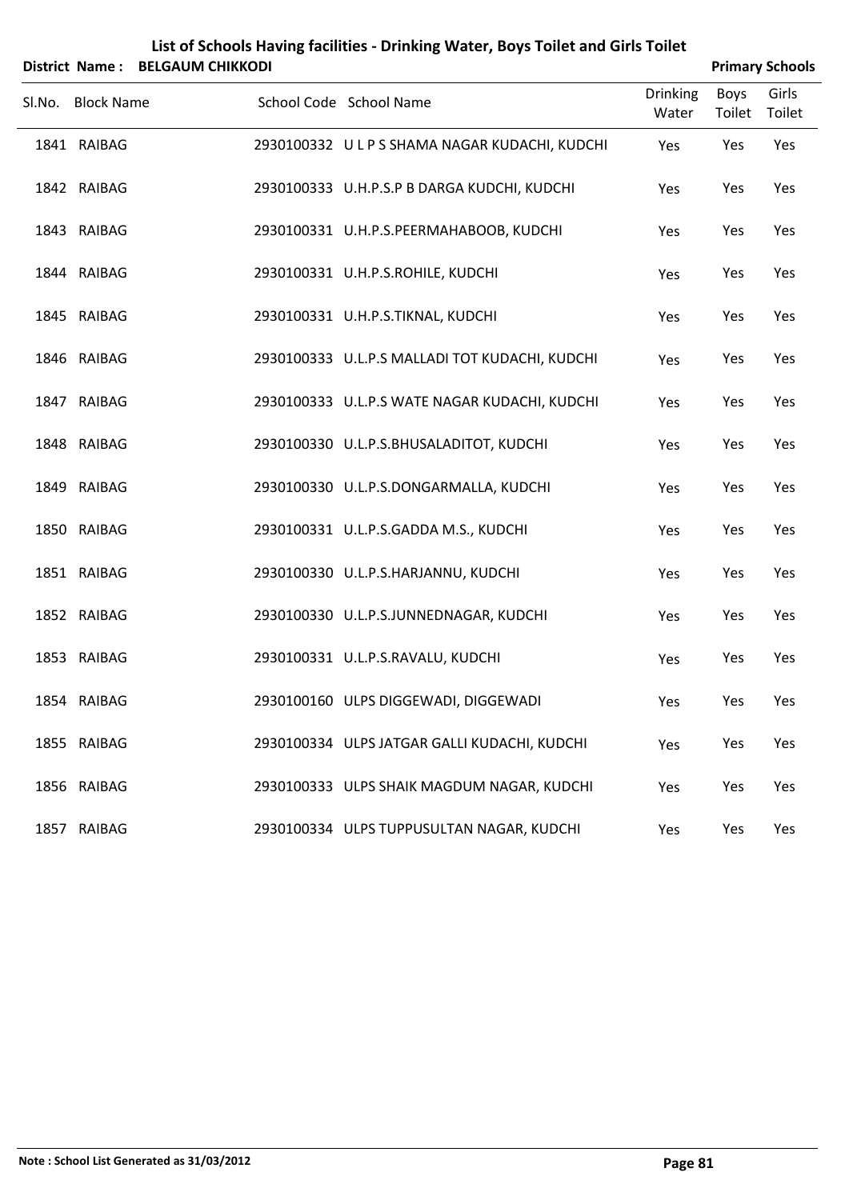# List of Schools Having facilities - Drinking Water, Boys Toilet and Girls Toilet

**District Name : BELGAUM CHIKKODI** **Primary Schools**

| Sl.No. | Block Name | School Code | School Name | Drinking Water | Boys Toilet | Girls Toilet |
|---|---|---|---|---|---|---|
| 1841 | RAIBAG | 2930100332 | U L P S SHAMA NAGAR KUDACHI, KUDCHI | Yes | Yes | Yes |
| 1842 | RAIBAG | 2930100333 | U.H.P.S.P B DARGA KUDCHI, KUDCHI | Yes | Yes | Yes |
| 1843 | RAIBAG | 2930100331 | U.H.P.S.PEERMAHABOOB, KUDCHI | Yes | Yes | Yes |
| 1844 | RAIBAG | 2930100331 | U.H.P.S.ROHILE, KUDCHI | Yes | Yes | Yes |
| 1845 | RAIBAG | 2930100331 | U.H.P.S.TIKNAL, KUDCHI | Yes | Yes | Yes |
| 1846 | RAIBAG | 2930100333 | U.L.P.S MALLADI TOT KUDACHI, KUDCHI | Yes | Yes | Yes |
| 1847 | RAIBAG | 2930100333 | U.L.P.S WATE NAGAR KUDACHI, KUDCHI | Yes | Yes | Yes |
| 1848 | RAIBAG | 2930100330 | U.L.P.S.BHUSALADITOT, KUDCHI | Yes | Yes | Yes |
| 1849 | RAIBAG | 2930100330 | U.L.P.S.DONGARMALLA, KUDCHI | Yes | Yes | Yes |
| 1850 | RAIBAG | 2930100331 | U.L.P.S.GADDA M.S., KUDCHI | Yes | Yes | Yes |
| 1851 | RAIBAG | 2930100330 | U.L.P.S.HARJANNU, KUDCHI | Yes | Yes | Yes |
| 1852 | RAIBAG | 2930100330 | U.L.P.S.JUNNEDNAGAR, KUDCHI | Yes | Yes | Yes |
| 1853 | RAIBAG | 2930100331 | U.L.P.S.RAVALU, KUDCHI | Yes | Yes | Yes |
| 1854 | RAIBAG | 2930100160 | ULPS DIGGEWADI, DIGGEWADI | Yes | Yes | Yes |
| 1855 | RAIBAG | 2930100334 | ULPS JATGAR GALLI KUDACHI, KUDCHI | Yes | Yes | Yes |
| 1856 | RAIBAG | 2930100333 | ULPS SHAIK MAGDUM NAGAR, KUDCHI | Yes | Yes | Yes |
| 1857 | RAIBAG | 2930100334 | ULPS TUPPUSULTAN NAGAR, KUDCHI | Yes | Yes | Yes |

**Note : School List Generated as 31/03/2012**